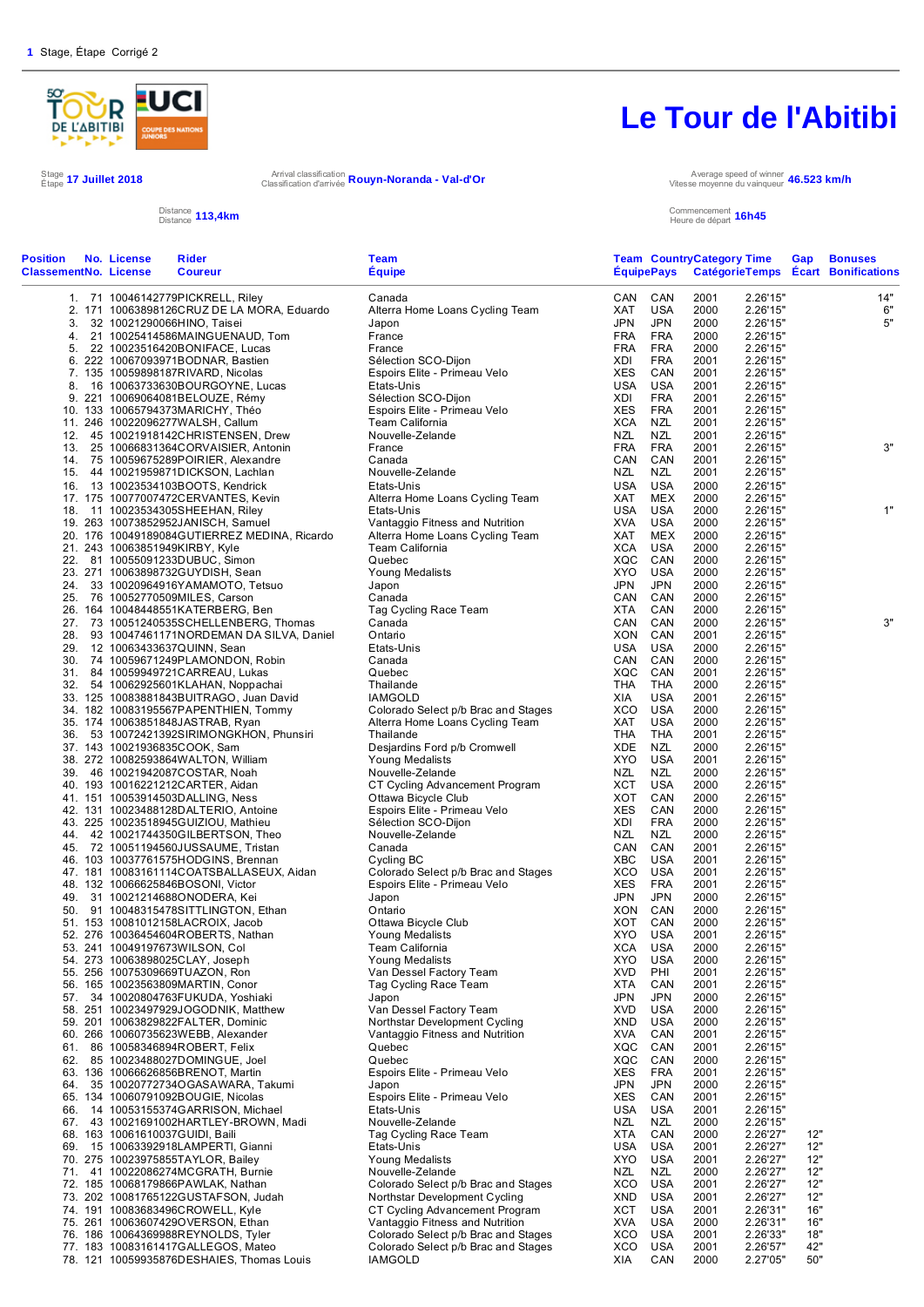**1** Stage, Étape Corrigé 2

# Le Tour de l'Abitibi

Stage / Étape **17 Juillet 2018**

Arrival classification / Classification d'arrivée **Rouyn-Noranda - Val-d'Or**

Average speed of winner / Vitesse moyenne du vainqueur **46.523 km/h**

Distance / Distance **113,4km**

Commencement / Heure de départ **16h45**

| Position Classement | No. | License | Rider Coureur | Team Équipe | Team Équipe | Country Pays | Category Catégorie | Time Temps | Gap Écart | Bonuses Bonifications |
|---|---|---|---|---|---|---|---|---|---|---|
| 1. | 71 | 10046142779 | PICKRELL, Riley | Canada | CAN | CAN | 2001 | 2.26'15" | | 14" |
| 2. | 171 | 10063898126 | CRUZ DE LA MORA, Eduardo | Alterra Home Loans Cycling Team | XAT | USA | 2000 | 2.26'15" | | 6" |
| 3. | 32 | 10021290066 | HINO, Taisei | Japon | JPN | JPN | 2000 | 2.26'15" | | 5" |
| 4. | 21 | 10025414586 | MAINGUENAUD, Tom | France | FRA | FRA | 2000 | 2.26'15" | | |
| 5. | 22 | 10023516420 | BONIFACE, Lucas | France | FRA | FRA | 2000 | 2.26'15" | | |
| 6. | 222 | 10067093971 | BODNAR, Bastien | Sélection SCO-Dijon | XDI | FRA | 2001 | 2.26'15" | | |
| 7. | 135 | 10059898187 | RIVARD, Nicolas | Espoirs Elite - Primeau Velo | XES | CAN | 2001 | 2.26'15" | | |
| 8. | 16 | 10063733630 | BOURGOYNE, Lucas | Etats-Unis | USA | USA | 2001 | 2.26'15" | | |
| 9. | 221 | 10069064081 | BELOUZE, Rémy | Sélection SCO-Dijon | XDI | FRA | 2001 | 2.26'15" | | |
| 10. | 133 | 10065794373 | MARICHY, Théo | Espoirs Elite - Primeau Velo | XES | FRA | 2001 | 2.26'15" | | |
| 11. | 246 | 10022096277 | WALSH, Callum | Team California | XCA | NZL | 2001 | 2.26'15" | | |
| 12. | 45 | 10021918142 | CHRISTENSEN, Drew | Nouvelle-Zelande | NZL | NZL | 2001 | 2.26'15" | | |
| 13. | 25 | 10066831364 | CORVAISIER, Antonin | France | FRA | FRA | 2001 | 2.26'15" | | 3" |
| 14. | 75 | 10059675289 | POIRIER, Alexandre | Canada | CAN | CAN | 2001 | 2.26'15" | | |
| 15. | 44 | 10021959871 | DICKSON, Lachlan | Nouvelle-Zelande | NZL | NZL | 2001 | 2.26'15" | | |
| 16. | 13 | 10023534103 | BOOTS, Kendrick | Etats-Unis | USA | USA | 2000 | 2.26'15" | | |
| 17. | 175 | 10077007472 | CERVANTES, Kevin | Alterra Home Loans Cycling Team | XAT | MEX | 2000 | 2.26'15" | | |
| 18. | 11 | 10023534305 | SHEEHAN, Riley | Etats-Unis | USA | USA | 2000 | 2.26'15" | | 1" |
| 19. | 263 | 10073852952 | JANISCH, Samuel | Vantaggio Fitness and Nutrition | XVA | USA | 2000 | 2.26'15" | | |
| 20. | 176 | 10049189084 | GUTIERREZ MEDINA, Ricardo | Alterra Home Loans Cycling Team | XAT | MEX | 2000 | 2.26'15" | | |
| 21. | 243 | 10063851949 | KIRBY, Kyle | Team California | XCA | USA | 2000 | 2.26'15" | | |
| 22. | 81 | 10055091233 | DUBUC, Simon | Quebec | XQC | CAN | 2000 | 2.26'15" | | |
| 23. | 271 | 10063898732 | GUYDISH, Sean | Young Medalists | XYO | USA | 2000 | 2.26'15" | | |
| 24. | 33 | 10020964916 | YAMAMOTO, Tetsuo | Japon | JPN | JPN | 2000 | 2.26'15" | | |
| 25. | 76 | 10052770509 | MILES, Carson | Canada | CAN | CAN | 2000 | 2.26'15" | | |
| 26. | 164 | 10048448551 | KATERBERG, Ben | Tag Cycling Race Team | XTA | CAN | 2000 | 2.26'15" | | |
| 27. | 73 | 10051240535 | SCHELLENBERG, Thomas | Canada | CAN | CAN | 2000 | 2.26'15" | | 3" |
| 28. | 93 | 10047461171 | NORDEMAN DA SILVA, Daniel | Ontario | XON | CAN | 2001 | 2.26'15" | | |
| 29. | 12 | 10063433637 | QUINN, Sean | Etats-Unis | USA | USA | 2000 | 2.26'15" | | |
| 30. | 74 | 10059671249 | PLAMONDON, Robin | Canada | CAN | CAN | 2000 | 2.26'15" | | |
| 31. | 84 | 10059949721 | CARREAU, Lukas | Quebec | XQC | CAN | 2001 | 2.26'15" | | |
| 32. | 54 | 10062925601 | KLAHAN, Noppachai | Thailande | THA | THA | 2000 | 2.26'15" | | |
| 33. | 125 | 10083881843 | BUITRAGO, Juan David | IAMGOLD | XIA | USA | 2001 | 2.26'15" | | |
| 34. | 182 | 10083195567 | PAPENTHIEN, Tommy | Colorado Select p/b Brac and Stages | XCO | USA | 2000 | 2.26'15" | | |
| 35. | 174 | 10063851848 | JASTRAB, Ryan | Alterra Home Loans Cycling Team | XAT | USA | 2000 | 2.26'15" | | |
| 36. | 53 | 10072421392 | SIRIMONGKHON, Phunsiri | Thailande | THA | THA | 2001 | 2.26'15" | | |
| 37. | 143 | 10021936835 | COOK, Sam | Desjardins Ford p/b Cromwell | XDE | NZL | 2000 | 2.26'15" | | |
| 38. | 272 | 10082593864 | WALTON, William | Young Medalists | XYO | USA | 2001 | 2.26'15" | | |
| 39. | 46 | 10021942087 | COSTAR, Noah | Nouvelle-Zelande | NZL | NZL | 2000 | 2.26'15" | | |
| 40. | 193 | 10016221212 | CARTER, Aidan | CT Cycling Advancement Program | XCT | USA | 2000 | 2.26'15" | | |
| 41. | 151 | 10053914503 | DALLING, Ness | Ottawa Bicycle Club | XOT | CAN | 2000 | 2.26'15" | | |
| 42. | 131 | 10023488128 | DALTERIO, Antoine | Espoirs Elite - Primeau Velo | XES | CAN | 2000 | 2.26'15" | | |
| 43. | 225 | 10023518945 | GUIZIOU, Mathieu | Sélection SCO-Dijon | XDI | FRA | 2000 | 2.26'15" | | |
| 44. | 42 | 10021744350 | GILBERTSON, Theo | Nouvelle-Zelande | NZL | NZL | 2000 | 2.26'15" | | |
| 45. | 72 | 10051194560 | JUSSAUME, Tristan | Canada | CAN | CAN | 2001 | 2.26'15" | | |
| 46. | 103 | 10037761575 | HODGINS, Brennan | Cycling BC | XBC | USA | 2001 | 2.26'15" | | |
| 47. | 181 | 10083161114 | COATSBALLASEUX, Aidan | Colorado Select p/b Brac and Stages | XCO | USA | 2001 | 2.26'15" | | |
| 48. | 132 | 10066625846 | BOSONI, Victor | Espoirs Elite - Primeau Velo | XES | FRA | 2001 | 2.26'15" | | |
| 49. | 31 | 10021214688 | ONODERA, Kei | Japon | JPN | JPN | 2000 | 2.26'15" | | |
| 50. | 91 | 10048315478 | SITTLINGTON, Ethan | Ontario | XON | CAN | 2000 | 2.26'15" | | |
| 51. | 153 | 10081012158 | LACROIX, Jacob | Ottawa Bicycle Club | XOT | CAN | 2000 | 2.26'15" | | |
| 52. | 276 | 10036454604 | ROBERTS, Nathan | Young Medalists | XYO | USA | 2001 | 2.26'15" | | |
| 53. | 241 | 10049197673 | WILSON, Col | Team California | XCA | USA | 2000 | 2.26'15" | | |
| 54. | 273 | 10063898025 | CLAY, Joseph | Young Medalists | XYO | USA | 2000 | 2.26'15" | | |
| 55. | 256 | 10075309669 | TUAZON, Ron | Van Dessel Factory Team | XVD | PHI | 2001 | 2.26'15" | | |
| 56. | 165 | 10023563809 | MARTIN, Conor | Tag Cycling Race Team | XTA | CAN | 2001 | 2.26'15" | | |
| 57. | 34 | 10020804763 | FUKUDA, Yoshiaki | Japon | JPN | JPN | 2000 | 2.26'15" | | |
| 58. | 251 | 10023497929 | JOGODNIK, Matthew | Van Dessel Factory Team | XVD | USA | 2000 | 2.26'15" | | |
| 59. | 201 | 10063829822 | FALTER, Dominic | Northstar Development Cycling | XND | USA | 2000 | 2.26'15" | | |
| 60. | 266 | 10060735623 | WEBB, Alexander | Vantaggio Fitness and Nutrition | XVA | CAN | 2001 | 2.26'15" | | |
| 61. | 86 | 10058346894 | ROBERT, Felix | Quebec | XQC | CAN | 2001 | 2.26'15" | | |
| 62. | 85 | 10023488027 | DOMINGUE, Joel | Quebec | XQC | CAN | 2000 | 2.26'15" | | |
| 63. | 136 | 10066626856 | BRENOT, Martin | Espoirs Elite - Primeau Velo | XES | FRA | 2001 | 2.26'15" | | |
| 64. | 35 | 10020772734 | OGASAWARA, Takumi | Japon | JPN | JPN | 2000 | 2.26'15" | | |
| 65. | 134 | 10060791092 | BOUGIE, Nicolas | Espoirs Elite - Primeau Velo | XES | CAN | 2001 | 2.26'15" | | |
| 66. | 14 | 10053155374 | GARRISON, Michael | Etats-Unis | USA | USA | 2001 | 2.26'15" | | |
| 67. | 43 | 10021691002 | HARTLEY-BROWN, Madi | Nouvelle-Zelande | NZL | NZL | 2000 | 2.26'15" | | |
| 68. | 163 | 10061610037 | GUIDI, Baili | Tag Cycling Race Team | XTA | CAN | 2000 | 2.26'27" | 12" | |
| 69. | 15 | 10063392918 | LAMPERTI, Gianni | Etats-Unis | USA | USA | 2001 | 2.26'27" | 12" | |
| 70. | 275 | 10023975855 | TAYLOR, Bailey | Young Medalists | XYO | USA | 2001 | 2.26'27" | 12" | |
| 71. | 41 | 10022086274 | MCGRATH, Burnie | Nouvelle-Zelande | NZL | NZL | 2000 | 2.26'27" | 12" | |
| 72. | 185 | 10068179866 | PAWLAK, Nathan | Colorado Select p/b Brac and Stages | XCO | USA | 2001 | 2.26'27" | 12" | |
| 73. | 202 | 10081765122 | GUSTAFSON, Judah | Northstar Development Cycling | XND | USA | 2001 | 2.26'27" | 12" | |
| 74. | 191 | 10083683496 | CROWELL, Kyle | CT Cycling Advancement Program | XCT | USA | 2001 | 2.26'31" | 16" | |
| 75. | 261 | 10063607429 | OVERSON, Ethan | Vantaggio Fitness and Nutrition | XVA | USA | 2000 | 2.26'31" | 16" | |
| 76. | 186 | 10064369988 | REYNOLDS, Tyler | Colorado Select p/b Brac and Stages | XCO | USA | 2001 | 2.26'33" | 18" | |
| 77. | 183 | 10083161417 | GALLEGOS, Mateo | Colorado Select p/b Brac and Stages | XCO | USA | 2001 | 2.26'57" | 42" | |
| 78. | 121 | 10059935876 | DESHAIES, Thomas Louis | IAMGOLD | XIA | CAN | 2000 | 2.27'05" | 50" | |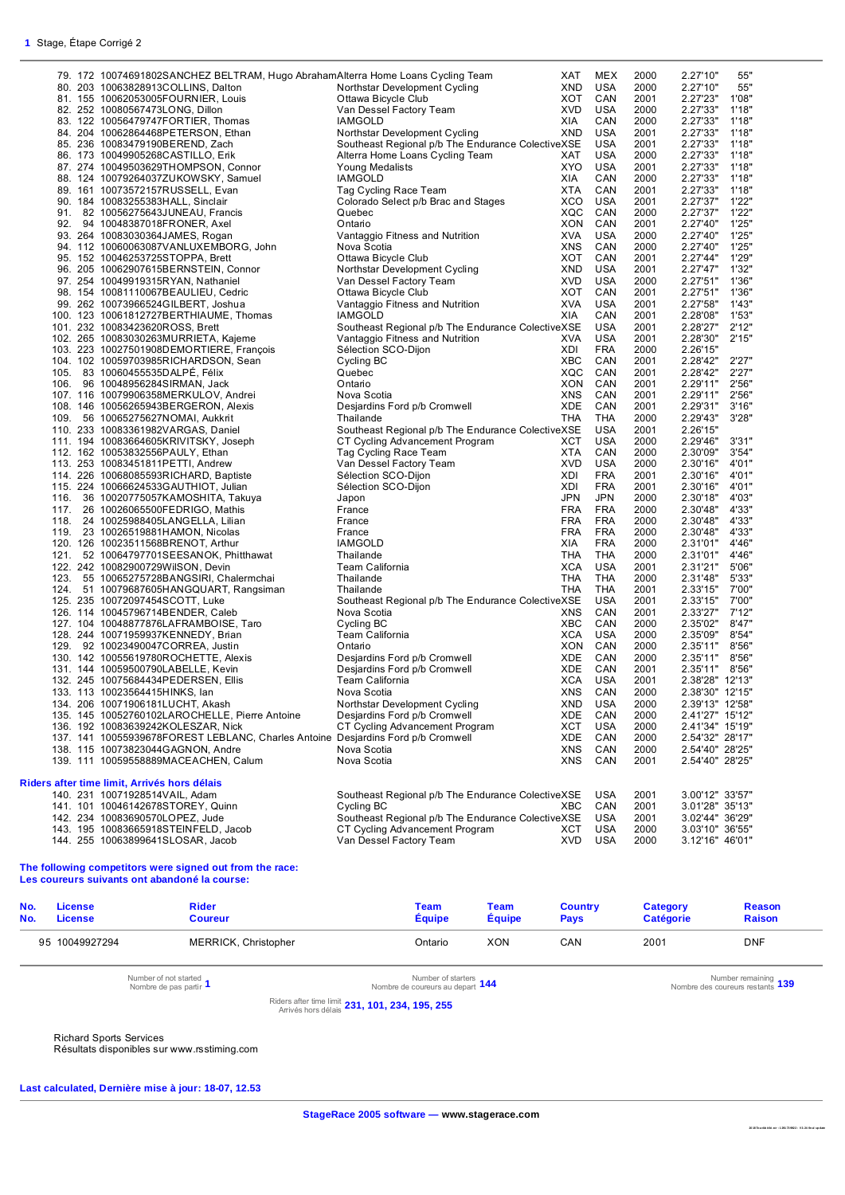**1** Stage, Étape Corrigé 2

| Rank | No. | License / Rider | Team | Code | Country | Cat. | Time | Gap |
|---|---|---|---|---|---|---|---|---|
| 79. | 172 | 10074691802SANCHEZ BELTRAM, Hugo Abraham | Alterra Home Loans Cycling Team | XAT | MEX | 2000 | 2.27'10" | 55" |
| 80. | 203 | 10063828913COLLINS, Dalton | Northstar Development Cycling | XND | USA | 2000 | 2.27'10" | 55" |
| 81. | 155 | 10062053005FOURNIER, Louis | Ottawa Bicycle Club | XOT | CAN | 2001 | 2.27'23" | 1'08" |
| 82. | 252 | 10080567473LONG, Dillon | Van Dessel Factory Team | XVD | USA | 2000 | 2.27'33" | 1'18" |
| 83. | 122 | 10056479747FORTIER, Thomas | IAMGOLD | XIA | CAN | 2000 | 2.27'33" | 1'18" |
| 84. | 204 | 10062864468PETERSON, Ethan | Northstar Development Cycling | XND | USA | 2001 | 2.27'33" | 1'18" |
| 85. | 236 | 10083479190BEREND, Zach | Southeast Regional p/b The Endurance Colective | XSE | USA | 2001 | 2.27'33" | 1'18" |
| 86. | 173 | 10049905268CASTILLO, Erik | Alterra Home Loans Cycling Team | XAT | USA | 2000 | 2.27'33" | 1'18" |
| 87. | 274 | 10049503629THOMPSON, Connor | Young Medalists | XYO | USA | 2001 | 2.27'33" | 1'18" |
| 88. | 124 | 10079264037ZUKOWSKY, Samuel | IAMGOLD | XIA | CAN | 2000 | 2.27'33" | 1'18" |
| 89. | 161 | 10073572157RUSSELL, Evan | Tag Cycling Race Team | XTA | CAN | 2001 | 2.27'33" | 1'18" |
| 90. | 184 | 10083255383HALL, Sinclair | Colorado Select p/b Brac and Stages | XCO | USA | 2001 | 2.27'37" | 1'22" |
| 91. | 82 | 10056275643JUNEAU, Francis | Quebec | XQC | CAN | 2000 | 2.27'37" | 1'22" |
| 92. | 94 | 10048387018FRONER, Axel | Ontario | XON | CAN | 2001 | 2.27'40" | 1'25" |
| 93. | 264 | 10083030364JAMES, Rogan | Vantaggio Fitness and Nutrition | XVA | USA | 2000 | 2.27'40" | 1'25" |
| 94. | 112 | 10060063087VANLUXEMBORG, John | Nova Scotia | XNS | CAN | 2000 | 2.27'40" | 1'25" |
| 95. | 152 | 10046253725STOPPA, Brett | Ottawa Bicycle Club | XOT | CAN | 2001 | 2.27'44" | 1'29" |
| 96. | 205 | 10062907615BERNSTEIN, Connor | Northstar Development Cycling | XND | USA | 2001 | 2.27'47" | 1'32" |
| 97. | 254 | 10049919315RYAN, Nathaniel | Van Dessel Factory Team | XVD | USA | 2000 | 2.27'51" | 1'36" |
| 98. | 154 | 10081110067BEAULIEU, Cedric | Ottawa Bicycle Club | XOT | CAN | 2001 | 2.27'51" | 1'36" |
| 99. | 262 | 10073966524GILBERT, Joshua | Vantaggio Fitness and Nutrition | XVA | USA | 2001 | 2.27'58" | 1'43" |
| 100. | 123 | 10061812727BERTHIAUME, Thomas | IAMGOLD | XIA | CAN | 2001 | 2.28'08" | 1'53" |
| 101. | 232 | 10083423620ROSS, Brett | Southeast Regional p/b The Endurance Colective | XSE | USA | 2001 | 2.28'27" | 2'12" |
| 102. | 265 | 10083030263MURRIETA, Kajeme | Vantaggio Fitness and Nutrition | XVA | USA | 2001 | 2.28'30" | 2'15" |
| 103. | 223 | 10027501908DEMORTIERE, François | Sélection SCO-Dijon | XDI | FRA | 2000 | 2.26'15" | |
| 104. | 102 | 10059703985RICHARDSON, Sean | Cycling BC | XBC | CAN | 2001 | 2.28'42" | 2'27" |
| 105. | 83 | 10060455535DALPÉ, Félix | Quebec | XQC | CAN | 2001 | 2.28'42" | 2'27" |
| 106. | 96 | 10048956284SIRMAN, Jack | Ontario | XON | CAN | 2001 | 2.29'11" | 2'56" |
| 107. | 116 | 10079906358MERKULOV, Andrei | Nova Scotia | XNS | CAN | 2001 | 2.29'11" | 2'56" |
| 108. | 146 | 10056265943BERGERON, Alexis | Desjardins Ford p/b Cromwell | XDE | CAN | 2001 | 2.29'31" | 3'16" |
| 109. | 56 | 10065275627NOMAI, Aukkrit | Thailande | THA | THA | 2000 | 2.29'43" | 3'28" |
| 110. | 233 | 10083361982VARGAS, Daniel | Southeast Regional p/b The Endurance Colective | XSE | USA | 2001 | 2.26'15" | |
| 111. | 194 | 10083664605KRIVITSKY, Joseph | CT Cycling Advancement Program | XCT | USA | 2000 | 2.29'46" | 3'31" |
| 112. | 162 | 10053832556PAULY, Ethan | Tag Cycling Race Team | XTA | CAN | 2000 | 2.30'09" | 3'54" |
| 113. | 253 | 10083451811PETTI, Andrew | Van Dessel Factory Team | XVD | USA | 2000 | 2.30'16" | 4'01" |
| 114. | 226 | 10068085593RICHARD, Baptiste | Sélection SCO-Dijon | XDI | FRA | 2001 | 2.30'16" | 4'01" |
| 115. | 224 | 10066624533GAUTHIOT, Julian | Sélection SCO-Dijon | XDI | FRA | 2001 | 2.30'16" | 4'01" |
| 116. | 36 | 10020775057KAMOSHITA, Takuya | Japon | JPN | JPN | 2000 | 2.30'18" | 4'03" |
| 117. | 26 | 10026065500FEDRIGO, Mathis | France | FRA | FRA | 2000 | 2.30'48" | 4'33" |
| 118. | 24 | 10025988405LANGELLA, Lilian | France | FRA | FRA | 2000 | 2.30'48" | 4'33" |
| 119. | 23 | 10026519881HAMON, Nicolas | France | FRA | FRA | 2000 | 2.30'48" | 4'33" |
| 120. | 126 | 10023511568BRENOT, Arthur | IAMGOLD | XIA | FRA | 2000 | 2.31'01" | 4'46" |
| 121. | 52 | 10064797701SEESANOK, Phitthawat | Thailande | THA | THA | 2000 | 2.31'01" | 4'46" |
| 122. | 242 | 10082900729WilSON, Devin | Team California | XCA | USA | 2001 | 2.31'21" | 5'06" |
| 123. | 55 | 10065275728BANGSIRI, Chalermchai | Thailande | THA | THA | 2000 | 2.31'48" | 5'33" |
| 124. | 51 | 10079687605HANGQUART, Rangsiman | Thailande | THA | THA | 2001 | 2.33'15" | 7'00" |
| 125. | 235 | 10072097454SCOTT, Luke | Southeast Regional p/b The Endurance Colective | XSE | USA | 2001 | 2.33'15" | 7'00" |
| 126. | 114 | 10045796714BENDER, Caleb | Nova Scotia | XNS | CAN | 2001 | 2.33'27" | 7'12" |
| 127. | 104 | 10048877876LAFRAMBOISE, Taro | Cycling BC | XBC | CAN | 2000 | 2.35'02" | 8'47" |
| 128. | 244 | 10071959937KENNEDY, Brian | Team California | XCA | USA | 2000 | 2.35'09" | 8'54" |
| 129. | 92 | 10023490047CORREA, Justin | Ontario | XON | CAN | 2000 | 2.35'11" | 8'56" |
| 130. | 142 | 10055619780ROCHETTE, Alexis | Desjardins Ford p/b Cromwell | XDE | CAN | 2000 | 2.35'11" | 8'56" |
| 131. | 144 | 10059500790LABELLE, Kevin | Desjardins Ford p/b Cromwell | XDE | CAN | 2001 | 2.35'11" | 8'56" |
| 132. | 245 | 10075684434PEDERSEN, Ellis | Team California | XCA | USA | 2001 | 2.38'28" | 12'13" |
| 133. | 113 | 10023564415HINKS, Ian | Nova Scotia | XNS | CAN | 2000 | 2.38'30" | 12'15" |
| 134. | 206 | 10071906181LUCHT, Akash | Northstar Development Cycling | XND | USA | 2000 | 2.39'13" | 12'58" |
| 135. | 145 | 10052760102LAROCHELLE, Pierre Antoine | Desjardins Ford p/b Cromwell | XDE | CAN | 2000 | 2.41'27" | 15'12" |
| 136. | 192 | 10083639242KOLESZAR, Nick | CT Cycling Advancement Program | XCT | USA | 2000 | 2.41'34" | 15'19" |
| 137. | 141 | 10055939678FOREST LEBLANC, Charles Antoine | Desjardins Ford p/b Cromwell | XDE | CAN | 2000 | 2.54'32" | 28'17" |
| 138. | 115 | 10073823044GAGNON, Andre | Nova Scotia | XNS | CAN | 2000 | 2.54'40" | 28'25" |
| 139. | 111 | 10059558889MACEACHEN, Calum | Nova Scotia | XNS | CAN | 2001 | 2.54'40" | 28'25" |

**Riders after time limit, Arrivés hors délais**

| Rank | No. | License / Rider | Team | Code | Country | Cat. | Time | Gap |
|---|---|---|---|---|---|---|---|---|
| 140. | 231 | 10071928514VAIL, Adam | Southeast Regional p/b The Endurance Colective | XSE | USA | 2001 | 3.00'12" | 33'57" |
| 141. | 101 | 10046142678STOREY, Quinn | Cycling BC | XBC | CAN | 2001 | 3.01'28" | 35'13" |
| 142. | 234 | 10083690570LOPEZ, Jude | Southeast Regional p/b The Endurance Colective | XSE | USA | 2001 | 3.02'44" | 36'29" |
| 143. | 195 | 10083665918STEINFELD, Jacob | CT Cycling Advancement Program | XCT | USA | 2000 | 3.03'10" | 36'55" |
| 144. | 255 | 10063899641SLOSAR, Jacob | Van Dessel Factory Team | XVD | USA | 2000 | 3.12'16" | 46'01" |

**The following competitors were signed out from the race:**
**Les coureurs suivants ont abandoné la course:**

| No. No. | License License | Rider Coureur | Team Équipe | Team Équipe | Country Pays | Category Catégorie | Reason Raison |
|---|---|---|---|---|---|---|---|
| 95 | 10049927294 | MERRICK, Christopher | Ontario | XON | CAN | 2001 | DNF |

Number of not started / Nombre de pas partir **1**

Number of starters / Nombre de coureurs au depart **144**

Number remaining / Nombre des coureurs restants **139**

Riders after time limit / Arrivés hors délais **231, 101, 234, 195, 255**

Richard Sports Services
Résultats disponibles sur www.rsstiming.com

**Last calculated, Dernière mise à jour: 18-07, 12.53**

**StageRace 2005 software — www.stagerace.com**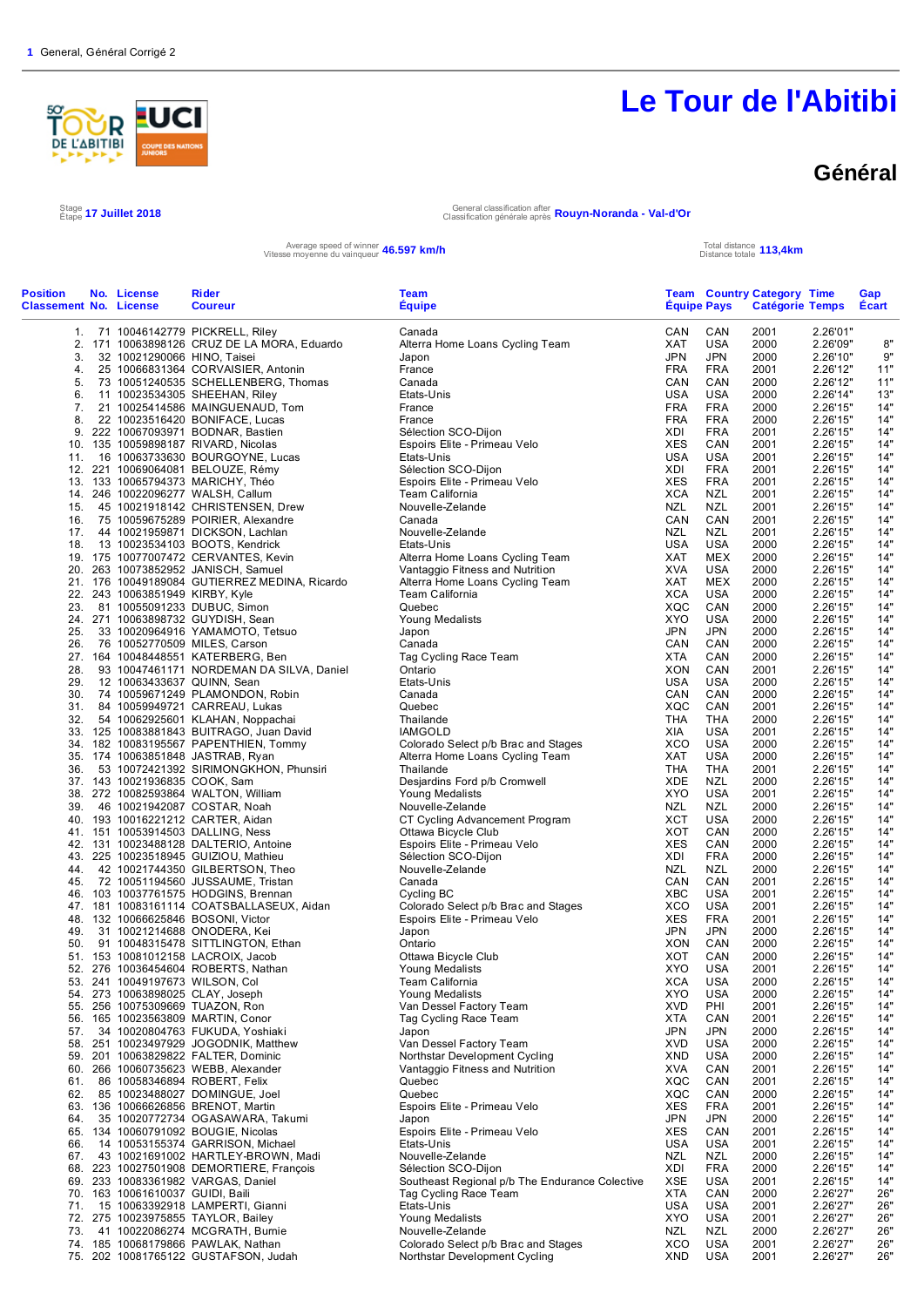1 General, Général Corrigé 2

# Le Tour de l'Abitibi

## Général

Stage / Etape **17 Juillet 2018**

General classification after / Classification générale après **Rouyn-Noranda - Val-d'Or**

Average speed of winner / Vitesse moyenne du vainqueur **46.597 km/h**

Total distance / Distance totale **113,4km**

| Position Classement | No. No. | License License | Rider Coureur | Team Équipe | Team Équipe | Country Pays | Category Catégorie | Time Temps | Gap Écart |
|---|---|---|---|---|---|---|---|---|---|
| 1. | 71 | 10046142779 | PICKRELL, Riley | Canada | CAN | CAN | 2001 | 2.26'01" | |
| 2. | 171 | 10063898126 | CRUZ DE LA MORA, Eduardo | Alterra Home Loans Cycling Team | XAT | USA | 2000 | 2.26'09" | 8" |
| 3. | 32 | 10021290066 | HINO, Taisei | Japon | JPN | JPN | 2000 | 2.26'10" | 9" |
| 4. | 25 | 10066831364 | CORVAISIER, Antonin | France | FRA | FRA | 2001 | 2.26'12" | 11" |
| 5. | 73 | 10051240535 | SCHELLENBERG, Thomas | Canada | CAN | CAN | 2000 | 2.26'12" | 11" |
| 6. | 11 | 10023534305 | SHEEHAN, Riley | Etats-Unis | USA | USA | 2000 | 2.26'14" | 13" |
| 7. | 21 | 10025414586 | MAINGUENAUD, Tom | France | FRA | FRA | 2000 | 2.26'15" | 14" |
| 8. | 22 | 10023516420 | BONIFACE, Lucas | France | FRA | FRA | 2000 | 2.26'15" | 14" |
| 9. | 222 | 10067093971 | BODNAR, Bastien | Sélection SCO-Dijon | XDI | FRA | 2001 | 2.26'15" | 14" |
| 10. | 135 | 10059898187 | RIVARD, Nicolas | Espoirs Elite - Primeau Velo | XES | CAN | 2001 | 2.26'15" | 14" |
| 11. | 16 | 10063733630 | BOURGOYNE, Lucas | Etats-Unis | USA | USA | 2001 | 2.26'15" | 14" |
| 12. | 221 | 10069064081 | BELOUZE, Rémy | Sélection SCO-Dijon | XDI | FRA | 2001 | 2.26'15" | 14" |
| 13. | 133 | 10065794373 | MARICHY, Théo | Espoirs Elite - Primeau Velo | XES | FRA | 2000 | 2.26'15" | 14" |
| 14. | 246 | 10022096277 | WALSH, Callum | Team California | XCA | NZL | 2001 | 2.26'15" | 14" |
| 15. | 45 | 10021918142 | CHRISTENSEN, Drew | Nouvelle-Zelande | NZL | NZL | 2001 | 2.26'15" | 14" |
| 16. | 75 | 10059675289 | POIRIER, Alexandre | Canada | CAN | CAN | 2001 | 2.26'15" | 14" |
| 17. | 44 | 10021959871 | DICKSON, Lachlan | Nouvelle-Zelande | NZL | NZL | 2001 | 2.26'15" | 14" |
| 18. | 13 | 10023534103 | BOOTS, Kendrick | Etats-Unis | USA | USA | 2000 | 2.26'15" | 14" |
| 19. | 175 | 10077007472 | CERVANTES, Kevin | Alterra Home Loans Cycling Team | XAT | MEX | 2000 | 2.26'15" | 14" |
| 20. | 263 | 10073852952 | JANISCH, Samuel | Vantaggio Fitness and Nutrition | XVA | USA | 2000 | 2.26'15" | 14" |
| 21. | 176 | 10049189084 | GUTIERREZ MEDINA, Ricardo | Alterra Home Loans Cycling Team | XAT | MEX | 2000 | 2.26'15" | 14" |
| 22. | 243 | 10063851949 | KIRBY, Kyle | Team California | XCA | USA | 2000 | 2.26'15" | 14" |
| 23. | 81 | 10055091233 | DUBUC, Simon | Quebec | XQC | CAN | 2000 | 2.26'15" | 14" |
| 24. | 271 | 10063898732 | GUYDISH, Sean | Young Medalists | XYO | USA | 2000 | 2.26'15" | 14" |
| 25. | 33 | 10020964916 | YAMAMOTO, Tetsuo | Japon | JPN | JPN | 2000 | 2.26'15" | 14" |
| 26. | 76 | 10052770509 | MILES, Carson | Canada | CAN | CAN | 2000 | 2.26'15" | 14" |
| 27. | 164 | 10048448551 | KATERBERG, Ben | Tag Cycling Race Team | XTA | CAN | 2000 | 2.26'15" | 14" |
| 28. | 93 | 10047461171 | NORDEMAN DA SILVA, Daniel | Ontario | XON | CAN | 2001 | 2.26'15" | 14" |
| 29. | 12 | 10063433637 | QUINN, Sean | Etats-Unis | USA | USA | 2000 | 2.26'15" | 14" |
| 30. | 74 | 10059671249 | PLAMONDON, Robin | Canada | CAN | CAN | 2000 | 2.26'15" | 14" |
| 31. | 84 | 10059949721 | CARREAU, Lukas | Quebec | XQC | CAN | 2001 | 2.26'15" | 14" |
| 32. | 54 | 10062925601 | KLAHAN, Noppachai | Thailande | THA | THA | 2000 | 2.26'15" | 14" |
| 33. | 125 | 10083881843 | BUITRAGO, Juan David | IAMGOLD | XIA | USA | 2001 | 2.26'15" | 14" |
| 34. | 182 | 10083195567 | PAPENTHIEN, Tommy | Colorado Select p/b Brac and Stages | XCO | USA | 2000 | 2.26'15" | 14" |
| 35. | 174 | 10063851848 | JASTRAB, Ryan | Alterra Home Loans Cycling Team | XAT | USA | 2000 | 2.26'15" | 14" |
| 36. | 53 | 10072421392 | SIRIMONGKHON, Phunsiri | Thailande | THA | THA | 2001 | 2.26'15" | 14" |
| 37. | 143 | 10021936835 | COOK, Sam | Desjardins Ford p/b Cromwell | XDE | NZL | 2000 | 2.26'15" | 14" |
| 38. | 272 | 10082593864 | WALTON, William | Young Medalists | XYO | USA | 2001 | 2.26'15" | 14" |
| 39. | 46 | 10021942087 | COSTAR, Noah | Nouvelle-Zelande | NZL | NZL | 2000 | 2.26'15" | 14" |
| 40. | 193 | 10016221212 | CARTER, Aidan | CT Cycling Advancement Program | XCT | USA | 2000 | 2.26'15" | 14" |
| 41. | 151 | 10053914503 | DALLING, Ness | Ottawa Bicycle Club | XOT | CAN | 2000 | 2.26'15" | 14" |
| 42. | 131 | 10023488128 | DALTERIO, Antoine | Espoirs Elite - Primeau Velo | XES | CAN | 2000 | 2.26'15" | 14" |
| 43. | 225 | 10083518945 | GUIZIOU, Mathieu | Sélection SCO-Dijon | XDI | FRA | 2000 | 2.26'15" | 14" |
| 44. | 42 | 10021744350 | GILBERTSON, Theo | Nouvelle-Zelande | NZL | NZL | 2000 | 2.26'15" | 14" |
| 45. | 72 | 10051194560 | JUSSAUME, Tristan | Canada | CAN | CAN | 2001 | 2.26'15" | 14" |
| 46. | 103 | 10037761575 | HODGINS, Brennan | Cycling BC | XBC | USA | 2001 | 2.26'15" | 14" |
| 47. | 181 | 10083161114 | COATSBALLASEUX, Aidan | Colorado Select p/b Brac and Stages | XCO | USA | 2001 | 2.26'15" | 14" |
| 48. | 132 | 10066625846 | BOSONI, Victor | Espoirs Elite - Primeau Velo | XES | FRA | 2001 | 2.26'15" | 14" |
| 49. | 31 | 10021214688 | ONODERA, Kei | Japon | JPN | JPN | 2000 | 2.26'15" | 14" |
| 50. | 91 | 10048315478 | SITTLINGTON, Ethan | Ontario | XON | CAN | 2000 | 2.26'15" | 14" |
| 51. | 153 | 10081012158 | LACROIX, Jacob | Ottawa Bicycle Club | XOT | CAN | 2000 | 2.26'15" | 14" |
| 52. | 276 | 10036454604 | ROBERTS, Nathan | Young Medalists | XYO | USA | 2001 | 2.26'15" | 14" |
| 53. | 241 | 10049197673 | WILSON, Col | Team California | XCA | USA | 2000 | 2.26'15" | 14" |
| 54. | 273 | 10063898025 | CLAY, Joseph | Young Medalists | XYO | USA | 2000 | 2.26'15" | 14" |
| 55. | 256 | 10075309669 | TUAZON, Ron | Van Dessel Factory Team | XVD | PHI | 2001 | 2.26'15" | 14" |
| 56. | 165 | 10023563809 | MARTIN, Conor | Tag Cycling Race Team | XTA | CAN | 2001 | 2.26'15" | 14" |
| 57. | 34 | 10020804763 | FUKUDA, Yoshiaki | Japon | JPN | JPN | 2000 | 2.26'15" | 14" |
| 58. | 251 | 10023497929 | JOGODNIK, Matthew | Van Dessel Factory Team | XVD | USA | 2000 | 2.26'15" | 14" |
| 59. | 201 | 10063829822 | FALTER, Dominic | Northstar Development Cycling | XND | USA | 2000 | 2.26'15" | 14" |
| 60. | 266 | 10060735623 | WEBB, Alexander | Vantaggio Fitness and Nutrition | XVA | CAN | 2001 | 2.26'15" | 14" |
| 61. | 86 | 10058346894 | ROBERT, Felix | Quebec | XQC | CAN | 2001 | 2.26'15" | 14" |
| 62. | 85 | 10023488027 | DOMINGUE, Joel | Quebec | XQC | CAN | 2000 | 2.26'15" | 14" |
| 63. | 136 | 10066626856 | BRENOT, Martin | Espoirs Elite - Primeau Velo | XES | FRA | 2001 | 2.26'15" | 14" |
| 64. | 35 | 10020772734 | OGASAWARA, Takumi | Japon | JPN | JPN | 2000 | 2.26'15" | 14" |
| 65. | 134 | 10060791092 | BOUGIE, Nicolas | Espoirs Elite - Primeau Velo | XES | CAN | 2001 | 2.26'15" | 14" |
| 66. | 14 | 10053155374 | GARRISON, Michael | Etats-Unis | USA | USA | 2001 | 2.26'15" | 14" |
| 67. | 43 | 10021691002 | HARTLEY-BROWN, Madi | Nouvelle-Zelande | NZL | NZL | 2000 | 2.26'15" | 14" |
| 68. | 223 | 10027501908 | DEMORTIERE, François | Sélection SCO-Dijon | XDI | FRA | 2000 | 2.26'15" | 14" |
| 69. | 233 | 10083361982 | VARGAS, Daniel | Southeast Regional p/b The Endurance Colective | XSE | USA | 2001 | 2.26'15" | 14" |
| 70. | 163 | 10061610037 | GUIDI, Baili | Tag Cycling Race Team | XTA | CAN | 2000 | 2.26'27" | 26" |
| 71. | 15 | 10063392918 | LAMPERTI, Gianni | Etats-Unis | USA | USA | 2001 | 2.26'27" | 26" |
| 72. | 275 | 10023975855 | TAYLOR, Bailey | Young Medalists | XYO | USA | 2001 | 2.26'27" | 26" |
| 73. | 41 | 10022086274 | MCGRATH, Burnie | Nouvelle-Zelande | NZL | NZL | 2000 | 2.26'27" | 26" |
| 74. | 185 | 10068179866 | PAWLAK, Nathan | Colorado Select p/b Brac and Stages | XCO | USA | 2001 | 2.26'27" | 26" |
| 75. | 202 | 10081765122 | GUSTAFSON, Judah | Northstar Development Cycling | XND | USA | 2001 | 2.26'27" | 26" |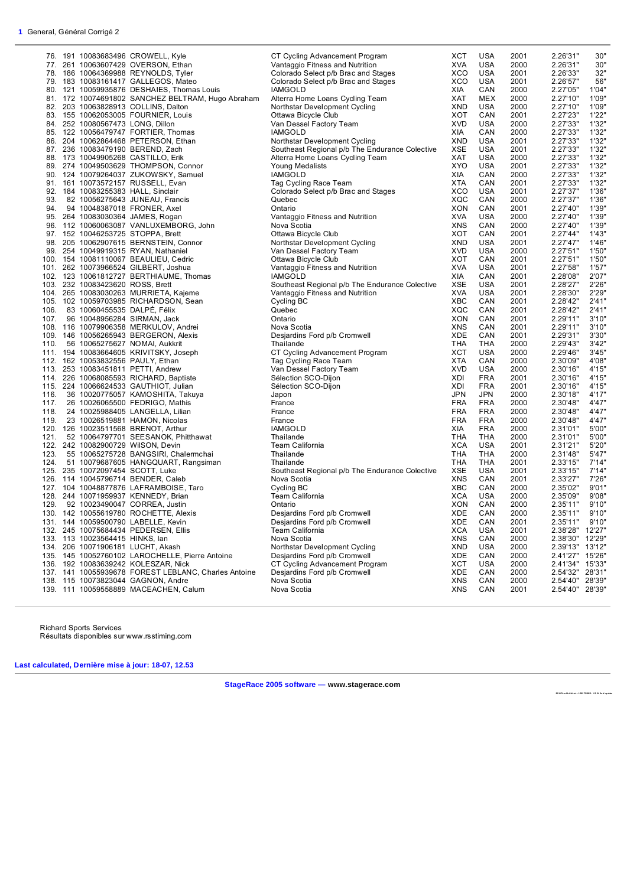**1** General, Général Corrigé 2

| Pos. | Bib | UCI ID | Name | Team | Code | Nat | Year | Time | Gap |
|---|---|---|---|---|---|---|---|---|---|
| 76. | 191 | 10083683496 | CROWELL, Kyle | CT Cycling Advancement Program | XCT | USA | 2001 | 2.26'31" | 30" |
| 77. | 261 | 10063607429 | OVERSON, Ethan | Vantaggio Fitness and Nutrition | XVA | USA | 2000 | 2.26'31" | 30" |
| 78. | 186 | 10064369988 | REYNOLDS, Tyler | Colorado Select p/b Brac and Stages | XCO | USA | 2001 | 2.26'33" | 32" |
| 79. | 183 | 10083161417 | GALLEGOS, Mateo | Colorado Select p/b Brac and Stages | XCO | USA | 2001 | 2.26'57" | 56" |
| 80. | 121 | 10059935876 | DESHAIES, Thomas Louis | IAMGOLD | XIA | CAN | 2000 | 2.27'05" | 1'04" |
| 81. | 172 | 10074691802 | SANCHEZ BELTRAM, Hugo Abraham | Alterra Home Loans Cycling Team | XAT | MEX | 2000 | 2.27'10" | 1'09" |
| 82. | 203 | 10063828913 | COLLINS, Dalton | Northstar Development Cycling | XND | USA | 2000 | 2.27'10" | 1'09" |
| 83. | 155 | 10062053005 | FOURNIER, Louis | Ottawa Bicycle Club | XOT | CAN | 2001 | 2.27'23" | 1'22" |
| 84. | 252 | 10080567473 | LONG, Dillon | Van Dessel Factory Team | XVD | USA | 2000 | 2.27'33" | 1'32" |
| 85. | 122 | 10056479747 | FORTIER, Thomas | IAMGOLD | XIA | CAN | 2000 | 2.27'33" | 1'32" |
| 86. | 204 | 10062864468 | PETERSON, Ethan | Northstar Development Cycling | XND | USA | 2001 | 2.27'33" | 1'32" |
| 87. | 236 | 10083479190 | BEREND, Zach | Southeast Regional p/b The Endurance Colective | XSE | USA | 2001 | 2.27'33" | 1'32" |
| 88. | 173 | 10049905268 | CASTILLO, Erik | Alterra Home Loans Cycling Team | XAT | USA | 2000 | 2.27'33" | 1'32" |
| 89. | 274 | 10049503629 | THOMPSON, Connor | Young Medalists | XYO | USA | 2001 | 2.27'33" | 1'32" |
| 90. | 124 | 10079264037 | ZUKOWSKY, Samuel | IAMGOLD | XIA | CAN | 2000 | 2.27'33" | 1'32" |
| 91. | 161 | 10073572157 | RUSSELL, Evan | Tag Cycling Race Team | XTA | CAN | 2001 | 2.27'33" | 1'32" |
| 92. | 184 | 10083255383 | HALL, Sinclair | Colorado Select p/b Brac and Stages | XCO | USA | 2001 | 2.27'37" | 1'36" |
| 93. | 82 | 10056275643 | JUNEAU, Francis | Quebec | XQC | CAN | 2000 | 2.27'37" | 1'36" |
| 94. | 94 | 10048387018 | FRONER, Axel | Ontario | XON | CAN | 2001 | 2.27'40" | 1'39" |
| 95. | 264 | 10083030364 | JAMES, Rogan | Vantaggio Fitness and Nutrition | XVA | USA | 2000 | 2.27'40" | 1'39" |
| 96. | 112 | 10060063087 | VANLUXEMBORG, John | Nova Scotia | XNS | CAN | 2000 | 2.27'40" | 1'39" |
| 97. | 152 | 10046253725 | STOPPA, Brett | Ottawa Bicycle Club | XOT | CAN | 2001 | 2.27'44" | 1'43" |
| 98. | 205 | 10062907615 | BERNSTEIN, Connor | Northstar Development Cycling | XND | USA | 2001 | 2.27'47" | 1'46" |
| 99. | 254 | 10049919315 | RYAN, Nathaniel | Van Dessel Factory Team | XVD | USA | 2000 | 2.27'51" | 1'50" |
| 100. | 154 | 10081110067 | BEAULIEU, Cedric | Ottawa Bicycle Club | XOT | CAN | 2001 | 2.27'51" | 1'50" |
| 101. | 262 | 10073966524 | GILBERT, Joshua | Vantaggio Fitness and Nutrition | XVA | USA | 2001 | 2.27'58" | 1'57" |
| 102. | 123 | 10061812727 | BERTHIAUME, Thomas | IAMGOLD | XIA | CAN | 2001 | 2.28'08" | 2'07" |
| 103. | 232 | 10083423620 | ROSS, Brett | Southeast Regional p/b The Endurance Colective | XSE | USA | 2001 | 2.28'27" | 2'26" |
| 104. | 265 | 10083030263 | MURRIETA, Kajeme | Vantaggio Fitness and Nutrition | XVA | USA | 2001 | 2.28'30" | 2'29" |
| 105. | 102 | 10059703985 | RICHARDSON, Sean | Cycling BC | XBC | CAN | 2001 | 2.28'42" | 2'41" |
| 106. | 83 | 10060455535 | DALPÉ, Félix | Quebec | XQC | CAN | 2001 | 2.28'42" | 2'41" |
| 107. | 96 | 10048956284 | SIRMAN, Jack | Ontario | XON | CAN | 2001 | 2.29'11" | 3'10" |
| 108. | 116 | 10079906358 | MERKULOV, Andrei | Nova Scotia | XNS | CAN | 2001 | 2.29'11" | 3'10" |
| 109. | 146 | 10056265943 | BERGERON, Alexis | Desjardins Ford p/b Cromwell | XDE | CAN | 2001 | 2.29'31" | 3'30" |
| 110. | 56 | 10065275627 | NOMAI, Aukkrit | Thailande | THA | THA | 2000 | 2.29'43" | 3'42" |
| 111. | 194 | 10083664605 | KRIVITSKY, Joseph | CT Cycling Advancement Program | XCT | USA | 2000 | 2.29'46" | 3'45" |
| 112. | 162 | 10053832556 | PAULY, Ethan | Tag Cycling Race Team | XTA | CAN | 2000 | 2.30'09" | 4'08" |
| 113. | 253 | 10083451811 | PETTI, Andrew | Van Dessel Factory Team | XVD | USA | 2000 | 2.30'16" | 4'15" |
| 114. | 226 | 10068085593 | RICHARD, Baptiste | Sélection SCO-Dijon | XDI | FRA | 2001 | 2.30'16" | 4'15" |
| 115. | 224 | 10066624533 | GAUTHIOT, Julian | Sélection SCO-Dijon | XDI | FRA | 2001 | 2.30'16" | 4'15" |
| 116. | 36 | 10020775057 | KAMOSHITA, Takuya | Japon | JPN | JPN | 2000 | 2.30'18" | 4'17" |
| 117. | 26 | 10026065500 | FEDRIGO, Mathis | France | FRA | FRA | 2000 | 2.30'48" | 4'47" |
| 118. | 24 | 10025988405 | LANGELLA, Lilian | France | FRA | FRA | 2000 | 2.30'48" | 4'47" |
| 119. | 23 | 10026519881 | HAMON, Nicolas | France | FRA | FRA | 2000 | 2.30'48" | 4'47" |
| 120. | 126 | 10023511568 | BRENOT, Arthur | IAMGOLD | XIA | FRA | 2000 | 2.31'01" | 5'00" |
| 121. | 52 | 10064797701 | SEESANOK, Phitthawat | Thailande | THA | THA | 2000 | 2.31'01" | 5'00" |
| 122. | 242 | 10082900729 | WilSON, Devin | Team California | XCA | USA | 2001 | 2.31'21" | 5'20" |
| 123. | 55 | 10065275728 | BANGSIRI, Chalermchai | Thailande | THA | THA | 2000 | 2.31'48" | 5'47" |
| 124. | 51 | 10079687605 | HANGQUART, Rangsiman | Thailande | THA | THA | 2001 | 2.33'15" | 7'14" |
| 125. | 235 | 10072097454 | SCOTT, Luke | Southeast Regional p/b The Endurance Colective | XSE | USA | 2001 | 2.33'15" | 7'14" |
| 126. | 114 | 10045796714 | BENDER, Caleb | Nova Scotia | XNS | CAN | 2001 | 2.33'27" | 7'26" |
| 127. | 104 | 10048877876 | LAFRAMBOISE, Taro | Cycling BC | XBC | CAN | 2000 | 2.35'02" | 9'01" |
| 128. | 244 | 10071959937 | KENNEDY, Brian | Team California | XCA | USA | 2000 | 2.35'09" | 9'08" |
| 129. | 92 | 10023490047 | CORREA, Justin | Ontario | XON | CAN | 2000 | 2.35'11" | 9'10" |
| 130. | 142 | 10055619780 | ROCHETTE, Alexis | Desjardins Ford p/b Cromwell | XDE | CAN | 2000 | 2.35'11" | 9'10" |
| 131. | 144 | 10059500790 | LABELLE, Kevin | Desjardins Ford p/b Cromwell | XDE | CAN | 2001 | 2.35'11" | 9'10" |
| 132. | 245 | 10075684434 | PEDERSEN, Ellis | Team California | XCA | USA | 2001 | 2.38'28" | 12'27" |
| 133. | 113 | 10023564415 | HINKS, Ian | Nova Scotia | XNS | CAN | 2000 | 2.38'30" | 12'29" |
| 134. | 206 | 10071906181 | LUCHT, Akash | Northstar Development Cycling | XND | USA | 2000 | 2.39'13" | 13'12" |
| 135. | 145 | 10052760102 | LAROCHELLE, Pierre Antoine | Desjardins Ford p/b Cromwell | XDE | CAN | 2000 | 2.41'27" | 15'26" |
| 136. | 192 | 10083639242 | KOLESZAR, Nick | CT Cycling Advancement Program | XCT | USA | 2000 | 2.41'34" | 15'33" |
| 137. | 141 | 10055939678 | FOREST LEBLANC, Charles Antoine | Desjardins Ford p/b Cromwell | XDE | CAN | 2000 | 2.54'32" | 28'31" |
| 138. | 115 | 10073823044 | GAGNON, Andre | Nova Scotia | XNS | CAN | 2000 | 2.54'40" | 28'39" |
| 139. | 111 | 10059558889 | MACEACHEN, Calum | Nova Scotia | XNS | CAN | 2001 | 2.54'40" | 28'39" |

Richard Sports Services
Résultats disponibles sur www.rsstiming.com

**Last calculated, Dernière mise à jour: 18-07, 12.53**

**StageRace 2005 software — www.stagerace.com**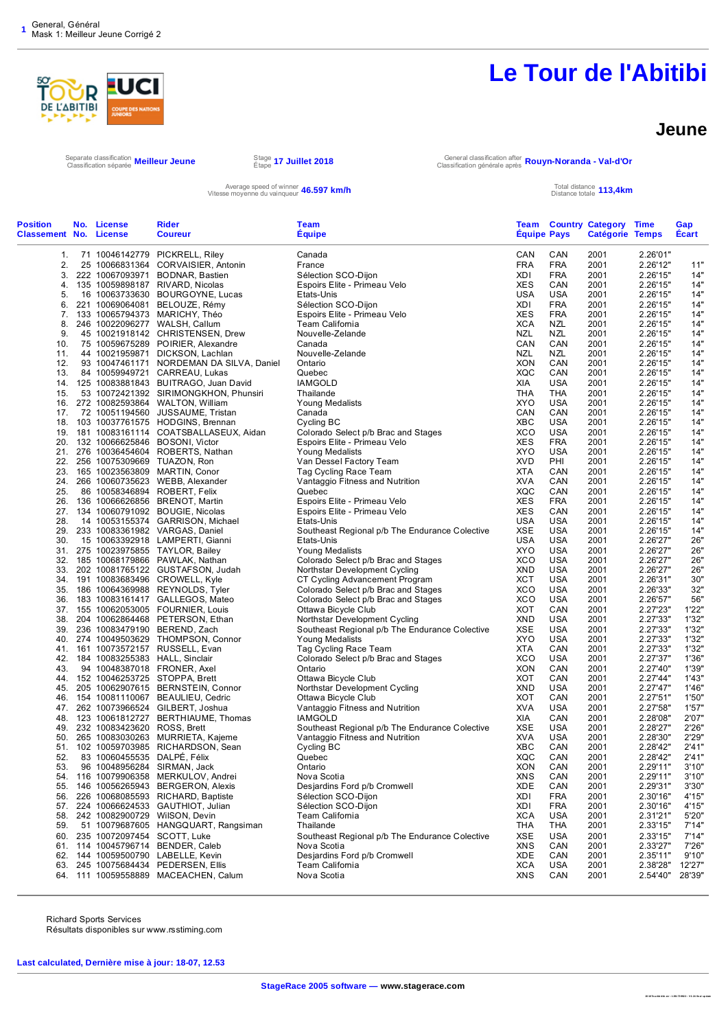General, Général
Mask 1: Meilleur Jeune Corrigé 2

# Le Tour de l'Abitibi

## Jeune

Separate classification / Classification séparée **Meilleur Jeune**

Stage / Étape **17 Juillet 2018**

General classification after / Classification générale après **Rouyn-Noranda - Val-d'Or**

Average speed of winner / Vitesse moyenne du vainqueur **46.597 km/h**

Total distance / Distance totale **113,4km**

| Position Classement | No. No. | License License | Rider Coureur | Team Équipe | Team Équipe | Country Pays | Category Catégorie | Time Temps | Gap Écart |
|---|---|---|---|---|---|---|---|---|---|
| 1. | 71 | 10046142779 | PICKRELL, Riley | Canada | CAN | CAN | 2001 | 2.26'01" | |
| 2. | 25 | 10066831364 | CORVAISIER, Antonin | France | FRA | FRA | 2001 | 2.26'12" | 11" |
| 3. | 222 | 10067093971 | BODNAR, Bastien | Sélection SCO-Dijon | XDI | FRA | 2001 | 2.26'15" | 14" |
| 4. | 135 | 10059898187 | RIVARD, Nicolas | Espoirs Elite - Primeau Velo | XES | CAN | 2001 | 2.26'15" | 14" |
| 5. | 16 | 10063733630 | BOURGOYNE, Lucas | Etats-Unis | USA | USA | 2001 | 2.26'15" | 14" |
| 6. | 221 | 10069064081 | BELOUZE, Rémy | Sélection SCO-Dijon | XDI | FRA | 2001 | 2.26'15" | 14" |
| 7. | 133 | 10065794373 | MARICHY, Théo | Espoirs Elite - Primeau Velo | XES | FRA | 2001 | 2.26'15" | 14" |
| 8. | 246 | 10022096277 | WALSH, Callum | Team California | XCA | NZL | 2001 | 2.26'15" | 14" |
| 9. | 45 | 10021918142 | CHRISTENSEN, Drew | Nouvelle-Zelande | NZL | NZL | 2001 | 2.26'15" | 14" |
| 10. | 75 | 10059675289 | POIRIER, Alexandre | Canada | CAN | CAN | 2001 | 2.26'15" | 14" |
| 11. | 44 | 10021959871 | DICKSON, Lachlan | Nouvelle-Zelande | NZL | NZL | 2001 | 2.26'15" | 14" |
| 12. | 93 | 10047461171 | NORDEMAN DA SILVA, Daniel | Ontario | XON | CAN | 2001 | 2.26'15" | 14" |
| 13. | 84 | 10059949721 | CARREAU, Lukas | Quebec | XQC | CAN | 2001 | 2.26'15" | 14" |
| 14. | 125 | 10083881843 | BUITRAGO, Juan David | IAMGOLD | XIA | USA | 2001 | 2.26'15" | 14" |
| 15. | 53 | 10072421392 | SIRIMONGKHON, Phunsiri | Thailande | THA | THA | 2001 | 2.26'15" | 14" |
| 16. | 272 | 10082593864 | WALTON, William | Young Medalists | XYO | USA | 2001 | 2.26'15" | 14" |
| 17. | 72 | 10051194560 | JUSSAUME, Tristan | Canada | CAN | CAN | 2001 | 2.26'15" | 14" |
| 18. | 103 | 10037761575 | HODGINS, Brennan | Cycling BC | XBC | USA | 2001 | 2.26'15" | 14" |
| 19. | 181 | 10083161114 | COATSBALLASEUX, Aidan | Colorado Select p/b Brac and Stages | XCO | USA | 2001 | 2.26'15" | 14" |
| 20. | 132 | 10066625846 | BOSONI, Victor | Espoirs Elite - Primeau Velo | XES | FRA | 2001 | 2.26'15" | 14" |
| 21. | 276 | 10036454604 | ROBERTS, Nathan | Young Medalists | XYO | USA | 2001 | 2.26'15" | 14" |
| 22. | 256 | 10075309669 | TUAZON, Ron | Van Dessel Factory Team | XVD | PHI | 2001 | 2.26'15" | 14" |
| 23. | 165 | 10023563809 | MARTIN, Conor | Tag Cycling Race Team | XTA | CAN | 2001 | 2.26'15" | 14" |
| 24. | 266 | 10060735623 | WEBB, Alexander | Vantaggio Fitness and Nutrition | XVA | CAN | 2001 | 2.26'15" | 14" |
| 25. | 86 | 10058346894 | ROBERT, Felix | Quebec | XQC | CAN | 2001 | 2.26'15" | 14" |
| 26. | 136 | 10066626856 | BRENOT, Martin | Espoirs Elite - Primeau Velo | XES | FRA | 2001 | 2.26'15" | 14" |
| 27. | 134 | 10060791092 | BOUGIE, Nicolas | Espoirs Elite - Primeau Velo | XES | CAN | 2001 | 2.26'15" | 14" |
| 28. | 14 | 10083155374 | GARRISON, Michael | Etats-Unis | USA | USA | 2001 | 2.26'15" | 14" |
| 29. | 233 | 10083361982 | VARGAS, Daniel | Southeast Regional p/b The Endurance Colective | XSE | USA | 2001 | 2.26'15" | 14" |
| 30. | 15 | 10063392918 | LAMPERTI, Gianni | Etats-Unis | USA | USA | 2001 | 2.26'27" | 26" |
| 31. | 275 | 10023975855 | TAYLOR, Bailey | Young Medalists | XYO | USA | 2001 | 2.26'27" | 26" |
| 32. | 185 | 10068179866 | PAWLAK, Nathan | Colorado Select p/b Brac and Stages | XCO | USA | 2001 | 2.26'27" | 26" |
| 33. | 202 | 10081765122 | GUSTAFSON, Judah | Northstar Development Cycling | XND | USA | 2001 | 2.26'27" | 26" |
| 34. | 191 | 10083683496 | CROWELL, Kyle | CT Cycling Advancement Program | XCT | USA | 2001 | 2.26'31" | 30" |
| 35. | 186 | 10064369988 | REYNOLDS, Tyler | Colorado Select p/b Brac and Stages | XCO | USA | 2001 | 2.26'33" | 32" |
| 36. | 183 | 10083161417 | GALLEGOS, Mateo | Colorado Select p/b Brac and Stages | XCO | USA | 2001 | 2.26'57" | 56" |
| 37. | 155 | 10062053005 | FOURNIER, Louis | Ottawa Bicycle Club | XOT | CAN | 2001 | 2.27'23" | 1'22" |
| 38. | 204 | 10062864468 | PETERSON, Ethan | Northstar Development Cycling | XND | USA | 2001 | 2.27'33" | 1'32" |
| 39. | 236 | 10083479190 | BEREND, Zach | Southeast Regional p/b The Endurance Colective | XSE | USA | 2001 | 2.27'33" | 1'32" |
| 40. | 274 | 10049503629 | THOMPSON, Connor | Young Medalists | XYO | USA | 2001 | 2.27'33" | 1'32" |
| 41. | 161 | 10073572157 | RUSSELL, Evan | Tag Cycling Race Team | XTA | CAN | 2001 | 2.27'33" | 1'32" |
| 42. | 184 | 10083255383 | HALL, Sinclair | Colorado Select p/b Brac and Stages | XCO | USA | 2001 | 2.27'37" | 1'36" |
| 43. | 94 | 10048387018 | FRONER, Axel | Ontario | XON | CAN | 2001 | 2.27'40" | 1'39" |
| 44. | 152 | 10046253725 | STOPPA, Brett | Ottawa Bicycle Club | XOT | CAN | 2001 | 2.27'44" | 1'43" |
| 45. | 205 | 10062907615 | BERNSTEIN, Connor | Northstar Development Cycling | XND | USA | 2001 | 2.27'47" | 1'46" |
| 46. | 154 | 10081110067 | BEAULIEU, Cedric | Ottawa Bicycle Club | XOT | CAN | 2001 | 2.27'51" | 1'50" |
| 47. | 262 | 10073966524 | GILBERT, Joshua | Vantaggio Fitness and Nutrition | XVA | USA | 2001 | 2.27'58" | 1'57" |
| 48. | 123 | 10061812727 | BERTHIAUME, Thomas | IAMGOLD | XIA | CAN | 2001 | 2.28'08" | 2'07" |
| 49. | 232 | 10083423620 | ROSS, Brett | Southeast Regional p/b The Endurance Colective | XSE | USA | 2001 | 2.28'27" | 2'26" |
| 50. | 265 | 10083030263 | MURRIETA, Kajeme | Vantaggio Fitness and Nutrition | XVA | USA | 2001 | 2.28'30" | 2'29" |
| 51. | 102 | 10059703985 | RICHARDSON, Sean | Cycling BC | XBC | CAN | 2001 | 2.28'42" | 2'41" |
| 52. | 83 | 10060455535 | DALPÉ, Félix | Quebec | XQC | CAN | 2001 | 2.28'42" | 2'41" |
| 53. | 96 | 10048956284 | SIRMAN, Jack | Ontario | XON | CAN | 2001 | 2.29'11" | 3'10" |
| 54. | 116 | 10079906358 | MERKULOV, Andrei | Nova Scotia | XNS | CAN | 2001 | 2.29'11" | 3'10" |
| 55. | 146 | 10056265943 | BERGERON, Alexis | Desjardins Ford p/b Cromwell | XDE | CAN | 2001 | 2.29'31" | 3'30" |
| 56. | 226 | 10068085593 | RICHARD, Baptiste | Sélection SCO-Dijon | XDI | FRA | 2001 | 2.30'16" | 4'15" |
| 57. | 224 | 10066624533 | GAUTHIOT, Julian | Sélection SCO-Dijon | XDI | FRA | 2001 | 2.30'16" | 4'15" |
| 58. | 242 | 10082900729 | WIlSON, Devin | Team California | XCA | USA | 2001 | 2.31'21" | 5'20" |
| 59. | 51 | 10079687605 | HANGQUART, Rangsiman | Thailande | THA | THA | 2001 | 2.33'15" | 7'14" |
| 60. | 235 | 10072097454 | SCOTT, Luke | Southeast Regional p/b The Endurance Colective | XSE | USA | 2001 | 2.33'15" | 7'14" |
| 61. | 114 | 10045796714 | BENDER, Caleb | Nova Scotia | XNS | CAN | 2001 | 2.33'27" | 7'26" |
| 62. | 144 | 10059500790 | LABELLE, Kevin | Desjardins Ford p/b Cromwell | XDE | CAN | 2001 | 2.35'11" | 9'10" |
| 63. | 245 | 10075684434 | PEDERSEN, Ellis | Team California | XCA | USA | 2001 | 2.38'28" | 12'27" |
| 64. | 111 | 10059558889 | MACEACHEN, Calum | Nova Scotia | XNS | CAN | 2001 | 2.54'40" | 28'39" |

Richard Sports Services
Résultats disponibles sur www.rsstiming.com

**Last calculated, Dernière mise à jour: 18-07, 12.53**

**StageRace 2005 software — www.stagerace.com**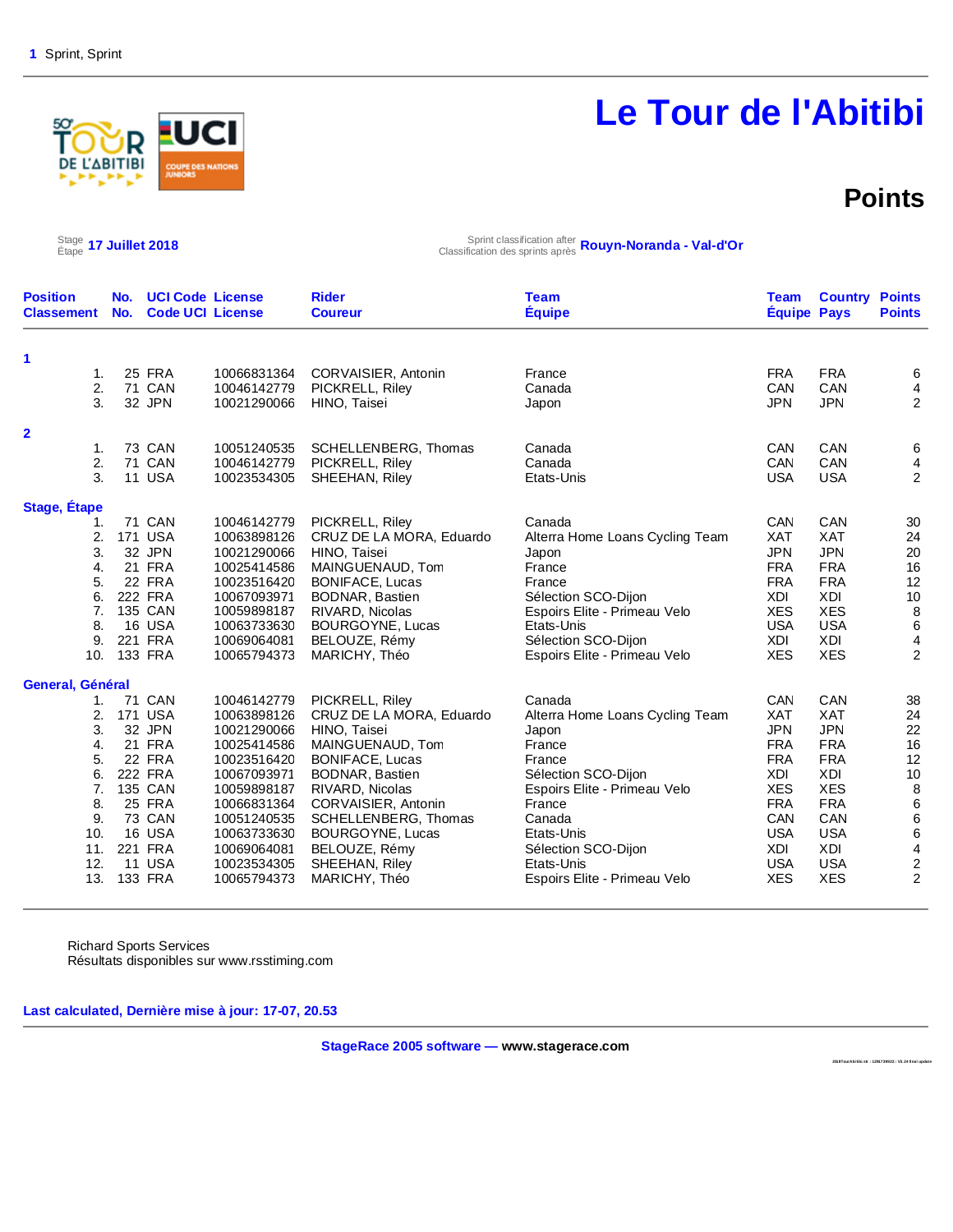1 Sprint, Sprint

# Le Tour de l'Abitibi

## Points

Stage / Étape **17 Juillet 2018**

Sprint classification after / Classification des sprints après **Rouyn-Noranda - Val-d'Or**

| Position Classement | No. No. | UCI Code Code UCI | License License | Rider Coureur | Team Équipe | Team Équipe | Country Pays | Points Points |
|---|---|---|---|---|---|---|---|---|
| **1** | | | | | | | | |
| 1. | 25 | FRA | 10066831364 | CORVAISIER, Antonin | France | FRA | FRA | 6 |
| 2. | 71 | CAN | 10046142779 | PICKRELL, Riley | Canada | CAN | CAN | 4 |
| 3. | 32 | JPN | 10021290066 | HINO, Taisei | Japon | JPN | JPN | 2 |
| **2** | | | | | | | | |
| 1. | 73 | CAN | 10051240535 | SCHELLENBERG, Thomas | Canada | CAN | CAN | 6 |
| 2. | 71 | CAN | 10046142779 | PICKRELL, Riley | Canada | CAN | CAN | 4 |
| 3. | 11 | USA | 10023534305 | SHEEHAN, Riley | Etats-Unis | USA | USA | 2 |
| **Stage, Étape** | | | | | | | | |
| 1. | 71 | CAN | 10046142779 | PICKRELL, Riley | Canada | CAN | CAN | 30 |
| 2. | 171 | USA | 10063898126 | CRUZ DE LA MORA, Eduardo | Alterra Home Loans Cycling Team | XAT | XAT | 24 |
| 3. | 32 | JPN | 10021290066 | HINO, Taisei | Japon | JPN | JPN | 20 |
| 4. | 21 | FRA | 10025414586 | MAINGUENAUD, Tom | France | FRA | FRA | 16 |
| 5. | 22 | FRA | 10023516420 | BONIFACE, Lucas | France | FRA | FRA | 12 |
| 6. | 222 | FRA | 10067093971 | BODNAR, Bastien | Sélection SCO-Dijon | XDI | XDI | 10 |
| 7. | 135 | CAN | 10059898187 | RIVARD, Nicolas | Espoirs Elite - Primeau Velo | XES | XES | 8 |
| 8. | 16 | USA | 10063733630 | BOURGOYNE, Lucas | Etats-Unis | USA | USA | 6 |
| 9. | 221 | FRA | 10069064081 | BELOUZE, Rémy | Sélection SCO-Dijon | XDI | XDI | 4 |
| 10. | 133 | FRA | 10065794373 | MARICHY, Théo | Espoirs Elite - Primeau Velo | XES | XES | 2 |
| **General, Général** | | | | | | | | |
| 1. | 71 | CAN | 10046142779 | PICKRELL, Riley | Canada | CAN | CAN | 38 |
| 2. | 171 | USA | 10063898126 | CRUZ DE LA MORA, Eduardo | Alterra Home Loans Cycling Team | XAT | XAT | 24 |
| 3. | 32 | JPN | 10021290066 | HINO, Taisei | Japon | JPN | JPN | 22 |
| 4. | 21 | FRA | 10025414586 | MAINGUENAUD, Tom | France | FRA | FRA | 16 |
| 5. | 22 | FRA | 10023516420 | BONIFACE, Lucas | France | FRA | FRA | 12 |
| 6. | 222 | FRA | 10067093971 | BODNAR, Bastien | Sélection SCO-Dijon | XDI | XDI | 10 |
| 7. | 135 | CAN | 10059898187 | RIVARD, Nicolas | Espoirs Elite - Primeau Velo | XES | XES | 8 |
| 8. | 25 | FRA | 10066831364 | CORVAISIER, Antonin | France | FRA | FRA | 6 |
| 9. | 73 | CAN | 10051240535 | SCHELLENBERG, Thomas | Canada | CAN | CAN | 6 |
| 10. | 16 | USA | 10063733630 | BOURGOYNE, Lucas | Etats-Unis | USA | USA | 6 |
| 11. | 221 | FRA | 10069064081 | BELOUZE, Rémy | Sélection SCO-Dijon | XDI | XDI | 4 |
| 12. | 11 | USA | 10023534305 | SHEEHAN, Riley | Etats-Unis | USA | USA | 2 |
| 13. | 133 | FRA | 10065794373 | MARICHY, Théo | Espoirs Elite - Primeau Velo | XES | XES | 2 |

Richard Sports Services
Résultats disponibles sur www.rsstiming.com

**Last calculated, Dernière mise à jour: 17-07, 20.53**

**StageRace 2005 software — www.stagerace.com**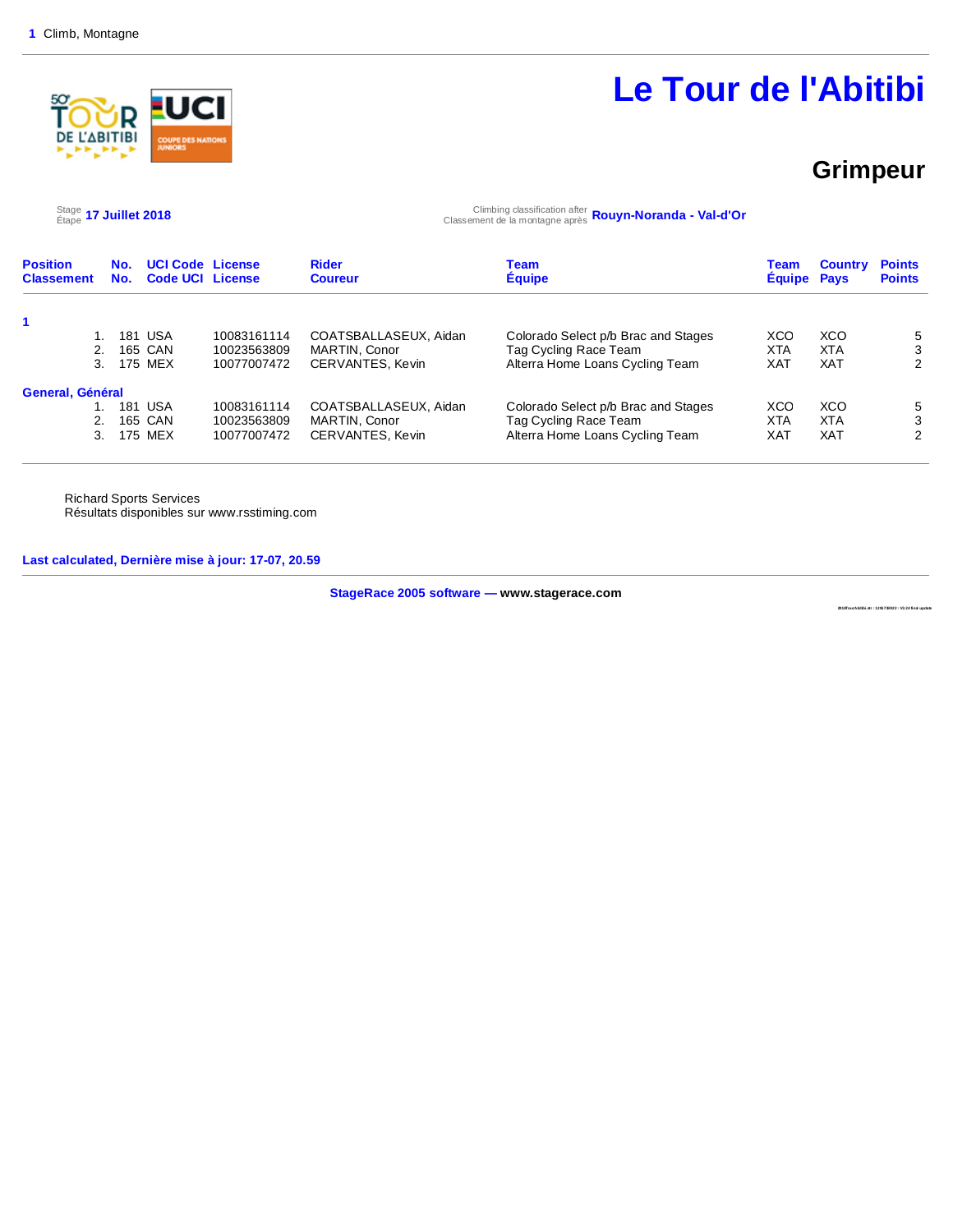1 Climb, Montagne

# Le Tour de l'Abitibi

## Grimpeur

Stage / Étape **17 Juillet 2018**

Climbing classification after / Classement de la montagne après **Rouyn-Noranda - Val-d'Or**

| Position Classement | No. No. | UCI Code Code UCI | License License | Rider Coureur | Team Équipe | Team Équipe | Country Pays | Points Points |
|---|---|---|---|---|---|---|---|---|
| **1** | | | | | | | | |
| 1. | 181 | USA | 10083161114 | COATSBALLASEUX, Aidan | Colorado Select p/b Brac and Stages | XCO | XCO | 5 |
| 2. | 165 | CAN | 10023563809 | MARTIN, Conor | Tag Cycling Race Team | XTA | XTA | 3 |
| 3. | 175 | MEX | 10077007472 | CERVANTES, Kevin | Alterra Home Loans Cycling Team | XAT | XAT | 2 |
| **General, Général** | | | | | | | | |
| 1. | 181 | USA | 10083161114 | COATSBALLASEUX, Aidan | Colorado Select p/b Brac and Stages | XCO | XCO | 5 |
| 2. | 165 | CAN | 10023563809 | MARTIN, Conor | Tag Cycling Race Team | XTA | XTA | 3 |
| 3. | 175 | MEX | 10077007472 | CERVANTES, Kevin | Alterra Home Loans Cycling Team | XAT | XAT | 2 |

Richard Sports Services
Résultats disponibles sur www.rsstiming.com

**Last calculated, Dernière mise à jour: 17-07, 20.59**

**StageRace 2005 software — www.stagerace.com**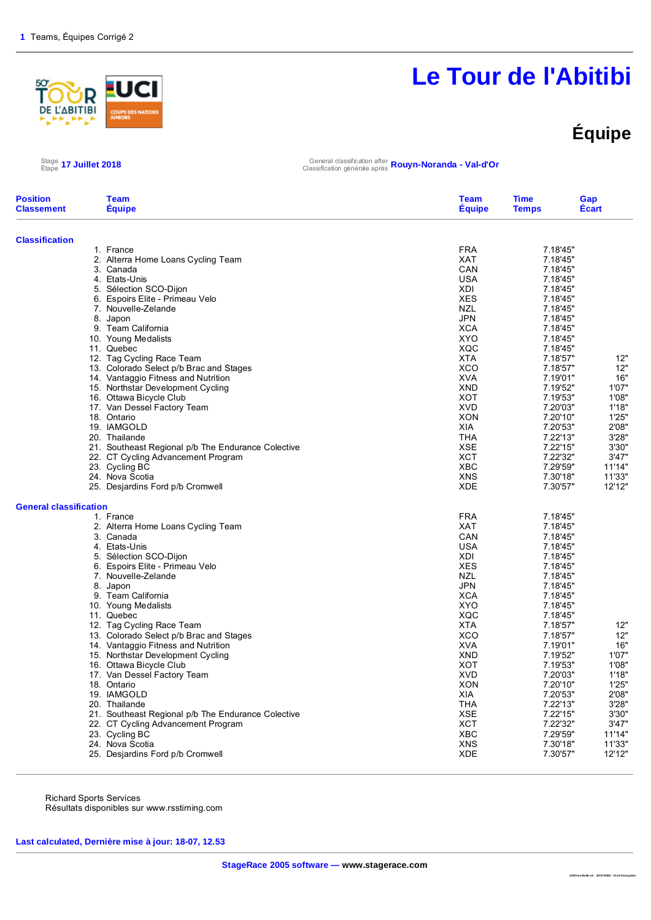1 Teams, Équipes Corrigé 2

# Le Tour de l'Abitibi

## Équipe

Stage / Étape **17 Juillet 2018**

General classification after / Classification générale après **Rouyn-Noranda - Val-d'Or**

**Classification**

| Position / Classement | Team / Équipe | Team / Équipe | Time / Temps | Gap / Écart |
|---|---|---|---|---|
| 1. | France | FRA | 7.18'45" | |
| 2. | Alterra Home Loans Cycling Team | XAT | 7.18'45" | |
| 3. | Canada | CAN | 7.18'45" | |
| 4. | Etats-Unis | USA | 7.18'45" | |
| 5. | Sélection SCO-Dijon | XDI | 7.18'45" | |
| 6. | Espoirs Elite - Primeau Velo | XES | 7.18'45" | |
| 7. | Nouvelle-Zelande | NZL | 7.18'45" | |
| 8. | Japon | JPN | 7.18'45" | |
| 9. | Team California | XCA | 7.18'45" | |
| 10. | Young Medalists | XYO | 7.18'45" | |
| 11. | Quebec | XQC | 7.18'45" | |
| 12. | Tag Cycling Race Team | XTA | 7.18'57" | 12" |
| 13. | Colorado Select p/b Brac and Stages | XCO | 7.18'57" | 12" |
| 14. | Vantaggio Fitness and Nutrition | XVA | 7.19'01" | 16" |
| 15. | Northstar Development Cycling | XND | 7.19'52" | 1'07" |
| 16. | Ottawa Bicycle Club | XOT | 7.19'53" | 1'08" |
| 17. | Van Dessel Factory Team | XVD | 7.20'03" | 1'18" |
| 18. | Ontario | XON | 7.20'10" | 1'25" |
| 19. | IAMGOLD | XIA | 7.20'53" | 2'08" |
| 20. | Thailande | THA | 7.22'13" | 3'28" |
| 21. | Southeast Regional p/b The Endurance Colective | XSE | 7.22'15" | 3'30" |
| 22. | CT Cycling Advancement Program | XCT | 7.22'32" | 3'47" |
| 23. | Cycling BC | XBC | 7.29'59" | 11'14" |
| 24. | Nova Scotia | XNS | 7.30'18" | 11'33" |
| 25. | Desjardins Ford p/b Cromwell | XDE | 7.30'57" | 12'12" |

**General classification**

| Position / Classement | Team / Équipe | Team / Équipe | Time / Temps | Gap / Écart |
|---|---|---|---|---|
| 1. | France | FRA | 7.18'45" | |
| 2. | Alterra Home Loans Cycling Team | XAT | 7.18'45" | |
| 3. | Canada | CAN | 7.18'45" | |
| 4. | Etats-Unis | USA | 7.18'45" | |
| 5. | Sélection SCO-Dijon | XDI | 7.18'45" | |
| 6. | Espoirs Elite - Primeau Velo | XES | 7.18'45" | |
| 7. | Nouvelle-Zelande | NZL | 7.18'45" | |
| 8. | Japon | JPN | 7.18'45" | |
| 9. | Team California | XCA | 7.18'45" | |
| 10. | Young Medalists | XYO | 7.18'45" | |
| 11. | Quebec | XQC | 7.18'45" | |
| 12. | Tag Cycling Race Team | XTA | 7.18'57" | 12" |
| 13. | Colorado Select p/b Brac and Stages | XCO | 7.18'57" | 12" |
| 14. | Vantaggio Fitness and Nutrition | XVA | 7.19'01" | 16" |
| 15. | Northstar Development Cycling | XND | 7.19'52" | 1'07" |
| 16. | Ottawa Bicycle Club | XOT | 7.19'53" | 1'08" |
| 17. | Van Dessel Factory Team | XVD | 7.20'03" | 1'18" |
| 18. | Ontario | XON | 7.20'10" | 1'25" |
| 19. | IAMGOLD | XIA | 7.20'53" | 2'08" |
| 20. | Thailande | THA | 7.22'13" | 3'28" |
| 21. | Southeast Regional p/b The Endurance Colective | XSE | 7.22'15" | 3'30" |
| 22. | CT Cycling Advancement Program | XCT | 7.22'32" | 3'47" |
| 23. | Cycling BC | XBC | 7.29'59" | 11'14" |
| 24. | Nova Scotia | XNS | 7.30'18" | 11'33" |
| 25. | Desjardins Ford p/b Cromwell | XDE | 7.30'57" | 12'12" |

Richard Sports Services
Résultats disponibles sur www.rsstiming.com

**Last calculated, Dernière mise à jour: 18-07, 12.53**

**StageRace 2005 software — www.stagerace.com**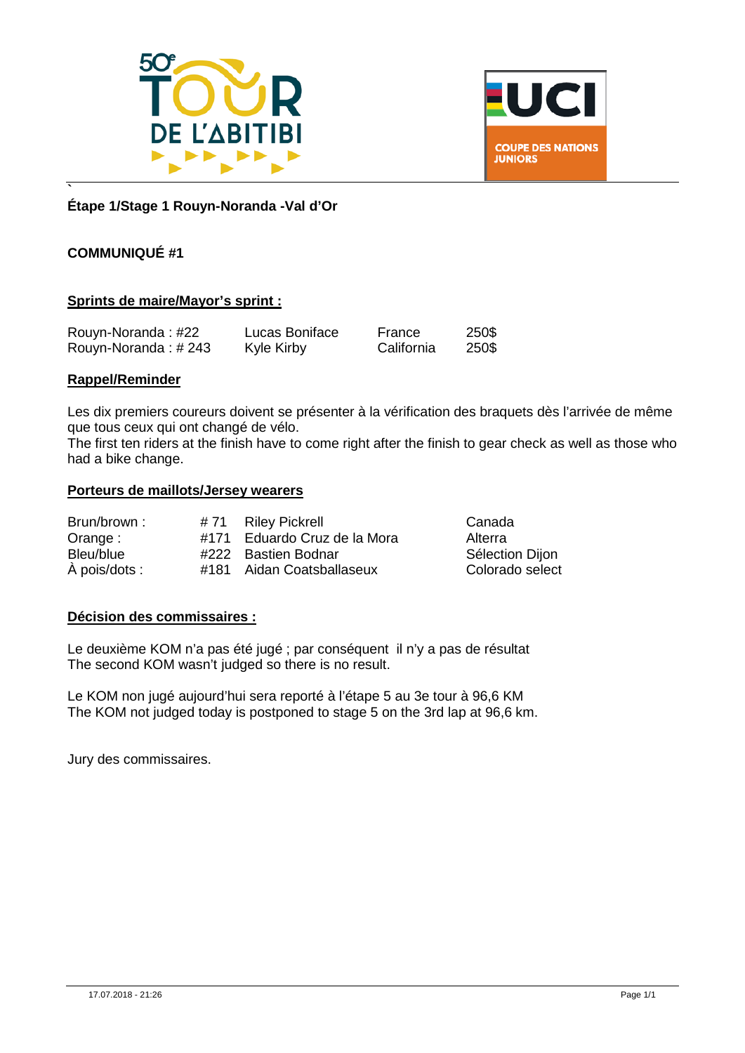**Étape 1/Stage 1 Rouyn-Noranda -Val d'Or**

**COMMUNIQUÉ #1**

**Sprints de maire/Mayor's sprint :**

| | | | |
|---|---|---|---|
| Rouyn-Noranda : #22 | Lucas Boniface | France | 250$ |
| Rouyn-Noranda : # 243 | Kyle Kirby | California | 250$ |

**Rappel/Reminder**

Les dix premiers coureurs doivent se présenter à la vérification des braquets dès l'arrivée de même que tous ceux qui ont changé de vélo.
The first ten riders at the finish have to come right after the finish to gear check as well as those who had a bike change.

**Porteurs de maillots/Jersey wearers**

| | | | |
|---|---|---|---|
| Brun/brown : | # 71 | Riley Pickrell | Canada |
| Orange : | #171 | Eduardo Cruz de la Mora | Alterra |
| Bleu/blue | #222 | Bastien Bodnar | Sélection Dijon |
| À pois/dots : | #181 | Aidan Coatsballaseux | Colorado select |

**Décision des commissaires :**

Le deuxième KOM n'a pas été jugé ; par conséquent il n'y a pas de résultat
The second KOM wasn't judged so there is no result.

Le KOM non jugé aujourd'hui sera reporté à l'étape 5 au 3e tour à 96,6 KM
The KOM not judged today is postponed to stage 5 on the 3rd lap at 96,6 km.

Jury des commissaires.

17.07.2018 - 21:26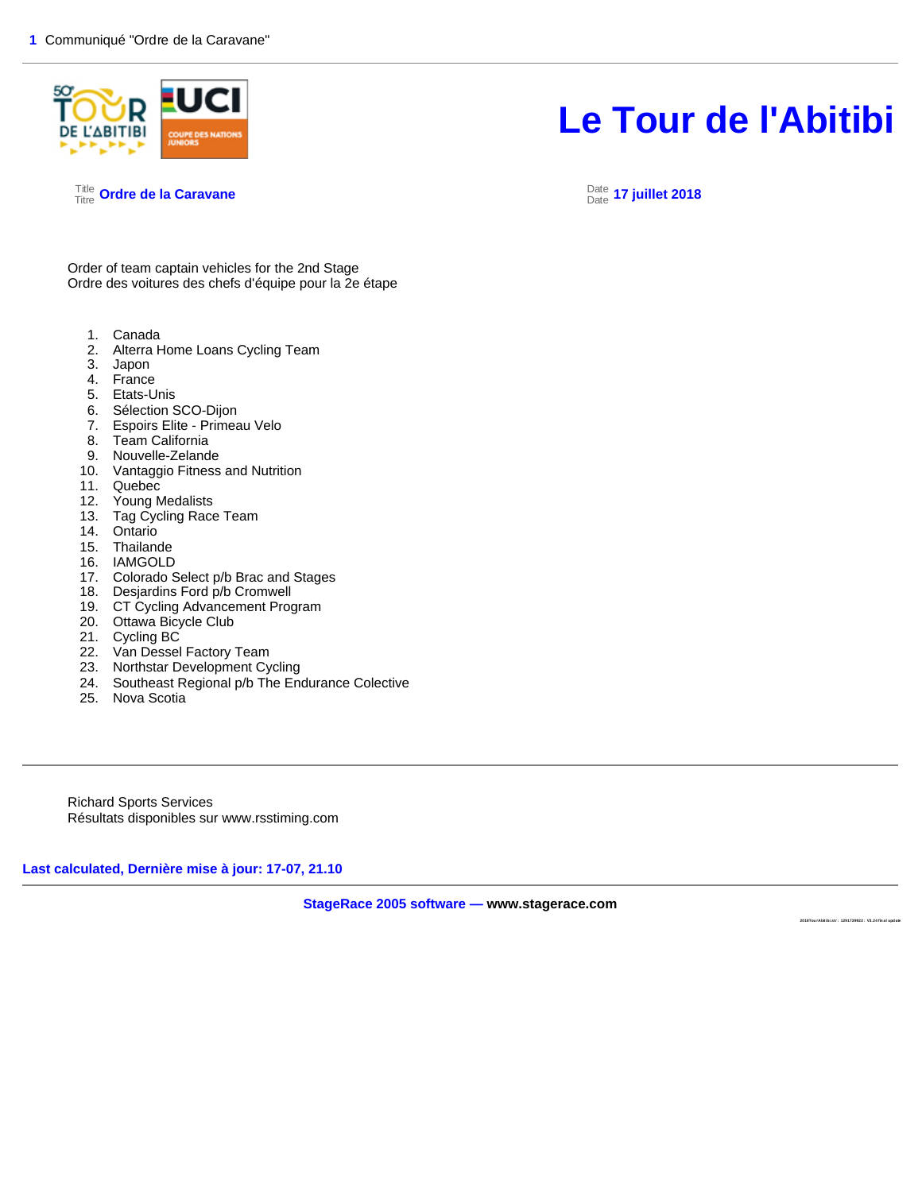# Le Tour de l'Abitibi

Title / Titre **Ordre de la Caravane**

Date / Date **17 juillet 2018**

Order of team captain vehicles for the 2nd Stage
Ordre des voitures des chefs d'équipe pour la 2e étape

1. Canada
2. Alterra Home Loans Cycling Team
3. Japon
4. France
5. Etats-Unis
6. Sélection SCO-Dijon
7. Espoirs Elite - Primeau Velo
8. Team California
9. Nouvelle-Zelande
10. Vantaggio Fitness and Nutrition
11. Quebec
12. Young Medalists
13. Tag Cycling Race Team
14. Ontario
15. Thailande
16. IAMGOLD
17. Colorado Select p/b Brac and Stages
18. Desjardins Ford p/b Cromwell
19. CT Cycling Advancement Program
20. Ottawa Bicycle Club
21. Cycling BC
22. Van Dessel Factory Team
23. Northstar Development Cycling
24. Southeast Regional p/b The Endurance Colective
25. Nova Scotia

---

Richard Sports Services
Résultats disponibles sur www.rsstiming.com

**Last calculated, Dernière mise à jour: 17-07, 21.10**

**StageRace 2005 software — www.stagerace.com**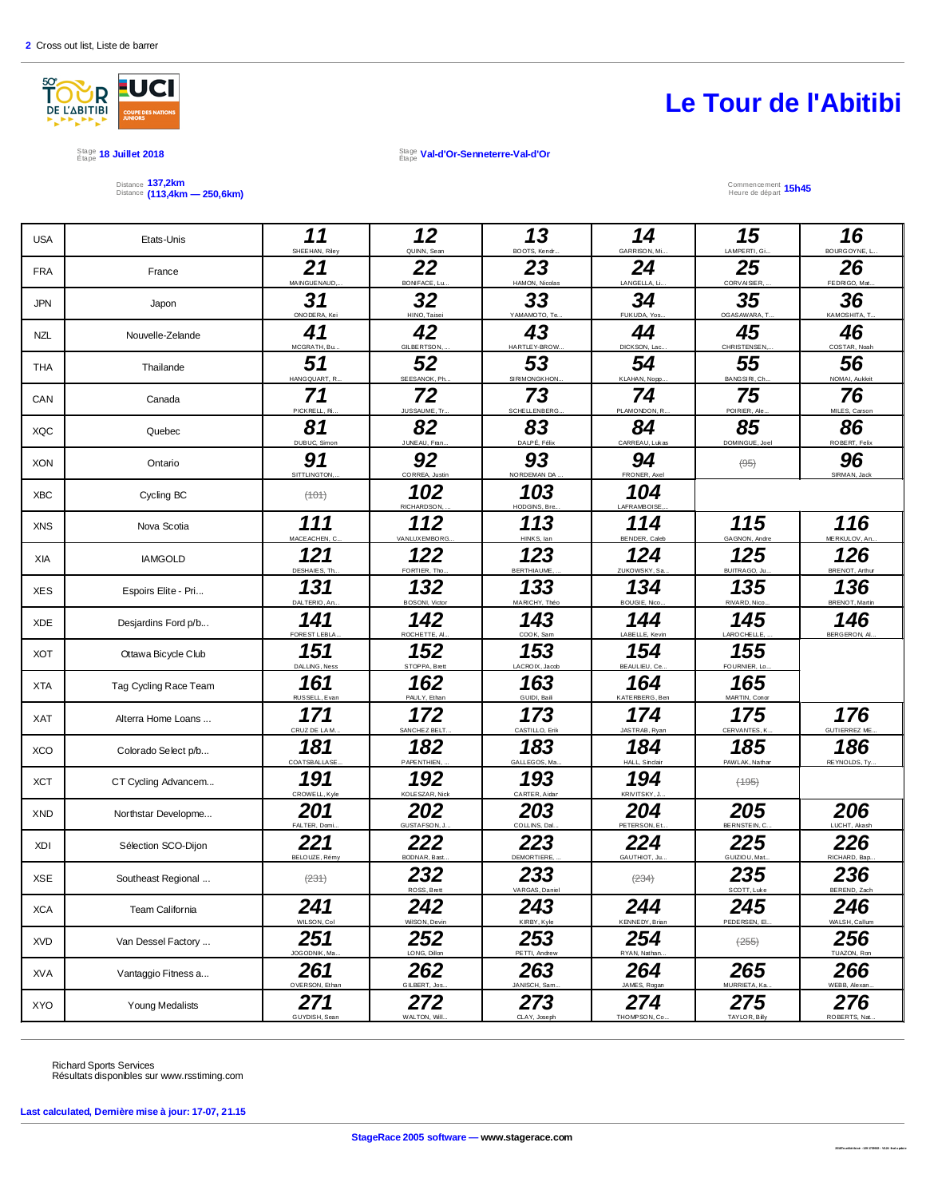2 Cross out list, Liste de barrer

# Le Tour de l'Abitibi

Stage / Etape **18 Juillet 2018**

Stage / Etape **Val-d'Or-Senneterre-Val-d'Or**

Distance **137,2km**
Distance **(113,4km — 250,6km)**

Commencement / Heure de départ **15h45**

| | | | | | | | |
|---|---|---|---|---|---|---|---|
| USA | Etats-Unis | **11** SHEEHAN, Riley | **12** QUINN, Sean | **13** BOOTS, Kendr... | **14** GARRISON, Mi... | **15** LAMPERTI, Gi... | **16** BOURGOYNE, L... |
| FRA | France | **21** MAINGUENAUD,... | **22** BONIFACE, Lu... | **23** HAMON, Nicolas | **24** LANGELLA, Li... | **25** CORVAISIER, ... | **26** FEDRIGO, Mat... |
| JPN | Japon | **31** ONODERA, Kei | **32** HINO, Taisei | **33** YAMAMOTO, Te... | **34** FUKUDA, Yos... | **35** OGASAWARA, T... | **36** KAMOSHITA, T... |
| NZL | Nouvelle-Zelande | **41** MCGRATH, Bu... | **42** GILBERTSON, ... | **43** HARTLEY-BROW... | **44** DICKSON, Lac... | **45** CHRISTENSEN,... | **46** COSTAR, Noah |
| THA | Thailande | **51** HANGQUART, R... | **52** SEESANOK, Ph... | **53** SIRIMONGKHON... | **54** KLAHAN, Nopp... | **55** BANGSIRI, Ch... | **56** NOMAI, Aukkrit |
| CAN | Canada | **71** PICKRELL, Ri... | **72** JUSSAUME, Tr... | **73** SCHELLENBERG... | **74** PLAMONDON, R... | **75** POIRIER, Ale... | **76** MILES, Carson |
| XQC | Quebec | **81** DUBUC, Simon | **82** JUNEAU, Fran... | **83** DALPÉ, Félix | **84** CARREAU, Lukas | **85** DOMINGUE, Joel | **86** ROBERT, Felix |
| XON | Ontario | **91** SITTLINGTON,... | **92** CORREA, Justin | **93** NORDEMAN DA ... | **94** FRONER, Axel | ~~(95)~~ | **96** SIRMAN, Jack |
| XBC | Cycling BC | ~~(101)~~ | **102** RICHARDSON, ... | **103** HODGINS, Bre... | **104** LAFRAMBOISE,... | | |
| XNS | Nova Scotia | **111** MACEACHEN, C... | **112** VANLUXEMBORG... | **113** HINKS, Ian | **114** BENDER, Caleb | **115** GAGNON, Andre | **116** MERKULOV, An... |
| XIA | IAMGOLD | **121** DESHAIES, Th... | **122** FORTIER, Tho... | **123** BERTHIAUME, ... | **124** ZUKOWSKY, Sa... | **125** BUITRAGO, Ju... | **126** BRENOT, Arthur |
| XES | Espoirs Elite - Pri... | **131** DALTERIO, An... | **132** BOSONI, Victor | **133** MARICHY, Théo | **134** BOUGIE, Nico... | **135** RIVARD, Nico... | **136** BRENOT, Martin |
| XDE | Desjardins Ford p/b... | **141** FOREST LEBLA... | **142** ROCHETTE, Al... | **143** COOK, Sam | **144** LABELLE, Kevin | **145** LAROCHELLE, ... | **146** BERGERON, Al... |
| XOT | Ottawa Bicycle Club | **151** DALLING, Ness | **152** STOPPA, Brett | **153** LACROIX, Jacob | **154** BEAULIEU, Ce... | **155** FOURNIER, Lo... | |
| XTA | Tag Cycling Race Team | **161** RUSSELL, Evan | **162** PAULY, Ethan | **163** GUIDI, Baili | **164** KATERBERG, Ben | **165** MARTIN, Conor | |
| XAT | Alterra Home Loans ... | **171** CRUZ DE LA M... | **172** SANCHEZ BELT... | **173** CASTILLO, Erik | **174** JASTRAB, Ryan | **175** CERVANTES, K... | **176** GUTIERREZ ME... |
| XCO | Colorado Select p/b... | **181** COATSBALLASE... | **182** PAPENTHIEN, ... | **183** GALLEGOS, Ma... | **184** HALL, Sinclair | **185** PAWLAK, Nathan | **186** REYNOLDS, Ty... |
| XCT | CT Cycling Advancem... | **191** CROWELL, Kyle | **192** KOLESZAR, Nick | **193** CARTER, Aidan | **194** KRIVITSKY, J... | ~~(195)~~ | |
| XND | Northstar Developme... | **201** FALTER, Domi... | **202** GUSTAFSON, J... | **203** COLLINS, Dal... | **204** PETERSON, Et... | **205** BERNSTEIN, C... | **206** LUCHT, Akash |
| XDI | Sélection SCO-Dijon | **221** BELOUZE, Rémy | **222** BODNAR, Bast... | **223** DEMORTIERE, ... | **224** GAUTHIOT, Ju... | **225** GUIZIOU, Mat... | **226** RICHARD, Bap... |
| XSE | Southeast Regional ... | ~~(231)~~ | **232** ROSS, Brett | **233** VARGAS, Daniel | ~~(234)~~ | **235** SCOTT, Luke | **236** BEREND, Zach |
| XCA | Team California | **241** WILSON, Col | **242** WISON, Devin | **243** KIRBY, Kyle | **244** KENNEDY, Brian | **245** PEDERSEN, El... | **246** WALSH, Callum |
| XVD | Van Dessel Factory ... | **251** JOGODNIK, Ma... | **252** LONG, Dillon | **253** PETTI, Andrew | **254** RYAN, Nathan... | ~~(255)~~ | **256** TUAZON, Ron |
| XVA | Vantaggio Fitness a... | **261** OVERSON, Ethan | **262** GILBERT, Jos... | **263** JANISCH, Sam... | **264** JAMES, Rogan | **265** MURRIETA, Ka... | **266** WEBB, Alexan... |
| XYO | Young Medalists | **271** GUYDISH, Sean | **272** WALTON, Will... | **273** CLAY, Joseph | **274** THOMPSON, Co... | **275** TAYLOR, Billy | **276** ROBERTS, Nat... |

Richard Sports Services
Résultats disponibles sur www.rsstiming.com

**Last calculated, Dernière mise à jour: 17-07, 21.15**

**StageRace 2005 software — www.stagerace.com**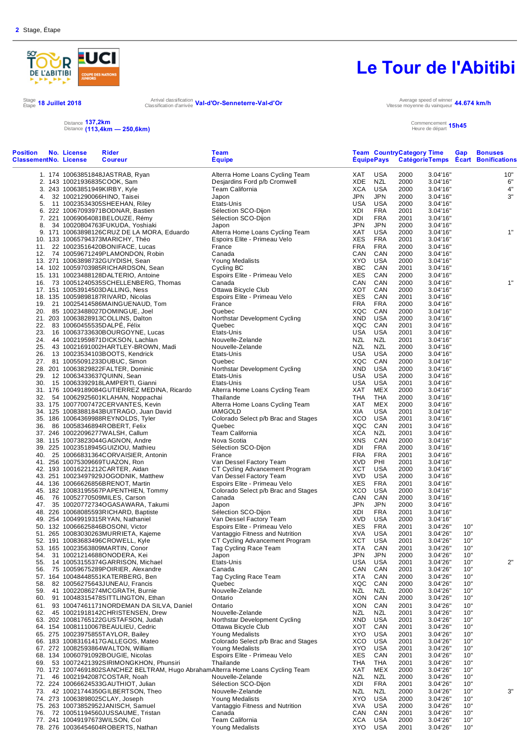**2** Stage, Étape

# Le Tour de l'Abitibi

Stage / Étape **18 Juillet 2018**

Arrival classification / Classification d'arrivée **Val-d'Or-Senneterre-Val-d'Or**

Average speed of winner / Vitesse moyenne du vainqueur **44.674 km/h**

Distance **137,2km**
Distance **(113,4km — 250,6km)**

Commencement / Heure de départ **15h45**

| Position Classement | No. No. | License License | Rider Coureur | Team Équipe | Team Équipe | Country Pays | Category Catégorie | Time Temps | Gap Écart | Bonuses Bonifications |
|---|---|---|---|---|---|---|---|---|---|---|
| 1. | 174 | 10063851848 | JASTRAB, Ryan | Alterra Home Loans Cycling Team | XAT | USA | 2000 | 3.04'16" | | 10" |
| 2. | 143 | 10021936835 | COOK, Sam | Desjardins Ford p/b Cromwell | XDE | NZL | 2000 | 3.04'16" | | 6" |
| 3. | 243 | 10063851949 | KIRBY, Kyle | Team California | XCA | USA | 2000 | 3.04'16" | | 4" |
| 4. | 32 | 10021290066 | HINO, Taisei | Japon | JPN | JPN | 2000 | 3.04'16" | | 3" |
| 5. | 11 | 10023534305 | SHEEHAN, Riley | Etats-Unis | USA | USA | 2000 | 3.04'16" | | |
| 6. | 222 | 10067093971 | BODNAR, Bastien | Sélection SCO-Dijon | XDI | FRA | 2001 | 3.04'16" | | |
| 7. | 221 | 10069064081 | BELOUZE, Rémy | Sélection SCO-Dijon | XDI | FRA | 2001 | 3.04'16" | | |
| 8. | 34 | 10020804763 | FUKUDA, Yoshiaki | Japon | JPN | JPN | 2000 | 3.04'16" | | |
| 9. | 171 | 10063898126 | CRUZ DE LA MORA, Eduardo | Alterra Home Loans Cycling Team | XAT | USA | 2000 | 3.04'16" | | 1" |
| 10. | 133 | 10065794373 | MARICHY, Théo | Espoirs Elite - Primeau Velo | XES | FRA | 2001 | 3.04'16" | | |
| 11. | 22 | 10023516420 | BONIFACE, Lucas | France | FRA | FRA | 2000 | 3.04'16" | | |
| 12. | 74 | 10059671249 | PLAMONDON, Robin | Canada | CAN | CAN | 2000 | 3.04'16" | | |
| 13. | 271 | 10063898732 | GUYDISH, Sean | Young Medalists | XYO | USA | 2000 | 3.04'16" | | |
| 14. | 102 | 10059703985 | RICHARDSON, Sean | Cycling BC | XBC | CAN | 2001 | 3.04'16" | | |
| 15. | 131 | 10023488128 | DALTERIO, Antoine | Espoirs Elite - Primeau Velo | XES | CAN | 2000 | 3.04'16" | | |
| 16. | 73 | 10051240535 | SCHELLENBERG, Thomas | Canada | CAN | CAN | 2000 | 3.04'16" | | 1" |
| 17. | 151 | 10053914503 | DALLING, Ness | Ottawa Bicycle Club | XOT | CAN | 2000 | 3.04'16" | | |
| 18. | 135 | 10059898187 | RIVARD, Nicolas | Espoirs Elite - Primeau Velo | XES | CAN | 2001 | 3.04'16" | | |
| 19. | 21 | 10025414586 | MAINGUENAUD, Tom | France | FRA | FRA | 2000 | 3.04'16" | | |
| 20. | 85 | 10023488027 | DOMINGUE, Joel | Quebec | XQC | CAN | 2000 | 3.04'16" | | |
| 21. | 203 | 10063828913 | COLLINS, Dalton | Northstar Development Cycling | XND | USA | 2000 | 3.04'16" | | |
| 22. | 83 | 10060455535 | DALPÉ, Félix | Quebec | XQC | CAN | 2001 | 3.04'16" | | |
| 23. | 16 | 10063733630 | BOURGOYNE, Lucas | Etats-Unis | USA | USA | 2001 | 3.04'16" | | |
| 24. | 44 | 10021959871 | DICKSON, Lachlan | Nouvelle-Zelande | NZL | NZL | 2001 | 3.04'16" | | |
| 25. | 43 | 10021691002 | HARTLEY-BROWN, Madi | Nouvelle-Zelande | NZL | NZL | 2000 | 3.04'16" | | |
| 26. | 13 | 10023534103 | BOOTS, Kendrick | Etats-Unis | USA | USA | 2000 | 3.04'16" | | |
| 27. | 81 | 10055091233 | DUBUC, Simon | Quebec | XQC | CAN | 2000 | 3.04'16" | | |
| 28. | 201 | 10063829822 | FALTER, Dominic | Northstar Development Cycling | XND | USA | 2000 | 3.04'16" | | |
| 29. | 12 | 10063433637 | QUINN, Sean | Etats-Unis | USA | USA | 2000 | 3.04'16" | | |
| 30. | 15 | 10063392918 | LAMPERTI, Gianni | Etats-Unis | USA | USA | 2001 | 3.04'16" | | |
| 31. | 176 | 10049189084 | GUTIERREZ MEDINA, Ricardo | Alterra Home Loans Cycling Team | XAT | MEX | 2000 | 3.04'16" | | |
| 32. | 54 | 10062925601 | KLAHAN, Noppachai | Thailande | THA | THA | 2000 | 3.04'16" | | |
| 33. | 175 | 10077007472 | CERVANTES, Kevin | Alterra Home Loans Cycling Team | XAT | MEX | 2000 | 3.04'16" | | |
| 34. | 125 | 10083881843 | BUITRAGO, Juan David | IAMGOLD | XIA | USA | 2001 | 3.04'16" | | |
| 35. | 186 | 10064369988 | REYNOLDS, Tyler | Colorado Select p/b Brac and Stages | XCO | USA | 2001 | 3.04'16" | | |
| 36. | 86 | 10058346894 | ROBERT, Felix | Quebec | XQC | CAN | 2001 | 3.04'16" | | |
| 37. | 246 | 10022096277 | WALSH, Callum | Team California | XCA | NZL | 2001 | 3.04'16" | | |
| 38. | 115 | 10073823044 | GAGNON, Andre | Nova Scotia | XNS | CAN | 2000 | 3.04'16" | | |
| 39. | 225 | 10023518945 | GUIZIOU, Mathieu | Sélection SCO-Dijon | XDI | FRA | 2000 | 3.04'16" | | |
| 40. | 25 | 10066831364 | CORVAISIER, Antonin | France | FRA | FRA | 2001 | 3.04'16" | | |
| 41. | 256 | 10075309669 | TUAZON, Ron | Van Dessel Factory Team | XVD | PHI | 2001 | 3.04'16" | | |
| 42. | 193 | 10016221212 | CARTER, Aidan | CT Cycling Advancement Program | XCT | USA | 2000 | 3.04'16" | | |
| 43. | 251 | 10023497929 | JOGODNIK, Matthew | Van Dessel Factory Team | XVD | USA | 2000 | 3.04'16" | | |
| 44. | 136 | 10066626856 | BRENOT, Martin | Espoirs Elite - Primeau Velo | XES | FRA | 2001 | 3.04'16" | | |
| 45. | 182 | 10083195567 | PAPENTHIEN, Tommy | Colorado Select p/b Brac and Stages | XCO | USA | 2000 | 3.04'16" | | |
| 46. | 76 | 10052770509 | MILES, Carson | Canada | CAN | CAN | 2000 | 3.04'16" | | |
| 47. | 35 | 10020772734 | OGASAWARA, Takumi | Japon | JPN | JPN | 2000 | 3.04'16" | | |
| 48. | 226 | 10068085593 | RICHARD, Baptiste | Sélection SCO-Dijon | XDI | FRA | 2001 | 3.04'16" | | |
| 49. | 254 | 10049919315 | RYAN, Nathaniel | Van Dessel Factory Team | XVD | USA | 2000 | 3.04'16" | | |
| 50. | 132 | 10066625846 | BOSONI, Victor | Espoirs Elite - Primeau Velo | XES | FRA | 2001 | 3.04'26" | 10" | |
| 51. | 265 | 10083030263 | MURRIETA, Kajeme | Vantaggio Fitness and Nutrition | XVA | USA | 2001 | 3.04'26" | 10" | |
| 52. | 191 | 10083683496 | CROWELL, Kyle | CT Cycling Advancement Program | XCT | USA | 2001 | 3.04'26" | 10" | |
| 53. | 165 | 10023563809 | MARTIN, Conor | Tag Cycling Race Team | XTA | CAN | 2001 | 3.04'26" | 10" | |
| 54. | 31 | 10021214688 | ONODERA, Kei | Japon | JPN | JPN | 2000 | 3.04'26" | 10" | |
| 55. | 14 | 10053155374 | GARRISON, Michael | Etats-Unis | USA | USA | 2001 | 3.04'26" | 10" | 2" |
| 56. | 75 | 10059675289 | POIRIER, Alexandre | Canada | CAN | CAN | 2001 | 3.04'26" | 10" | |
| 57. | 164 | 10048448551 | KATERBERG, Ben | Tag Cycling Race Team | XTA | CAN | 2000 | 3.04'26" | 10" | |
| 58. | 82 | 10056275643 | JUNEAU, Francis | Quebec | XQC | CAN | 2000 | 3.04'26" | 10" | |
| 59. | 41 | 10022086274 | MCGRATH, Burnie | Nouvelle-Zelande | NZL | NZL | 2000 | 3.04'26" | 10" | |
| 60. | 91 | 10048315478 | SITTLINGTON, Ethan | Ontario | XON | CAN | 2000 | 3.04'26" | 10" | |
| 61. | 93 | 10047461171 | NORDEMAN DA SILVA, Daniel | Ontario | XON | CAN | 2001 | 3.04'26" | 10" | |
| 62. | 45 | 10021918142 | CHRISTENSEN, Drew | Nouvelle-Zelande | NZL | NZL | 2001 | 3.04'26" | 10" | |
| 63. | 202 | 10081765122 | GUSTAFSON, Judah | Northstar Development Cycling | XND | USA | 2001 | 3.04'26" | 10" | |
| 64. | 154 | 10081110067 | BEAULIEU, Cedric | Ottawa Bicycle Club | XOT | CAN | 2001 | 3.04'26" | 10" | |
| 65. | 275 | 10023975855 | TAYLOR, Bailey | Young Medalists | XYO | USA | 2001 | 3.04'26" | 10" | |
| 66. | 183 | 10083161417 | GALLEGOS, Mateo | Colorado Select p/b Brac and Stages | XCO | USA | 2001 | 3.04'26" | 10" | |
| 67. | 272 | 10082593864 | WALTON, William | Young Medalists | XYO | USA | 2001 | 3.04'26" | 10" | |
| 68. | 134 | 10060791092 | BOUGIE, Nicolas | Espoirs Elite - Primeau Velo | XES | CAN | 2001 | 3.04'26" | 10" | |
| 69. | 53 | 10072421392 | SIRIMONGKHON, Phunsiri | Thailande | THA | THA | 2001 | 3.04'26" | 10" | |
| 70. | 172 | 10074691802 | SANCHEZ BELTRAM, Hugo Abraham | Alterra Home Loans Cycling Team | XAT | MEX | 2000 | 3.04'26" | 10" | |
| 71. | 46 | 10021942087 | COSTAR, Noah | Nouvelle-Zelande | NZL | NZL | 2000 | 3.04'26" | 10" | |
| 72. | 224 | 10066624533 | GAUTHIOT, Julian | Sélection SCO-Dijon | XDI | FRA | 2001 | 3.04'26" | 10" | |
| 73. | 42 | 10021744350 | GILBERTSON, Theo | Nouvelle-Zelande | NZL | NZL | 2000 | 3.04'26" | 10" | 3" |
| 74. | 273 | 10063898025 | CLAY, Joseph | Young Medalists | XYO | USA | 2000 | 3.04'26" | 10" | |
| 75. | 263 | 10073852952 | JANISCH, Samuel | Vantaggio Fitness and Nutrition | XVA | USA | 2000 | 3.04'26" | 10" | |
| 76. | 72 | 10051194560 | JUSSAUME, Tristan | Canada | CAN | CAN | 2001 | 3.04'26" | 10" | |
| 77. | 241 | 10049197673 | WILSON, Col | Team California | XCA | USA | 2000 | 3.04'26" | 10" | |
| 78. | 276 | 10036454604 | ROBERTS, Nathan | Young Medalists | XYO | USA | 2001 | 3.04'26" | 10" | |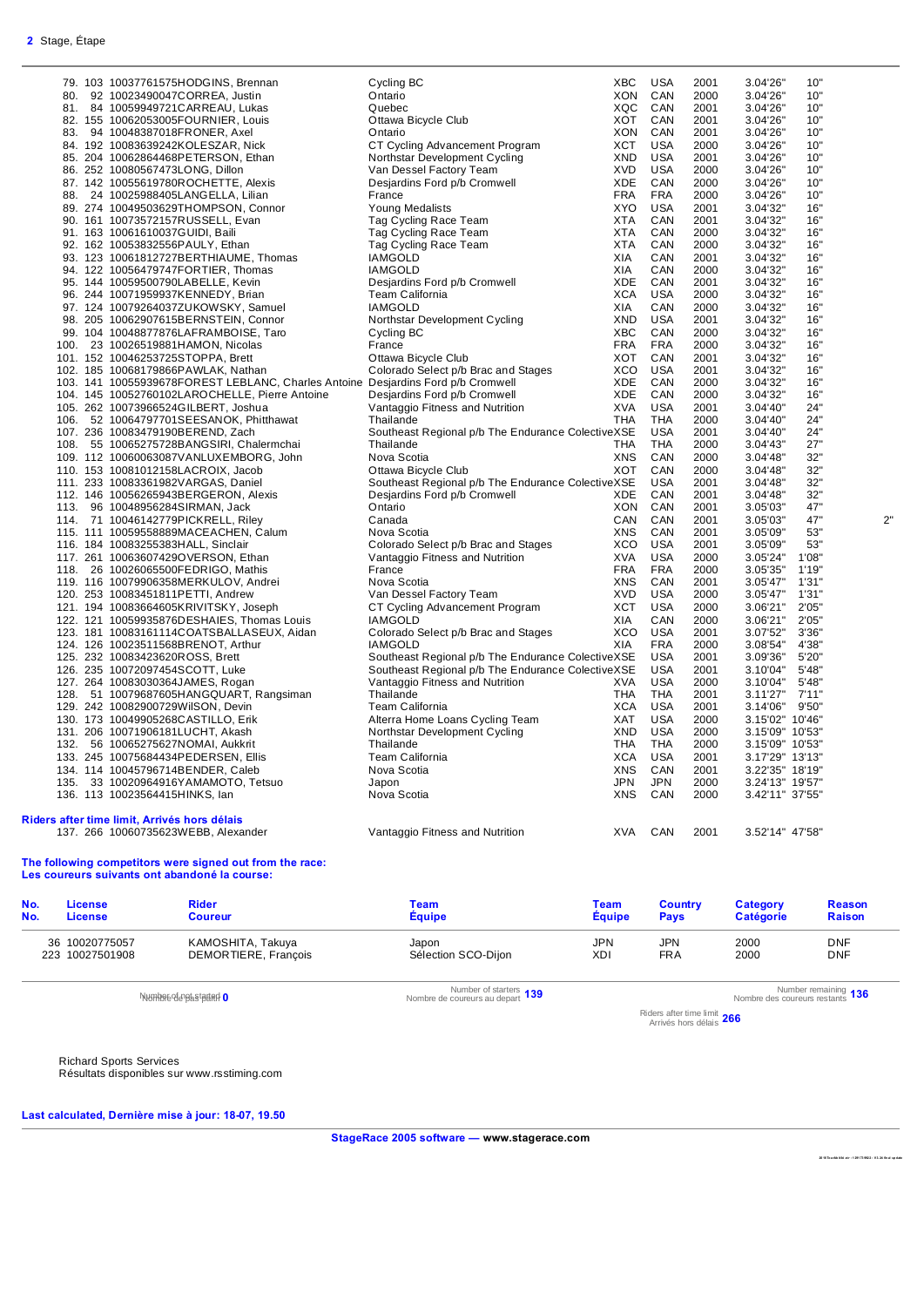| Pos. | No. | License | Rider | Team | Code | Country | Cat. | Time | Gap |
|---|---|---|---|---|---|---|---|---|---|
| 79. | 103 | 10037761575 | HODGINS, Brennan | Cycling BC | XBC | USA | 2001 | 3.04'26" | 10" |
| 80. | 92 | 10023490047 | CORREA, Justin | Ontario | XON | CAN | 2000 | 3.04'26" | 10" |
| 81. | 84 | 10059949721 | CARREAU, Lukas | Quebec | XQC | CAN | 2001 | 3.04'26" | 10" |
| 82. | 155 | 10062053005 | FOURNIER, Louis | Ottawa Bicycle Club | XOT | CAN | 2001 | 3.04'26" | 10" |
| 83. | 94 | 10048387018 | FRONER, Axel | Ontario | XON | CAN | 2001 | 3.04'26" | 10" |
| 84. | 192 | 10083639242 | KOLESZAR, Nick | CT Cycling Advancement Program | XCT | USA | 2000 | 3.04'26" | 10" |
| 85. | 204 | 10062864468 | PETERSON, Ethan | Northstar Development Cycling | XND | USA | 2001 | 3.04'26" | 10" |
| 86. | 252 | 10080567473 | LONG, Dillon | Van Dessel Factory Team | XVD | USA | 2000 | 3.04'26" | 10" |
| 87. | 142 | 10055619780 | ROCHETTE, Alexis | Desjardins Ford p/b Cromwell | XDE | CAN | 2000 | 3.04'26" | 10" |
| 88. | 24 | 10025988405 | LANGELLA, Lilian | France | FRA | FRA | 2000 | 3.04'26" | 10" |
| 89. | 274 | 10049503629 | THOMPSON, Connor | Young Medalists | XYO | USA | 2001 | 3.04'32" | 16" |
| 90. | 161 | 10073572157 | RUSSELL, Evan | Tag Cycling Race Team | XTA | CAN | 2001 | 3.04'32" | 16" |
| 91. | 163 | 10061610037 | GUIDI, Baili | Tag Cycling Race Team | XTA | CAN | 2000 | 3.04'32" | 16" |
| 92. | 162 | 10053832556 | PAULY, Ethan | Tag Cycling Race Team | XTA | CAN | 2000 | 3.04'32" | 16" |
| 93. | 123 | 10061812727 | BERTHIAUME, Thomas | IAMGOLD | XIA | CAN | 2001 | 3.04'32" | 16" |
| 94. | 122 | 10056479747 | FORTIER, Thomas | IAMGOLD | XIA | CAN | 2000 | 3.04'32" | 16" |
| 95. | 144 | 10059500790 | LABELLE, Kevin | Desjardins Ford p/b Cromwell | XDE | CAN | 2001 | 3.04'32" | 16" |
| 96. | 244 | 10071959937 | KENNEDY, Brian | Team California | XCA | USA | 2000 | 3.04'32" | 16" |
| 97. | 124 | 10079264037 | ZUKOWSKY, Samuel | IAMGOLD | XIA | CAN | 2000 | 3.04'32" | 16" |
| 98. | 205 | 10062907615 | BERNSTEIN, Connor | Northstar Development Cycling | XND | USA | 2001 | 3.04'32" | 16" |
| 99. | 104 | 10048877876 | LAFRAMBOISE, Taro | Cycling BC | XBC | CAN | 2000 | 3.04'32" | 16" |
| 100. | 23 | 10026519881 | HAMON, Nicolas | France | FRA | FRA | 2000 | 3.04'32" | 16" |
| 101. | 152 | 10046253725 | STOPPA, Brett | Ottawa Bicycle Club | XOT | CAN | 2001 | 3.04'32" | 16" |
| 102. | 185 | 10068179866 | PAWLAK, Nathan | Colorado Select p/b Brac and Stages | XCO | USA | 2001 | 3.04'32" | 16" |
| 103. | 141 | 10055939678 | FOREST LEBLANC, Charles Antoine | Desjardins Ford p/b Cromwell | XDE | CAN | 2000 | 3.04'32" | 16" |
| 104. | 145 | 10052760102 | LAROCHELLE, Pierre Antoine | Desjardins Ford p/b Cromwell | XDE | CAN | 2000 | 3.04'32" | 16" |
| 105. | 262 | 10073966524 | GILBERT, Joshua | Vantaggio Fitness and Nutrition | XVA | USA | 2001 | 3.04'40" | 24" |
| 106. | 52 | 10064797701 | SEESANOK, Phitthawat | Thailande | THA | THA | 2000 | 3.04'40" | 24" |
| 107. | 236 | 10083479190 | BEREND, Zach | Southeast Regional p/b The Endurance Colective | XSE | USA | 2001 | 3.04'40" | 24" |
| 108. | 55 | 10065275728 | BANGSIRI, Chalermchai | Thailande | THA | THA | 2000 | 3.04'43" | 27" |
| 109. | 112 | 10060063087 | VANLUXEMBORG, John | Nova Scotia | XNS | CAN | 2000 | 3.04'48" | 32" |
| 110. | 153 | 10081012158 | LACROIX, Jacob | Ottawa Bicycle Club | XOT | CAN | 2000 | 3.04'48" | 32" |
| 111. | 233 | 10083361982 | VARGAS, Daniel | Southeast Regional p/b The Endurance Colective | XSE | USA | 2001 | 3.04'48" | 32" |
| 112. | 146 | 10056265943 | BERGERON, Alexis | Desjardins Ford p/b Cromwell | XDE | CAN | 2001 | 3.04'48" | 32" |
| 113. | 96 | 10048956284 | SIRMAN, Jack | Ontario | XON | CAN | 2001 | 3.05'03" | 47" |
| 114. | 71 | 10046142779 | PICKRELL, Riley | Canada | CAN | CAN | 2001 | 3.05'03" | 47" 2" |
| 115. | 111 | 10059558889 | MACEACHEN, Calum | Nova Scotia | XNS | CAN | 2001 | 3.05'09" | 53" |
| 116. | 184 | 10083255383 | HALL, Sinclair | Colorado Select p/b Brac and Stages | XCO | USA | 2001 | 3.05'09" | 53" |
| 117. | 261 | 10063607429 | OVERSON, Ethan | Vantaggio Fitness and Nutrition | XVA | USA | 2000 | 3.05'24" | 1'08" |
| 118. | 26 | 10026065500 | FEDRIGO, Mathis | France | FRA | FRA | 2000 | 3.05'35" | 1'19" |
| 119. | 116 | 10079906358 | MERKULOV, Andrei | Nova Scotia | XNS | CAN | 2001 | 3.05'47" | 1'31" |
| 120. | 253 | 10083451811 | PETTI, Andrew | Van Dessel Factory Team | XVD | USA | 2000 | 3.05'47" | 1'31" |
| 121. | 194 | 10083664605 | KRIVITSKY, Joseph | CT Cycling Advancement Program | XCT | USA | 2000 | 3.06'21" | 2'05" |
| 122. | 121 | 10059935876 | DESHAIES, Thomas Louis | IAMGOLD | XIA | CAN | 2000 | 3.06'21" | 2'05" |
| 123. | 181 | 10083161114 | COATSBALLASEUX, Aidan | Colorado Select p/b Brac and Stages | XCO | USA | 2001 | 3.07'52" | 3'36" |
| 124. | 126 | 10023511568 | BRENOT, Arthur | IAMGOLD | XIA | FRA | 2000 | 3.08'54" | 4'38" |
| 125. | 232 | 10083423620 | ROSS, Brett | Southeast Regional p/b The Endurance Colective | XSE | USA | 2001 | 3.09'36" | 5'20" |
| 126. | 235 | 10072097454 | SCOTT, Luke | Southeast Regional p/b The Endurance Colective | XSE | USA | 2001 | 3.10'04" | 5'48" |
| 127. | 264 | 10083030364 | JAMES, Rogan | Vantaggio Fitness and Nutrition | XVA | USA | 2000 | 3.10'04" | 5'48" |
| 128. | 51 | 10079687605 | HANGQUART, Rangsiman | Thailande | THA | THA | 2001 | 3.11'27" | 7'11" |
| 129. | 242 | 10082900729 | WILSON, Devin | Team California | XCA | USA | 2001 | 3.14'06" | 9'50" |
| 130. | 173 | 10049905268 | CASTILLO, Erik | Alterra Home Loans Cycling Team | XAT | USA | 2000 | 3.15'02" | 10'46" |
| 131. | 206 | 10071906181 | LUCHT, Akash | Northstar Development Cycling | XND | USA | 2000 | 3.15'09" | 10'53" |
| 132. | 56 | 10065275627 | NOMAI, Aukkrit | Thailande | THA | THA | 2000 | 3.15'09" | 10'53" |
| 133. | 245 | 10075684434 | PEDERSEN, Ellis | Team California | XCA | USA | 2001 | 3.17'29" | 13'13" |
| 134. | 114 | 10045796714 | BENDER, Caleb | Nova Scotia | XNS | CAN | 2001 | 3.22'35" | 18'19" |
| 135. | 33 | 10020964916 | YAMAMOTO, Tetsuo | Japon | JPN | JPN | 2000 | 3.24'13" | 19'57" |
| 136. | 113 | 10023564415 | HINKS, Ian | Nova Scotia | XNS | CAN | 2000 | 3.42'11" | 37'55" |

**Riders after time limit, Arrivés hors délais**

| Pos. | No. | License | Rider | Team | Code | Country | Cat. | Time | Gap |
|---|---|---|---|---|---|---|---|---|---|
| 137. | 266 | 10060735623 | WEBB, Alexander | Vantaggio Fitness and Nutrition | XVA | CAN | 2001 | 3.52'14" | 47'58" |

**The following competitors were signed out from the race:**
**Les coureurs suivants ont abandoné la course:**

| No. / No. | License / License | Rider / Coureur | Team / Équipe | Team / Équipe | Country / Pays | Category / Catégorie | Reason / Raison |
|---|---|---|---|---|---|---|---|
| 36 | 10020775057 | KAMOSHITA, Takuya | Japon | JPN | JPN | 2000 | DNF |
| 223 | 10027501908 | DEMORTIERE, François | Sélection SCO-Dijon | XDI | FRA | 2000 | DNF |

Number not started / Nombre de pas partis **0**

Number of starters / Nombre de coureurs au depart **139**

Number remaining / Nombre des coureurs restants **136**

Riders after time limit / Arrivés hors délais **266**

Richard Sports Services
Résultats disponibles sur www.rsstiming.com

**Last calculated, Dernière mise à jour: 18-07, 19.50**

**StageRace 2005 software — www.stagerace.com**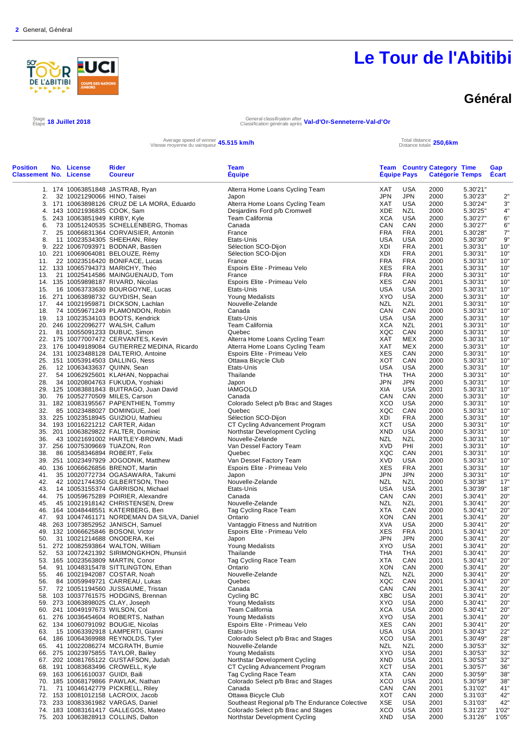# Le Tour de l'Abitibi

## Général

Stage / Etape **18 Juillet 2018**

General classification after / Classification générale après **Val-d'Or-Senneterre-Val-d'Or**

Average speed of winner / Vitesse moyenne du vainqueur **45.515 km/h**

Total distance / Distance totale **250,6km**

| Position / Classement | No. / No. | License / License | Rider / Coureur | Team / Équipe | Team / Équipe | Country / Pays | Category / Catégorie | Time / Temps | Gap / Écart |
|---|---|---|---|---|---|---|---|---|---|
| 1. | 174 | 10063851848 | JASTRAB, Ryan | Alterra Home Loans Cycling Team | XAT | USA | 2000 | 5.30'21" | |
| 2. | 32 | 10021290066 | HINO, Taisei | Japon | JPN | JPN | 2000 | 5.30'23" | 2" |
| 3. | 171 | 10063898126 | CRUZ DE LA MORA, Eduardo | Alterra Home Loans Cycling Team | XAT | USA | 2000 | 5.30'24" | 3" |
| 4. | 143 | 10021936835 | COOK, Sam | Desjardins Ford p/b Cromwell | XDE | NZL | 2000 | 5.30'25" | 4" |
| 5. | 243 | 10063851949 | KIRBY, Kyle | Team California | XCA | USA | 2000 | 5.30'27" | 6" |
| 6. | 73 | 10051240535 | SCHELLENBERG, Thomas | Canada | CAN | CAN | 2000 | 5.30'27" | 6" |
| 7. | 25 | 10066831364 | CORVAISIER, Antonin | France | FRA | FRA | 2001 | 5.30'28" | 7" |
| 8. | 11 | 10023534305 | SHEEHAN, Riley | Etats-Unis | USA | USA | 2000 | 5.30'30" | 9" |
| 9. | 222 | 10067093971 | BODNAR, Bastien | Sélection SCO-Dijon | XDI | FRA | 2001 | 5.30'31" | 10" |
| 10. | 221 | 10069064081 | BELOUZE, Rémy | Sélection SCO-Dijon | XDI | FRA | 2001 | 5.30'31" | 10" |
| 11. | 22 | 10023516420 | BONIFACE, Lucas | France | FRA | FRA | 2000 | 5.30'31" | 10" |
| 12. | 133 | 10065794373 | MARICHY, Théo | Espoirs Elite - Primeau Velo | XES | FRA | 2001 | 5.30'31" | 10" |
| 13. | 21 | 10025414586 | MAINGUENAUD, Tom | France | FRA | FRA | 2000 | 5.30'31" | 10" |
| 14. | 135 | 10059898187 | RIVARD, Nicolas | Espoirs Elite - Primeau Velo | XES | CAN | 2001 | 5.30'31" | 10" |
| 15. | 16 | 10063733630 | BOURGOYNE, Lucas | Etats-Unis | USA | USA | 2001 | 5.30'31" | 10" |
| 16. | 271 | 10063898732 | GUYDISH, Sean | Young Medalists | XYO | USA | 2000 | 5.30'31" | 10" |
| 17. | 44 | 10021959871 | DICKSON, Lachlan | Nouvelle-Zelande | NZL | NZL | 2001 | 5.30'31" | 10" |
| 18. | 74 | 10059671249 | PLAMONDON, Robin | Canada | CAN | CAN | 2000 | 5.30'31" | 10" |
| 19. | 13 | 10023534103 | BOOTS, Kendrick | Etats-Unis | USA | USA | 2000 | 5.30'31" | 10" |
| 20. | 246 | 10022096277 | WALSH, Callum | Team California | XCA | NZL | 2001 | 5.30'31" | 10" |
| 21. | 81 | 10055091233 | DUBUC, Simon | Quebec | XQC | CAN | 2000 | 5.30'31" | 10" |
| 22. | 175 | 10077007472 | CERVANTES, Kevin | Alterra Home Loans Cycling Team | XAT | MEX | 2000 | 5.30'31" | 10" |
| 23. | 176 | 10049189084 | GUTIERREZ MEDINA, Ricardo | Alterra Home Loans Cycling Team | XAT | MEX | 2000 | 5.30'31" | 10" |
| 24. | 131 | 10023488128 | DALTERIO, Antoine | Espoirs Elite - Primeau Velo | XES | CAN | 2000 | 5.30'31" | 10" |
| 25. | 151 | 10053914503 | DALLING, Ness | Ottawa Bicycle Club | XOT | CAN | 2000 | 5.30'31" | 10" |
| 26. | 12 | 10063433637 | QUINN, Sean | Etats-Unis | USA | USA | 2000 | 5.30'31" | 10" |
| 27. | 54 | 10062925601 | KLAHAN, Noppachai | Thailande | THA | THA | 2000 | 5.30'31" | 10" |
| 28. | 34 | 10020804763 | FUKUDA, Yoshiaki | Japon | JPN | JPN | 2000 | 5.30'31" | 10" |
| 29. | 125 | 10083881843 | BUITRAGO, Juan David | IAMGOLD | XIA | USA | 2001 | 5.30'31" | 10" |
| 30. | 76 | 10052770509 | MILES, Carson | Canada | CAN | CAN | 2000 | 5.30'31" | 10" |
| 31. | 182 | 10083195567 | PAPENTHIEN, Tommy | Colorado Select p/b Brac and Stages | XCO | USA | 2000 | 5.30'31" | 10" |
| 32. | 85 | 10023488027 | DOMINGUE, Joel | Quebec | XQC | CAN | 2000 | 5.30'31" | 10" |
| 33. | 225 | 10023518945 | GUIZIOU, Mathieu | Sélection SCO-Dijon | XDI | FRA | 2000 | 5.30'31" | 10" |
| 34. | 193 | 10016221212 | CARTER, Aidan | CT Cycling Advancement Program | XCT | USA | 2000 | 5.30'31" | 10" |
| 35. | 201 | 10063829822 | FALTER, Dominic | Northstar Development Cycling | XND | USA | 2000 | 5.30'31" | 10" |
| 36. | 43 | 10021691002 | HARTLEY-BROWN, Madi | Nouvelle-Zelande | NZL | NZL | 2000 | 5.30'31" | 10" |
| 37. | 256 | 10075309669 | TUAZON, Ron | Van Dessel Factory Team | XVD | PHI | 2001 | 5.30'31" | 10" |
| 38. | 86 | 10058346894 | ROBERT, Felix | Quebec | XQC | CAN | 2001 | 5.30'31" | 10" |
| 39. | 251 | 10023497929 | JOGODNIK, Matthew | Van Dessel Factory Team | XVD | USA | 2000 | 5.30'31" | 10" |
| 40. | 136 | 10066626856 | BRENOT, Martin | Espoirs Elite - Primeau Velo | XES | FRA | 2001 | 5.30'31" | 10" |
| 41. | 35 | 10020772734 | OGASAWARA, Takumi | Japon | JPN | JPN | 2000 | 5.30'31" | 10" |
| 42. | 42 | 10021744350 | GILBERTSON, Theo | Nouvelle-Zelande | NZL | NZL | 2000 | 5.30'38" | 17" |
| 43. | 14 | 10053155374 | GARRISON, Michael | Etats-Unis | USA | USA | 2001 | 5.30'39" | 18" |
| 44. | 75 | 10059675289 | POIRIER, Alexandre | Canada | CAN | CAN | 2001 | 5.30'41" | 20" |
| 45. | 45 | 10021918142 | CHRISTENSEN, Drew | Nouvelle-Zelande | NZL | NZL | 2001 | 5.30'41" | 20" |
| 46. | 164 | 10048448551 | KATERBERG, Ben | Tag Cycling Race Team | XTA | CAN | 2000 | 5.30'41" | 20" |
| 47. | 93 | 10047461171 | NORDEMAN DA SILVA, Daniel | Ontario | XON | CAN | 2001 | 5.30'41" | 20" |
| 48. | 263 | 10073852952 | JANISCH, Samuel | Vantaggio Fitness and Nutrition | XVA | USA | 2000 | 5.30'41" | 20" |
| 49. | 132 | 10066625846 | BOSONI, Victor | Espoirs Elite - Primeau Velo | XES | FRA | 2001 | 5.30'41" | 20" |
| 50. | 31 | 10021214688 | ONODERA, Kei | Japon | JPN | JPN | 2000 | 5.30'41" | 20" |
| 51. | 272 | 10082593864 | WALTON, William | Young Medalists | XYO | USA | 2001 | 5.30'41" | 20" |
| 52. | 53 | 10072421392 | SIRIMONGKHON, Phunsiri | Thailande | THA | THA | 2001 | 5.30'41" | 20" |
| 53. | 165 | 10023563809 | MARTIN, Conor | Tag Cycling Race Team | XTA | CAN | 2001 | 5.30'41" | 20" |
| 54. | 91 | 10048315478 | SITTLINGTON, Ethan | Ontario | XON | CAN | 2000 | 5.30'41" | 20" |
| 55. | 46 | 10021942087 | COSTAR, Noah | Nouvelle-Zelande | NZL | NZL | 2000 | 5.30'41" | 20" |
| 56. | 84 | 10059949721 | CARREAU, Lukas | Quebec | XQC | CAN | 2001 | 5.30'41" | 20" |
| 57. | 72 | 10051194560 | JUSSAUME, Tristan | Canada | CAN | CAN | 2001 | 5.30'41" | 20" |
| 58. | 103 | 10037761575 | HODGINS, Brennan | Cycling BC | XBC | USA | 2001 | 5.30'41" | 20" |
| 59. | 273 | 10063898025 | CLAY, Joseph | Young Medalists | XYO | USA | 2000 | 5.30'41" | 20" |
| 60. | 241 | 10049197673 | WILSON, Col | Team California | XCA | USA | 2000 | 5.30'41" | 20" |
| 61. | 276 | 10036454604 | ROBERTS, Nathan | Young Medalists | XYO | USA | 2001 | 5.30'41" | 20" |
| 62. | 134 | 10060791092 | BOUGIE, Nicolas | Espoirs Elite - Primeau Velo | XES | CAN | 2001 | 5.30'41" | 20" |
| 63. | 15 | 10063392918 | LAMPERTI, Gianni | Etats-Unis | USA | USA | 2001 | 5.30'43" | 22" |
| 64. | 186 | 10064369988 | REYNOLDS, Tyler | Colorado Select p/b Brac and Stages | XCO | USA | 2001 | 5.30'49" | 28" |
| 65. | 41 | 10022086274 | MCGRATH, Burnie | Nouvelle-Zelande | NZL | NZL | 2000 | 5.30'53" | 32" |
| 66. | 275 | 10023975855 | TAYLOR, Bailey | Young Medalists | XYO | USA | 2001 | 5.30'53" | 32" |
| 67. | 202 | 10081765122 | GUSTAFSON, Judah | Northstar Development Cycling | XND | USA | 2001 | 5.30'53" | 32" |
| 68. | 191 | 10083683496 | CROWELL, Kyle | CT Cycling Advancement Program | XCT | USA | 2001 | 5.30'57" | 36" |
| 69. | 163 | 10061610037 | GUIDI, Baili | Tag Cycling Race Team | XTA | CAN | 2000 | 5.30'59" | 38" |
| 70. | 185 | 10068179866 | PAWLAK, Nathan | Colorado Select p/b Brac and Stages | XCO | USA | 2001 | 5.30'59" | 38" |
| 71. | 71 | 10046142779 | PICKRELL, Riley | Canada | CAN | CAN | 2001 | 5.31'02" | 41" |
| 72. | 153 | 10081012158 | LACROIX, Jacob | Ottawa Bicycle Club | XOT | CAN | 2000 | 5.31'03" | 42" |
| 73. | 233 | 10083361982 | VARGAS, Daniel | Southeast Regional p/b The Endurance Colective | XSE | USA | 2001 | 5.31'03" | 42" |
| 74. | 183 | 10083161417 | GALLEGOS, Mateo | Colorado Select p/b Brac and Stages | XCO | USA | 2001 | 5.31'23" | 1'02" |
| 75. | 203 | 10063828913 | COLLINS, Dalton | Northstar Development Cycling | XND | USA | 2000 | 5.31'26" | 1'05" |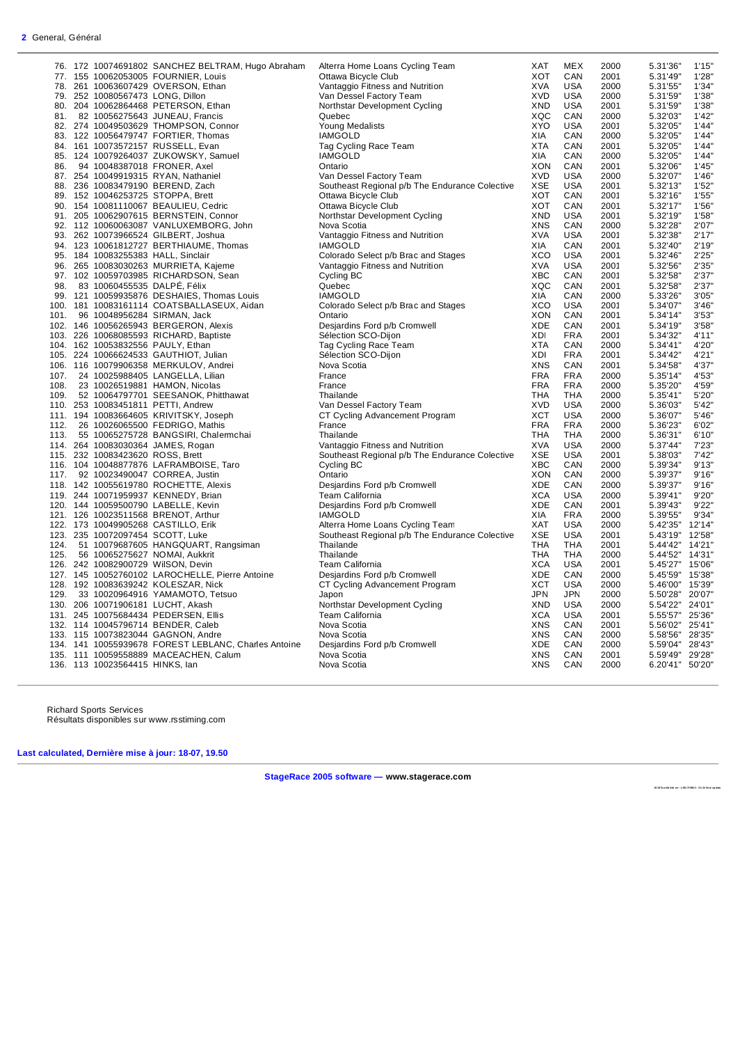**2** General, Général

| | | | | | | | | | |
|---|---|---|---|---|---|---|---|---|---|
| 76. | 172 | 10074691802 | SANCHEZ BELTRAM, Hugo Abraham | Alterra Home Loans Cycling Team | XAT | MEX | 2000 | 5.31'36" | 1'15" |
| 77. | 155 | 10062053005 | FOURNIER, Louis | Ottawa Bicycle Club | XOT | CAN | 2001 | 5.31'49" | 1'28" |
| 78. | 261 | 10063607429 | OVERSON, Ethan | Vantaggio Fitness and Nutrition | XVA | USA | 2000 | 5.31'55" | 1'34" |
| 79. | 252 | 10080567473 | LONG, Dillon | Van Dessel Factory Team | XVD | USA | 2000 | 5.31'59" | 1'38" |
| 80. | 204 | 10062864468 | PETERSON, Ethan | Northstar Development Cycling | XND | USA | 2001 | 5.31'59" | 1'38" |
| 81. | 82 | 10056275643 | JUNEAU, Francis | Quebec | XQC | CAN | 2000 | 5.32'03" | 1'42" |
| 82. | 274 | 10049503629 | THOMPSON, Connor | Young Medalists | XYO | USA | 2001 | 5.32'05" | 1'44" |
| 83. | 122 | 10056479747 | FORTIER, Thomas | IAMGOLD | XIA | CAN | 2000 | 5.32'05" | 1'44" |
| 84. | 161 | 10073572157 | RUSSELL, Evan | Tag Cycling Race Team | XTA | CAN | 2001 | 5.32'05" | 1'44" |
| 85. | 124 | 10079264037 | ZUKOWSKY, Samuel | IAMGOLD | XIA | CAN | 2000 | 5.32'05" | 1'44" |
| 86. | 94 | 10048387018 | FRONER, Axel | Ontario | XON | CAN | 2001 | 5.32'06" | 1'45" |
| 87. | 254 | 10049919315 | RYAN, Nathaniel | Van Dessel Factory Team | XVD | USA | 2000 | 5.32'07" | 1'46" |
| 88. | 236 | 10083479190 | BEREND, Zach | Southeast Regional p/b The Endurance Colective | XSE | USA | 2001 | 5.32'13" | 1'52" |
| 89. | 152 | 10046253725 | STOPPA, Brett | Ottawa Bicycle Club | XOT | CAN | 2001 | 5.32'16" | 1'55" |
| 90. | 154 | 10081110067 | BEAULIEU, Cedric | Ottawa Bicycle Club | XOT | CAN | 2001 | 5.32'17" | 1'56" |
| 91. | 205 | 10062907615 | BERNSTEIN, Connor | Northstar Development Cycling | XND | USA | 2001 | 5.32'19" | 1'58" |
| 92. | 112 | 10060063087 | VANLUXEMBORG, John | Nova Scotia | XNS | CAN | 2000 | 5.32'28" | 2'07" |
| 93. | 262 | 10073966524 | GILBERT, Joshua | Vantaggio Fitness and Nutrition | XVA | USA | 2001 | 5.32'38" | 2'17" |
| 94. | 123 | 10061812727 | BERTHIAUME, Thomas | IAMGOLD | XIA | CAN | 2001 | 5.32'40" | 2'19" |
| 95. | 184 | 10083255383 | HALL, Sinclair | Colorado Select p/b Brac and Stages | XCO | USA | 2001 | 5.32'46" | 2'25" |
| 96. | 265 | 10083030263 | MURRIETA, Kajeme | Vantaggio Fitness and Nutrition | XVA | USA | 2001 | 5.32'56" | 2'35" |
| 97. | 102 | 10059703985 | RICHARDSON, Sean | Cycling BC | XBC | CAN | 2001 | 5.32'58" | 2'37" |
| 98. | 83 | 10060455535 | DALPÉ, Félix | Quebec | XQC | CAN | 2001 | 5.32'58" | 2'37" |
| 99. | 121 | 10059935876 | DESHAIES, Thomas Louis | IAMGOLD | XIA | CAN | 2000 | 5.33'26" | 3'05" |
| 100. | 181 | 10083161114 | COATSBALLASEUX, Aidan | Colorado Select p/b Brac and Stages | XCO | USA | 2001 | 5.34'07" | 3'46" |
| 101. | 96 | 10048956284 | SIRMAN, Jack | Ontario | XON | CAN | 2001 | 5.34'14" | 3'53" |
| 102. | 146 | 10056265943 | BERGERON, Alexis | Desjardins Ford p/b Cromwell | XDE | CAN | 2001 | 5.34'19" | 3'58" |
| 103. | 226 | 10068085593 | RICHARD, Baptiste | Sélection SCO-Dijon | XDI | FRA | 2001 | 5.34'32" | 4'11" |
| 104. | 162 | 10053832556 | PAULY, Ethan | Tag Cycling Race Team | XTA | CAN | 2000 | 5.34'41" | 4'20" |
| 105. | 224 | 10066624533 | GAUTHIOT, Julian | Sélection SCO-Dijon | XDI | FRA | 2001 | 5.34'42" | 4'21" |
| 106. | 116 | 10079906358 | MERKULOV, Andrei | Nova Scotia | XNS | CAN | 2001 | 5.34'58" | 4'37" |
| 107. | 24 | 10025988405 | LANGELLA, Lilian | France | FRA | FRA | 2000 | 5.35'14" | 4'53" |
| 108. | 23 | 10026519881 | HAMON, Nicolas | France | FRA | FRA | 2000 | 5.35'20" | 4'59" |
| 109. | 52 | 10064797701 | SEESANOK, Phitthawat | Thailande | THA | THA | 2000 | 5.35'41" | 5'20" |
| 110. | 253 | 10083451811 | PETTI, Andrew | Van Dessel Factory Team | XVD | USA | 2000 | 5.36'03" | 5'42" |
| 111. | 194 | 10083664605 | KRIVITSKY, Joseph | CT Cycling Advancement Program | XCT | USA | 2000 | 5.36'07" | 5'46" |
| 112. | 26 | 10026065500 | FEDRIGO, Mathis | France | FRA | FRA | 2000 | 5.36'23" | 6'02" |
| 113. | 55 | 10065275728 | BANGSIRI, Chalermchai | Thailande | THA | THA | 2000 | 5.36'31" | 6'10" |
| 114. | 264 | 10083030364 | JAMES, Rogan | Vantaggio Fitness and Nutrition | XVA | USA | 2000 | 5.37'44" | 7'23" |
| 115. | 232 | 10083423620 | ROSS, Brett | Southeast Regional p/b The Endurance Colective | XSE | USA | 2001 | 5.38'03" | 7'42" |
| 116. | 104 | 10048877876 | LAFRAMBOISE, Taro | Cycling BC | XBC | CAN | 2000 | 5.39'34" | 9'13" |
| 117. | 92 | 10023490047 | CORREA, Justin | Ontario | XON | CAN | 2000 | 5.39'37" | 9'16" |
| 118. | 142 | 10055619780 | ROCHETTE, Alexis | Desjardins Ford p/b Cromwell | XDE | CAN | 2000 | 5.39'37" | 9'16" |
| 119. | 244 | 10071959937 | KENNEDY, Brian | Team California | XCA | USA | 2000 | 5.39'41" | 9'20" |
| 120. | 144 | 10059500790 | LABELLE, Kevin | Desjardins Ford p/b Cromwell | XDE | CAN | 2001 | 5.39'43" | 9'22" |
| 121. | 126 | 10023511568 | BRENOT, Arthur | IAMGOLD | XIA | FRA | 2000 | 5.39'55" | 9'34" |
| 122. | 173 | 10049905268 | CASTILLO, Erik | Alterra Home Loans Cycling Team | XAT | USA | 2000 | 5.42'35" | 12'14" |
| 123. | 235 | 10072097454 | SCOTT, Luke | Southeast Regional p/b The Endurance Colective | XSE | USA | 2001 | 5.43'19" | 12'58" |
| 124. | 51 | 10079687605 | HANGQUART, Rangsiman | Thailande | THA | THA | 2001 | 5.44'42" | 14'21" |
| 125. | 56 | 10065275627 | NOMAI, Aukkrit | Thailande | THA | THA | 2000 | 5.44'52" | 14'31" |
| 126. | 242 | 10082900729 | WilSON, Devin | Team California | XCA | USA | 2001 | 5.45'27" | 15'06" |
| 127. | 145 | 10052760102 | LAROCHELLE, Pierre Antoine | Desjardins Ford p/b Cromwell | XDE | CAN | 2000 | 5.45'59" | 15'38" |
| 128. | 192 | 10083639242 | KOLESZAR, Nick | CT Cycling Advancement Program | XCT | USA | 2000 | 5.46'00" | 15'39" |
| 129. | 33 | 10020964916 | YAMAMOTO, Tetsuo | Japon | JPN | JPN | 2000 | 5.50'28" | 20'07" |
| 130. | 206 | 10071906181 | LUCHT, Akash | Northstar Development Cycling | XND | USA | 2000 | 5.54'22" | 24'01" |
| 131. | 245 | 10075684434 | PEDERSEN, Ellis | Team California | XCA | USA | 2001 | 5.55'57" | 25'36" |
| 132. | 114 | 10045796714 | BENDER, Caleb | Nova Scotia | XNS | CAN | 2001 | 5.56'02" | 25'41" |
| 133. | 115 | 10073823044 | GAGNON, Andre | Nova Scotia | XNS | CAN | 2000 | 5.58'56" | 28'35" |
| 134. | 141 | 10055939678 | FOREST LEBLANC, Charles Antoine | Desjardins Ford p/b Cromwell | XDE | CAN | 2000 | 5.59'04" | 28'43" |
| 135. | 111 | 10059558889 | MACEACHEN, Calum | Nova Scotia | XNS | CAN | 2001 | 5.59'49" | 29'28" |
| 136. | 113 | 10023564415 | HINKS, Ian | Nova Scotia | XNS | CAN | 2000 | 6.20'41" | 50'20" |

Richard Sports Services
Résultats disponibles sur www.rsstiming.com

**Last calculated, Dernière mise à jour: 18-07, 19.50**

**StageRace 2005 software — www.stagerace.com**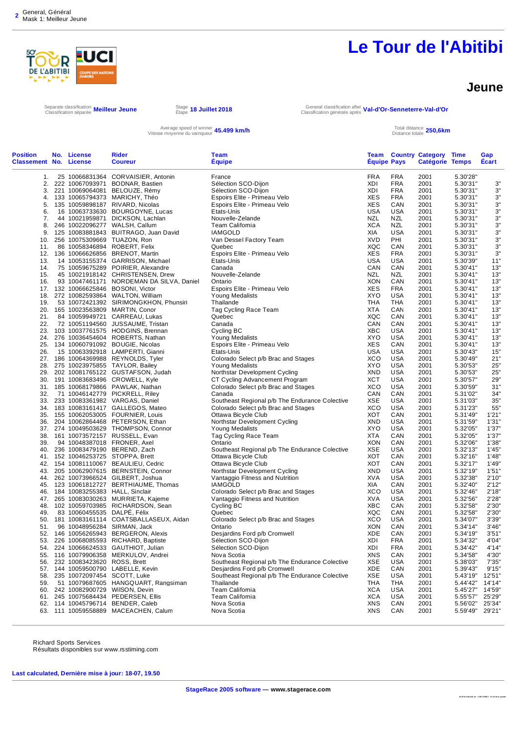General, Général
Mask 1: Meilleur Jeune

# Le Tour de l'Abitibi

## Jeune

Separate classification / Classification séparée **Meilleur Jeune**

Stage / Étape **18 Juillet 2018**

General classification after / Classification générale après **Val-d'Or-Senneterre-Val-d'Or**

Average speed of winner / Vitesse moyenne du vainqueur **45.499 km/h**

Total distance / Distance totale **250,6km**

| Position Classement | No. No. | License License | Rider Coureur | Team Équipe | Team Équipe | Country Pays | Category Catégorie | Time Temps | Gap Écart |
|---|---|---|---|---|---|---|---|---|---|
| 1. | 25 | 10066831364 | CORVAISIER, Antonin | France | FRA | FRA | 2001 | 5.30'28" | |
| 2. | 222 | 10067093971 | BODNAR, Bastien | Sélection SCO-Dijon | XDI | FRA | 2001 | 5.30'31" | 3" |
| 3. | 221 | 10069064081 | BELOUZE, Rémy | Sélection SCO-Dijon | XDI | FRA | 2001 | 5.30'31" | 3" |
| 4. | 133 | 10063794373 | MARICHY, Théo | Espoirs Elite - Primeau Velo | XES | FRA | 2001 | 5.30'31" | 3" |
| 5. | 135 | 10059898187 | RIVARD, Nicolas | Espoirs Elite - Primeau Velo | XES | CAN | 2001 | 5.30'31" | 3" |
| 6. | 16 | 10063733630 | BOURGOYNE, Lucas | Etats-Unis | USA | USA | 2001 | 5.30'31" | 3" |
| 7. | 44 | 10021959871 | DICKSON, Lachlan | Nouvelle-Zelande | NZL | NZL | 2001 | 5.30'31" | 3" |
| 8. | 246 | 10022096277 | WALSH, Callum | Team California | XCA | NZL | 2001 | 5.30'31" | 3" |
| 9. | 125 | 10083881843 | BUITRAGO, Juan David | IAMGOLD | XIA | USA | 2001 | 5.30'31" | 3" |
| 10. | 256 | 10075309669 | TUAZON, Ron | Van Dessel Factory Team | XVD | PHI | 2001 | 5.30'31" | 3" |
| 11. | 86 | 10058346894 | ROBERT, Felix | Quebec | XQC | CAN | 2001 | 5.30'31" | 3" |
| 12. | 136 | 10066626856 | BRENOT, Martin | Espoirs Elite - Primeau Velo | XES | FRA | 2001 | 5.30'31" | 3" |
| 13. | 14 | 10063155374 | GARRISON, Michael | Etats-Unis | USA | USA | 2001 | 5.30'39" | 11" |
| 14. | 75 | 10059675289 | POIRIER, Alexandre | Canada | CAN | CAN | 2001 | 5.30'41" | 13" |
| 15. | 45 | 10021918142 | CHRISTENSEN, Drew | Nouvelle-Zelande | NZL | NZL | 2001 | 5.30'41" | 13" |
| 16. | 93 | 10047461171 | NORDEMAN DA SILVA, Daniel | Ontario | XON | CAN | 2001 | 5.30'41" | 13" |
| 17. | 132 | 10066625846 | BOSONI, Victor | Espoirs Elite - Primeau Velo | XES | FRA | 2001 | 5.30'41" | 13" |
| 18. | 272 | 10082593864 | WALTON, William | Young Medalists | XYO | USA | 2001 | 5.30'41" | 13" |
| 19. | 53 | 10072421392 | SIRIMONGKHON, Phunsiri | Thailande | THA | THA | 2001 | 5.30'41" | 13" |
| 20. | 165 | 10023563809 | MARTIN, Conor | Tag Cycling Race Team | XTA | CAN | 2001 | 5.30'41" | 13" |
| 21. | 84 | 10059949721 | CARREAU, Lukas | Quebec | XQC | CAN | 2001 | 5.30'41" | 13" |
| 22. | 72 | 10051194560 | JUSSAUME, Tristan | Canada | CAN | CAN | 2001 | 5.30'41" | 13" |
| 23. | 103 | 10037761575 | HODGINS, Brennan | Cycling BC | XBC | USA | 2001 | 5.30'41" | 13" |
| 24. | 276 | 10036454604 | ROBERTS, Nathan | Young Medalists | XYO | USA | 2001 | 5.30'41" | 13" |
| 25. | 134 | 10060791092 | BOUGIE, Nicolas | Espoirs Elite - Primeau Velo | XES | CAN | 2001 | 5.30'41" | 13" |
| 26. | 15 | 10063392918 | LAMPERTI, Gianni | Etats-Unis | USA | USA | 2001 | 5.30'43" | 15" |
| 27. | 186 | 10064369988 | REYNOLDS, Tyler | Colorado Select p/b Brac and Stages | XCO | USA | 2001 | 5.30'49" | 21" |
| 28. | 275 | 10023975855 | TAYLOR, Bailey | Young Medalists | XYO | USA | 2001 | 5.30'53" | 25" |
| 29. | 202 | 10081765122 | GUSTAFSON, Judah | Northstar Development Cycling | XND | USA | 2001 | 5.30'53" | 25" |
| 30. | 191 | 10083683496 | CROWELL, Kyle | CT Cycling Advancement Program | XCT | USA | 2001 | 5.30'57" | 29" |
| 31. | 185 | 10068179866 | PAWLAK, Nathan | Colorado Select p/b Brac and Stages | XCO | USA | 2001 | 5.30'59" | 31" |
| 32. | 71 | 10046142779 | PICKRELL, Riley | Canada | CAN | CAN | 2001 | 5.31'02" | 34" |
| 33. | 233 | 10083361982 | VARGAS, Daniel | Southeast Regional p/b The Endurance Colective | XSE | USA | 2001 | 5.31'03" | 35" |
| 34. | 183 | 10083161417 | GALLEGOS, Mateo | Colorado Select p/b Brac and Stages | XCO | USA | 2001 | 5.31'23" | 55" |
| 35. | 155 | 10062053005 | FOURNIER, Louis | Ottawa Bicycle Club | XOT | CAN | 2001 | 5.31'49" | 1'21" |
| 36. | 204 | 10062864468 | PETERSON, Ethan | Northstar Development Cycling | XND | USA | 2001 | 5.31'59" | 1'31" |
| 37. | 274 | 10049503629 | THOMPSON, Connor | Young Medalists | XYO | USA | 2001 | 5.32'05" | 1'37" |
| 38. | 161 | 10073572157 | RUSSELL, Evan | Tag Cycling Race Team | XTA | CAN | 2001 | 5.32'05" | 1'37" |
| 39. | 94 | 10048387018 | FRONER, Axel | Ontario | XON | CAN | 2001 | 5.32'06" | 1'38" |
| 40. | 236 | 10083479190 | BEREND, Zach | Southeast Regional p/b The Endurance Colective | XSE | USA | 2001 | 5.32'13" | 1'45" |
| 41. | 152 | 10046253725 | STOPPA, Brett | Ottawa Bicycle Club | XOT | CAN | 2001 | 5.32'16" | 1'48" |
| 42. | 154 | 10081110067 | BEAULIEU, Cedric | Ottawa Bicycle Club | XOT | CAN | 2001 | 5.32'17" | 1'49" |
| 43. | 205 | 10062907615 | BERNSTEIN, Connor | Northstar Development Cycling | XND | USA | 2001 | 5.32'19" | 1'51" |
| 44. | 262 | 10073966524 | GILBERT, Joshua | Vantaggio Fitness and Nutrition | XVA | USA | 2001 | 5.32'38" | 2'10" |
| 45. | 123 | 10061812727 | BERTHIAUME, Thomas | IAMGOLD | XIA | CAN | 2001 | 5.32'40" | 2'12" |
| 46. | 184 | 10083255383 | HALL, Sinclair | Colorado Select p/b Brac and Stages | XCO | USA | 2001 | 5.32'46" | 2'18" |
| 47. | 265 | 10083030263 | MURRIETA, Kajeme | Vantaggio Fitness and Nutrition | XVA | USA | 2001 | 5.32'56" | 2'28" |
| 48. | 102 | 10059703985 | RICHARDSON, Sean | Cycling BC | XBC | CAN | 2001 | 5.32'58" | 2'30" |
| 49. | 83 | 10060455535 | DALPÉ, Félix | Quebec | XQC | CAN | 2001 | 5.32'58" | 2'30" |
| 50. | 181 | 10083161114 | COATSBALLASEUX, Aidan | Colorado Select p/b Brac and Stages | XCO | USA | 2001 | 5.34'07" | 3'39" |
| 51. | 96 | 10048956284 | SIRMAN, Jack | Ontario | XON | CAN | 2001 | 5.34'14" | 3'46" |
| 52. | 146 | 10056265943 | BERGERON, Alexis | Desjardins Ford p/b Cromwell | XDE | CAN | 2001 | 5.34'19" | 3'51" |
| 53. | 226 | 10068085593 | RICHARD, Baptiste | Sélection SCO-Dijon | XDI | FRA | 2001 | 5.34'32" | 4'04" |
| 54. | 224 | 10066624533 | GAUTHIOT, Julian | Sélection SCO-Dijon | XDI | FRA | 2001 | 5.34'42" | 4'14" |
| 55. | 116 | 10079906358 | MERKULOV, Andrei | Nova Scotia | XNS | CAN | 2001 | 5.34'58" | 4'30" |
| 56. | 232 | 10083423620 | ROSS, Brett | Southeast Regional p/b The Endurance Colective | XSE | USA | 2001 | 5.38'03" | 7'35" |
| 57. | 144 | 10059500790 | LABELLE, Kevin | Desjardins Ford p/b Cromwell | XDE | CAN | 2001 | 5.39'43" | 9'15" |
| 58. | 235 | 10072097454 | SCOTT, Luke | Southeast Regional p/b The Endurance Colective | XSE | USA | 2001 | 5.43'19" | 12'51" |
| 59. | 51 | 10079687605 | HANGQUART, Rangsiman | Thailande | THA | THA | 2001 | 5.44'42" | 14'14" |
| 60. | 242 | 10082900729 | WilSON, Devin | Team California | XCA | USA | 2001 | 5.45'27" | 14'59" |
| 61. | 245 | 10075684434 | PEDERSEN, Ellis | Team California | XCA | USA | 2001 | 5.55'57" | 25'29" |
| 62. | 114 | 10045796714 | BENDER, Caleb | Nova Scotia | XNS | CAN | 2001 | 5.56'02" | 25'34" |
| 63. | 111 | 10059558889 | MACEACHEN, Calum | Nova Scotia | XNS | CAN | 2001 | 5.59'49" | 29'21" |

Richard Sports Services
Résultats disponibles sur www.rsstiming.com

**Last calculated, Dernière mise à jour: 18-07, 19.50**

**StageRace 2005 software — www.stagerace.com**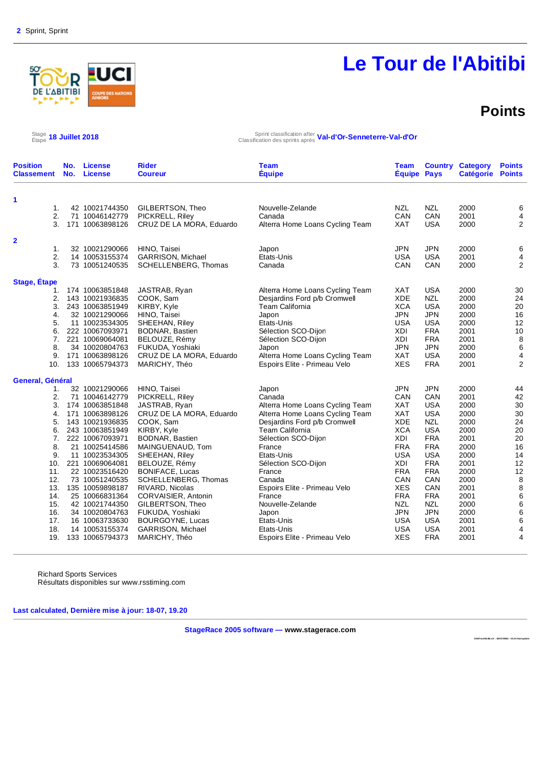**2** Sprint, Sprint

# Le Tour de l'Abitibi

## Points

Stage / Étape **18 Juillet 2018**

Sprint classification after / Classification des sprints après **Val-d'Or-Senneterre-Val-d'Or**

| Position Classement | No. No. | License License | Rider Coureur | Team Équipe | Team Équipe | Country Pays | Category Catégorie | Points Points |
|---|---|---|---|---|---|---|---|---|
| **1** | | | | | | | | |
| 1. | 42 | 10021744350 | GILBERTSON, Theo | Nouvelle-Zelande | NZL | NZL | 2000 | 6 |
| 2. | 71 | 10046142779 | PICKRELL, Riley | Canada | CAN | CAN | 2001 | 4 |
| 3. | 171 | 10063898126 | CRUZ DE LA MORA, Eduardo | Alterra Home Loans Cycling Team | XAT | USA | 2000 | 2 |
| **2** | | | | | | | | |
| 1. | 32 | 10021290066 | HINO, Taisei | Japon | JPN | JPN | 2000 | 6 |
| 2. | 14 | 10053155374 | GARRISON, Michael | Etats-Unis | USA | USA | 2001 | 4 |
| 3. | 73 | 10051240535 | SCHELLENBERG, Thomas | Canada | CAN | CAN | 2000 | 2 |
| **Stage, Étape** | | | | | | | | |
| 1. | 174 | 10063851848 | JASTRAB, Ryan | Alterra Home Loans Cycling Team | XAT | USA | 2000 | 30 |
| 2. | 143 | 10021936835 | COOK, Sam | Desjardins Ford p/b Cromwell | XDE | NZL | 2000 | 24 |
| 3. | 243 | 10063851949 | KIRBY, Kyle | Team California | XCA | USA | 2000 | 20 |
| 4. | 32 | 10021290066 | HINO, Taisei | Japon | JPN | JPN | 2000 | 16 |
| 5. | 11 | 10023534305 | SHEEHAN, Riley | Etats-Unis | USA | USA | 2000 | 12 |
| 6. | 222 | 10067093971 | BODNAR, Bastien | Sélection SCO-Dijon | XDI | FRA | 2001 | 10 |
| 7. | 221 | 10069064081 | BELOUZE, Rémy | Sélection SCO-Dijon | XDI | FRA | 2001 | 8 |
| 8. | 34 | 10020804763 | FUKUDA, Yoshiaki | Japon | JPN | JPN | 2000 | 6 |
| 9. | 171 | 10063898126 | CRUZ DE LA MORA, Eduardo | Alterra Home Loans Cycling Team | XAT | USA | 2000 | 4 |
| 10. | 133 | 10065794373 | MARICHY, Théo | Espoirs Elite - Primeau Velo | XES | FRA | 2001 | 2 |
| **General, Général** | | | | | | | | |
| 1. | 32 | 10021290066 | HINO, Taisei | Japon | JPN | JPN | 2000 | 44 |
| 2. | 71 | 10046142779 | PICKRELL, Riley | Canada | CAN | CAN | 2001 | 42 |
| 3. | 174 | 10063851848 | JASTRAB, Ryan | Alterra Home Loans Cycling Team | XAT | USA | 2000 | 30 |
| 4. | 171 | 10063898126 | CRUZ DE LA MORA, Eduardo | Alterra Home Loans Cycling Team | XAT | USA | 2000 | 30 |
| 5. | 143 | 10021936835 | COOK, Sam | Desjardins Ford p/b Cromwell | XDE | NZL | 2000 | 24 |
| 6. | 243 | 10063851949 | KIRBY, Kyle | Team California | XCA | USA | 2000 | 20 |
| 7. | 222 | 10067093971 | BODNAR, Bastien | Sélection SCO-Dijon | XDI | FRA | 2001 | 20 |
| 8. | 21 | 10025414586 | MAINGUENAUD, Tom | France | FRA | FRA | 2000 | 16 |
| 9. | 11 | 10023534305 | SHEEHAN, Riley | Etats-Unis | USA | USA | 2000 | 14 |
| 10. | 221 | 10069064081 | BELOUZE, Rémy | Sélection SCO-Dijon | XDI | FRA | 2001 | 12 |
| 11. | 22 | 10023516420 | BONIFACE, Lucas | France | FRA | FRA | 2000 | 12 |
| 12. | 73 | 10051240535 | SCHELLENBERG, Thomas | Canada | CAN | CAN | 2000 | 8 |
| 13. | 135 | 10059898187 | RIVARD, Nicolas | Espoirs Elite - Primeau Velo | XES | CAN | 2001 | 8 |
| 14. | 25 | 10066831364 | CORVAISIER, Antonin | France | FRA | FRA | 2001 | 6 |
| 15. | 42 | 10021744350 | GILBERTSON, Theo | Nouvelle-Zelande | NZL | NZL | 2000 | 6 |
| 16. | 34 | 10020804763 | FUKUDA, Yoshiaki | Japon | JPN | JPN | 2000 | 6 |
| 17. | 16 | 10063733630 | BOURGOYNE, Lucas | Etats-Unis | USA | USA | 2001 | 6 |
| 18. | 14 | 10053155374 | GARRISON, Michael | Etats-Unis | USA | USA | 2001 | 4 |
| 19. | 133 | 10065794373 | MARICHY, Théo | Espoirs Elite - Primeau Velo | XES | FRA | 2001 | 4 |

Richard Sports Services
Résultats disponibles sur www.rsstiming.com

**Last calculated, Dernière mise à jour: 18-07, 19.20**

**StageRace 2005 software — www.stagerace.com**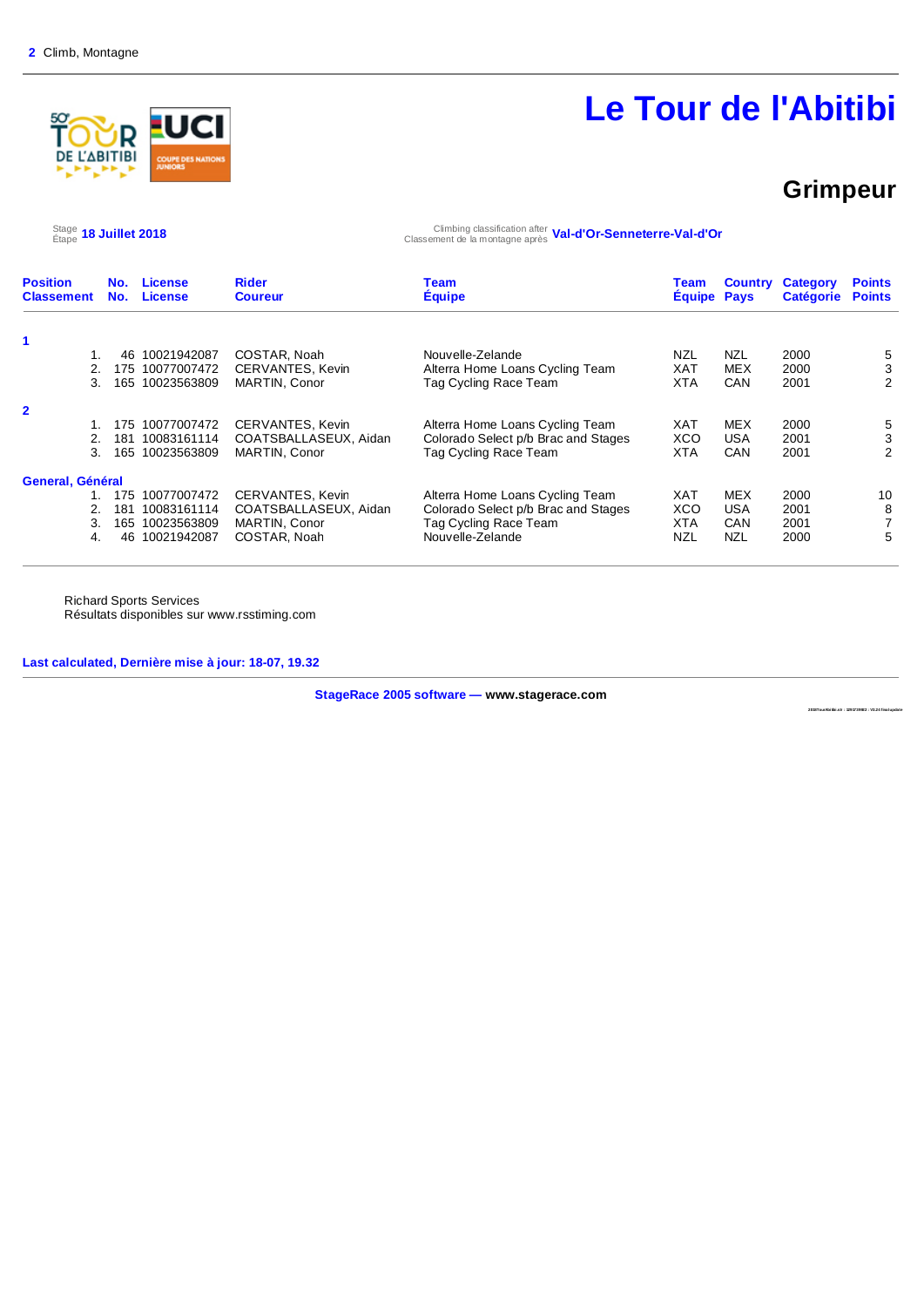2 Climb, Montagne

# Le Tour de l'Abitibi

## Grimpeur

Stage / Étape **18 Juillet 2018**

Climbing classification after / Classement de la montagne après **Val-d'Or-Senneterre-Val-d'Or**

| Position Classement | No. No. | License License | Rider Coureur | Team Équipe | Team Équipe | Country Pays | Category Catégorie | Points Points |
|---|---|---|---|---|---|---|---|---|
| **1** | | | | | | | | |
| 1. | 46 | 10021942087 | COSTAR, Noah | Nouvelle-Zelande | NZL | NZL | 2000 | 5 |
| 2. | 175 | 10077007472 | CERVANTES, Kevin | Alterra Home Loans Cycling Team | XAT | MEX | 2000 | 3 |
| 3. | 165 | 10023563809 | MARTIN, Conor | Tag Cycling Race Team | XTA | CAN | 2001 | 2 |
| **2** | | | | | | | | |
| 1. | 175 | 10077007472 | CERVANTES, Kevin | Alterra Home Loans Cycling Team | XAT | MEX | 2000 | 5 |
| 2. | 181 | 10083161114 | COATSBALLASEUX, Aidan | Colorado Select p/b Brac and Stages | XCO | USA | 2001 | 3 |
| 3. | 165 | 10023563809 | MARTIN, Conor | Tag Cycling Race Team | XTA | CAN | 2001 | 2 |
| **General, Général** | | | | | | | | |
| 1. | 175 | 10077007472 | CERVANTES, Kevin | Alterra Home Loans Cycling Team | XAT | MEX | 2000 | 10 |
| 2. | 181 | 10083161114 | COATSBALLASEUX, Aidan | Colorado Select p/b Brac and Stages | XCO | USA | 2001 | 8 |
| 3. | 165 | 10023563809 | MARTIN, Conor | Tag Cycling Race Team | XTA | CAN | 2001 | 7 |
| 4. | 46 | 10021942087 | COSTAR, Noah | Nouvelle-Zelande | NZL | NZL | 2000 | 5 |

Richard Sports Services
Résultats disponibles sur www.rsstiming.com

**Last calculated, Dernière mise à jour: 18-07, 19.32**

**StageRace 2005 software — www.stagerace.com**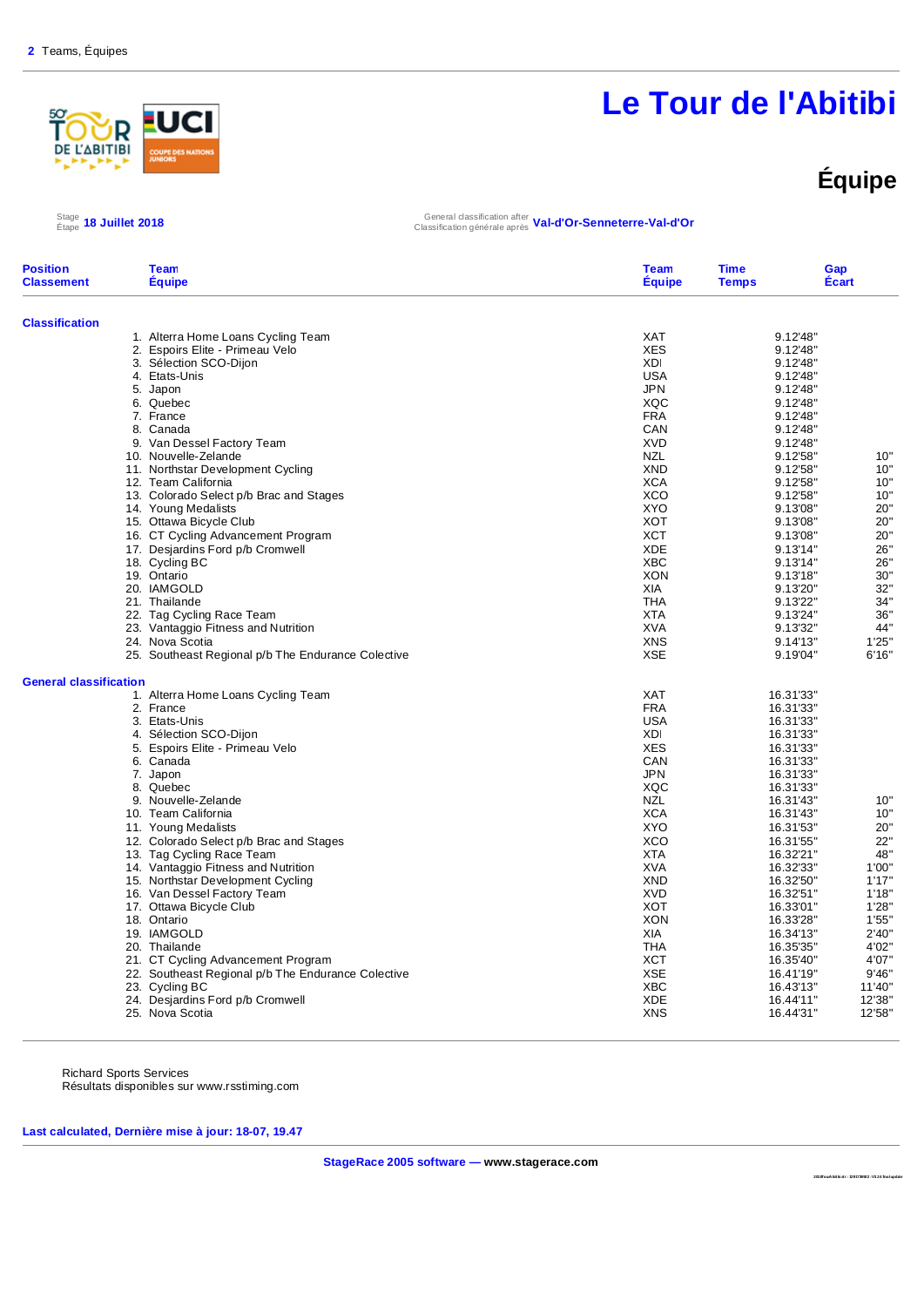# Le Tour de l'Abitibi

## Équipe

Stage / Étape **18 Juillet 2018**

General classification after / Classification générale après **Val-d'Or-Senneterre-Val-d'Or**

| Position / Classement | Team / Équipe | Team / Équipe | Time / Temps | Gap / Écart |
|---|---|---|---|---|
| **Classification** | | | | |
| 1. | Alterra Home Loans Cycling Team | XAT | 9.12'48" | |
| 2. | Espoirs Elite - Primeau Velo | XES | 9.12'48" | |
| 3. | Sélection SCO-Dijon | XDI | 9.12'48" | |
| 4. | Etats-Unis | USA | 9.12'48" | |
| 5. | Japon | JPN | 9.12'48" | |
| 6. | Quebec | XQC | 9.12'48" | |
| 7. | France | FRA | 9.12'48" | |
| 8. | Canada | CAN | 9.12'48" | |
| 9. | Van Dessel Factory Team | XVD | 9.12'48" | |
| 10. | Nouvelle-Zelande | NZL | 9.12'58" | 10" |
| 11. | Northstar Development Cycling | XND | 9.12'58" | 10" |
| 12. | Team California | XCA | 9.12'58" | 10" |
| 13. | Colorado Select p/b Brac and Stages | XCO | 9.12'58" | 10" |
| 14. | Young Medalists | XYO | 9.13'08" | 20" |
| 15. | Ottawa Bicycle Club | XOT | 9.13'08" | 20" |
| 16. | CT Cycling Advancement Program | XCT | 9.13'08" | 20" |
| 17. | Desjardins Ford p/b Cromwell | XDE | 9.13'14" | 26" |
| 18. | Cycling BC | XBC | 9.13'14" | 26" |
| 19. | Ontario | XON | 9.13'18" | 30" |
| 20. | IAMGOLD | XIA | 9.13'20" | 32" |
| 21. | Thailande | THA | 9.13'22" | 34" |
| 22. | Tag Cycling Race Team | XTA | 9.13'24" | 36" |
| 23. | Vantaggio Fitness and Nutrition | XVA | 9.13'32" | 44" |
| 24. | Nova Scotia | XNS | 9.14'13" | 1'25" |
| 25. | Southeast Regional p/b The Endurance Colective | XSE | 9.19'04" | 6'16" |
| **General classification** | | | | |
| 1. | Alterra Home Loans Cycling Team | XAT | 16.31'33" | |
| 2. | France | FRA | 16.31'33" | |
| 3. | Etats-Unis | USA | 16.31'33" | |
| 4. | Sélection SCO-Dijon | XDI | 16.31'33" | |
| 5. | Espoirs Elite - Primeau Velo | XES | 16.31'33" | |
| 6. | Canada | CAN | 16.31'33" | |
| 7. | Japon | JPN | 16.31'33" | |
| 8. | Quebec | XQC | 16.31'33" | |
| 9. | Nouvelle-Zelande | NZL | 16.31'43" | 10" |
| 10. | Team California | XCA | 16.31'43" | 10" |
| 11. | Young Medalists | XYO | 16.31'53" | 20" |
| 12. | Colorado Select p/b Brac and Stages | XCO | 16.31'55" | 22" |
| 13. | Tag Cycling Race Team | XTA | 16.32'21" | 48" |
| 14. | Vantaggio Fitness and Nutrition | XVA | 16.32'33" | 1'00" |
| 15. | Northstar Development Cycling | XND | 16.32'50" | 1'17" |
| 16. | Van Dessel Factory Team | XVD | 16.32'51" | 1'18" |
| 17. | Ottawa Bicycle Club | XOT | 16.33'01" | 1'28" |
| 18. | Ontario | XON | 16.33'28" | 1'55" |
| 19. | IAMGOLD | XIA | 16.34'13" | 2'40" |
| 20. | Thailande | THA | 16.35'35" | 4'02" |
| 21. | CT Cycling Advancement Program | XCT | 16.35'40" | 4'07" |
| 22. | Southeast Regional p/b The Endurance Colective | XSE | 16.41'19" | 9'46" |
| 23. | Cycling BC | XBC | 16.43'13" | 11'40" |
| 24. | Desjardins Ford p/b Cromwell | XDE | 16.44'11" | 12'38" |
| 25. | Nova Scotia | XNS | 16.44'31" | 12'58" |

Richard Sports Services
Résultats disponibles sur www.rsstiming.com

**Last calculated, Dernière mise à jour: 18-07, 19.47**

**StageRace 2005 software — www.stagerace.com**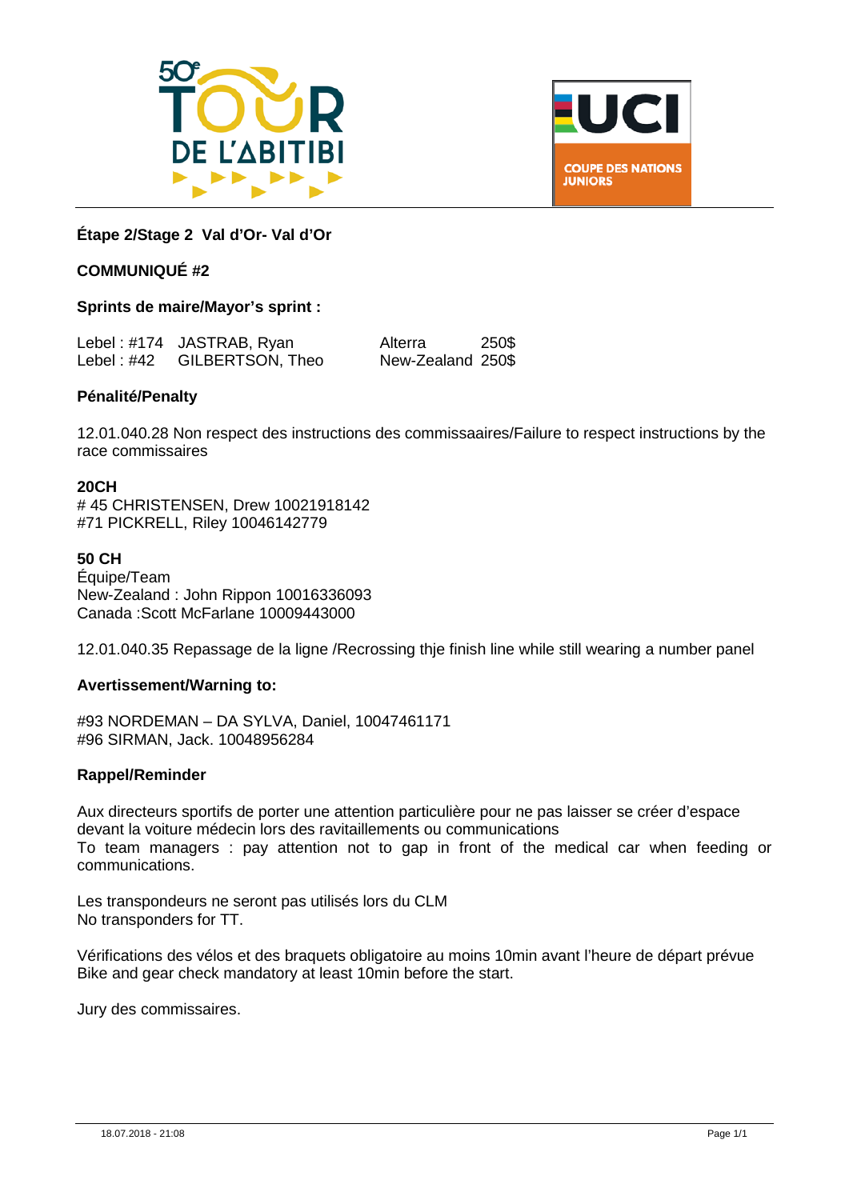**Étape 2/Stage 2 Val d'Or- Val d'Or**

**COMMUNIQUÉ #2**

**Sprints de maire/Mayor's sprint :**

| | | | |
|---|---|---|---|
| Lebel : #174 | JASTRAB, Ryan | Alterra | 250$ |
| Lebel : #42 | GILBERTSON, Theo | New-Zealand | 250$ |

**Pénalité/Penalty**

12.01.040.28 Non respect des instructions des commissaires/Failure to respect instructions by the race commissaires

**20CH**
# 45 CHRISTENSEN, Drew 10021918142
#71 PICKRELL, Riley 10046142779

**50 CH**
Équipe/Team
New-Zealand : John Rippon 10016336093
Canada :Scott McFarlane 10009443000

12.01.040.35 Repassage de la ligne /Recrossing thje finish line while still wearing a number panel

**Avertissement/Warning to:**

#93 NORDEMAN – DA SYLVA, Daniel, 10047461171
#96 SIRMAN, Jack. 10048956284

**Rappel/Reminder**

Aux directeurs sportifs de porter une attention particulière pour ne pas laisser se créer d'espace devant la voiture médecin lors des ravitaillements ou communications
To team managers : pay attention not to gap in front of the medical car when feeding or communications.

Les transpondeurs ne seront pas utilisés lors du CLM
No transponders for TT.

Vérifications des vélos et des braquets obligatoire au moins 10min avant l'heure de départ prévue
Bike and gear check mandatory at least 10min before the start.

Jury des commissaires.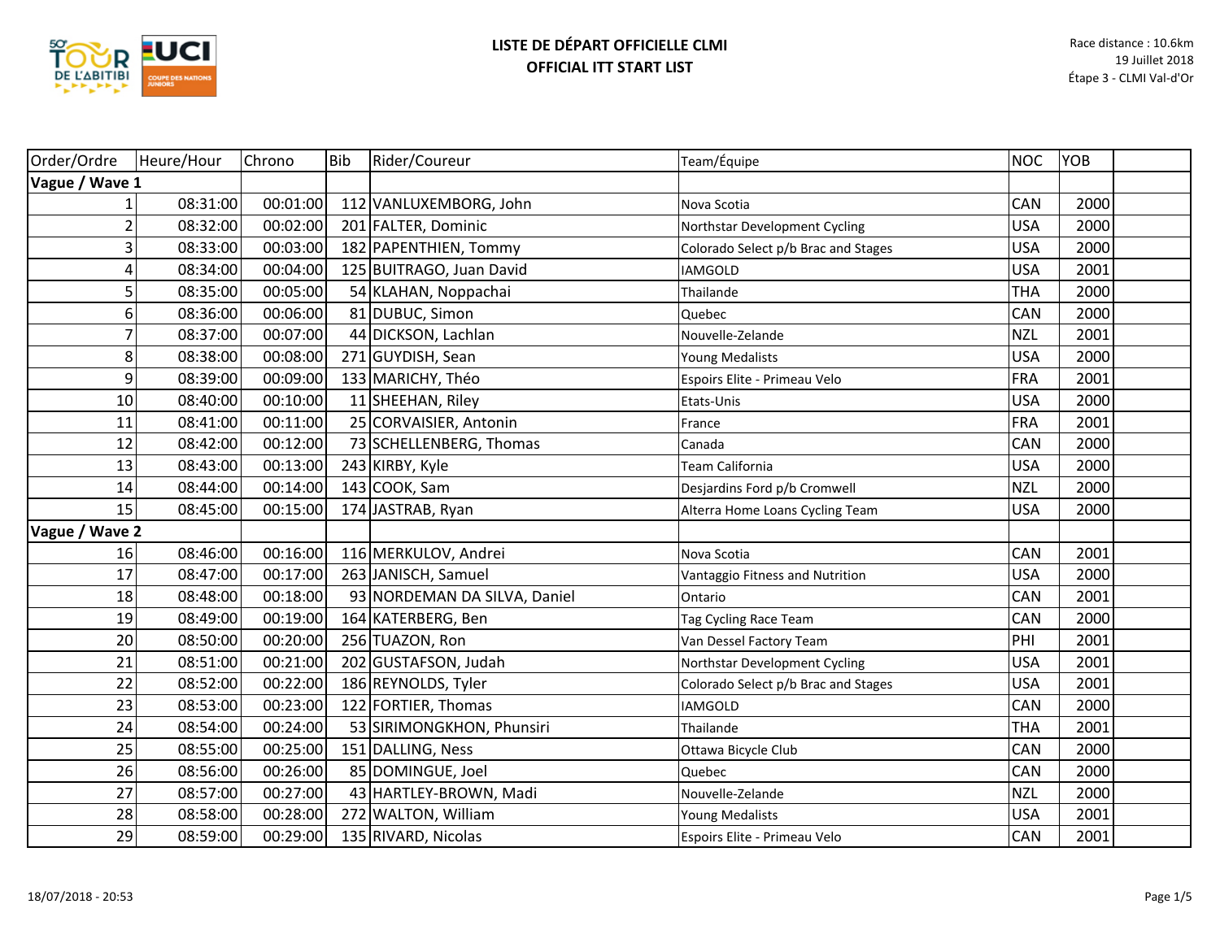# LISTE DE DÉPART OFFICIELLE CLMI
# OFFICIAL ITT START LIST

Race distance : 10.6km
19 Juillet 2018
Étape 3 - CLMI Val-d'Or

| Order/Ordre | Heure/Hour | Chrono | Bib | Rider/Coureur | Team/Équipe | NOC | YOB | |
|---|---|---|---|---|---|---|---|---|
| **Vague / Wave 1** | | | | | | | | |
| 1 | 08:31:00 | 00:01:00 | 112 | VANLUXEMBORG, John | Nova Scotia | CAN | 2000 | |
| 2 | 08:32:00 | 00:02:00 | 201 | FALTER, Dominic | Northstar Development Cycling | USA | 2000 | |
| 3 | 08:33:00 | 00:03:00 | 182 | PAPENTHIEN, Tommy | Colorado Select p/b Brac and Stages | USA | 2000 | |
| 4 | 08:34:00 | 00:04:00 | 125 | BUITRAGO, Juan David | IAMGOLD | USA | 2001 | |
| 5 | 08:35:00 | 00:05:00 | 54 | KLAHAN, Noppachai | Thailande | THA | 2000 | |
| 6 | 08:36:00 | 00:06:00 | 81 | DUBUC, Simon | Quebec | CAN | 2000 | |
| 7 | 08:37:00 | 00:07:00 | 44 | DICKSON, Lachlan | Nouvelle-Zelande | NZL | 2001 | |
| 8 | 08:38:00 | 00:08:00 | 271 | GUYDISH, Sean | Young Medalists | USA | 2000 | |
| 9 | 08:39:00 | 00:09:00 | 133 | MARICHY, Théo | Espoirs Elite - Primeau Velo | FRA | 2001 | |
| 10 | 08:40:00 | 00:10:00 | 11 | SHEEHAN, Riley | Etats-Unis | USA | 2000 | |
| 11 | 08:41:00 | 00:11:00 | 25 | CORVAISIER, Antonin | France | FRA | 2001 | |
| 12 | 08:42:00 | 00:12:00 | 73 | SCHELLENBERG, Thomas | Canada | CAN | 2000 | |
| 13 | 08:43:00 | 00:13:00 | 243 | KIRBY, Kyle | Team California | USA | 2000 | |
| 14 | 08:44:00 | 00:14:00 | 143 | COOK, Sam | Desjardins Ford p/b Cromwell | NZL | 2000 | |
| 15 | 08:45:00 | 00:15:00 | 174 | JASTRAB, Ryan | Alterra Home Loans Cycling Team | USA | 2000 | |
| **Vague / Wave 2** | | | | | | | | |
| 16 | 08:46:00 | 00:16:00 | 116 | MERKULOV, Andrei | Nova Scotia | CAN | 2001 | |
| 17 | 08:47:00 | 00:17:00 | 263 | JANISCH, Samuel | Vantaggio Fitness and Nutrition | USA | 2000 | |
| 18 | 08:48:00 | 00:18:00 | 93 | NORDEMAN DA SILVA, Daniel | Ontario | CAN | 2001 | |
| 19 | 08:49:00 | 00:19:00 | 164 | KATERBERG, Ben | Tag Cycling Race Team | CAN | 2000 | |
| 20 | 08:50:00 | 00:20:00 | 256 | TUAZON, Ron | Van Dessel Factory Team | PHI | 2001 | |
| 21 | 08:51:00 | 00:21:00 | 202 | GUSTAFSON, Judah | Northstar Development Cycling | USA | 2001 | |
| 22 | 08:52:00 | 00:22:00 | 186 | REYNOLDS, Tyler | Colorado Select p/b Brac and Stages | USA | 2001 | |
| 23 | 08:53:00 | 00:23:00 | 122 | FORTIER, Thomas | IAMGOLD | CAN | 2000 | |
| 24 | 08:54:00 | 00:24:00 | 53 | SIRIMONGKHON, Phunsiri | Thailande | THA | 2001 | |
| 25 | 08:55:00 | 00:25:00 | 151 | DALLING, Ness | Ottawa Bicycle Club | CAN | 2000 | |
| 26 | 08:56:00 | 00:26:00 | 85 | DOMINGUE, Joel | Quebec | CAN | 2000 | |
| 27 | 08:57:00 | 00:27:00 | 43 | HARTLEY-BROWN, Madi | Nouvelle-Zelande | NZL | 2000 | |
| 28 | 08:58:00 | 00:28:00 | 272 | WALTON, William | Young Medalists | USA | 2001 | |
| 29 | 08:59:00 | 00:29:00 | 135 | RIVARD, Nicolas | Espoirs Elite - Primeau Velo | CAN | 2001 | |

18/07/2018 - 20:53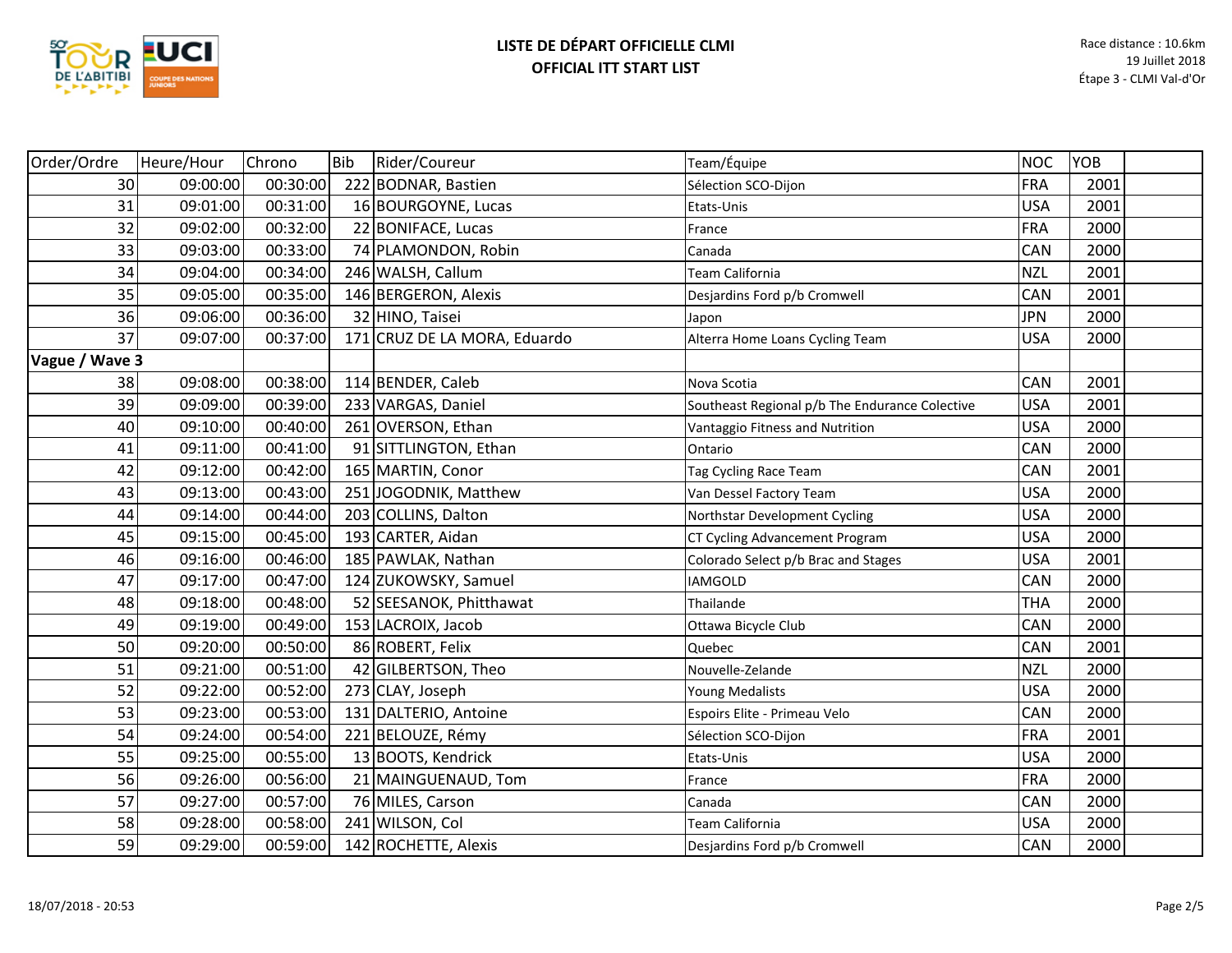# LISTE DE DÉPART OFFICIELLE CLMI
# OFFICIAL ITT START LIST

Race distance : 10.6km
19 Juillet 2018
Étape 3 - CLMI Val-d'Or

| Order/Ordre | Heure/Hour | Chrono | Bib | Rider/Coureur | Team/Équipe | NOC | YOB | |
|---|---|---|---|---|---|---|---|---|
| 30 | 09:00:00 | 00:30:00 | 222 | BODNAR, Bastien | Sélection SCO-Dijon | FRA | 2001 | |
| 31 | 09:01:00 | 00:31:00 | 16 | BOURGOYNE, Lucas | Etats-Unis | USA | 2001 | |
| 32 | 09:02:00 | 00:32:00 | 22 | BONIFACE, Lucas | France | FRA | 2000 | |
| 33 | 09:03:00 | 00:33:00 | 74 | PLAMONDON, Robin | Canada | CAN | 2000 | |
| 34 | 09:04:00 | 00:34:00 | 246 | WALSH, Callum | Team California | NZL | 2001 | |
| 35 | 09:05:00 | 00:35:00 | 146 | BERGERON, Alexis | Desjardins Ford p/b Cromwell | CAN | 2001 | |
| 36 | 09:06:00 | 00:36:00 | 32 | HINO, Taisei | Japon | JPN | 2000 | |
| 37 | 09:07:00 | 00:37:00 | 171 | CRUZ DE LA MORA, Eduardo | Alterra Home Loans Cycling Team | USA | 2000 | |
| **Vague / Wave 3** | | | | | | | | |
| 38 | 09:08:00 | 00:38:00 | 114 | BENDER, Caleb | Nova Scotia | CAN | 2001 | |
| 39 | 09:09:00 | 00:39:00 | 233 | VARGAS, Daniel | Southeast Regional p/b The Endurance Colective | USA | 2001 | |
| 40 | 09:10:00 | 00:40:00 | 261 | OVERSON, Ethan | Vantaggio Fitness and Nutrition | USA | 2000 | |
| 41 | 09:11:00 | 00:41:00 | 91 | SITTLINGTON, Ethan | Ontario | CAN | 2000 | |
| 42 | 09:12:00 | 00:42:00 | 165 | MARTIN, Conor | Tag Cycling Race Team | CAN | 2001 | |
| 43 | 09:13:00 | 00:43:00 | 251 | JOGODNIK, Matthew | Van Dessel Factory Team | USA | 2000 | |
| 44 | 09:14:00 | 00:44:00 | 203 | COLLINS, Dalton | Northstar Development Cycling | USA | 2000 | |
| 45 | 09:15:00 | 00:45:00 | 193 | CARTER, Aidan | CT Cycling Advancement Program | USA | 2000 | |
| 46 | 09:16:00 | 00:46:00 | 185 | PAWLAK, Nathan | Colorado Select p/b Brac and Stages | USA | 2001 | |
| 47 | 09:17:00 | 00:47:00 | 124 | ZUKOWSKY, Samuel | IAMGOLD | CAN | 2000 | |
| 48 | 09:18:00 | 00:48:00 | 52 | SEESANOK, Phitthawat | Thailande | THA | 2000 | |
| 49 | 09:19:00 | 00:49:00 | 153 | LACROIX, Jacob | Ottawa Bicycle Club | CAN | 2000 | |
| 50 | 09:20:00 | 00:50:00 | 86 | ROBERT, Felix | Quebec | CAN | 2001 | |
| 51 | 09:21:00 | 00:51:00 | 42 | GILBERTSON, Theo | Nouvelle-Zelande | NZL | 2000 | |
| 52 | 09:22:00 | 00:52:00 | 273 | CLAY, Joseph | Young Medalists | USA | 2000 | |
| 53 | 09:23:00 | 00:53:00 | 131 | DALTERIO, Antoine | Espoirs Elite - Primeau Velo | CAN | 2000 | |
| 54 | 09:24:00 | 00:54:00 | 221 | BELOUZE, Rémy | Sélection SCO-Dijon | FRA | 2001 | |
| 55 | 09:25:00 | 00:55:00 | 13 | BOOTS, Kendrick | Etats-Unis | USA | 2000 | |
| 56 | 09:26:00 | 00:56:00 | 21 | MAINGUENAUD, Tom | France | FRA | 2000 | |
| 57 | 09:27:00 | 00:57:00 | 76 | MILES, Carson | Canada | CAN | 2000 | |
| 58 | 09:28:00 | 00:58:00 | 241 | WILSON, Col | Team California | USA | 2000 | |
| 59 | 09:29:00 | 00:59:00 | 142 | ROCHETTE, Alexis | Desjardins Ford p/b Cromwell | CAN | 2000 | |

18/07/2018 - 20:53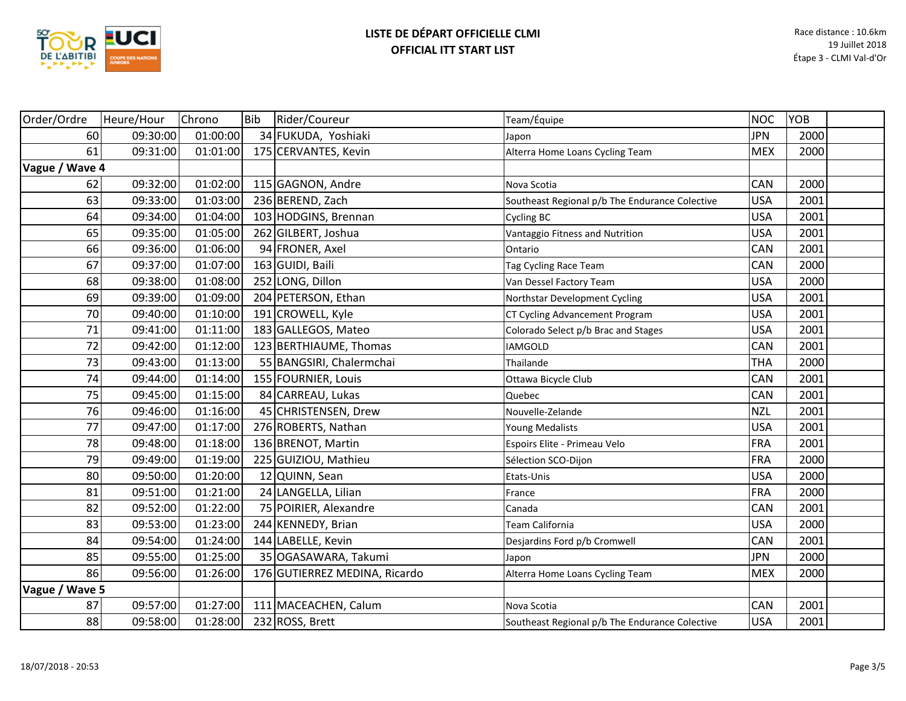# LISTE DE DÉPART OFFICIELLE CLMI
## OFFICIAL ITT START LIST

Race distance : 10.6km
19 Juillet 2018
Étape 3 - CLMI Val-d'Or

| Order/Ordre | Heure/Hour | Chrono | Bib | Rider/Coureur | Team/Équipe | NOC | YOB | |
|---|---|---|---|---|---|---|---|---|
| 60 | 09:30:00 | 01:00:00 | 34 | FUKUDA, Yoshiaki | Japon | JPN | 2000 | |
| 61 | 09:31:00 | 01:01:00 | 175 | CERVANTES, Kevin | Alterra Home Loans Cycling Team | MEX | 2000 | |
| **Vague / Wave 4** | | | | | | | | |
| 62 | 09:32:00 | 01:02:00 | 115 | GAGNON, Andre | Nova Scotia | CAN | 2000 | |
| 63 | 09:33:00 | 01:03:00 | 236 | BEREND, Zach | Southeast Regional p/b The Endurance Colective | USA | 2001 | |
| 64 | 09:34:00 | 01:04:00 | 103 | HODGINS, Brennan | Cycling BC | USA | 2001 | |
| 65 | 09:35:00 | 01:05:00 | 262 | GILBERT, Joshua | Vantaggio Fitness and Nutrition | USA | 2001 | |
| 66 | 09:36:00 | 01:06:00 | 94 | FRONER, Axel | Ontario | CAN | 2001 | |
| 67 | 09:37:00 | 01:07:00 | 163 | GUIDI, Baili | Tag Cycling Race Team | CAN | 2000 | |
| 68 | 09:38:00 | 01:08:00 | 252 | LONG, Dillon | Van Dessel Factory Team | USA | 2000 | |
| 69 | 09:39:00 | 01:09:00 | 204 | PETERSON, Ethan | Northstar Development Cycling | USA | 2001 | |
| 70 | 09:40:00 | 01:10:00 | 191 | CROWELL, Kyle | CT Cycling Advancement Program | USA | 2001 | |
| 71 | 09:41:00 | 01:11:00 | 183 | GALLEGOS, Mateo | Colorado Select p/b Brac and Stages | USA | 2001 | |
| 72 | 09:42:00 | 01:12:00 | 123 | BERTHIAUME, Thomas | IAMGOLD | CAN | 2001 | |
| 73 | 09:43:00 | 01:13:00 | 55 | BANGSIRI, Chalermchai | Thailande | THA | 2000 | |
| 74 | 09:44:00 | 01:14:00 | 155 | FOURNIER, Louis | Ottawa Bicycle Club | CAN | 2001 | |
| 75 | 09:45:00 | 01:15:00 | 84 | CARREAU, Lukas | Quebec | CAN | 2001 | |
| 76 | 09:46:00 | 01:16:00 | 45 | CHRISTENSEN, Drew | Nouvelle-Zelande | NZL | 2001 | |
| 77 | 09:47:00 | 01:17:00 | 276 | ROBERTS, Nathan | Young Medalists | USA | 2001 | |
| 78 | 09:48:00 | 01:18:00 | 136 | BRENOT, Martin | Espoirs Elite - Primeau Velo | FRA | 2001 | |
| 79 | 09:49:00 | 01:19:00 | 225 | GUIZIOU, Mathieu | Sélection SCO-Dijon | FRA | 2000 | |
| 80 | 09:50:00 | 01:20:00 | 12 | QUINN, Sean | Etats-Unis | USA | 2000 | |
| 81 | 09:51:00 | 01:21:00 | 24 | LANGELLA, Lilian | France | FRA | 2000 | |
| 82 | 09:52:00 | 01:22:00 | 75 | POIRIER, Alexandre | Canada | CAN | 2001 | |
| 83 | 09:53:00 | 01:23:00 | 244 | KENNEDY, Brian | Team California | USA | 2000 | |
| 84 | 09:54:00 | 01:24:00 | 144 | LABELLE, Kevin | Desjardins Ford p/b Cromwell | CAN | 2001 | |
| 85 | 09:55:00 | 01:25:00 | 35 | OGASAWARA, Takumi | Japon | JPN | 2000 | |
| 86 | 09:56:00 | 01:26:00 | 176 | GUTIERREZ MEDINA, Ricardo | Alterra Home Loans Cycling Team | MEX | 2000 | |
| **Vague / Wave 5** | | | | | | | | |
| 87 | 09:57:00 | 01:27:00 | 111 | MACEACHEN, Calum | Nova Scotia | CAN | 2001 | |
| 88 | 09:58:00 | 01:28:00 | 232 | ROSS, Brett | Southeast Regional p/b The Endurance Colective | USA | 2001 | |

18/07/2018 - 20:53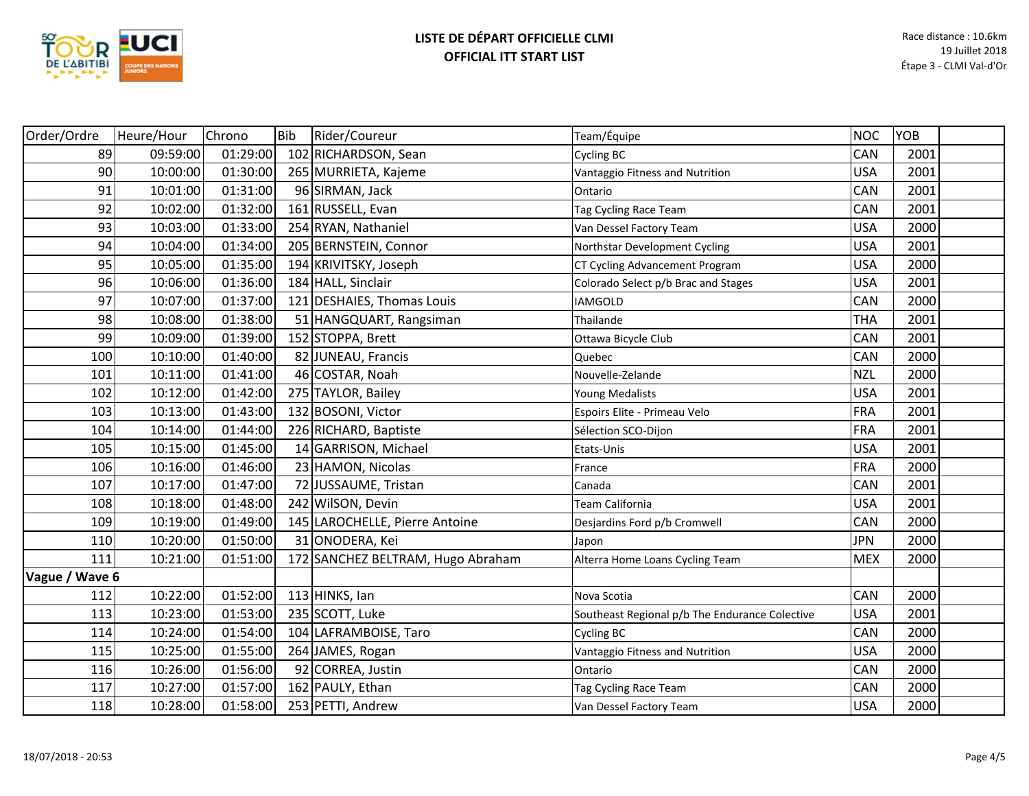# LISTE DE DÉPART OFFICIELLE CLMI
# OFFICIAL ITT START LIST

Race distance : 10.6km
19 Juillet 2018
Étape 3 - CLMI Val-d'Or

| Order/Ordre | Heure/Hour | Chrono | Bib | Rider/Coureur | Team/Équipe | NOC | YOB | |
|---|---|---|---|---|---|---|---|---|
| 89 | 09:59:00 | 01:29:00 | 102 | RICHARDSON, Sean | Cycling BC | CAN | 2001 | |
| 90 | 10:00:00 | 01:30:00 | 265 | MURRIETA, Kajeme | Vantaggio Fitness and Nutrition | USA | 2001 | |
| 91 | 10:01:00 | 01:31:00 | 96 | SIRMAN, Jack | Ontario | CAN | 2001 | |
| 92 | 10:02:00 | 01:32:00 | 161 | RUSSELL, Evan | Tag Cycling Race Team | CAN | 2001 | |
| 93 | 10:03:00 | 01:33:00 | 254 | RYAN, Nathaniel | Van Dessel Factory Team | USA | 2000 | |
| 94 | 10:04:00 | 01:34:00 | 205 | BERNSTEIN, Connor | Northstar Development Cycling | USA | 2001 | |
| 95 | 10:05:00 | 01:35:00 | 194 | KRIVITSKY, Joseph | CT Cycling Advancement Program | USA | 2000 | |
| 96 | 10:06:00 | 01:36:00 | 184 | HALL, Sinclair | Colorado Select p/b Brac and Stages | USA | 2001 | |
| 97 | 10:07:00 | 01:37:00 | 121 | DESHAIES, Thomas Louis | IAMGOLD | CAN | 2000 | |
| 98 | 10:08:00 | 01:38:00 | 51 | HANGQUART, Rangsiman | Thailande | THA | 2001 | |
| 99 | 10:09:00 | 01:39:00 | 152 | STOPPA, Brett | Ottawa Bicycle Club | CAN | 2001 | |
| 100 | 10:10:00 | 01:40:00 | 82 | JUNEAU, Francis | Quebec | CAN | 2000 | |
| 101 | 10:11:00 | 01:41:00 | 46 | COSTAR, Noah | Nouvelle-Zelande | NZL | 2000 | |
| 102 | 10:12:00 | 01:42:00 | 275 | TAYLOR, Bailey | Young Medalists | USA | 2001 | |
| 103 | 10:13:00 | 01:43:00 | 132 | BOSONI, Victor | Espoirs Elite - Primeau Velo | FRA | 2001 | |
| 104 | 10:14:00 | 01:44:00 | 226 | RICHARD, Baptiste | Sélection SCO-Dijon | FRA | 2001 | |
| 105 | 10:15:00 | 01:45:00 | 14 | GARRISON, Michael | Etats-Unis | USA | 2001 | |
| 106 | 10:16:00 | 01:46:00 | 23 | HAMON, Nicolas | France | FRA | 2000 | |
| 107 | 10:17:00 | 01:47:00 | 72 | JUSSAUME, Tristan | Canada | CAN | 2001 | |
| 108 | 10:18:00 | 01:48:00 | 242 | WilSON, Devin | Team California | USA | 2001 | |
| 109 | 10:19:00 | 01:49:00 | 145 | LAROCHELLE, Pierre Antoine | Desjardins Ford p/b Cromwell | CAN | 2000 | |
| 110 | 10:20:00 | 01:50:00 | 31 | ONODERA, Kei | Japon | JPN | 2000 | |
| 111 | 10:21:00 | 01:51:00 | 172 | SANCHEZ BELTRAM, Hugo Abraham | Alterra Home Loans Cycling Team | MEX | 2000 | |
| **Vague / Wave 6** | | | | | | | | |
| 112 | 10:22:00 | 01:52:00 | 113 | HINKS, Ian | Nova Scotia | CAN | 2000 | |
| 113 | 10:23:00 | 01:53:00 | 235 | SCOTT, Luke | Southeast Regional p/b The Endurance Colective | USA | 2001 | |
| 114 | 10:24:00 | 01:54:00 | 104 | LAFRAMBOISE, Taro | Cycling BC | CAN | 2000 | |
| 115 | 10:25:00 | 01:55:00 | 264 | JAMES, Rogan | Vantaggio Fitness and Nutrition | USA | 2000 | |
| 116 | 10:26:00 | 01:56:00 | 92 | CORREA, Justin | Ontario | CAN | 2000 | |
| 117 | 10:27:00 | 01:57:00 | 162 | PAULY, Ethan | Tag Cycling Race Team | CAN | 2000 | |
| 118 | 10:28:00 | 01:58:00 | 253 | PETTI, Andrew | Van Dessel Factory Team | USA | 2000 | |

18/07/2018 - 20:53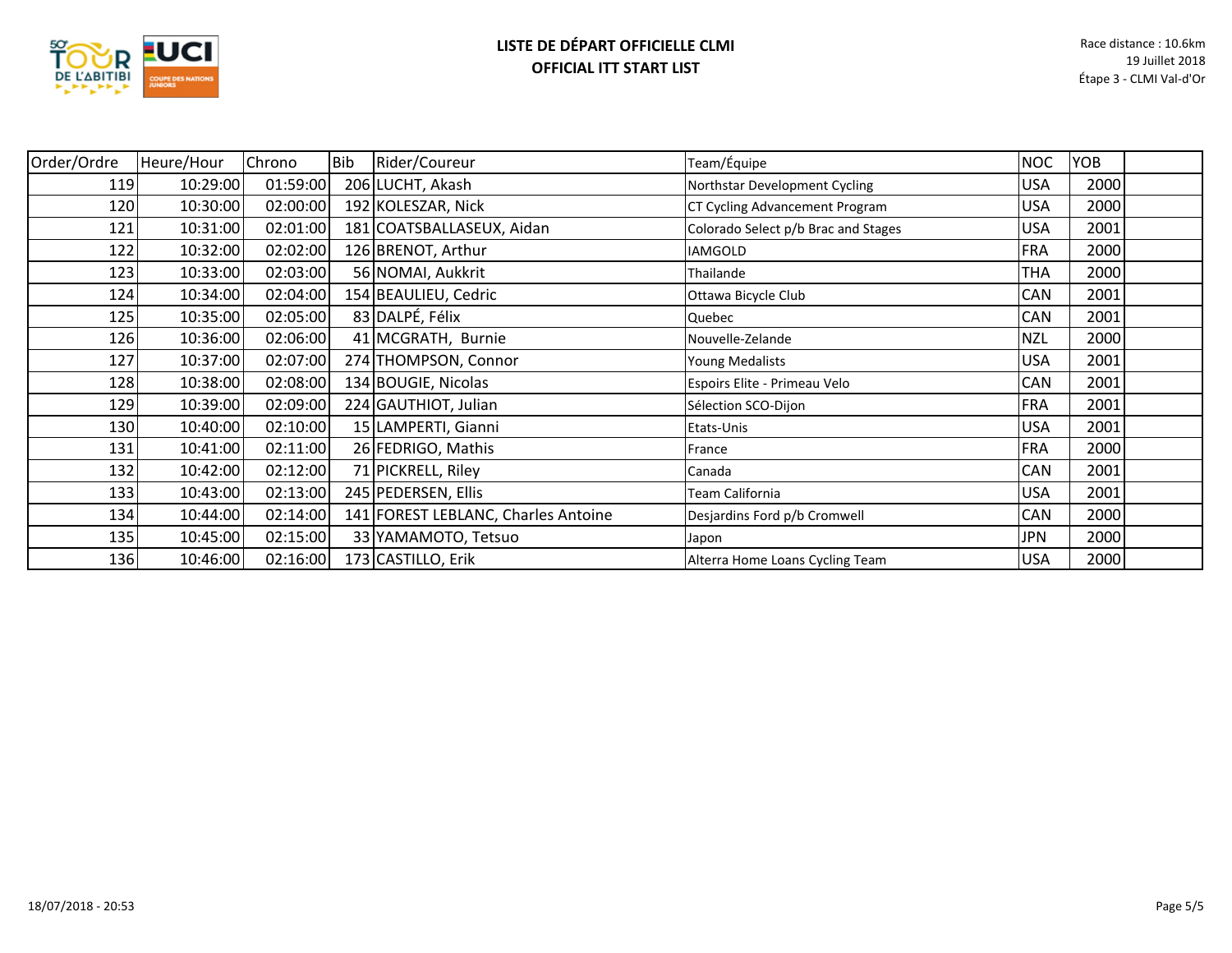# LISTE DE DÉPART OFFICIELLE CLMI
## OFFICIAL ITT START LIST

Race distance : 10.6km
19 Juillet 2018
Étape 3 - CLMI Val-d'Or

| Order/Ordre | Heure/Hour | Chrono | Bib | Rider/Coureur | Team/Équipe | NOC | YOB | |
|---|---|---|---|---|---|---|---|---|
| 119 | 10:29:00 | 01:59:00 | 206 | LUCHT, Akash | Northstar Development Cycling | USA | 2000 | |
| 120 | 10:30:00 | 02:00:00 | 192 | KOLESZAR, Nick | CT Cycling Advancement Program | USA | 2000 | |
| 121 | 10:31:00 | 02:01:00 | 181 | COATSBALLASEUX, Aidan | Colorado Select p/b Brac and Stages | USA | 2001 | |
| 122 | 10:32:00 | 02:02:00 | 126 | BRENOT, Arthur | IAMGOLD | FRA | 2000 | |
| 123 | 10:33:00 | 02:03:00 | 56 | NOMAI, Aukkrit | Thailande | THA | 2000 | |
| 124 | 10:34:00 | 02:04:00 | 154 | BEAULIEU, Cedric | Ottawa Bicycle Club | CAN | 2001 | |
| 125 | 10:35:00 | 02:05:00 | 83 | DALPÉ, Félix | Quebec | CAN | 2001 | |
| 126 | 10:36:00 | 02:06:00 | 41 | MCGRATH, Burnie | Nouvelle-Zelande | NZL | 2000 | |
| 127 | 10:37:00 | 02:07:00 | 274 | THOMPSON, Connor | Young Medalists | USA | 2001 | |
| 128 | 10:38:00 | 02:08:00 | 134 | BOUGIE, Nicolas | Espoirs Elite - Primeau Velo | CAN | 2001 | |
| 129 | 10:39:00 | 02:09:00 | 224 | GAUTHIOT, Julian | Sélection SCO-Dijon | FRA | 2001 | |
| 130 | 10:40:00 | 02:10:00 | 15 | LAMPERTI, Gianni | Etats-Unis | USA | 2001 | |
| 131 | 10:41:00 | 02:11:00 | 26 | FEDRIGO, Mathis | France | FRA | 2000 | |
| 132 | 10:42:00 | 02:12:00 | 71 | PICKRELL, Riley | Canada | CAN | 2001 | |
| 133 | 10:43:00 | 02:13:00 | 245 | PEDERSEN, Ellis | Team California | USA | 2001 | |
| 134 | 10:44:00 | 02:14:00 | 141 | FOREST LEBLANC, Charles Antoine | Desjardins Ford p/b Cromwell | CAN | 2000 | |
| 135 | 10:45:00 | 02:15:00 | 33 | YAMAMOTO, Tetsuo | Japon | JPN | 2000 | |
| 136 | 10:46:00 | 02:16:00 | 173 | CASTILLO, Erik | Alterra Home Loans Cycling Team | USA | 2000 | |

18/07/2018 - 20:53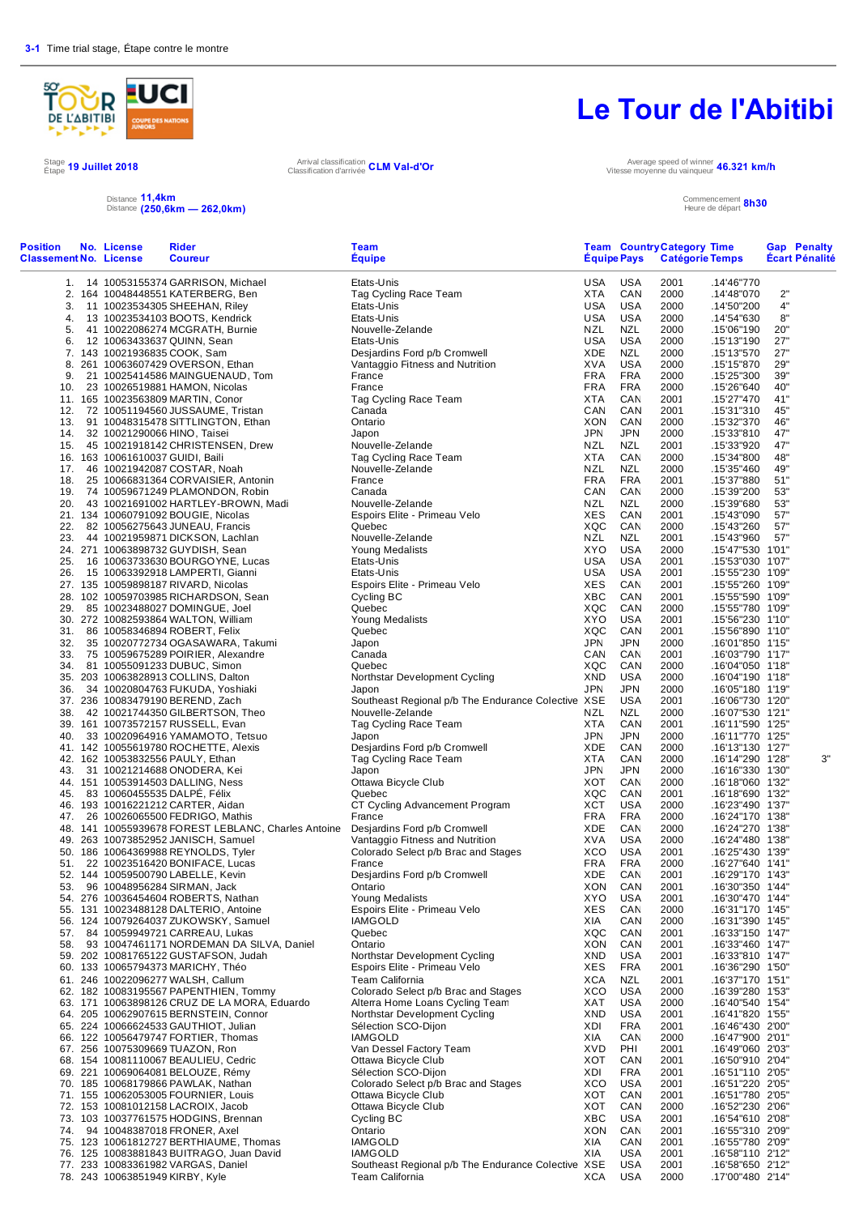**3-1** Time trial stage, Étape contre le montre

# Le Tour de l'Abitibi

Stage / Etape **19 Juillet 2018**

Arrival classification / Classification d'arrivée **CLM Val-d'Or**

Average speed of winner / Vitesse moyenne du vainqueur **46.321 km/h**

Distance **11,4km**
Distance **(250,6km — 262,0km)**

Commencement / Heure de départ **8h30**

| Position Classement | No. No. | License License | Rider Coureur | Team Équipe | Team Équipe | Country Pays | Category Catégorie | Time Temps | Gap Écart | Penalty Pénalité |
|---|---|---|---|---|---|---|---|---|---|---|
| 1. | 14 | 10053155374 | GARRISON, Michael | Etats-Unis | USA | USA | 2001 | .14'46"770 | | |
| 2. | 164 | 10048448551 | KATERBERG, Ben | Tag Cycling Race Team | XTA | CAN | 2000 | .14'48"070 | 2" | |
| 3. | 11 | 10023534305 | SHEEHAN, Riley | Etats-Unis | USA | USA | 2000 | .14'50"200 | 4" | |
| 4. | 13 | 10023534103 | BOOTS, Kendrick | Etats-Unis | USA | USA | 2000 | .14'54"630 | 8" | |
| 5. | 41 | 10022086274 | MCGRATH, Burnie | Nouvelle-Zelande | NZL | NZL | 2000 | .15'06"190 | 20" | |
| 6. | 12 | 10063433637 | QUINN, Sean | Etats-Unis | USA | USA | 2000 | .15'13"190 | 27" | |
| 7. | 143 | 10021936835 | COOK, Sam | Desjardins Ford p/b Cromwell | XDE | NZL | 2000 | .15'13"570 | 27" | |
| 8. | 261 | 10063607429 | OVERSON, Ethan | Vantaggio Fitness and Nutrition | XVA | USA | 2000 | .15'15"870 | 29" | |
| 9. | 21 | 10025414586 | MAINGUENAUD, Tom | France | FRA | FRA | 2000 | .15'25"300 | 39" | |
| 10. | 23 | 10026519881 | HAMON, Nicolas | France | FRA | FRA | 2000 | .15'26"640 | 40" | |
| 11. | 165 | 10023563809 | MARTIN, Conor | Tag Cycling Race Team | XTA | CAN | 2001 | .15'27"470 | 41" | |
| 12. | 72 | 10051194560 | JUSSAUME, Tristan | Canada | CAN | CAN | 2001 | .15'31"310 | 45" | |
| 13. | 91 | 10048315478 | SITTLINGTON, Ethan | Ontario | XON | CAN | 2000 | .15'32"370 | 46" | |
| 14. | 32 | 10021290066 | HINO, Taisei | Japon | JPN | JPN | 2000 | .15'33"810 | 47" | |
| 15. | 45 | 10021918142 | CHRISTENSEN, Drew | Nouvelle-Zelande | NZL | NZL | 2001 | .15'33"920 | 47" | |
| 16. | 163 | 10061610037 | GUIDI, Baili | Tag Cycling Race Team | XTA | CAN | 2000 | .15'34"800 | 48" | |
| 17. | 46 | 10021942087 | COSTAR, Noah | Nouvelle-Zelande | NZL | NZL | 2000 | .15'35"460 | 49" | |
| 18. | 25 | 10066831364 | CORVAISIER, Antonin | France | FRA | FRA | 2001 | .15'37"880 | 51" | |
| 19. | 74 | 10059671249 | PLAMONDON, Robin | Canada | CAN | CAN | 2000 | .15'39"200 | 53" | |
| 20. | 43 | 10021691002 | HARTLEY-BROWN, Madi | Nouvelle-Zelande | NZL | NZL | 2000 | .15'39"680 | 53" | |
| 21. | 134 | 10060791092 | BOUGIE, Nicolas | Espoirs Elite - Primeau Velo | XES | CAN | 2001 | .15'43"090 | 57" | |
| 22. | 82 | 10056275643 | JUNEAU, Francis | Quebec | XQC | CAN | 2000 | .15'43"260 | 57" | |
| 23. | 44 | 10021959871 | DICKSON, Lachlan | Nouvelle-Zelande | NZL | NZL | 2001 | .15'43"960 | 57" | |
| 24. | 271 | 10063898732 | GUYDISH, Sean | Young Medalists | XYO | USA | 2000 | .15'47"530 | 1'01" | |
| 25. | 16 | 10063733630 | BOURGOYNE, Lucas | Etats-Unis | USA | USA | 2001 | .15'53"030 | 1'07" | |
| 26. | 15 | 10063392918 | LAMPERTI, Gianni | Etats-Unis | USA | USA | 2001 | .15'55"230 | 1'09" | |
| 27. | 135 | 10059898187 | RIVARD, Nicolas | Espoirs Elite - Primeau Velo | XES | CAN | 2001 | .15'55"260 | 1'09" | |
| 28. | 102 | 10059703985 | RICHARDSON, Sean | Cycling BC | XBC | CAN | 2001 | .15'55"590 | 1'09" | |
| 29. | 85 | 10023488027 | DOMINGUE, Joel | Quebec | XQC | CAN | 2000 | .15'55"780 | 1'09" | |
| 30. | 272 | 10082593864 | WALTON, William | Young Medalists | XYO | USA | 2001 | .15'56"230 | 1'10" | |
| 31. | 86 | 10058346894 | ROBERT, Felix | Quebec | XQC | CAN | 2001 | .15'56"890 | 1'10" | |
| 32. | 35 | 10020772734 | OGASAWARA, Takumi | Japon | JPN | JPN | 2000 | .16'01"850 | 1'15" | |
| 33. | 75 | 10059675289 | POIRIER, Alexandre | Canada | CAN | CAN | 2001 | .16'03"790 | 1'17" | |
| 34. | 81 | 10055091233 | DUBUC, Simon | Quebec | XQC | CAN | 2000 | .16'04"050 | 1'18" | |
| 35. | 203 | 10063828913 | COLLINS, Dalton | Northstar Development Cycling | XND | USA | 2000 | .16'04"190 | 1'18" | |
| 36. | 34 | 10020804763 | FUKUDA, Yoshiaki | Japon | JPN | JPN | 2000 | .16'05"180 | 1'19" | |
| 37. | 236 | 10083479190 | BEREND, Zach | Southeast Regional p/b The Endurance Colective | XSE | USA | 2001 | .16'06"730 | 1'20" | |
| 38. | 42 | 10021744350 | GILBERTSON, Theo | Nouvelle-Zelande | NZL | NZL | 2000 | .16'07"530 | 1'21" | |
| 39. | 161 | 10073572157 | RUSSELL, Evan | Tag Cycling Race Team | XTA | CAN | 2000 | .16'11"590 | 1'25" | |
| 40. | 33 | 10020964916 | YAMAMOTO, Tetsuo | Japon | JPN | JPN | 2000 | .16'11"770 | 1'25" | |
| 41. | 142 | 10055619780 | ROCHETTE, Alexis | Desjardins Ford p/b Cromwell | XDE | CAN | 2000 | .16'13"130 | 1'27" | |
| 42. | 162 | 10053832556 | PAULY, Ethan | Tag Cycling Race Team | XTA | CAN | 2000 | .16'14"290 | 1'28" | 3" |
| 43. | 31 | 10021214688 | ONODERA, Kei | Japon | JPN | JPN | 2000 | .16'16"330 | 1'30" | |
| 44. | 151 | 10053914503 | DALLING, Ness | Ottawa Bicycle Club | XOT | CAN | 2000 | .16'18"060 | 1'32" | |
| 45. | 83 | 10060455535 | DALPÉ, Félix | Quebec | XQC | CAN | 2001 | .16'18"690 | 1'32" | |
| 46. | 193 | 10016221212 | CARTER, Aidan | CT Cycling Advancement Program | XCT | USA | 2000 | .16'23"490 | 1'37" | |
| 47. | 26 | 10026065500 | FEDRIGO, Mathis | France | FRA | FRA | 2000 | .16'24"170 | 1'38" | |
| 48. | 141 | 10055939678 | FOREST LEBLANC, Charles Antoine | Desjardins Ford p/b Cromwell | XDE | CAN | 2000 | .16'24"270 | 1'38" | |
| 49. | 263 | 10073852952 | JANISCH, Samuel | Vantaggio Fitness and Nutrition | XVA | USA | 2000 | .16'24"480 | 1'38" | |
| 50. | 186 | 10064369988 | REYNOLDS, Tyler | Colorado Select p/b Brac and Stages | XCO | USA | 2001 | .16'25"430 | 1'39" | |
| 51. | 22 | 10023516420 | BONIFACE, Lucas | France | FRA | FRA | 2000 | .16'27"640 | 1'41" | |
| 52. | 144 | 10059500790 | LABELLE, Kevin | Desjardins Ford p/b Cromwell | XDE | CAN | 2001 | .16'29"170 | 1'43" | |
| 53. | 96 | 10048956284 | SIRMAN, Jack | Ontario | XON | CAN | 2001 | .16'30"350 | 1'44" | |
| 54. | 276 | 10036454604 | ROBERTS, Nathan | Young Medalists | XYO | USA | 2001 | .16'30"470 | 1'44" | |
| 55. | 131 | 10023488128 | DALTERIO, Antoine | Espoirs Elite - Primeau Velo | XES | CAN | 2000 | .16'31"170 | 1'45" | |
| 56. | 124 | 10079264037 | ZUKOWSKY, Samuel | IAMGOLD | XIA | CAN | 2000 | .16'31"390 | 1'45" | |
| 57. | 84 | 10059949721 | CARREAU, Lukas | Quebec | XQC | CAN | 2001 | .16'33"150 | 1'47" | |
| 58. | 93 | 10047461171 | NORDEMAN DA SILVA, Daniel | Ontario | XON | CAN | 2001 | .16'33"460 | 1'47" | |
| 59. | 202 | 10081765122 | GUSTAFSON, Judah | Northstar Development Cycling | XND | USA | 2001 | .16'33"810 | 1'47" | |
| 60. | 133 | 10065794373 | MARICHY, Théo | Espoirs Elite - Primeau Velo | XES | FRA | 2001 | .16'36"290 | 1'50" | |
| 61. | 246 | 10022096277 | WALSH, Callum | Team California | XCA | NZL | 2001 | .16'37"170 | 1'51" | |
| 62. | 182 | 10083195567 | PAPENTHIEN, Tommy | Colorado Select p/b Brac and Stages | XCO | USA | 2000 | .16'39"280 | 1'53" | |
| 63. | 171 | 10063898126 | CRUZ DE LA MORA, Eduardo | Alterra Home Loans Cycling Team | XAT | USA | 2001 | .16'40"540 | 1'54" | |
| 64. | 205 | 10062907615 | BERNSTEIN, Connor | Northstar Development Cycling | XND | USA | 2001 | .16'41"820 | 1'55" | |
| 65. | 224 | 10066624533 | GAUTHIOT, Julian | Sélection SCO-Dijon | XDI | FRA | 2001 | .16'46"430 | 2'00" | |
| 66. | 122 | 10056479747 | FORTIER, Thomas | IAMGOLD | XIA | CAN | 2000 | .16'47"900 | 2'01" | |
| 67. | 256 | 10075309669 | TUAZON, Ron | Van Dessel Factory Team | XVD | PHI | 2001 | .16'49"060 | 2'03" | |
| 68. | 154 | 10081110067 | BEAULIEU, Cedric | Ottawa Bicycle Club | XOT | CAN | 2001 | .16'50"910 | 2'04" | |
| 69. | 221 | 10069064081 | BELOUZE, Rémy | Sélection SCO-Dijon | XDI | FRA | 2001 | .16'51"110 | 2'05" | |
| 70. | 185 | 10068179866 | PAWLAK, Nathan | Colorado Select p/b Brac and Stages | XCO | USA | 2001 | .16'51"220 | 2'05" | |
| 71. | 155 | 10062053005 | FOURNIER, Louis | Ottawa Bicycle Club | XOT | CAN | 2001 | .16'51"780 | 2'05" | |
| 72. | 153 | 10081012158 | LACROIX, Jacob | Ottawa Bicycle Club | XOT | CAN | 2000 | .16'52"230 | 2'06" | |
| 73. | 103 | 10037761575 | HODGINS, Brennan | Cycling BC | XBC | USA | 2001 | .16'54"610 | 2'08" | |
| 74. | 94 | 10048387018 | FRONER, Axel | Ontario | XON | CAN | 2001 | .16'55"310 | 2'09" | |
| 75. | 123 | 10061812727 | BERTHIAUME, Thomas | IAMGOLD | XIA | CAN | 2001 | .16'55"780 | 2'09" | |
| 76. | 125 | 10083881843 | BUITRAGO, Juan David | IAMGOLD | XIA | USA | 2001 | .16'58"110 | 2'12" | |
| 77. | 233 | 10083361982 | VARGAS, Daniel | Southeast Regional p/b The Endurance Colective | XSE | USA | 2001 | .16'58"650 | 2'12" | |
| 78. | 243 | 10063851949 | KIRBY, Kyle | Team California | XCA | USA | 2000 | .17'00"480 | 2'14" | |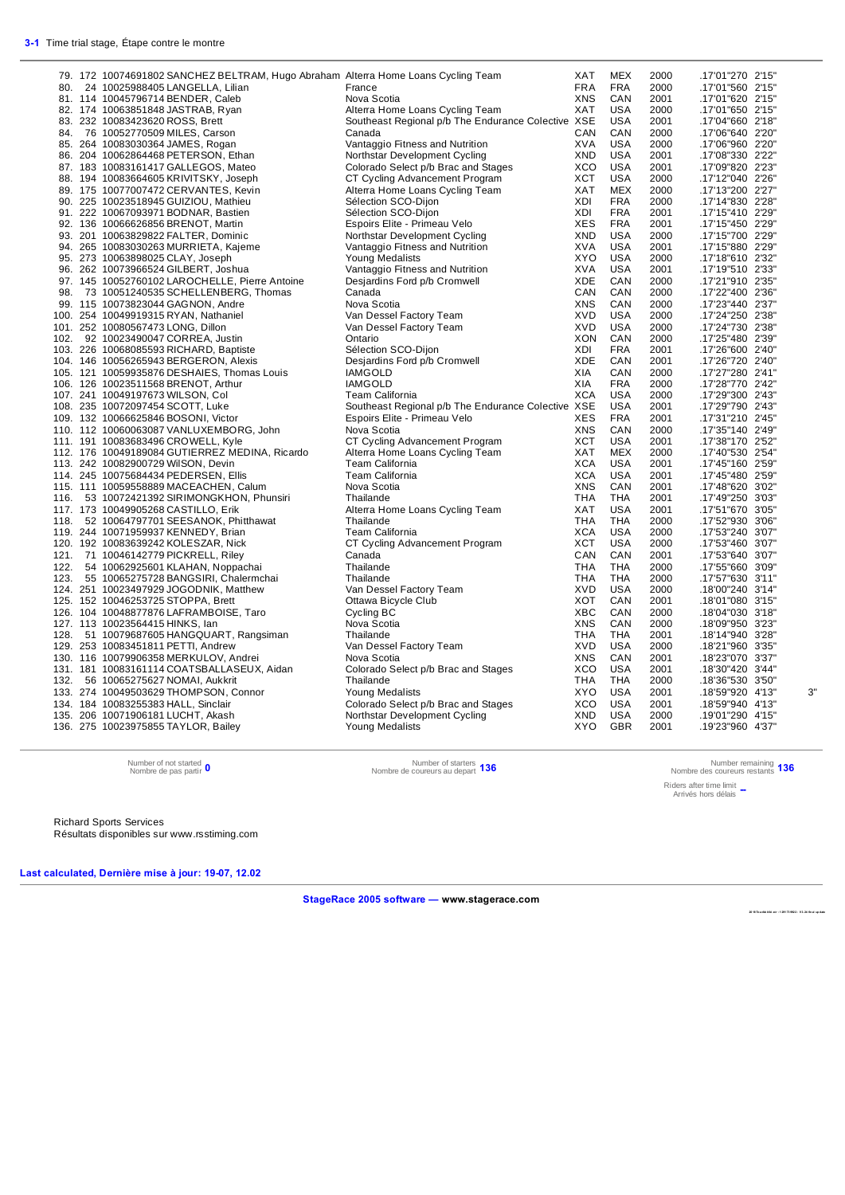**3-1** Time trial stage, Étape contre le montre

| Rank | Bib | UCI ID | Name | Team | Team code | Nat | Year | Time | Gap | |
|---|---|---|---|---|---|---|---|---|---|---|
| 79. | 172 | 10074691802 | SANCHEZ BELTRAM, Hugo Abraham | Alterra Home Loans Cycling Team | XAT | MEX | 2000 | .17'01"270 | 2'15" | |
| 80. | 24 | 10025988405 | LANGELLA, Lilian | France | FRA | FRA | 2000 | .17'01"560 | 2'15" | |
| 81. | 114 | 10045796714 | BENDER, Caleb | Nova Scotia | XNS | CAN | 2001 | .17'01"620 | 2'15" | |
| 82. | 174 | 10063851848 | JASTRAB, Ryan | Alterra Home Loans Cycling Team | XAT | USA | 2000 | .17'01"650 | 2'15" | |
| 83. | 232 | 10083423620 | ROSS, Brett | Southeast Regional p/b The Endurance Colective | XSE | USA | 2001 | .17'04"660 | 2'18" | |
| 84. | 76 | 10052770509 | MILES, Carson | Canada | CAN | CAN | 2000 | .17'06"640 | 2'20" | |
| 85. | 264 | 10083030364 | JAMES, Rogan | Vantaggio Fitness and Nutrition | XVA | USA | 2000 | .17'06"960 | 2'20" | |
| 86. | 204 | 10062864468 | PETERSON, Ethan | Northstar Development Cycling | XND | USA | 2001 | .17'08"330 | 2'22" | |
| 87. | 183 | 10083161417 | GALLEGOS, Mateo | Colorado Select p/b Brac and Stages | XCO | USA | 2001 | .17'09"820 | 2'23" | |
| 88. | 194 | 10083664605 | KRIVITSKY, Joseph | CT Cycling Advancement Program | XCT | USA | 2000 | .17'12"040 | 2'26" | |
| 89. | 175 | 10077007472 | CERVANTES, Kevin | Alterra Home Loans Cycling Team | XAT | MEX | 2000 | .17'13"200 | 2'27" | |
| 90. | 225 | 10023518945 | GUIZIOU, Mathieu | Sélection SCO-Dijon | XDI | FRA | 2000 | .17'14"830 | 2'28" | |
| 91. | 222 | 10067093971 | BODNAR, Bastien | Sélection SCO-Dijon | XDI | FRA | 2001 | .17'15"410 | 2'29" | |
| 92. | 136 | 10066626856 | BRENOT, Martin | Espoirs Elite - Primeau Velo | XES | FRA | 2001 | .17'15"450 | 2'29" | |
| 93. | 201 | 10063829822 | FALTER, Dominic | Northstar Development Cycling | XND | USA | 2000 | .17'15"700 | 2'29" | |
| 94. | 265 | 10083030263 | MURRIETA, Kajeme | Vantaggio Fitness and Nutrition | XVA | USA | 2001 | .17'15"880 | 2'29" | |
| 95. | 273 | 10063898025 | CLAY, Joseph | Young Medalists | XYO | USA | 2000 | .17'18"610 | 2'32" | |
| 96. | 262 | 10073966524 | GILBERT, Joshua | Vantaggio Fitness and Nutrition | XVA | USA | 2001 | .17'19"510 | 2'33" | |
| 97. | 145 | 10052760102 | LAROCHELLE, Pierre Antoine | Desjardins Ford p/b Cromwell | XDE | CAN | 2000 | .17'21"910 | 2'35" | |
| 98. | 73 | 10051240535 | SCHELLENBERG, Thomas | Canada | CAN | CAN | 2000 | .17'22"400 | 2'36" | |
| 99. | 115 | 10073823044 | GAGNON, Andre | Nova Scotia | XNS | CAN | 2000 | .17'23"440 | 2'37" | |
| 100. | 254 | 10049919315 | RYAN, Nathaniel | Van Dessel Factory Team | XVD | USA | 2000 | .17'24"250 | 2'38" | |
| 101. | 252 | 10080567473 | LONG, Dillon | Van Dessel Factory Team | XVD | USA | 2000 | .17'24"730 | 2'38" | |
| 102. | 92 | 10023490047 | CORREA, Justin | Ontario | XON | CAN | 2000 | .17'25"480 | 2'39" | |
| 103. | 226 | 10068085593 | RICHARD, Baptiste | Sélection SCO-Dijon | XDI | FRA | 2001 | .17'26"600 | 2'40" | |
| 104. | 146 | 10056265943 | BERGERON, Alexis | Desjardins Ford p/b Cromwell | XDE | CAN | 2000 | .17'26"720 | 2'40" | |
| 105. | 121 | 10059935876 | DESHAIES, Thomas Louis | IAMGOLD | XIA | CAN | 2000 | .17'27"280 | 2'41" | |
| 106. | 126 | 10023511568 | BRENOT, Arthur | IAMGOLD | XIA | FRA | 2000 | .17'28"770 | 2'42" | |
| 107. | 241 | 10049197673 | WILSON, Col | Team California | XCA | USA | 2000 | .17'29"300 | 2'43" | |
| 108. | 235 | 10072097454 | SCOTT, Luke | Southeast Regional p/b The Endurance Colective | XSE | USA | 2001 | .17'29"790 | 2'43" | |
| 109. | 132 | 10066625846 | BOSONI, Victor | Espoirs Elite - Primeau Velo | XES | FRA | 2001 | .17'31"210 | 2'45" | |
| 110. | 112 | 10060063087 | VANLUXEMBERG, John | Nova Scotia | XNS | CAN | 2000 | .17'35"140 | 2'49" | |
| 111. | 191 | 10083683496 | CROWELL, Kyle | CT Cycling Advancement Program | XCT | USA | 2001 | .17'38"170 | 2'52" | |
| 112. | 176 | 10049189084 | GUTIERREZ MEDINA, Ricardo | Alterra Home Loans Cycling Team | XAT | MEX | 2000 | .17'40"530 | 2'54" | |
| 113. | 242 | 10082900729 | WilSON, Devin | Team California | XCA | USA | 2001 | .17'45"160 | 2'59" | |
| 114. | 245 | 10075684434 | PEDERSEN, Ellis | Team California | XCA | USA | 2001 | .17'45"480 | 2'59" | |
| 115. | 111 | 10059558889 | MACEACHEN, Calum | Nova Scotia | XNS | CAN | 2001 | .17'48"620 | 3'02" | |
| 116. | 53 | 10072421392 | SIRIMONGKHON, Phunsiri | Thailande | THA | THA | 2001 | .17'49"250 | 3'03" | |
| 117. | 173 | 10049905268 | CASTILLO, Erik | Alterra Home Loans Cycling Team | XAT | USA | 2001 | .17'51"670 | 3'05" | |
| 118. | 52 | 10064797701 | SEESANOK, Phitthawat | Thailande | THA | THA | 2000 | .17'52"930 | 3'06" | |
| 119. | 244 | 10071959937 | KENNEDY, Brian | Team California | XCA | USA | 2000 | .17'53"240 | 3'07" | |
| 120. | 192 | 10083639242 | KOLESZAR, Nick | CT Cycling Advancement Program | XCT | USA | 2000 | .17'53"460 | 3'07" | |
| 121. | 71 | 10046142779 | PICKRELL, Riley | Canada | CAN | CAN | 2001 | .17'53"640 | 3'07" | |
| 122. | 54 | 10062925601 | KLAHAN, Noppachai | Thailande | THA | THA | 2000 | .17'55"660 | 3'09" | |
| 123. | 55 | 10065275728 | BANGSIRI, Chalermchai | Thailande | THA | THA | 2000 | .17'57"630 | 3'11" | |
| 124. | 251 | 10023497929 | JOGODNIK, Matthew | Van Dessel Factory Team | XVD | USA | 2000 | .18'00"240 | 3'14" | |
| 125. | 152 | 10046253725 | STOPPA, Brett | Ottawa Bicycle Club | XOT | CAN | 2001 | .18'01"080 | 3'15" | |
| 126. | 104 | 10048877876 | LAFRAMBOISE, Taro | Cycling BC | XBC | CAN | 2000 | .18'04"030 | 3'18" | |
| 127. | 113 | 10023564415 | HINKS, Ian | Nova Scotia | XNS | CAN | 2000 | .18'09"950 | 3'23" | |
| 128. | 51 | 10079687605 | HANGQUART, Rangsiman | Thailande | THA | THA | 2001 | .18'14"940 | 3'28" | |
| 129. | 253 | 10083451811 | PETTI, Andrew | Van Dessel Factory Team | XVD | USA | 2000 | .18'21"960 | 3'35" | |
| 130. | 116 | 10079906358 | MERKULOV, Andrei | Nova Scotia | XNS | CAN | 2001 | .18'23"070 | 3'37" | |
| 131. | 181 | 10083161114 | COATSBALLASEUX, Aidan | Colorado Select p/b Brac and Stages | XCO | USA | 2001 | .18'30"420 | 3'44" | |
| 132. | 56 | 10065275627 | NOMAI, Aukkrit | Thailande | THA | THA | 2000 | .18'36"530 | 3'50" | |
| 133. | 274 | 10049503629 | THOMPSON, Connor | Young Medalists | XYO | USA | 2001 | .18'59"920 | 4'13" | 3" |
| 134. | 184 | 10083255383 | HALL, Sinclair | Colorado Select p/b Brac and Stages | XCO | USA | 2001 | .18'59"940 | 4'13" | |
| 135. | 206 | 10071906181 | LUCHT, Akash | Northstar Development Cycling | XND | USA | 2000 | .19'01"290 | 4'15" | |
| 136. | 275 | 10023975855 | TAYLOR, Bailey | Young Medalists | XYO | GBR | 2001 | .19'23"960 | 4'37" | |

Number of not started / Nombre de pas partir **0**

Number of starters / Nombre de coureurs au depart **136**

Number remaining / Nombre des coureurs restants **136**

Riders after time limit / Arrivés hors délais **–**

Richard Sports Services
Résultats disponibles sur www.rsstiming.com

**Last calculated, Dernière mise à jour: 19-07, 12.02**

**StageRace 2005 software — www.stagerace.com**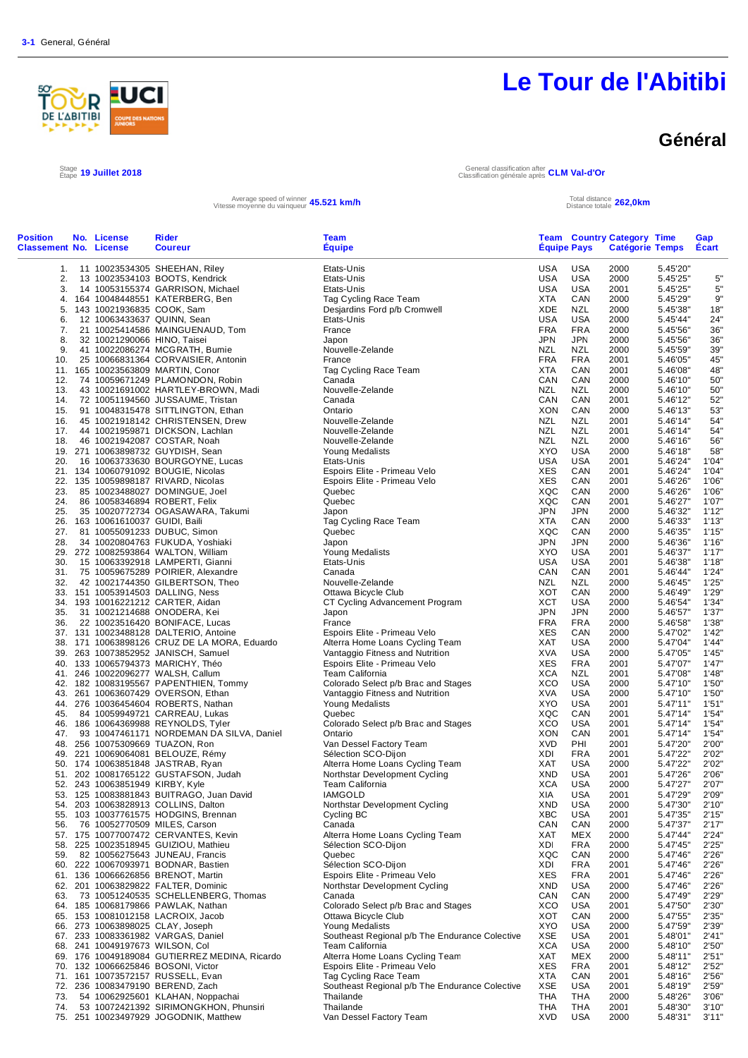3-1 General, Général

# Le Tour de l'Abitibi

## Général

Stage / Etape **19 Juillet 2018**

General classification after / Classification générale après **CLM Val-d'Or**

Average speed of winner / Vitesse moyenne du vainqueur **45.521 km/h**

Total distance / Distance totale **262,0km**

| Position / Classement | No. / No. | License / License | Rider / Coureur | Team / Équipe | Team / Équipe | Country / Pays | Category / Catégorie | Time / Temps | Gap / Écart |
|---|---|---|---|---|---|---|---|---|---|
| 1. | 11 | 10023534305 | SHEEHAN, Riley | Etats-Unis | USA | USA | 2000 | 5.45'20" | |
| 2. | 13 | 10023534103 | BOOTS, Kendrick | Etats-Unis | USA | USA | 2000 | 5.45'25" | 5" |
| 3. | 14 | 10053155374 | GARRISON, Michael | Etats-Unis | USA | USA | 2001 | 5.45'25" | 5" |
| 4. | 164 | 10048448551 | KATERBERG, Ben | Tag Cycling Race Team | XTA | CAN | 2000 | 5.45'29" | 9" |
| 5. | 143 | 10021936835 | COOK, Sam | Desjardins Ford p/b Cromwell | XDE | NZL | 2000 | 5.45'38" | 18" |
| 6. | 12 | 10063433637 | QUINN, Sean | Etats-Unis | USA | USA | 2000 | 5.45'44" | 24" |
| 7. | 21 | 10025414586 | MAINGUENAUD, Tom | France | FRA | FRA | 2000 | 5.45'56" | 36" |
| 8. | 32 | 10021290066 | HINO, Taisei | Japon | JPN | JPN | 2000 | 5.45'56" | 36" |
| 9. | 41 | 10022086274 | MCGRATH, Burnie | Nouvelle-Zelande | NZL | NZL | 2000 | 5.45'59" | 39" |
| 10. | 25 | 10066831364 | CORVAISIER, Antonin | France | FRA | FRA | 2001 | 5.46'05" | 45" |
| 11. | 165 | 10023563809 | MARTIN, Conor | Tag Cycling Race Team | XTA | CAN | 2001 | 5.46'08" | 48" |
| 12. | 74 | 10059671249 | PLAMONDON, Robin | Canada | CAN | CAN | 2000 | 5.46'10" | 50" |
| 13. | 43 | 10021691002 | HARTLEY-BROWN, Madi | Nouvelle-Zelande | NZL | NZL | 2000 | 5.46'10" | 50" |
| 14. | 72 | 10051194560 | JUSSAUME, Tristan | Canada | CAN | CAN | 2001 | 5.46'12" | 52" |
| 15. | 91 | 10048315478 | SITTLINGTON, Ethan | Ontario | XON | CAN | 2000 | 5.46'13" | 53" |
| 16. | 45 | 10021918142 | CHRISTENSEN, Drew | Nouvelle-Zelande | NZL | NZL | 2001 | 5.46'14" | 54" |
| 17. | 44 | 10021959871 | DICKSON, Lachlan | Nouvelle-Zelande | NZL | NZL | 2001 | 5.46'14" | 54" |
| 18. | 46 | 10021942087 | COSTAR, Noah | Nouvelle-Zelande | NZL | NZL | 2000 | 5.46'16" | 56" |
| 19. | 271 | 10063898732 | GUYDISH, Sean | Young Medalists | XYO | USA | 2000 | 5.46'18" | 58" |
| 20. | 16 | 10063733630 | BOURGOYNE, Lucas | Etats-Unis | USA | USA | 2001 | 5.46'24" | 1'04" |
| 21. | 134 | 10060791092 | BOUGIE, Nicolas | Espoirs Elite - Primeau Velo | XES | CAN | 2001 | 5.46'24" | 1'04" |
| 22. | 135 | 10059898187 | RIVARD, Nicolas | Espoirs Elite - Primeau Velo | XES | CAN | 2001 | 5.46'26" | 1'06" |
| 23. | 85 | 10023488027 | DOMINGUE, Joel | Quebec | XQC | CAN | 2000 | 5.46'26" | 1'06" |
| 24. | 86 | 10058346894 | ROBERT, Felix | Quebec | XQC | CAN | 2001 | 5.46'27" | 1'07" |
| 25. | 35 | 10020772734 | OGASAWARA, Takumi | Japon | JPN | JPN | 2000 | 5.46'32" | 1'12" |
| 26. | 163 | 10061610037 | GUIDI, Baili | Tag Cycling Race Team | XTA | CAN | 2000 | 5.46'33" | 1'13" |
| 27. | 81 | 10055091233 | DUBUC, Simon | Quebec | XQC | CAN | 2000 | 5.46'35" | 1'15" |
| 28. | 34 | 10020804763 | FUKUDA, Yoshiaki | Japon | JPN | JPN | 2000 | 5.46'36" | 1'16" |
| 29. | 272 | 10082593864 | WALTON, William | Young Medalists | XYO | USA | 2001 | 5.46'37" | 1'17" |
| 30. | 15 | 10063392918 | LAMPERTI, Gianni | Etats-Unis | USA | USA | 2001 | 5.46'38" | 1'18" |
| 31. | 75 | 10059675289 | POIRIER, Alexandre | Canada | CAN | CAN | 2001 | 5.46'44" | 1'24" |
| 32. | 42 | 10021744350 | GILBERTSON, Theo | Nouvelle-Zelande | NZL | NZL | 2000 | 5.46'45" | 1'25" |
| 33. | 151 | 10053914503 | DALLING, Ness | Ottawa Bicycle Club | XOT | CAN | 2000 | 5.46'49" | 1'29" |
| 34. | 193 | 10016221212 | CARTER, Aidan | CT Cycling Advancement Program | XCT | USA | 2000 | 5.46'54" | 1'34" |
| 35. | 31 | 10021214688 | ONODERA, Kei | Japon | JPN | JPN | 2000 | 5.46'57" | 1'37" |
| 36. | 22 | 10023516420 | BONIFACE, Lucas | France | FRA | FRA | 2000 | 5.46'58" | 1'38" |
| 37. | 131 | 10023488128 | DALTERIO, Antoine | Espoirs Elite - Primeau Velo | XES | CAN | 2000 | 5.47'02" | 1'42" |
| 38. | 171 | 10063898126 | CRUZ DE LA MORA, Eduardo | Alterra Home Loans Cycling Team | XAT | USA | 2000 | 5.47'04" | 1'44" |
| 39. | 263 | 10073852952 | JANISCH, Samuel | Vantaggio Fitness and Nutrition | XVA | USA | 2000 | 5.47'05" | 1'45" |
| 40. | 133 | 10065794373 | MARICHY, Théo | Espoirs Elite - Primeau Velo | XES | FRA | 2001 | 5.47'07" | 1'47" |
| 41. | 246 | 10022096277 | WALSH, Callum | Team California | XCA | NZL | 2001 | 5.47'08" | 1'48" |
| 42. | 182 | 10083195567 | PAPENTHIEN, Tommy | Colorado Select p/b Brac and Stages | XCO | USA | 2000 | 5.47'10" | 1'50" |
| 43. | 261 | 10063607429 | OVERSON, Ethan | Vantaggio Fitness and Nutrition | XVA | USA | 2000 | 5.47'10" | 1'50" |
| 44. | 276 | 10036454604 | ROBERTS, Nathan | Young Medalists | XYO | USA | 2001 | 5.47'11" | 1'51" |
| 45. | 84 | 10059949721 | CARREAU, Lukas | Quebec | XQC | CAN | 2001 | 5.47'14" | 1'54" |
| 46. | 186 | 10064369988 | REYNOLDS, Tyler | Colorado Select p/b Brac and Stages | XCO | USA | 2001 | 5.47'14" | 1'54" |
| 47. | 93 | 10047461171 | NORDEMAN DA SILVA, Daniel | Ontario | XON | CAN | 2001 | 5.47'14" | 1'54" |
| 48. | 256 | 10075309669 | TUAZON, Ron | Van Dessel Factory Team | XVD | PHI | 2001 | 5.47'20" | 2'00" |
| 49. | 221 | 10069064081 | BELOUZE, Rémy | Sélection SCO-Dijon | XDI | FRA | 2001 | 5.47'22" | 2'02" |
| 50. | 174 | 10063851848 | JASTRAB, Ryan | Alterra Home Loans Cycling Team | XAT | USA | 2000 | 5.47'22" | 2'02" |
| 51. | 202 | 10081765122 | GUSTAFSON, Judah | Northstar Development Cycling | XND | USA | 2001 | 5.47'26" | 2'06" |
| 52. | 243 | 10063851949 | KIRBY, Kyle | Team California | XCA | USA | 2000 | 5.47'27" | 2'07" |
| 53. | 125 | 10083881843 | BUITRAGO, Juan David | IAMGOLD | XIA | USA | 2001 | 5.47'29" | 2'09" |
| 54. | 203 | 10063828913 | COLLINS, Dalton | Northstar Development Cycling | XND | USA | 2000 | 5.47'30" | 2'10" |
| 55. | 103 | 10037761575 | HODGINS, Brennan | Cycling BC | XBC | CAN | 2001 | 5.47'35" | 2'15" |
| 56. | 76 | 10052770509 | MILES, Carson | Canada | CAN | CAN | 2000 | 5.47'37" | 2'17" |
| 57. | 175 | 10077007472 | CERVANTES, Kevin | Alterra Home Loans Cycling Team | XAT | MEX | 2000 | 5.47'44" | 2'24" |
| 58. | 225 | 10023518945 | GUIZIOU, Mathieu | Sélection SCO-Dijon | XDI | FRA | 2000 | 5.47'45" | 2'25" |
| 59. | 82 | 10056275643 | JUNEAU, Francis | Quebec | XQC | CAN | 2000 | 5.47'46" | 2'26" |
| 60. | 222 | 10067093971 | BODNAR, Bastien | Sélection SCO-Dijon | XDI | FRA | 2001 | 5.47'46" | 2'26" |
| 61. | 136 | 10066626856 | BRENOT, Martin | Espoirs Elite - Primeau Velo | XES | FRA | 2001 | 5.47'46" | 2'26" |
| 62. | 201 | 10063829822 | FALTER, Dominic | Northstar Development Cycling | XND | USA | 2000 | 5.47'46" | 2'26" |
| 63. | 73 | 10051240535 | SCHELLENBERG, Thomas | Canada | CAN | CAN | 2000 | 5.47'49" | 2'29" |
| 64. | 185 | 10068179866 | PAWLAK, Nathan | Colorado Select p/b Brac and Stages | XCO | USA | 2001 | 5.47'50" | 2'30" |
| 65. | 153 | 10081012158 | LACROIX, Jacob | Ottawa Bicycle Club | XOT | CAN | 2000 | 5.47'55" | 2'35" |
| 66. | 273 | 10063898025 | CLAY, Joseph | Young Medalists | XYO | USA | 2000 | 5.47'59" | 2'39" |
| 67. | 233 | 10083361982 | VARGAS, Daniel | Southeast Regional p/b The Endurance Colective | XSE | USA | 2001 | 5.48'01" | 2'41" |
| 68. | 241 | 10049197673 | WILSON, Col | Team California | XCA | USA | 2000 | 5.48'10" | 2'50" |
| 69. | 176 | 10049189084 | GUTIERREZ MEDINA, Ricardo | Alterra Home Loans Cycling Team | XAT | MEX | 2000 | 5.48'11" | 2'51" |
| 70. | 132 | 10066625846 | BOSONI, Victor | Espoirs Elite - Primeau Velo | XES | FRA | 2001 | 5.48'12" | 2'52" |
| 71. | 161 | 10073572157 | RUSSELL, Evan | Tag Cycling Race Team | XTA | CAN | 2001 | 5.48'16" | 2'56" |
| 72. | 236 | 10083479190 | BEREND, Zach | Southeast Regional p/b The Endurance Colective | XSE | USA | 2001 | 5.48'19" | 2'59" |
| 73. | 54 | 10062925601 | KLAHAN, Noppachai | Thailande | THA | THA | 2000 | 5.48'26" | 3'06" |
| 74. | 53 | 10072421392 | SIRIMONGKHON, Phunsiri | Thailande | THA | THA | 2001 | 5.48'30" | 3'10" |
| 75. | 251 | 10023497929 | JOGODNIK, Matthew | Van Dessel Factory Team | XVD | USA | 2000 | 5.48'31" | 3'11" |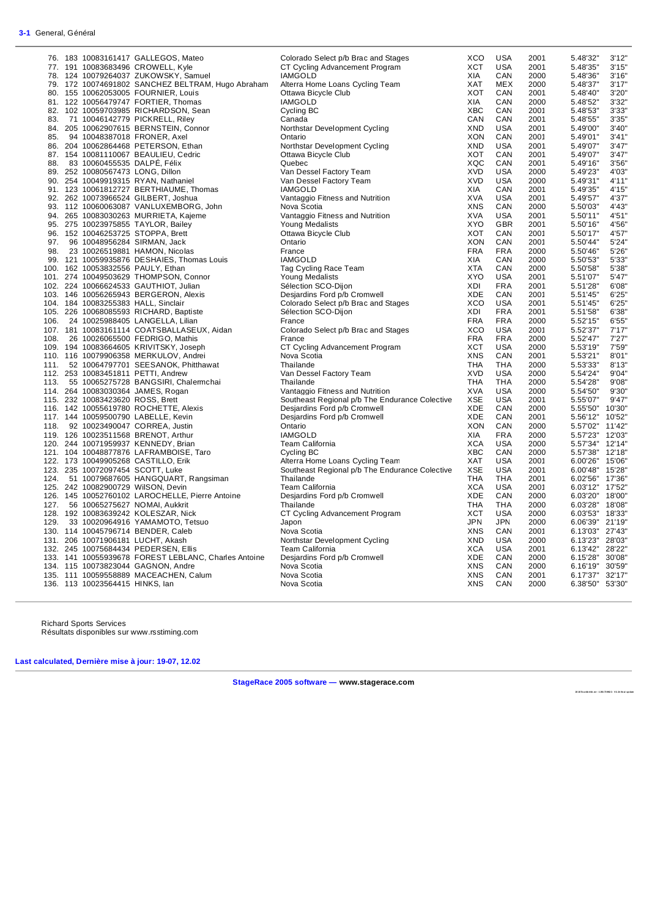**3-1** General, Général

| | | | | | | | | | |
|---|---|---|---|---|---|---|---|---|---|
| 76. | 183 | 10083161417 | GALLEGOS, Mateo | Colorado Select p/b Brac and Stages | XCO | USA | 2001 | 5.48'32" | 3'12" |
| 77. | 191 | 10083683496 | CROWELL, Kyle | CT Cycling Advancement Program | XCT | USA | 2001 | 5.48'35" | 3'15" |
| 78. | 124 | 10079264037 | ZUKOWSKY, Samuel | IAMGOLD | XIA | CAN | 2000 | 5.48'36" | 3'16" |
| 79. | 172 | 10074691802 | SANCHEZ BELTRAM, Hugo Abraham | Alterra Home Loans Cycling Team | XAT | MEX | 2000 | 5.48'37" | 3'17" |
| 80. | 155 | 10062053005 | FOURNIER, Louis | Ottawa Bicycle Club | XOT | CAN | 2001 | 5.48'40" | 3'20" |
| 81. | 122 | 10056479747 | FORTIER, Thomas | IAMGOLD | XIA | CAN | 2000 | 5.48'52" | 3'32" |
| 82. | 102 | 10059703985 | RICHARDSON, Sean | Cycling BC | XBC | CAN | 2001 | 5.48'53" | 3'33" |
| 83. | 71 | 10046142779 | PICKRELL, Riley | Canada | CAN | CAN | 2001 | 5.48'55" | 3'35" |
| 84. | 205 | 10062907615 | BERNSTEIN, Connor | Northstar Development Cycling | XND | USA | 2001 | 5.49'00" | 3'40" |
| 85. | 94 | 10048387018 | FRONER, Axel | Ontario | XON | CAN | 2001 | 5.49'01" | 3'41" |
| 86. | 204 | 10062864468 | PETERSON, Ethan | Northstar Development Cycling | XND | USA | 2001 | 5.49'07" | 3'47" |
| 87. | 154 | 10081110067 | BEAULIEU, Cedric | Ottawa Bicycle Club | XOT | CAN | 2001 | 5.49'07" | 3'47" |
| 88. | 83 | 10060455535 | DALPÉ, Félix | Quebec | XQC | CAN | 2001 | 5.49'16" | 3'56" |
| 89. | 252 | 10080567473 | LONG, Dillon | Van Dessel Factory Team | XVD | USA | 2000 | 5.49'23" | 4'03" |
| 90. | 254 | 10049919315 | RYAN, Nathaniel | Van Dessel Factory Team | XVD | USA | 2000 | 5.49'31" | 4'11" |
| 91. | 123 | 10061812727 | BERTHIAUME, Thomas | IAMGOLD | XIA | CAN | 2001 | 5.49'35" | 4'15" |
| 92. | 262 | 10073966524 | GILBERT, Joshua | Vantaggio Fitness and Nutrition | XVA | USA | 2001 | 5.49'57" | 4'37" |
| 93. | 112 | 10060063087 | VANLUXEMBORG, John | Nova Scotia | XNS | CAN | 2000 | 5.50'03" | 4'43" |
| 94. | 265 | 10083030263 | MURRIETA, Kajeme | Vantaggio Fitness and Nutrition | XVA | USA | 2001 | 5.50'11" | 4'51" |
| 95. | 275 | 10023975855 | TAYLOR, Bailey | Young Medalists | XYO | GBR | 2001 | 5.50'16" | 4'56" |
| 96. | 152 | 10046253725 | STOPPA, Brett | Ottawa Bicycle Club | XOT | CAN | 2001 | 5.50'17" | 4'57" |
| 97. | 96 | 10048956284 | SIRMAN, Jack | Ontario | XON | CAN | 2001 | 5.50'44" | 5'24" |
| 98. | 23 | 10026519881 | HAMON, Nicolas | France | FRA | FRA | 2000 | 5.50'46" | 5'26" |
| 99. | 121 | 10059935876 | DESHAIES, Thomas Louis | IAMGOLD | XIA | CAN | 2000 | 5.50'53" | 5'33" |
| 100. | 162 | 10053832556 | PAULY, Ethan | Tag Cycling Race Team | XTA | CAN | 2000 | 5.50'58" | 5'38" |
| 101. | 274 | 10049503629 | THOMPSON, Connor | Young Medalists | XYO | USA | 2001 | 5.51'07" | 5'47" |
| 102. | 224 | 10066624533 | GAUTHIOT, Julian | Sélection SCO-Dijon | XDI | FRA | 2001 | 5.51'28" | 6'08" |
| 103. | 146 | 10056265943 | BERGERON, Alexis | Desjardins Ford p/b Cromwell | XDE | CAN | 2001 | 5.51'45" | 6'25" |
| 104. | 184 | 10083255383 | HALL, Sinclair | Colorado Select p/b Brac and Stages | XCO | USA | 2001 | 5.51'45" | 6'25" |
| 105. | 226 | 10068085593 | RICHARD, Baptiste | Sélection SCO-Dijon | XDI | FRA | 2001 | 5.51'58" | 6'38" |
| 106. | 24 | 10025988405 | LANGELLA, Lilian | France | FRA | FRA | 2000 | 5.52'15" | 6'55" |
| 107. | 181 | 10083161114 | COATSBALLASEUX, Aidan | Colorado Select p/b Brac and Stages | XCO | USA | 2001 | 5.52'37" | 7'17" |
| 108. | 26 | 10026065500 | FEDRIGO, Mathis | France | FRA | FRA | 2000 | 5.52'47" | 7'27" |
| 109. | 194 | 10083664605 | KRIVITSKY, Joseph | CT Cycling Advancement Program | XCT | USA | 2000 | 5.53'19" | 7'59" |
| 110. | 116 | 10079906358 | MERKULOV, Andrei | Nova Scotia | XNS | CAN | 2001 | 5.53'21" | 8'01" |
| 111. | 52 | 10064797701 | SEESANOK, Phitthawat | Thailande | THA | THA | 2000 | 5.53'33" | 8'13" |
| 112. | 253 | 10083451811 | PETTI, Andrew | Van Dessel Factory Team | XVD | USA | 2000 | 5.54'24" | 9'04" |
| 113. | 55 | 10065275728 | BANGSIRI, Chalermchai | Thailande | THA | THA | 2000 | 5.54'28" | 9'08" |
| 114. | 264 | 10083030364 | JAMES, Rogan | Vantaggio Fitness and Nutrition | XVA | USA | 2000 | 5.54'50" | 9'30" |
| 115. | 232 | 10083423620 | ROSS, Brett | Southeast Regional p/b The Endurance Colective | XSE | USA | 2001 | 5.55'07" | 9'47" |
| 116. | 142 | 10055619780 | ROCHETTE, Alexis | Desjardins Ford p/b Cromwell | XDE | CAN | 2000 | 5.55'50" | 10'30" |
| 117. | 144 | 10059500790 | LABELLE, Kevin | Desjardins Ford p/b Cromwell | XDE | CAN | 2001 | 5.56'12" | 10'52" |
| 118. | 92 | 10023490047 | CORREA, Justin | Ontario | XON | CAN | 2000 | 5.57'02" | 11'42" |
| 119. | 126 | 10023511568 | BRENOT, Arthur | IAMGOLD | XIA | FRA | 2000 | 5.57'23" | 12'03" |
| 120. | 244 | 10071959937 | KENNEDY, Brian | Team California | XCA | USA | 2000 | 5.57'34" | 12'14" |
| 121. | 104 | 10048877876 | LAFRAMBOISE, Taro | Cycling BC | XBC | CAN | 2000 | 5.57'38" | 12'18" |
| 122. | 173 | 10049905268 | CASTILLO, Erik | Alterra Home Loans Cycling Team | XAT | USA | 2001 | 6.00'26" | 15'06" |
| 123. | 235 | 10072097454 | SCOTT, Luke | Southeast Regional p/b The Endurance Colective | XSE | USA | 2001 | 6.00'48" | 15'28" |
| 124. | 51 | 10079687605 | HANGQUART, Rangsiman | Thailande | THA | THA | 2001 | 6.02'56" | 17'36" |
| 125. | 242 | 10082900729 | WilSON, Devin | Team California | XCA | USA | 2001 | 6.03'12" | 17'52" |
| 126. | 145 | 10052760102 | LAROCHELLE, Pierre Antoine | Desjardins Ford p/b Cromwell | XDE | CAN | 2000 | 6.03'20" | 18'00" |
| 127. | 56 | 10065275627 | NOMAI, Aukkrit | Thailande | THA | THA | 2000 | 6.03'28" | 18'08" |
| 128. | 192 | 10083639242 | KOLESZAR, Nick | CT Cycling Advancement Program | XCT | USA | 2000 | 6.03'53" | 18'33" |
| 129. | 33 | 10020964916 | YAMAMOTO, Tetsuo | Japon | JPN | JPN | 2000 | 6.06'39" | 21'19" |
| 130. | 114 | 10045796714 | BENDER, Caleb | Nova Scotia | XNS | CAN | 2001 | 6.13'03" | 27'43" |
| 131. | 206 | 10071906181 | LUCHT, Akash | Northstar Development Cycling | XND | USA | 2000 | 6.13'23" | 28'03" |
| 132. | 245 | 10075684434 | PEDERSEN, Ellis | Team California | XCA | USA | 2001 | 6.13'42" | 28'22" |
| 133. | 141 | 10055939678 | FOREST LEBLANC, Charles Antoine | Desjardins Ford p/b Cromwell | XDE | CAN | 2000 | 6.15'28" | 30'08" |
| 134. | 115 | 10073823044 | GAGNON, Andre | Nova Scotia | XNS | CAN | 2000 | 6.16'19" | 30'59" |
| 135. | 111 | 10059558889 | MACEACHEN, Calum | Nova Scotia | XNS | CAN | 2001 | 6.17'37" | 32'17" |
| 136. | 113 | 10023564415 | HINKS, Ian | Nova Scotia | XNS | CAN | 2000 | 6.38'50" | 53'30" |

Richard Sports Services
Résultats disponibles sur www.rsstiming.com

**Last calculated, Dernière mise à jour: 19-07, 12.02**

**StageRace 2005 software — www.stagerace.com**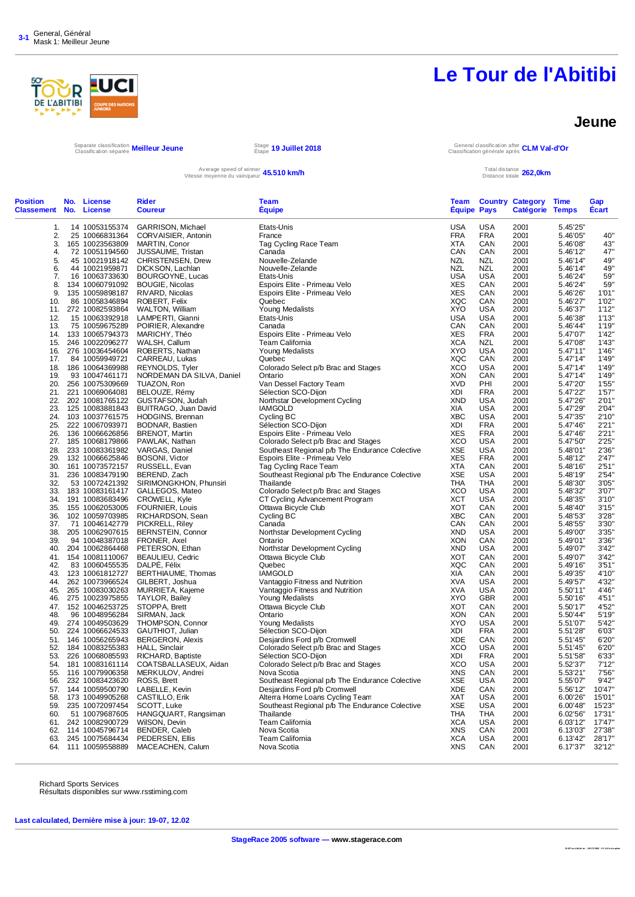3-1 General, Général
Mask 1: Meilleur Jeune

# Le Tour de l'Abitibi

## Jeune

Separate classification / Classification séparée **Meilleur Jeune**

Stage / Étape **19 Juillet 2018**

General classification after / Classification générale après **CLM Val-d'Or**

Average speed of winner / Vitesse moyenne du vainqueur **45.510 km/h**

Total distance / Distance totale **262,0km**

| Position Classement | No. No. | License License | Rider Coureur | Team Équipe | Team Équipe | Country Pays | Category Catégorie | Time Temps | Gap Écart |
|---|---|---|---|---|---|---|---|---|---|
| 1. | 14 | 10053155374 | GARRISON, Michael | Etats-Unis | USA | USA | 2001 | 5.45'25" | |
| 2. | 25 | 10066831364 | CORVAISIER, Antonin | France | FRA | FRA | 2001 | 5.46'05" | 40" |
| 3. | 165 | 10023563809 | MARTIN, Conor | Tag Cycling Race Team | XTA | CAN | 2001 | 5.46'08" | 43" |
| 4. | 72 | 10051194560 | JUSSAUME, Tristan | Canada | CAN | CAN | 2001 | 5.46'12" | 47" |
| 5. | 45 | 10021918142 | CHRISTENSEN, Drew | Nouvelle-Zelande | NZL | NZL | 2001 | 5.46'14" | 49" |
| 6. | 44 | 10021959871 | DICKSON, Lachlan | Nouvelle-Zelande | NZL | NZL | 2001 | 5.46'14" | 49" |
| 7. | 16 | 10063733630 | BOURGOYNE, Lucas | Etats-Unis | USA | USA | 2001 | 5.46'24" | 59" |
| 8. | 134 | 10060791092 | BOUGIE, Nicolas | Espoirs Elite - Primeau Velo | XES | CAN | 2001 | 5.46'24" | 59" |
| 9. | 135 | 10059898187 | RIVARD, Nicolas | Espoirs Elite - Primeau Velo | XES | CAN | 2001 | 5.46'26" | 1'01" |
| 10. | 86 | 10058346894 | ROBERT, Felix | Quebec | XQC | CAN | 2001 | 5.46'27" | 1'02" |
| 11. | 272 | 10082593864 | WALTON, William | Young Medalists | XYO | USA | 2001 | 5.46'37" | 1'12" |
| 12. | 15 | 10063392918 | LAMPERTI, Gianni | Etats-Unis | USA | USA | 2001 | 5.46'38" | 1'13" |
| 13. | 75 | 10059675289 | POIRIER, Alexandre | Canada | CAN | CAN | 2001 | 5.46'44" | 1'19" |
| 14. | 133 | 10065794373 | MARICHY, Théo | Espoirs Elite - Primeau Velo | XES | FRA | 2001 | 5.47'07" | 1'42" |
| 15. | 246 | 10022096277 | WALSH, Callum | Team California | XCA | NZL | 2001 | 5.47'08" | 1'43" |
| 16. | 276 | 10036454604 | ROBERTS, Nathan | Young Medalists | XYO | USA | 2001 | 5.47'11" | 1'46" |
| 17. | 84 | 10059949721 | CARREAU, Lukas | Quebec | XQC | CAN | 2001 | 5.47'14" | 1'49" |
| 18. | 186 | 10064369988 | REYNOLDS, Tyler | Colorado Select p/b Brac and Stages | XCO | USA | 2001 | 5.47'14" | 1'49" |
| 19. | 93 | 10047461171 | NORDEMAN DA SILVA, Daniel | Ontario | XON | CAN | 2001 | 5.47'14" | 1'49" |
| 20. | 256 | 10075309669 | TUAZON, Ron | Van Dessel Factory Team | XVD | PHI | 2001 | 5.47'20" | 1'55" |
| 21. | 221 | 10069064081 | BELOUZE, Rémy | Sélection SCO-Dijon | XDI | FRA | 2001 | 5.47'22" | 1'57" |
| 22. | 202 | 10081765122 | GUSTAFSON, Judah | Northstar Development Cycling | XND | USA | 2001 | 5.47'26" | 2'01" |
| 23. | 125 | 10083881843 | BUITRAGO, Juan David | IAMGOLD | XIA | USA | 2001 | 5.47'29" | 2'04" |
| 24. | 103 | 10037761575 | HODGINS, Brennan | Cycling BC | XBC | USA | 2001 | 5.47'35" | 2'10" |
| 25. | 222 | 10067093971 | BODNAR, Bastien | Sélection SCO-Dijon | XDI | FRA | 2001 | 5.47'46" | 2'21" |
| 26. | 136 | 10066626856 | BRENOT, Martin | Espoirs Elite - Primeau Velo | XES | FRA | 2001 | 5.47'46" | 2'21" |
| 27. | 185 | 10068179866 | PAWLAK, Nathan | Colorado Select p/b Brac and Stages | XCO | USA | 2001 | 5.47'50" | 2'25" |
| 28. | 233 | 10083361982 | VARGAS, Daniel | Southeast Regional p/b The Endurance Colective | XSE | USA | 2001 | 5.48'01" | 2'36" |
| 29. | 132 | 10066625846 | BOSONI, Victor | Espoirs Elite - Primeau Velo | XES | FRA | 2001 | 5.48'12" | 2'47" |
| 30. | 161 | 10073572157 | RUSSELL, Evan | Tag Cycling Race Team | XTA | CAN | 2001 | 5.48'16" | 2'51" |
| 31. | 236 | 10083479190 | BEREND, Zach | Southeast Regional p/b The Endurance Colective | XSE | USA | 2001 | 5.48'19" | 2'54" |
| 32. | 53 | 10072421392 | SIRIMONGKHON, Phunsiri | Thailande | THA | THA | 2001 | 5.48'30" | 3'05" |
| 33. | 183 | 10083161417 | GALLEGOS, Mateo | Colorado Select p/b Brac and Stages | XCO | USA | 2001 | 5.48'32" | 3'07" |
| 34. | 191 | 10083683496 | CROWELL, Kyle | CT Cycling Advancement Program | XCT | USA | 2001 | 5.48'35" | 3'10" |
| 35. | 155 | 10062053005 | FOURNIER, Louis | Ottawa Bicycle Club | XOT | CAN | 2001 | 5.48'40" | 3'15" |
| 36. | 102 | 10059703985 | RICHARDSON, Sean | Cycling BC | XBC | CAN | 2001 | 5.48'53" | 3'28" |
| 37. | 71 | 10046142779 | PICKRELL, Riley | Canada | CAN | CAN | 2001 | 5.48'55" | 3'30" |
| 38. | 205 | 10062907615 | BERNSTEIN, Connor | Northstar Development Cycling | XND | USA | 2001 | 5.49'00" | 3'35" |
| 39. | 94 | 10048387018 | FRONER, Axel | Ontario | XON | CAN | 2001 | 5.49'01" | 3'36" |
| 40. | 204 | 10062864468 | PETERSON, Ethan | Northstar Development Cycling | XND | USA | 2001 | 5.49'07" | 3'42" |
| 41. | 154 | 10081110067 | BEAULIEU, Cedric | Ottawa Bicycle Club | XOT | CAN | 2001 | 5.49'07" | 3'42" |
| 42. | 83 | 10060455535 | DALPÉ, Félix | Quebec | XQC | CAN | 2001 | 5.49'16" | 3'51" |
| 43. | 123 | 10061812727 | BERTHIAUME, Thomas | IAMGOLD | XIA | CAN | 2001 | 5.49'35" | 4'10" |
| 44. | 262 | 10073966524 | GILBERT, Joshua | Vantaggio Fitness and Nutrition | XVA | USA | 2001 | 5.49'57" | 4'32" |
| 45. | 265 | 10083030263 | MURRIETA, Kajeme | Vantaggio Fitness and Nutrition | XVA | USA | 2001 | 5.50'11" | 4'46" |
| 46. | 275 | 10023975855 | TAYLOR, Bailey | Young Medalists | XYO | GBR | 2001 | 5.50'16" | 4'51" |
| 47. | 152 | 10046253725 | STOPPA, Brett | Ottawa Bicycle Club | XOT | CAN | 2001 | 5.50'17" | 4'52" |
| 48. | 96 | 10048956284 | SIRMAN, Jack | Ontario | XON | CAN | 2001 | 5.50'44" | 5'19" |
| 49. | 274 | 10049503629 | THOMPSON, Connor | Young Medalists | XYO | USA | 2001 | 5.51'07" | 5'42" |
| 50. | 224 | 10066624533 | GAUTHIOT, Julian | Sélection SCO-Dijon | XDI | FRA | 2001 | 5.51'28" | 6'03" |
| 51. | 146 | 10056265943 | BERGERON, Alexis | Desjardins Ford p/b Cromwell | XDE | CAN | 2001 | 5.51'45" | 6'20" |
| 52. | 184 | 10083255383 | HALL, Sinclair | Colorado Select p/b Brac and Stages | XCO | USA | 2001 | 5.51'45" | 6'20" |
| 53. | 226 | 10068085593 | RICHARD, Baptiste | Sélection SCO-Dijon | XDI | FRA | 2001 | 5.51'58" | 6'33" |
| 54. | 181 | 10083161114 | COATSBALLASEUX, Aidan | Colorado Select p/b Brac and Stages | XCO | USA | 2001 | 5.52'37" | 7'12" |
| 55. | 116 | 10079906358 | MERKULOV, Andrei | Nova Scotia | XNS | CAN | 2001 | 5.53'21" | 7'56" |
| 56. | 232 | 10083423620 | ROSS, Brett | Southeast Regional p/b The Endurance Colective | XSE | USA | 2001 | 5.55'07" | 9'42" |
| 57. | 144 | 10059500790 | LABELLE, Kevin | Desjardins Ford p/b Cromwell | XDE | CAN | 2001 | 5.56'12" | 10'47" |
| 58. | 173 | 10049905268 | CASTILLO, Erik | Alterra Home Loans Cycling Team | XAT | USA | 2001 | 6.00'26" | 15'01" |
| 59. | 235 | 10072097454 | SCOTT, Luke | Southeast Regional p/b The Endurance Colective | XSE | USA | 2001 | 6.00'48" | 15'23" |
| 60. | 51 | 10079687605 | HANGQUART, Rangsiman | Thailande | THA | THA | 2001 | 6.02'56" | 17'31" |
| 61. | 242 | 10082900729 | WilSON, Devin | Team California | XCA | USA | 2001 | 6.03'12" | 17'47" |
| 62. | 114 | 10045796714 | BENDER, Caleb | Nova Scotia | XNS | CAN | 2001 | 6.13'03" | 27'38" |
| 63. | 245 | 10075684434 | PEDERSEN, Ellis | Team California | XCA | USA | 2001 | 6.13'42" | 28'17" |
| 64. | 111 | 10059558889 | MACEACHEN, Calum | Nova Scotia | XNS | CAN | 2001 | 6.17'37" | 32'12" |

Richard Sports Services
Résultats disponibles sur www.rsstiming.com

**Last calculated, Dernière mise à jour: 19-07, 12.02**

**StageRace 2005 software — www.stagerace.com**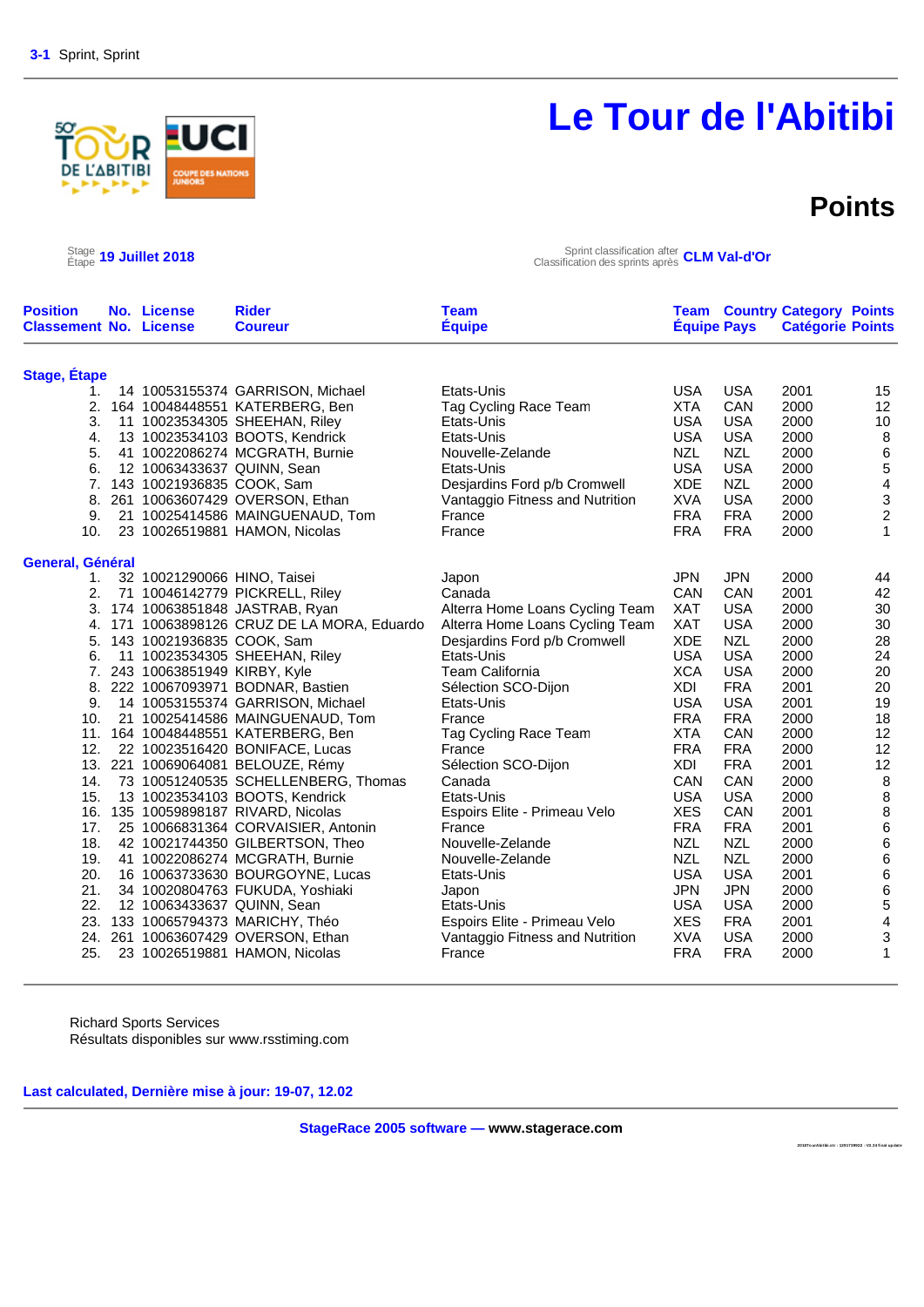**3-1** Sprint, Sprint

# Le Tour de l'Abitibi

## Points

Stage / Étape **19 Juillet 2018**

Sprint classification after / Classification des sprints après **CLM Val-d'Or**

| Position Classement | No. No. | License License | Rider Coureur | Team Équipe | Team Équipe | Country Pays | Category Catégorie | Points Points |
|---|---|---|---|---|---|---|---|---|
| **Stage, Étape** | | | | | | | | |
| 1. | 14 | 10053155374 | GARRISON, Michael | Etats-Unis | USA | USA | 2001 | 15 |
| 2. | 164 | 10048448551 | KATERBERG, Ben | Tag Cycling Race Team | XTA | CAN | 2000 | 12 |
| 3. | 11 | 10023534305 | SHEEHAN, Riley | Etats-Unis | USA | USA | 2000 | 10 |
| 4. | 13 | 10023534103 | BOOTS, Kendrick | Etats-Unis | USA | USA | 2000 | 8 |
| 5. | 41 | 10022086274 | MCGRATH, Burnie | Nouvelle-Zelande | NZL | NZL | 2000 | 6 |
| 6. | 12 | 10063433637 | QUINN, Sean | Etats-Unis | USA | USA | 2000 | 5 |
| 7. | 143 | 10021936835 | COOK, Sam | Desjardins Ford p/b Cromwell | XDE | NZL | 2000 | 4 |
| 8. | 261 | 10063607429 | OVERSON, Ethan | Vantaggio Fitness and Nutrition | XVA | USA | 2000 | 3 |
| 9. | 21 | 10025414586 | MAINGUENAUD, Tom | France | FRA | FRA | 2000 | 2 |
| 10. | 23 | 10026519881 | HAMON, Nicolas | France | FRA | FRA | 2000 | 1 |
| **General, Général** | | | | | | | | |
| 1. | 32 | 10021290066 | HINO, Taisei | Japon | JPN | JPN | 2000 | 44 |
| 2. | 71 | 10046142779 | PICKRELL, Riley | Canada | CAN | CAN | 2001 | 42 |
| 3. | 174 | 10063851848 | JASTRAB, Ryan | Alterra Home Loans Cycling Team | XAT | USA | 2000 | 30 |
| 4. | 171 | 10063898126 | CRUZ DE LA MORA, Eduardo | Alterra Home Loans Cycling Team | XAT | USA | 2000 | 30 |
| 5. | 143 | 10021936835 | COOK, Sam | Desjardins Ford p/b Cromwell | XDE | NZL | 2000 | 28 |
| 6. | 11 | 10023534305 | SHEEHAN, Riley | Etats-Unis | USA | USA | 2000 | 24 |
| 7. | 243 | 10063851949 | KIRBY, Kyle | Team California | XCA | USA | 2000 | 20 |
| 8. | 222 | 10067093971 | BODNAR, Bastien | Sélection SCO-Dijon | XDI | FRA | 2001 | 20 |
| 9. | 14 | 10053155374 | GARRISON, Michael | Etats-Unis | USA | USA | 2001 | 19 |
| 10. | 21 | 10025414586 | MAINGUENAUD, Tom | France | FRA | FRA | 2000 | 18 |
| 11. | 164 | 10048448551 | KATERBERG, Ben | Tag Cycling Race Team | XTA | CAN | 2000 | 12 |
| 12. | 22 | 10023516420 | BONIFACE, Lucas | France | FRA | FRA | 2000 | 12 |
| 13. | 221 | 10069064081 | BELOUZE, Rémy | Sélection SCO-Dijon | XDI | FRA | 2001 | 12 |
| 14. | 73 | 10051240535 | SCHELLENBERG, Thomas | Canada | CAN | CAN | 2000 | 8 |
| 15. | 13 | 10023534103 | BOOTS, Kendrick | Etats-Unis | USA | USA | 2000 | 8 |
| 16. | 135 | 10059898187 | RIVARD, Nicolas | Espoirs Elite - Primeau Velo | XES | CAN | 2001 | 8 |
| 17. | 25 | 10066831364 | CORVAISIER, Antonin | France | FRA | FRA | 2001 | 6 |
| 18. | 42 | 10021744350 | GILBERTSON, Theo | Nouvelle-Zelande | NZL | NZL | 2000 | 6 |
| 19. | 41 | 10022086274 | MCGRATH, Burnie | Nouvelle-Zelande | NZL | NZL | 2000 | 6 |
| 20. | 16 | 10063733630 | BOURGOYNE, Lucas | Etats-Unis | USA | USA | 2001 | 6 |
| 21. | 34 | 10020804763 | FUKUDA, Yoshiaki | Japon | JPN | JPN | 2000 | 6 |
| 22. | 12 | 10063433637 | QUINN, Sean | Etats-Unis | USA | USA | 2000 | 5 |
| 23. | 133 | 10065794373 | MARICHY, Théo | Espoirs Elite - Primeau Velo | XES | FRA | 2001 | 4 |
| 24. | 261 | 10063607429 | OVERSON, Ethan | Vantaggio Fitness and Nutrition | XVA | USA | 2000 | 3 |
| 25. | 23 | 10026519881 | HAMON, Nicolas | France | FRA | FRA | 2000 | 1 |

Richard Sports Services
Résultats disponibles sur www.rsstiming.com

**Last calculated, Dernière mise à jour: 19-07, 12.02**

**StageRace 2005 software — www.stagerace.com**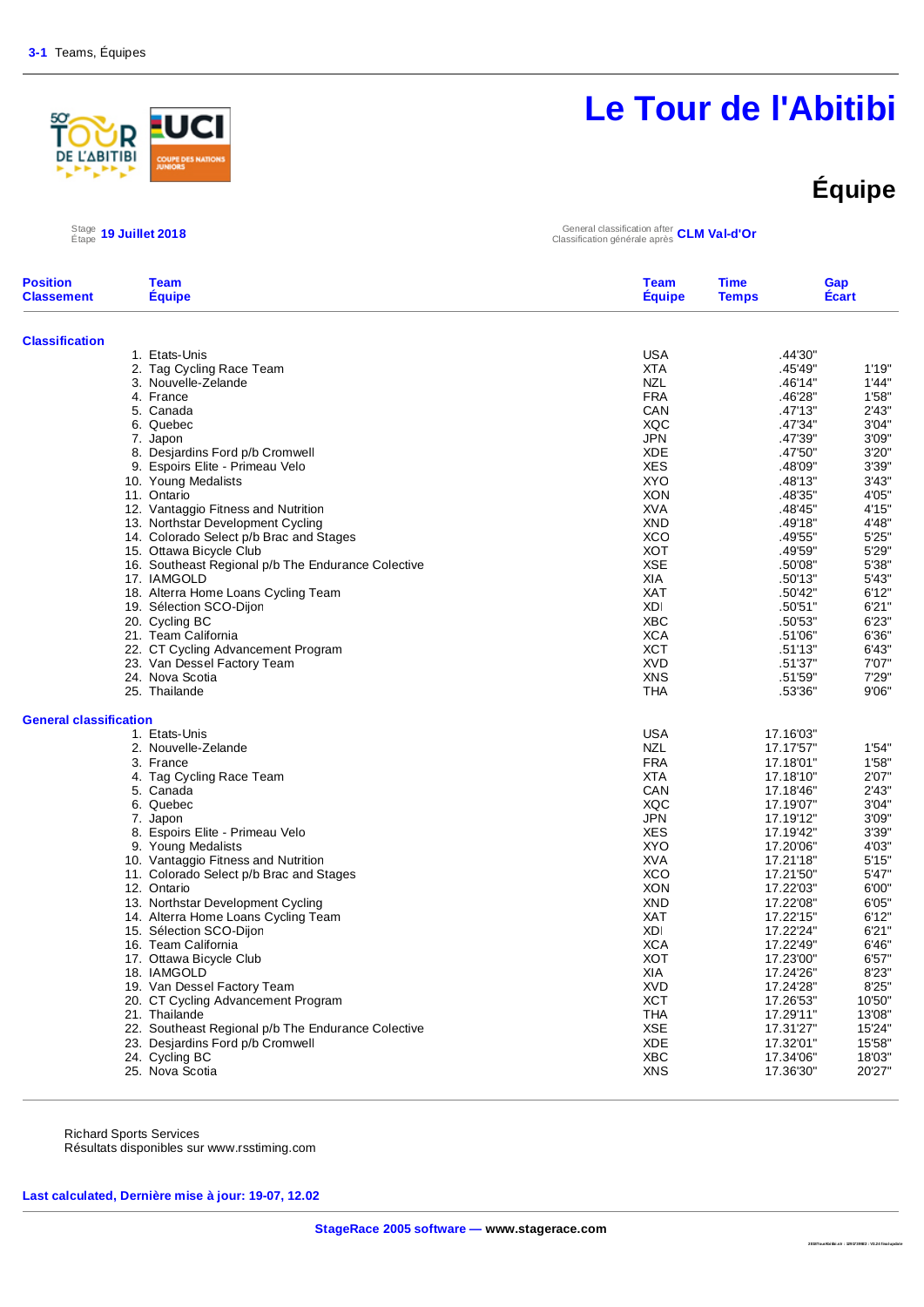3-1 Teams, Équipes

# Le Tour de l'Abitibi

## Équipe

Stage / Étape **19 Juillet 2018**

General classification after / Classification générale après **CLM Val-d'Or**

| Position / Classement | Team / Équipe | Team / Équipe | Time / Temps | Gap / Écart |
|---|---|---|---|---|
| **Classification** | | | | |
| 1. | Etats-Unis | USA | .44'30" | |
| 2. | Tag Cycling Race Team | XTA | .45'49" | 1'19" |
| 3. | Nouvelle-Zelande | NZL | .46'14" | 1'44" |
| 4. | France | FRA | .46'28" | 1'58" |
| 5. | Canada | CAN | .47'13" | 2'43" |
| 6. | Quebec | XQC | .47'34" | 3'04" |
| 7. | Japon | JPN | .47'39" | 3'09" |
| 8. | Desjardins Ford p/b Cromwell | XDE | .47'50" | 3'20" |
| 9. | Espoirs Elite - Primeau Velo | XES | .48'09" | 3'39" |
| 10. | Young Medalists | XYO | .48'13" | 3'43" |
| 11. | Ontario | XON | .48'35" | 4'05" |
| 12. | Vantaggio Fitness and Nutrition | XVA | .48'45" | 4'15" |
| 13. | Northstar Development Cycling | XND | .49'18" | 4'48" |
| 14. | Colorado Select p/b Brac and Stages | XCO | .49'55" | 5'25" |
| 15. | Ottawa Bicycle Club | XOT | .49'59" | 5'29" |
| 16. | Southeast Regional p/b The Endurance Colective | XSE | .50'08" | 5'38" |
| 17. | IAMGOLD | XIA | .50'13" | 5'43" |
| 18. | Alterra Home Loans Cycling Team | XAT | .50'42" | 6'12" |
| 19. | Sélection SCO-Dijon | XDI | .50'51" | 6'21" |
| 20. | Cycling BC | XBC | .50'53" | 6'23" |
| 21. | Team California | XCA | .51'06" | 6'36" |
| 22. | CT Cycling Advancement Program | XCT | .51'13" | 6'43" |
| 23. | Van Dessel Factory Team | XVD | .51'37" | 7'07" |
| 24. | Nova Scotia | XNS | .51'59" | 7'29" |
| 25. | Thailande | THA | .53'36" | 9'06" |
| **General classification** | | | | |
| 1. | Etats-Unis | USA | 17.16'03" | |
| 2. | Nouvelle-Zelande | NZL | 17.17'57" | 1'54" |
| 3. | France | FRA | 17.18'01" | 1'58" |
| 4. | Tag Cycling Race Team | XTA | 17.18'10" | 2'07" |
| 5. | Canada | CAN | 17.18'46" | 2'43" |
| 6. | Quebec | XQC | 17.19'07" | 3'04" |
| 7. | Japon | JPN | 17.19'12" | 3'09" |
| 8. | Espoirs Elite - Primeau Velo | XES | 17.19'42" | 3'39" |
| 9. | Young Medalists | XYO | 17.20'06" | 4'03" |
| 10. | Vantaggio Fitness and Nutrition | XVA | 17.21'18" | 5'15" |
| 11. | Colorado Select p/b Brac and Stages | XCO | 17.21'50" | 5'47" |
| 12. | Ontario | XON | 17.22'03" | 6'00" |
| 13. | Northstar Development Cycling | XND | 17.22'08" | 6'05" |
| 14. | Alterra Home Loans Cycling Team | XAT | 17.22'15" | 6'12" |
| 15. | Sélection SCO-Dijon | XDI | 17.22'24" | 6'21" |
| 16. | Team California | XCA | 17.22'49" | 6'46" |
| 17. | Ottawa Bicycle Club | XOT | 17.23'00" | 6'57" |
| 18. | IAMGOLD | XIA | 17.24'26" | 8'23" |
| 19. | Van Dessel Factory Team | XVD | 17.24'28" | 8'25" |
| 20. | CT Cycling Advancement Program | XCT | 17.26'53" | 10'50" |
| 21. | Thailande | THA | 17.29'11" | 13'08" |
| 22. | Southeast Regional p/b The Endurance Colective | XSE | 17.31'27" | 15'24" |
| 23. | Desjardins Ford p/b Cromwell | XDE | 17.32'01" | 15'58" |
| 24. | Cycling BC | XBC | 17.34'06" | 18'03" |
| 25. | Nova Scotia | XNS | 17.36'30" | 20'27" |

Richard Sports Services
Résultats disponibles sur www.rsstiming.com

**Last calculated, Dernière mise à jour: 19-07, 12.02**

**StageRace 2005 software — www.stagerace.com**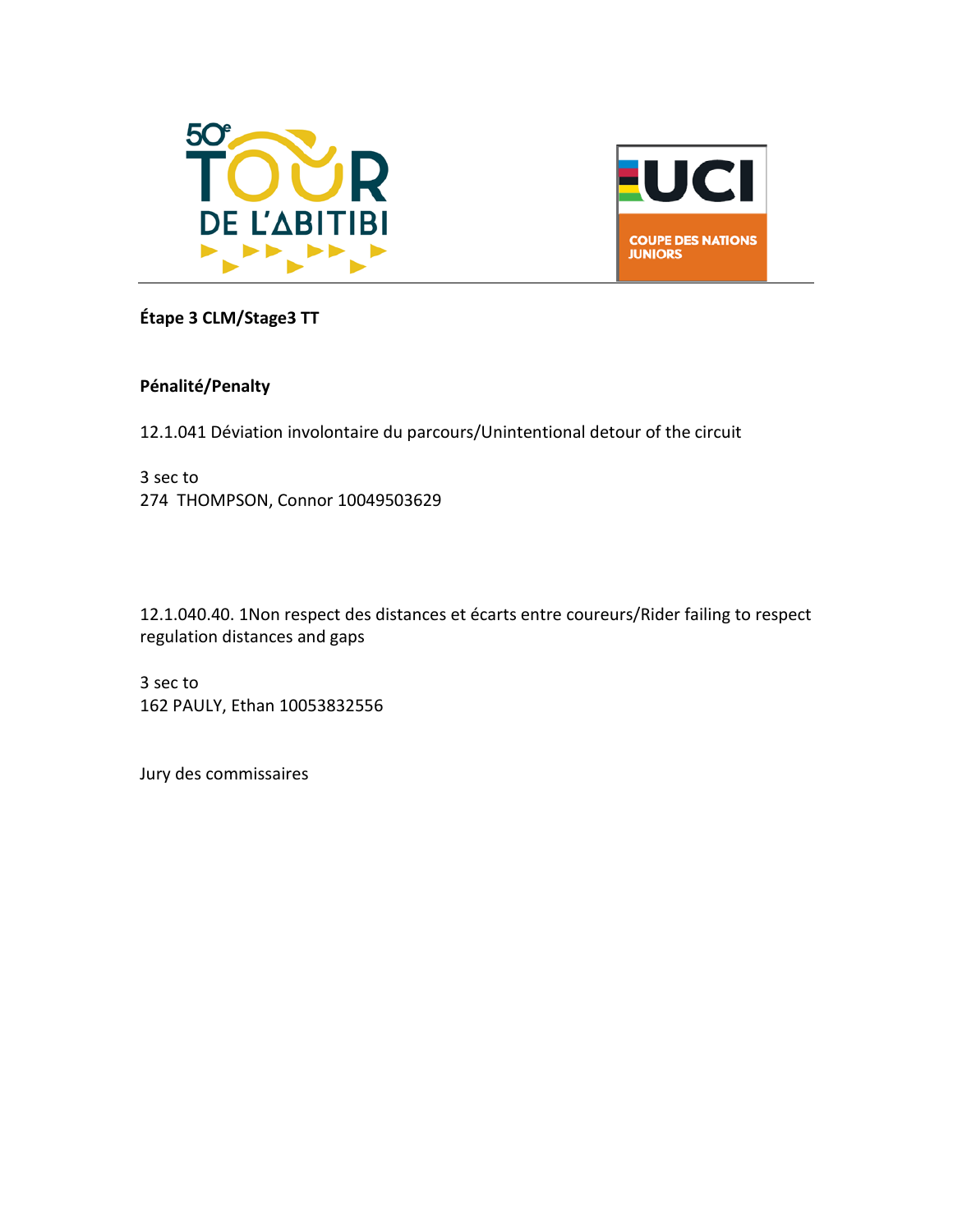**Étape 3 CLM/Stage3 TT**

**Pénalité/Penalty**

12.1.041 Déviation involontaire du parcours/Unintentional detour of the circuit

3 sec to
274 THOMPSON, Connor 10049503629

12.1.040.40. 1Non respect des distances et écarts entre coureurs/Rider failing to respect regulation distances and gaps

3 sec to
162 PAULY, Ethan 10053832556

Jury des commissaires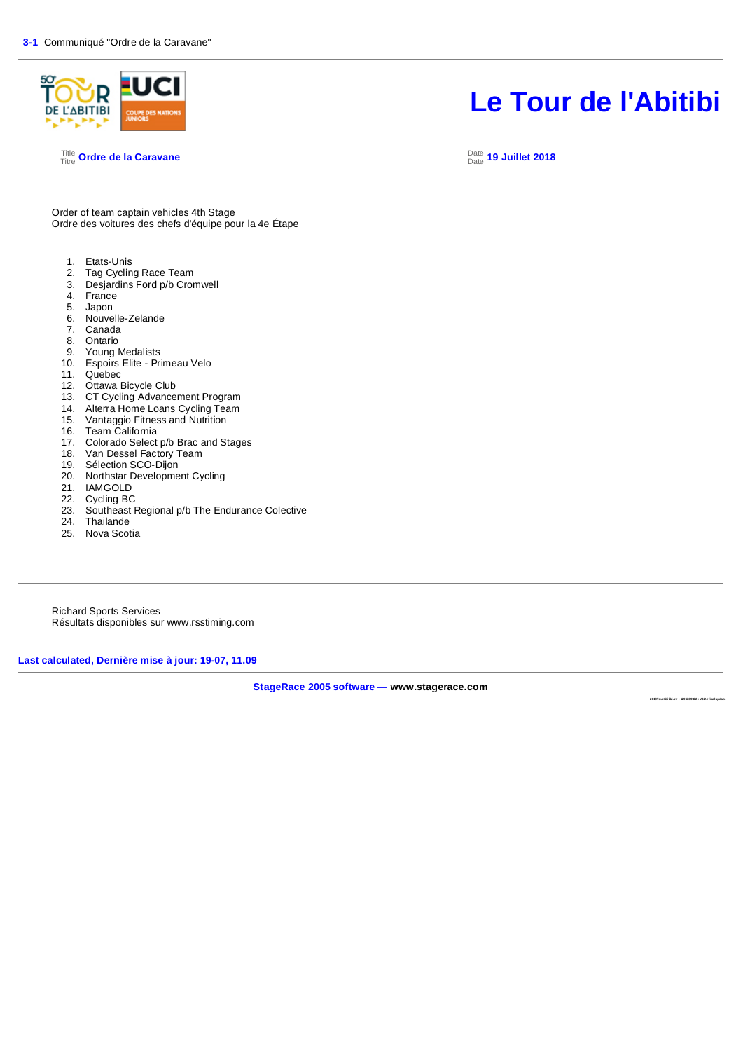**3-1** Communiqué "Ordre de la Caravane"

# Le Tour de l'Abitibi

Title / Titre **Ordre de la Caravane**

Date / Date **19 Juillet 2018**

Order of team captain vehicles 4th Stage
Ordre des voitures des chefs d'équipe pour la 4e Étape

1. Etats-Unis
2. Tag Cycling Race Team
3. Desjardins Ford p/b Cromwell
4. France
5. Japon
6. Nouvelle-Zelande
7. Canada
8. Ontario
9. Young Medalists
10. Espoirs Elite - Primeau Velo
11. Quebec
12. Ottawa Bicycle Club
13. CT Cycling Advancement Program
14. Alterra Home Loans Cycling Team
15. Vantaggio Fitness and Nutrition
16. Team California
17. Colorado Select p/b Brac and Stages
18. Van Dessel Factory Team
19. Sélection SCO-Dijon
20. Northstar Development Cycling
21. IAMGOLD
22. Cycling BC
23. Southeast Regional p/b The Endurance Colective
24. Thailande
25. Nova Scotia

Richard Sports Services
Résultats disponibles sur www.rsstiming.com

**Last calculated, Dernière mise à jour: 19-07, 11.09**

**StageRace 2005 software — www.stagerace.com**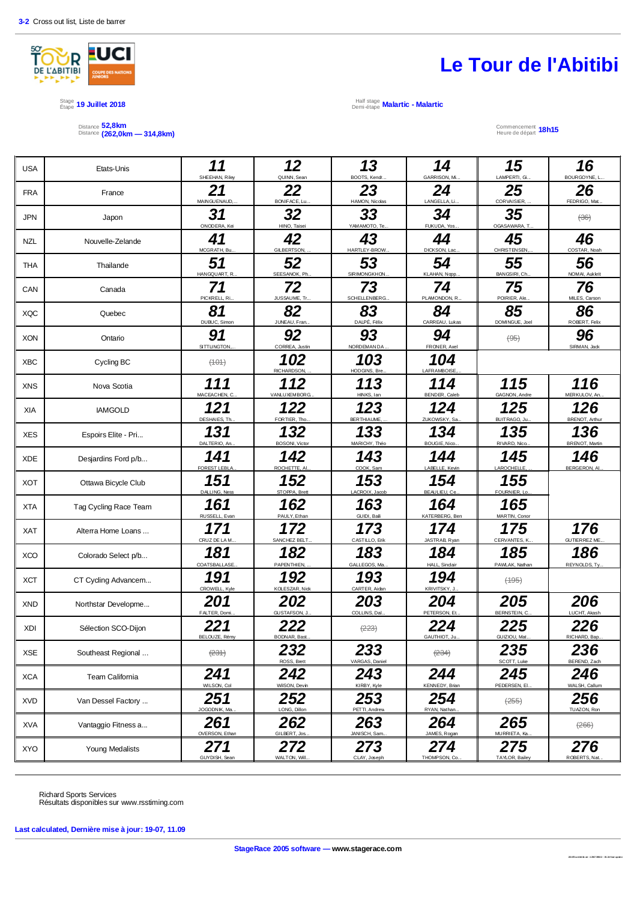3-2 Cross out list, Liste de barrer

# Le Tour de l'Abitibi

Stage / Étape **19 Juillet 2018**

Half stage / Demi-étape **Malartic - Malartic**

Distance **52,8km**
Distance **(262,0km — 314,8km)**

Commencement / Heure de départ **18h15**

| | | | | | | | |
|---|---|---|---|---|---|---|---|
| USA | Etats-Unis | **11** SHEEHAN, Riley | **12** QUINN, Sean | **13** BOOTS, Kendr... | **14** GARRISON, Mi... | **15** LAMPERTI, Gi... | **16** BOURGOYNE, L... |
| FRA | France | **21** MAINGUENAUD,... | **22** BONIFACE, Lu... | **23** HAMON, Nicolas | **24** LANGELLA, Li... | **25** CORVAISIER, ... | **26** FEDRIGO, Mat... |
| JPN | Japon | **31** ONODERA, Kei | **32** HINO, Taisei | **33** YAMAMOTO, Te... | **34** FUKUDA, Yos... | **35** OGASAWARA, T... | ~~(36)~~ |
| NZL | Nouvelle-Zelande | **41** MCGRATH, Bu... | **42** GILBERTSON, ... | **43** HARTLEY-BROW... | **44** DICKSON, Lac... | **45** CHRISTENSEN,... | **46** COSTAR, Noah |
| THA | Thailande | **51** HANGQUART, R... | **52** SEESANOK, Ph... | **53** SIRIMONGKHON... | **54** KLAHAN, Nopp... | **55** BANGSIRI, Ch... | **56** NOMAI, Aukkrit |
| CAN | Canada | **71** PICKRELL, Ri... | **72** JUSSAUME, Tr... | **73** SCHELLENBERG... | **74** PLAMONDON, R... | **75** POIRIER, Ale... | **76** MILES, Carson |
| XQC | Quebec | **81** DUBUC, Simon | **82** JUNEAU, Fran... | **83** DALPÉ, Félix | **84** CARREAU, Lukas | **85** DOMINGUE, Joel | **86** ROBERT, Felix |
| XON | Ontario | **91** SITTLINGTON,... | **92** CORREA, Justin | **93** NORDEMANDA... | **94** FRONER, Axel | ~~(95)~~ | **96** SIRMAN, Jack |
| XBC | Cycling BC | ~~(101)~~ | **102** RICHARDSON, ... | **103** HODGINS, Bre... | **104** LAFRAMBOISE,... | | |
| XNS | Nova Scotia | **111** MACEACHEN, C... | **112** VANLUXEMBORG... | **113** HINKS, Ian | **114** BENDER, Caleb | **115** GAGNON, Andre | **116** MERKULOV, An... |
| XIA | IAMGOLD | **121** DESHAIES, Th... | **122** FORTIER, Tho... | **123** BERTHIAUME, ... | **124** ZUKOWSKY, Sa... | **125** BUITRAGO, Ju... | **126** BRENOT, Arthur |
| XES | Espoirs Elite - Pri... | **131** DALTERIO, An... | **132** BOSONI, Victor | **133** MARICHY, Théo | **134** BOUGIE, Nico... | **135** RIVARD, Nico... | **136** BRENOT, Martin |
| XDE | Desjardins Ford p/b... | **141** FOREST LEBLA... | **142** ROCHETTE, Al... | **143** COOK, Sam | **144** LABELLE, Kevin | **145** LAROCHELLE, ... | **146** BERGERON, Al... |
| XOT | Ottawa Bicycle Club | **151** DALLING, Ness | **152** STOPPA, Brett | **153** LACROIX, Jacob | **154** BEAULIEU, Ce... | **155** FOURNIER, Lo... | |
| XTA | Tag Cycling Race Team | **161** RUSSELL, Evan | **162** PAULY, Ethan | **163** GUIDI, Baili | **164** KATERBERG, Ben | **165** MARTIN, Conor | |
| XAT | Alterra Home Loans ... | **171** CRUZ DE LA M... | **172** SANCHEZ BELT... | **173** CASTILLO, Erik | **174** JASTRAB, Ryan | **175** CERVANTES, K... | **176** GUTIERREZ ME... |
| XCO | Colorado Select p/b... | **181** COATSBALLASE... | **182** PAPENTHIEN, ... | **183** GALLEGOS, Ma... | **184** HALL, Sinclair | **185** PAWLAK, Nathan | **186** REYNOLDS, Ty... |
| XCT | CT Cycling Advancem... | **191** CROWELL, Kyle | **192** KOLESZAR, Nick | **193** CARTER, Aidan | **194** KRIVITSKY, J... | ~~(195)~~ | |
| XND | Northstar Developme... | **201** FALTER, Domi... | **202** GUSTAFSON, J... | **203** COLLINS, Dal... | **204** PETERSON, Et... | **205** BERNSTEIN, C... | **206** LUCHT, Akash |
| XDI | Sélection SCO-Dijon | **221** BELOUZE, Rémy | **222** BODNAR, Bast... | ~~(223)~~ | **224** GAUTHIOT, Ju... | **225** GUIZIOU, Mat... | **226** RICHARD, Bap... |
| XSE | Southeast Regional ... | ~~(231)~~ | **232** ROSS, Brett | **233** VARGAS, Daniel | ~~(234)~~ | **235** SCOTT, Luke | **236** BEREND, Zach |
| XCA | Team California | **241** WILSON, Col | **242** WILSON, Devin | **243** KIRBY, Kyle | **244** KENNEDY, Brian | **245** PEDERSEN, El... | **246** WALSH, Callum |
| XVD | Van Dessel Factory ... | **251** JOGODNIK, Ma... | **252** LONG, Dillon | **253** PETTI, Andrew | **254** RYAN, Nathan... | ~~(255)~~ | **256** TUAZON, Ron |
| XVA | Vantaggio Fitness a... | **261** OVERSON, Ethan | **262** GILBERT, Jos... | **263** JANISCH, Sam... | **264** JAMES, Rogan | **265** MURRIETA, Ka... | ~~(266)~~ |
| XYO | Young Medalists | **271** GUYDISH, Sean | **272** WALTON, Will... | **273** CLAY, Joseph | **274** THOMPSON, Co... | **275** TAYLOR, Bailey | **276** ROBERTS, Nat... |

Richard Sports Services
Résultats disponibles sur www.rsstiming.com

**Last calculated, Dernière mise à jour: 19-07, 11.09**

**StageRace 2005 software — www.stagerace.com**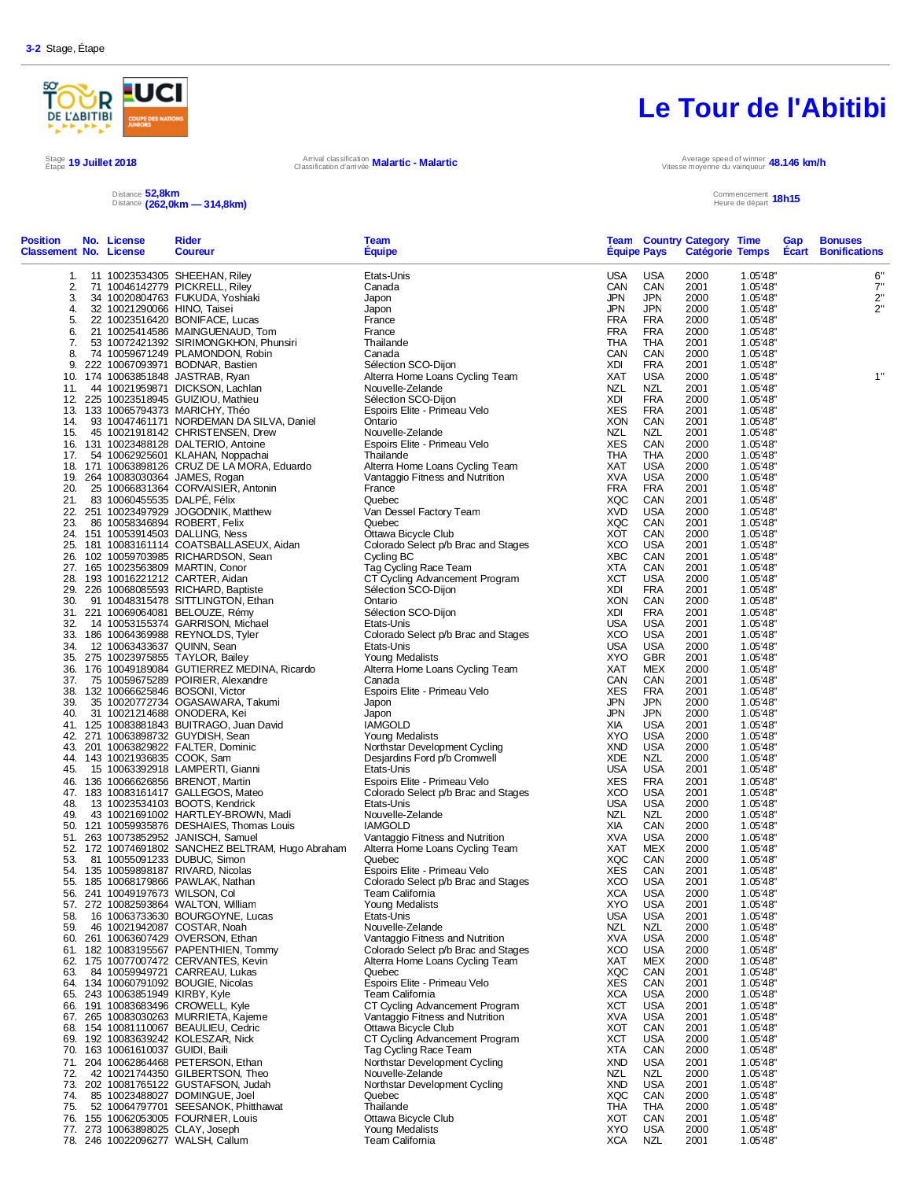3-2 Stage, Étape

# Le Tour de l'Abitibi

Stage / Étape **19 Juillet 2018**

Arrival classification / Classification d'arrivée **Malartic - Malartic**

Average speed of winner / Vitesse moyenne du vainqueur **48.146 km/h**

Distance **52,8km**
Distance **(262,0km — 314,8km)**

Commencement / Heure de départ **18h15**

| Position Classement | No. No. | License License | Rider Coureur | Team Équipe | Team Équipe | Country Pays | Category Catégorie | Time Temps | Gap Écart | Bonuses Bonifications |
|---|---|---|---|---|---|---|---|---|---|---|
| 1. | 11 | 10023534305 | SHEEHAN, Riley | Etats-Unis | USA | USA | 2000 | 1.05'48" | | 6" |
| 2. | 71 | 10046142779 | PICKRELL, Riley | Canada | CAN | CAN | 2001 | 1.05'48" | | 7" |
| 3. | 34 | 10020804763 | FUKUDA, Yoshiaki | Japon | JPN | JPN | 2000 | 1.05'48" | | 2" |
| 4. | 32 | 10021290066 | HINO, Taisei | Japon | JPN | JPN | 2000 | 1.05'48" | | 2" |
| 5. | 22 | 10023516420 | BONIFACE, Lucas | France | FRA | FRA | 2000 | 1.05'48" | | |
| 6. | 21 | 10025414586 | MAINGUENAUD, Tom | France | FRA | FRA | 2000 | 1.05'48" | | |
| 7. | 53 | 10072421392 | SIRIMONGKHON, Phunsiri | Thailande | THA | THA | 2001 | 1.05'48" | | |
| 8. | 74 | 10059671249 | PLAMONDON, Robin | Canada | CAN | CAN | 2000 | 1.05'48" | | |
| 9. | 222 | 10067093971 | BODNAR, Bastien | Sélection SCO-Dijon | XDI | FRA | 2001 | 1.05'48" | | |
| 10. | 174 | 10063851848 | JASTRAB, Ryan | Alterra Home Loans Cycling Team | XAT | USA | 2000 | 1.05'48" | | 1" |
| 11. | 44 | 10021959871 | DICKSON, Lachlan | Nouvelle-Zelande | NZL | NZL | 2001 | 1.05'48" | | |
| 12. | 225 | 10023518945 | GUIZIOU, Mathieu | Sélection SCO-Dijon | XDI | FRA | 2000 | 1.05'48" | | |
| 13. | 133 | 10065794373 | MARICHY, Théo | Espoirs Elite - Primeau Velo | XES | FRA | 2001 | 1.05'48" | | |
| 14. | 93 | 10047461171 | NORDEMAN DA SILVA, Daniel | Ontario | XON | CAN | 2001 | 1.05'48" | | |
| 15. | 45 | 10021918142 | CHRISTENSEN, Drew | Nouvelle-Zelande | NZL | NZL | 2001 | 1.05'48" | | |
| 16. | 131 | 10023488128 | DALTERIO, Antoine | Espoirs Elite - Primeau Velo | XES | CAN | 2000 | 1.05'48" | | |
| 17. | 54 | 10062925601 | KLAHAN, Noppachai | Thailande | THA | THA | 2000 | 1.05'48" | | |
| 18. | 171 | 10063898126 | CRUZ DE LA MORA, Eduardo | Alterra Home Loans Cycling Team | XAT | USA | 2000 | 1.05'48" | | |
| 19. | 264 | 10083030364 | JAMES, Rogan | Vantaggio Fitness and Nutrition | XVA | USA | 2000 | 1.05'48" | | |
| 20. | 25 | 10066831364 | CORVAISIER, Antonin | France | FRA | FRA | 2001 | 1.05'48" | | |
| 21. | 83 | 10060455535 | DALPÉ, Félix | Quebec | XQC | CAN | 2001 | 1.05'48" | | |
| 22. | 251 | 10023497929 | JOGODNIK, Matthew | Van Dessel Factory Team | XVD | USA | 2000 | 1.05'48" | | |
| 23. | 86 | 10058346894 | ROBERT, Felix | Quebec | XQC | CAN | 2001 | 1.05'48" | | |
| 24. | 151 | 10053914503 | DALLING, Ness | Ottawa Bicycle Club | XOT | CAN | 2000 | 1.05'48" | | |
| 25. | 181 | 10083161114 | COATSBALLASEUX, Aidan | Colorado Select p/b Brac and Stages | XCO | USA | 2001 | 1.05'48" | | |
| 26. | 102 | 10059703985 | RICHARDSON, Sean | Cycling BC | XBC | CAN | 2001 | 1.05'48" | | |
| 27. | 165 | 10023563809 | MARTIN, Conor | Tag Cycling Race Team | XTA | CAN | 2001 | 1.05'48" | | |
| 28. | 193 | 10016221212 | CARTER, Aidan | CT Cycling Advancement Program | XCT | USA | 2000 | 1.05'48" | | |
| 29. | 226 | 10068085593 | RICHARD, Baptiste | Sélection SCO-Dijon | XDI | FRA | 2001 | 1.05'48" | | |
| 30. | 91 | 10048315478 | SITTLINGTON, Ethan | Ontario | XON | CAN | 2000 | 1.05'48" | | |
| 31. | 221 | 10069064081 | BELOUZE, Rémy | Sélection SCO-Dijon | XDI | FRA | 2001 | 1.05'48" | | |
| 32. | 14 | 10053155374 | GARRISON, Michael | Etats-Unis | USA | USA | 2001 | 1.05'48" | | |
| 33. | 186 | 10064369988 | REYNOLDS, Tyler | Colorado Select p/b Brac and Stages | XCO | USA | 2001 | 1.05'48" | | |
| 34. | 12 | 10063433637 | QUINN, Sean | Etats-Unis | USA | USA | 2000 | 1.05'48" | | |
| 35. | 275 | 10023975855 | TAYLOR, Bailey | Young Medalists | XYO | GBR | 2001 | 1.05'48" | | |
| 36. | 176 | 10049189084 | GUTIERREZ MEDINA, Ricardo | Alterra Home Loans Cycling Team | XAT | MEX | 2000 | 1.05'48" | | |
| 37. | 75 | 10059675289 | POIRIER, Alexandre | Canada | CAN | CAN | 2001 | 1.05'48" | | |
| 38. | 132 | 10066625846 | BOSONI, Victor | Espoirs Elite - Primeau Velo | XES | FRA | 2001 | 1.05'48" | | |
| 39. | 35 | 10020772734 | OGASAWARA, Takumi | Japon | JPN | JPN | 2000 | 1.05'48" | | |
| 40. | 31 | 10021214688 | ONODERA, Kei | Japon | JPN | JPN | 2000 | 1.05'48" | | |
| 41. | 125 | 10083881843 | BUITRAGO, Juan David | IAMGOLD | XIA | USA | 2001 | 1.05'48" | | |
| 42. | 271 | 10063898732 | GUYDISH, Sean | Young Medalists | XYO | USA | 2000 | 1.05'48" | | |
| 43. | 201 | 10063829822 | FALTER, Dominic | Northstar Development Cycling | XND | USA | 2000 | 1.05'48" | | |
| 44. | 143 | 10021936835 | COOK, Sam | Desjardins Ford p/b Cromwell | XDE | NZL | 2000 | 1.05'48" | | |
| 45. | 15 | 10063392918 | LAMPERTI, Gianni | Etats-Unis | USA | USA | 2001 | 1.05'48" | | |
| 46. | 136 | 10066626856 | BRENOT, Martin | Espoirs Elite - Primeau Velo | XES | FRA | 2001 | 1.05'48" | | |
| 47. | 183 | 10083161417 | GALLEGOS, Mateo | Colorado Select p/b Brac and Stages | XCO | USA | 2001 | 1.05'48" | | |
| 48. | 13 | 10023534103 | BOOTS, Kendrick | Etats-Unis | USA | USA | 2000 | 1.05'48" | | |
| 49. | 43 | 10021691002 | HARTLEY-BROWN, Madi | Nouvelle-Zelande | NZL | NZL | 2000 | 1.05'48" | | |
| 50. | 121 | 10059935876 | DESHAIES, Thomas Louis | IAMGOLD | XIA | CAN | 2000 | 1.05'48" | | |
| 51. | 263 | 10073852952 | JANISCH, Samuel | Vantaggio Fitness and Nutrition | XVA | USA | 2000 | 1.05'48" | | |
| 52. | 172 | 10074691802 | SANCHEZ BELTRAM, Hugo Abraham | Alterra Home Loans Cycling Team | XAT | MEX | 2000 | 1.05'48" | | |
| 53. | 81 | 10055091233 | DUBUC, Simon | Quebec | XQC | CAN | 2000 | 1.05'48" | | |
| 54. | 135 | 10059898187 | RIVARD, Nicolas | Espoirs Elite - Primeau Velo | XES | CAN | 2001 | 1.05'48" | | |
| 55. | 185 | 10068179866 | PAWLAK, Nathan | Colorado Select p/b Brac and Stages | XCO | USA | 2001 | 1.05'48" | | |
| 56. | 241 | 10049197673 | WILSON, Col | Team California | XCA | USA | 2000 | 1.05'48" | | |
| 57. | 272 | 10082593864 | WALTON, William | Young Medalists | XYO | USA | 2001 | 1.05'48" | | |
| 58. | 16 | 10063733630 | BOURGOYNE, Lucas | Etats-Unis | USA | USA | 2001 | 1.05'48" | | |
| 59. | 46 | 10021942087 | COSTAR, Noah | Nouvelle-Zelande | NZL | NZL | 2000 | 1.05'48" | | |
| 60. | 261 | 10063607429 | OVERSON, Ethan | Vantaggio Fitness and Nutrition | XVA | USA | 2000 | 1.05'48" | | |
| 61. | 182 | 10083195567 | PAPENTHIEN, Tommy | Colorado Select p/b Brac and Stages | XCO | USA | 2001 | 1.05'48" | | |
| 62. | 175 | 10077007472 | CERVANTES, Kevin | Alterra Home Loans Cycling Team | XAT | MEX | 2000 | 1.05'48" | | |
| 63. | 84 | 10059949721 | CARREAU, Lukas | Quebec | XQC | CAN | 2001 | 1.05'48" | | |
| 64. | 134 | 10060791092 | BOUGIE, Nicolas | Espoirs Elite - Primeau Velo | XES | CAN | 2001 | 1.05'48" | | |
| 65. | 243 | 10063851949 | KIRBY, Kyle | Team California | XCA | USA | 2000 | 1.05'48" | | |
| 66. | 191 | 10083683496 | CROWELL, Kyle | CT Cycling Advancement Program | XCT | USA | 2001 | 1.05'48" | | |
| 67. | 265 | 10083030263 | MURRIETA, Kajeme | Vantaggio Fitness and Nutrition | XVA | USA | 2001 | 1.05'48" | | |
| 68. | 154 | 10081110067 | BEAULIEU, Cedric | Ottawa Bicycle Club | XOT | CAN | 2001 | 1.05'48" | | |
| 69. | 192 | 10083639242 | KOLESZAR, Nick | CT Cycling Advancement Program | XCT | USA | 2000 | 1.05'48" | | |
| 70. | 163 | 10061610037 | GUIDI, Baili | Tag Cycling Race Team | XTA | CAN | 2000 | 1.05'48" | | |
| 71. | 204 | 10062864468 | PETERSON, Ethan | Northstar Development Cycling | XND | USA | 2001 | 1.05'48" | | |
| 72. | 42 | 10021744350 | GILBERTSON, Theo | Nouvelle-Zelande | NZL | NZL | 2000 | 1.05'48" | | |
| 73. | 202 | 10081765122 | GUSTAFSON, Judah | Northstar Development Cycling | XND | USA | 2001 | 1.05'48" | | |
| 74. | 85 | 10023488027 | DOMINGUE, Joel | Quebec | XQC | CAN | 2000 | 1.05'48" | | |
| 75. | 52 | 10064797701 | SEESANOK, Phitthawat | Thailande | THA | THA | 2000 | 1.05'48" | | |
| 76. | 155 | 10062053005 | FOURNIER, Louis | Ottawa Bicycle Club | XOT | CAN | 2001 | 1.05'48" | | |
| 77. | 273 | 10063898025 | CLAY, Joseph | Young Medalists | XYO | USA | 2000 | 1.05'48" | | |
| 78. | 246 | 10022096277 | WALSH, Callum | Team California | XCA | NZL | 2001 | 1.05'48" | | |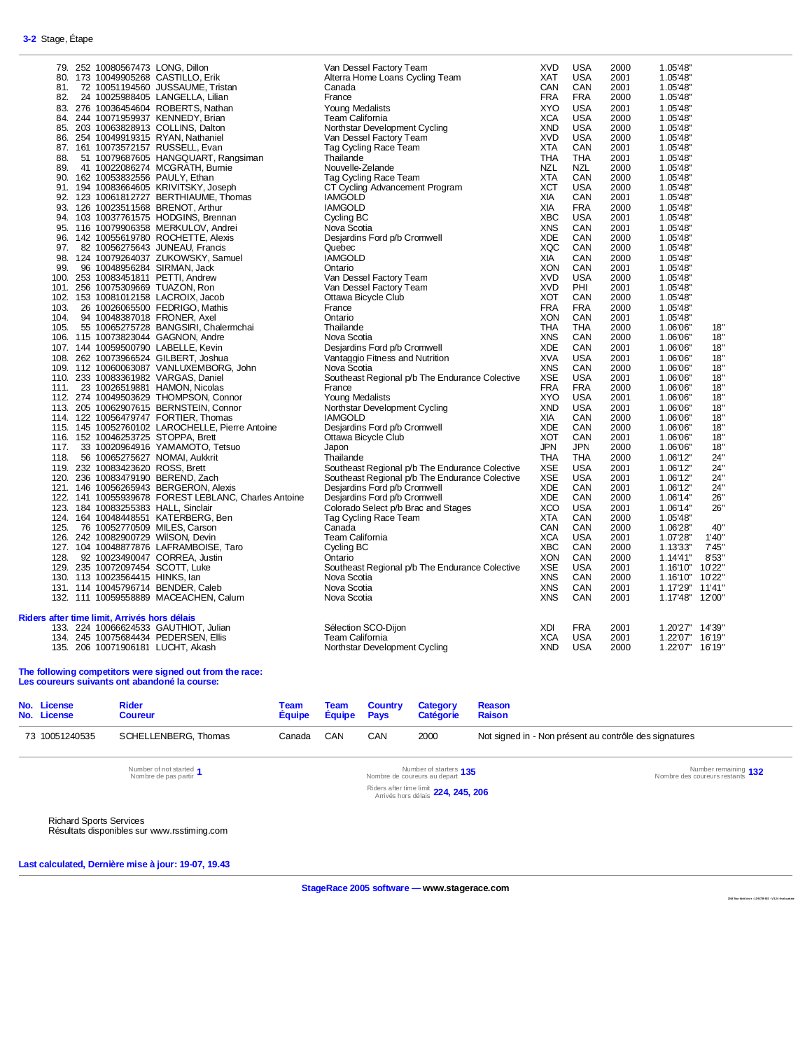**3-2** Stage, Étape

| Pos | No. | License | Rider | Team | Code | Country | Category | Time | Gap |
|---|---|---|---|---|---|---|---|---|---|
| 79. | 252 | 10080567473 | LONG, Dillon | Van Dessel Factory Team | XVD | USA | 2000 | 1.05'48" | |
| 80. | 173 | 10049905268 | CASTILLO, Erik | Alterra Home Loans Cycling Team | XAT | USA | 2001 | 1.05'48" | |
| 81. | 72 | 10051194560 | JUSSAUME, Tristan | Canada | CAN | CAN | 2001 | 1.05'48" | |
| 82. | 24 | 10025988405 | LANGELLA, Lilian | France | FRA | FRA | 2000 | 1.05'48" | |
| 83. | 276 | 10036454604 | ROBERTS, Nathan | Young Medalists | XYO | USA | 2001 | 1.05'48" | |
| 84. | 244 | 10071959937 | KENNEDY, Brian | Team California | XCA | USA | 2000 | 1.05'48" | |
| 85. | 203 | 10063828913 | COLLINS, Dalton | Northstar Development Cycling | XND | USA | 2000 | 1.05'48" | |
| 86. | 254 | 10049919315 | RYAN, Nathaniel | Van Dessel Factory Team | XVD | USA | 2000 | 1.05'48" | |
| 87. | 161 | 10073572157 | RUSSELL, Evan | Tag Cycling Race Team | XTA | CAN | 2001 | 1.05'48" | |
| 88. | 51 | 10079687605 | HANGQUART, Rangsiman | Thailande | THA | THA | 2001 | 1.05'48" | |
| 89. | 41 | 10022086274 | MCGRATH, Burnie | Nouvelle-Zelande | NZL | NZL | 2000 | 1.05'48" | |
| 90. | 162 | 10053832556 | PAULY, Ethan | Tag Cycling Race Team | XTA | CAN | 2000 | 1.05'48" | |
| 91. | 194 | 10083664605 | KRIVITSKY, Joseph | CT Cycling Advancement Program | XCT | USA | 2000 | 1.05'48" | |
| 92. | 123 | 10061812727 | BERTHIAUME, Thomas | IAMGOLD | XIA | CAN | 2001 | 1.05'48" | |
| 93. | 126 | 10023511568 | BRENOT, Arthur | IAMGOLD | XIA | FRA | 2000 | 1.05'48" | |
| 94. | 103 | 10037761575 | HODGINS, Brennan | Cycling BC | XBC | USA | 2001 | 1.05'48" | |
| 95. | 116 | 10079906358 | MERKULOV, Andrei | Nova Scotia | XNS | CAN | 2001 | 1.05'48" | |
| 96. | 142 | 10055619780 | ROCHETTE, Alexis | Desjardins Ford p/b Cromwell | XDE | CAN | 2000 | 1.05'48" | |
| 97. | 82 | 10056275643 | JUNEAU, Francis | Quebec | XQC | CAN | 2000 | 1.05'48" | |
| 98. | 124 | 10079264037 | ZUKOWSKY, Samuel | IAMGOLD | XIA | CAN | 2000 | 1.05'48" | |
| 99. | 96 | 10048956284 | SIRMAN, Jack | Ontario | XON | CAN | 2001 | 1.05'48" | |
| 100. | 253 | 10083451811 | PETTI, Andrew | Van Dessel Factory Team | XVD | USA | 2000 | 1.05'48" | |
| 101. | 256 | 10075309669 | TUAZON, Ron | Van Dessel Factory Team | XVD | PHI | 2001 | 1.05'48" | |
| 102. | 153 | 10081012158 | LACROIX, Jacob | Ottawa Bicycle Club | XOT | CAN | 2000 | 1.05'48" | |
| 103. | 26 | 10026065500 | FEDRIGO, Mathis | France | FRA | FRA | 2000 | 1.05'48" | |
| 104. | 94 | 10048387018 | FRONER, Axel | Ontario | XON | CAN | 2001 | 1.05'48" | |
| 105. | 55 | 10065275728 | BANGSIRI, Chalermchai | Thailande | THA | THA | 2000 | 1.06'06" | 18" |
| 106. | 115 | 10073823044 | GAGNON, Andre | Nova Scotia | XNS | CAN | 2000 | 1.06'06" | 18" |
| 107. | 144 | 10059500790 | LABELLE, Kevin | Desjardins Ford p/b Cromwell | XDE | CAN | 2001 | 1.06'06" | 18" |
| 108. | 262 | 10073966524 | GILBERT, Joshua | Vantaggio Fitness and Nutrition | XVA | USA | 2001 | 1.06'06" | 18" |
| 109. | 112 | 10060063087 | VANLUXEMBORG, John | Nova Scotia | XNS | CAN | 2000 | 1.06'06" | 18" |
| 110. | 233 | 10083361982 | VARGAS, Daniel | Southeast Regional p/b The Endurance Colective | XSE | USA | 2001 | 1.06'06" | 18" |
| 111. | 23 | 10026519881 | HAMON, Nicolas | France | FRA | FRA | 2000 | 1.06'06" | 18" |
| 112. | 274 | 10049503629 | THOMPSON, Connor | Young Medalists | XYO | USA | 2001 | 1.06'06" | 18" |
| 113. | 205 | 10062907615 | BERNSTEIN, Connor | Northstar Development Cycling | XND | USA | 2001 | 1.06'06" | 18" |
| 114. | 122 | 10056479747 | FORTIER, Thomas | IAMGOLD | XIA | CAN | 2000 | 1.06'06" | 18" |
| 115. | 145 | 10052760102 | LAROCHELLE, Pierre Antoine | Desjardins Ford p/b Cromwell | XDE | CAN | 2000 | 1.06'06" | 18" |
| 116. | 152 | 10046253725 | STOPPA, Brett | Ottawa Bicycle Club | XOT | CAN | 2001 | 1.06'06" | 18" |
| 117. | 33 | 10020964916 | YAMAMOTO, Tetsuo | Japon | JPN | JPN | 2000 | 1.06'06" | 18" |
| 118. | 56 | 10065275627 | NOMAI, Aukkrit | Thailande | THA | THA | 2000 | 1.06'12" | 24" |
| 119. | 232 | 10083423620 | ROSS, Brett | Southeast Regional p/b The Endurance Colective | XSE | USA | 2001 | 1.06'12" | 24" |
| 120. | 236 | 10083479190 | BEREND, Zach | Southeast Regional p/b The Endurance Colective | XSE | USA | 2001 | 1.06'12" | 24" |
| 121. | 146 | 10056265943 | BERGERON, Alexis | Desjardins Ford p/b Cromwell | XDE | CAN | 2001 | 1.06'12" | 24" |
| 122. | 141 | 10055939678 | FOREST LEBLANC, Charles Antoine | Desjardins Ford p/b Cromwell | XDE | CAN | 2000 | 1.06'14" | 26" |
| 123. | 184 | 10083255383 | HALL, Sinclair | Colorado Select p/b Brac and Stages | XCO | USA | 2001 | 1.06'14" | 26" |
| 124. | 164 | 10048448551 | KATERBERG, Ben | Tag Cycling Race Team | XTA | CAN | 2000 | 1.05'48" | |
| 125. | 76 | 10052770509 | MILES, Carson | Canada | CAN | CAN | 2000 | 1.06'28" | 40" |
| 126. | 242 | 10082900729 | WILSON, Devin | Team California | XCA | USA | 2001 | 1.07'28" | 1'40" |
| 127. | 104 | 10048877876 | LAFRAMBOISE, Taro | Cycling BC | XBC | CAN | 2000 | 1.13'33" | 7'45" |
| 128. | 92 | 10023490047 | CORREA, Justin | Ontario | XON | CAN | 2000 | 1.14'41" | 8'53" |
| 129. | 235 | 10072097454 | SCOTT, Luke | Southeast Regional p/b The Endurance Colective | XSE | USA | 2001 | 1.16'10" | 10'22" |
| 130. | 113 | 10023564415 | HINKS, Ian | Nova Scotia | XNS | CAN | 2000 | 1.16'10" | 10'22" |
| 131. | 114 | 10045796714 | BENDER, Caleb | Nova Scotia | XNS | CAN | 2001 | 1.17'29" | 11'41" |
| 132. | 111 | 10059558889 | MACEACHEN, Calum | Nova Scotia | XNS | CAN | 2001 | 1.17'48" | 12'00" |

**Riders after time limit, Arrivés hors délais**

| Pos | No. | License | Rider | Team | Code | Country | Category | Time | Gap |
|---|---|---|---|---|---|---|---|---|---|
| 133. | 224 | 10066624533 | GAUTHIOT, Julian | Sélection SCO-Dijon | XDI | FRA | 2001 | 1.20'27" | 14'39" |
| 134. | 245 | 10075684434 | PEDERSEN, Ellis | Team California | XCA | USA | 2001 | 1.22'07" | 16'19" |
| 135. | 206 | 10071906181 | LUCHT, Akash | Northstar Development Cycling | XND | USA | 2000 | 1.22'07" | 16'19" |

**The following competitors were signed out from the race:**
**Les coureurs suivants ont abandoné la course:**

| No. License / No. License | Rider / Coureur | Team / Équipe | Team / Équipe | Country / Pays | Category / Catégorie | Reason / Raison |
|---|---|---|---|---|---|---|
| 73 10051240535 | SCHELLENBERG, Thomas | Canada | CAN | CAN | 2000 | Not signed in - Non présent au contrôle des signatures |

Number of not started / Nombre de pas partir **1**

Number of starters / Nombre de coureurs au depart **135**

Number remaining / Nombre des coureurs restants **132**

Riders after time limit / Arrivés hors délais **224, 245, 206**

Richard Sports Services
Résultats disponibles sur www.rsstiming.com

**Last calculated, Dernière mise à jour: 19-07, 19.43**

**StageRace 2005 software — www.stagerace.com**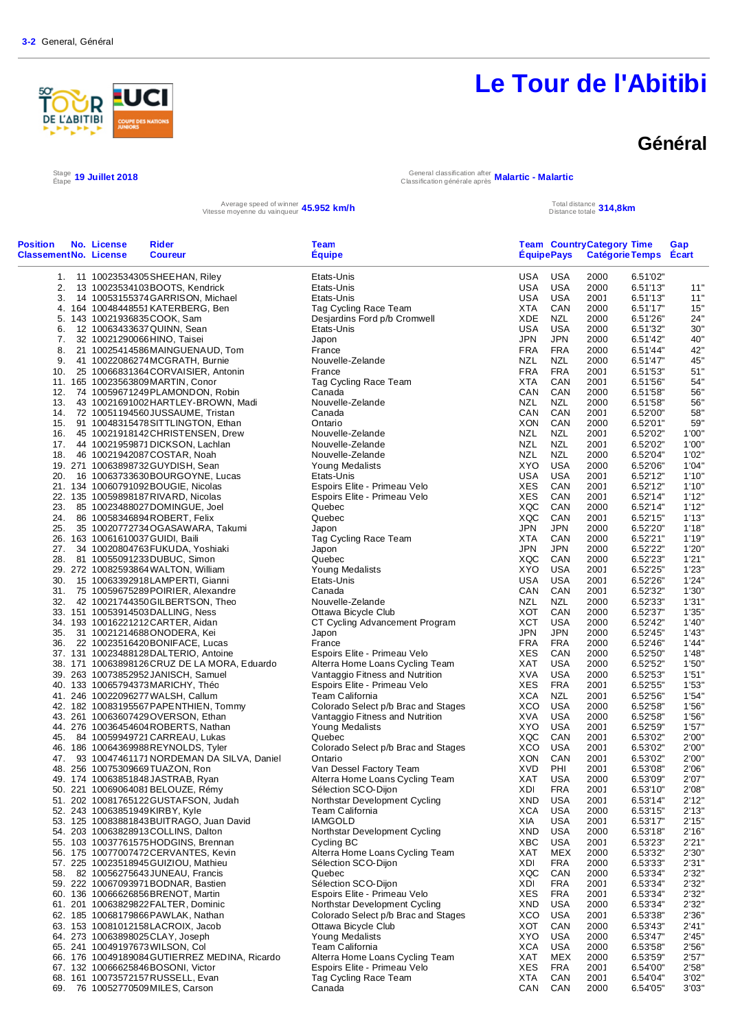3-2 General, Général

# Le Tour de l'Abitibi

## Général

Stage / Etape **19 Juillet 2018**

General classification after / Classification générale après **Malartic - Malartic**

Average speed of winner / Vitesse moyenne du vainqueur **45.952 km/h**

Total distance / Distance totale **314,8km**

| Position Classement | No. | License | Rider Coureur | Team Équipe | Team Équipe | Country Pays | Category Catégorie | Time Temps | Gap Écart |
|---|---|---|---|---|---|---|---|---|---|
| 1. | 11 | 10023534305 | SHEEHAN, Riley | Etats-Unis | USA | USA | 2000 | 6.51'02" | |
| 2. | 13 | 10023534103 | BOOTS, Kendrick | Etats-Unis | USA | USA | 2000 | 6.51'13" | 11" |
| 3. | 14 | 10053155374 | GARRISON, Michael | Etats-Unis | USA | USA | 2001 | 6.51'13" | 11" |
| 4. | 164 | 10048448551 | KATERBERG, Ben | Tag Cycling Race Team | XTA | CAN | 2000 | 6.51'17" | 15" |
| 5. | 143 | 10021936835 | COOK, Sam | Desjardins Ford p/b Cromwell | XDE | NZL | 2000 | 6.51'26" | 24" |
| 6. | 12 | 10063433637 | QUINN, Sean | Etats-Unis | USA | USA | 2000 | 6.51'32" | 30" |
| 7. | 32 | 10021290066 | HINO, Taisei | Japon | JPN | JPN | 2000 | 6.51'42" | 40" |
| 8. | 21 | 10025414586 | MAINGUENAUD, Tom | France | FRA | FRA | 2000 | 6.51'44" | 42" |
| 9. | 41 | 10022086274 | MCGRATH, Burnie | Nouvelle-Zelande | NZL | NZL | 2000 | 6.51'47" | 45" |
| 10. | 25 | 10066831364 | CORVAISIER, Antonin | France | FRA | FRA | 2001 | 6.51'53" | 51" |
| 11. | 165 | 10023563809 | MARTIN, Conor | Tag Cycling Race Team | XTA | CAN | 2001 | 6.51'56" | 54" |
| 12. | 74 | 10059671249 | PLAMONDON, Robin | Canada | CAN | CAN | 2000 | 6.51'58" | 56" |
| 13. | 43 | 10021691002 | HARTLEY-BROWN, Madi | Nouvelle-Zelande | NZL | NZL | 2000 | 6.51'58" | 56" |
| 14. | 72 | 10051194560 | JUSSAUME, Tristan | Canada | CAN | CAN | 2001 | 6.52'00" | 58" |
| 15. | 91 | 10048315478 | SITTLINGTON, Ethan | Ontario | XON | CAN | 2000 | 6.52'01" | 59" |
| 16. | 45 | 10021918142 | CHRISTENSEN, Drew | Nouvelle-Zelande | NZL | NZL | 2001 | 6.52'02" | 1'00" |
| 17. | 44 | 10021959871 | DICKSON, Lachlan | Nouvelle-Zelande | NZL | NZL | 2001 | 6.52'02" | 1'00" |
| 18. | 46 | 10021942087 | COSTAR, Noah | Nouvelle-Zelande | NZL | NZL | 2000 | 6.52'04" | 1'02" |
| 19. | 271 | 10063898732 | GUYDISH, Sean | Young Medalists | XYO | USA | 2000 | 6.52'06" | 1'04" |
| 20. | 16 | 10063733630 | BOURGOYNE, Lucas | Etats-Unis | USA | USA | 2001 | 6.52'12" | 1'10" |
| 21. | 134 | 10060791092 | BOUGIE, Nicolas | Espoirs Elite - Primeau Velo | XES | CAN | 2001 | 6.52'12" | 1'10" |
| 22. | 135 | 10059898187 | RIVARD, Nicolas | Espoirs Elite - Primeau Velo | XES | CAN | 2001 | 6.52'14" | 1'12" |
| 23. | 85 | 10023488027 | DOMINGUE, Joel | Quebec | XQC | CAN | 2000 | 6.52'14" | 1'12" |
| 24. | 86 | 10058346894 | ROBERT, Felix | Quebec | XQC | CAN | 2001 | 6.52'15" | 1'13" |
| 25. | 35 | 10020772734 | OGASAWARA, Takumi | Japon | JPN | JPN | 2000 | 6.52'20" | 1'18" |
| 26. | 163 | 10061610037 | GUIDI, Baili | Tag Cycling Race Team | XTA | CAN | 2000 | 6.52'21" | 1'19" |
| 27. | 34 | 10020804763 | FUKUDA, Yoshiaki | Japon | JPN | JPN | 2000 | 6.52'22" | 1'20" |
| 28. | 81 | 10055091233 | DUBUC, Simon | Quebec | XQC | CAN | 2000 | 6.52'23" | 1'21" |
| 29. | 272 | 10082593864 | WALTON, William | Young Medalists | XYO | USA | 2001 | 6.52'25" | 1'23" |
| 30. | 15 | 10063392918 | LAMPERTI, Gianni | Etats-Unis | USA | USA | 2001 | 6.52'26" | 1'24" |
| 31. | 75 | 10059675289 | POIRIER, Alexandre | Canada | CAN | CAN | 2001 | 6.52'32" | 1'30" |
| 32. | 42 | 10021744350 | GILBERTSON, Theo | Nouvelle-Zelande | NZL | NZL | 2000 | 6.52'33" | 1'31" |
| 33. | 151 | 10053914503 | DALLING, Ness | Ottawa Bicycle Club | XOT | CAN | 2000 | 6.52'37" | 1'35" |
| 34. | 193 | 10016221212 | CARTER, Aidan | CT Cycling Advancement Program | XCT | USA | 2000 | 6.52'42" | 1'40" |
| 35. | 31 | 10021214688 | ONODERA, Kei | Japon | JPN | JPN | 2000 | 6.52'45" | 1'43" |
| 36. | 22 | 10023516420 | BONIFACE, Lucas | France | FRA | FRA | 2000 | 6.52'46" | 1'44" |
| 37. | 131 | 10023488128 | DALTERIO, Antoine | Espoirs Elite - Primeau Velo | XES | CAN | 2000 | 6.52'50" | 1'48" |
| 38. | 171 | 10063898126 | CRUZ DE LA MORA, Eduardo | Alterra Home Loans Cycling Team | XAT | USA | 2000 | 6.52'52" | 1'50" |
| 39. | 263 | 10073852952 | JANISCH, Samuel | Vantaggio Fitness and Nutrition | XVA | USA | 2000 | 6.52'53" | 1'51" |
| 40. | 133 | 10065794373 | MARICHY, Théo | Espoirs Elite - Primeau Velo | XES | FRA | 2001 | 6.52'55" | 1'53" |
| 41. | 246 | 10022096277 | WALSH, Callum | Team California | XCA | NZL | 2001 | 6.52'56" | 1'54" |
| 42. | 182 | 10083195567 | PAPENTHIEN, Tommy | Colorado Select p/b Brac and Stages | XCO | USA | 2000 | 6.52'58" | 1'56" |
| 43. | 261 | 10063607429 | OVERSON, Ethan | Vantaggio Fitness and Nutrition | XVA | USA | 2000 | 6.52'58" | 1'56" |
| 44. | 276 | 10036454604 | ROBERTS, Nathan | Young Medalists | XYO | USA | 2001 | 6.52'59" | 1'57" |
| 45. | 84 | 10059949721 | CARREAU, Lukas | Quebec | XQC | CAN | 2001 | 6.53'02" | 2'00" |
| 46. | 186 | 10064369988 | REYNOLDS, Tyler | Colorado Select p/b Brac and Stages | XCO | USA | 2001 | 6.53'02" | 2'00" |
| 47. | 93 | 10047461171 | NORDEMAN DA SILVA, Daniel | Ontario | XON | CAN | 2001 | 6.53'02" | 2'00" |
| 48. | 256 | 10075309669 | TUAZON, Ron | Van Dessel Factory Team | XVD | PHI | 2001 | 6.53'08" | 2'06" |
| 49. | 174 | 10063851848 | JASTRAB, Ryan | Alterra Home Loans Cycling Team | XAT | USA | 2000 | 6.53'09" | 2'07" |
| 50. | 221 | 10069064081 | BELOUZE, Rémy | Sélection SCO-Dijon | XDI | FRA | 2001 | 6.53'10" | 2'08" |
| 51. | 202 | 10081765122 | GUSTAFSON, Judah | Northstar Development Cycling | XND | USA | 2001 | 6.53'14" | 2'12" |
| 52. | 243 | 10063851949 | KIRBY, Kyle | Team California | XCA | USA | 2000 | 6.53'15" | 2'13" |
| 53. | 125 | 10083881843 | BUITRAGO, Juan David | IAMGOLD | XIA | USA | 2001 | 6.53'17" | 2'15" |
| 54. | 203 | 10063828913 | COLLINS, Dalton | Northstar Development Cycling | XND | USA | 2000 | 6.53'18" | 2'16" |
| 55. | 103 | 10037761575 | HODGINS, Brennan | Cycling BC | XBC | USA | 2001 | 6.53'23" | 2'21" |
| 56. | 175 | 10077007472 | CERVANTES, Kevin | Alterra Home Loans Cycling Team | XAT | MEX | 2000 | 6.53'32" | 2'30" |
| 57. | 225 | 10023518945 | GUIZIOU, Mathieu | Sélection SCO-Dijon | XDI | FRA | 2000 | 6.53'33" | 2'31" |
| 58. | 82 | 10056275643 | JUNEAU, Francis | Quebec | XQC | CAN | 2000 | 6.53'34" | 2'32" |
| 59. | 222 | 10067093971 | BODNAR, Bastien | Sélection SCO-Dijon | XDI | FRA | 2001 | 6.53'34" | 2'32" |
| 60. | 136 | 10066626856 | BRENOT, Martin | Espoirs Elite - Primeau Velo | XES | FRA | 2001 | 6.53'34" | 2'32" |
| 61. | 201 | 10063829822 | FALTER, Dominic | Northstar Development Cycling | XND | USA | 2000 | 6.53'34" | 2'32" |
| 62. | 185 | 10068179866 | PAWLAK, Nathan | Colorado Select p/b Brac and Stages | XCO | USA | 2001 | 6.53'38" | 2'36" |
| 63. | 153 | 10081012158 | LACROIX, Jacob | Ottawa Bicycle Club | XOT | CAN | 2000 | 6.53'43" | 2'41" |
| 64. | 273 | 10063898025 | CLAY, Joseph | Young Medalists | XYO | USA | 2000 | 6.53'47" | 2'45" |
| 65. | 241 | 10049197673 | WILSON, Col | Team California | XCA | USA | 2000 | 6.53'58" | 2'56" |
| 66. | 176 | 10049189084 | GUTIERREZ MEDINA, Ricardo | Alterra Home Loans Cycling Team | XAT | MEX | 2000 | 6.53'59" | 2'57" |
| 67. | 132 | 10066625846 | BOSONI, Victor | Espoirs Elite - Primeau Velo | XES | FRA | 2001 | 6.54'00" | 2'58" |
| 68. | 161 | 10073572157 | RUSSELL, Evan | Tag Cycling Race Team | XTA | CAN | 2001 | 6.54'04" | 3'02" |
| 69. | 76 | 10052770509 | MILES, Carson | Canada | CAN | CAN | 2000 | 6.54'05" | 3'03" |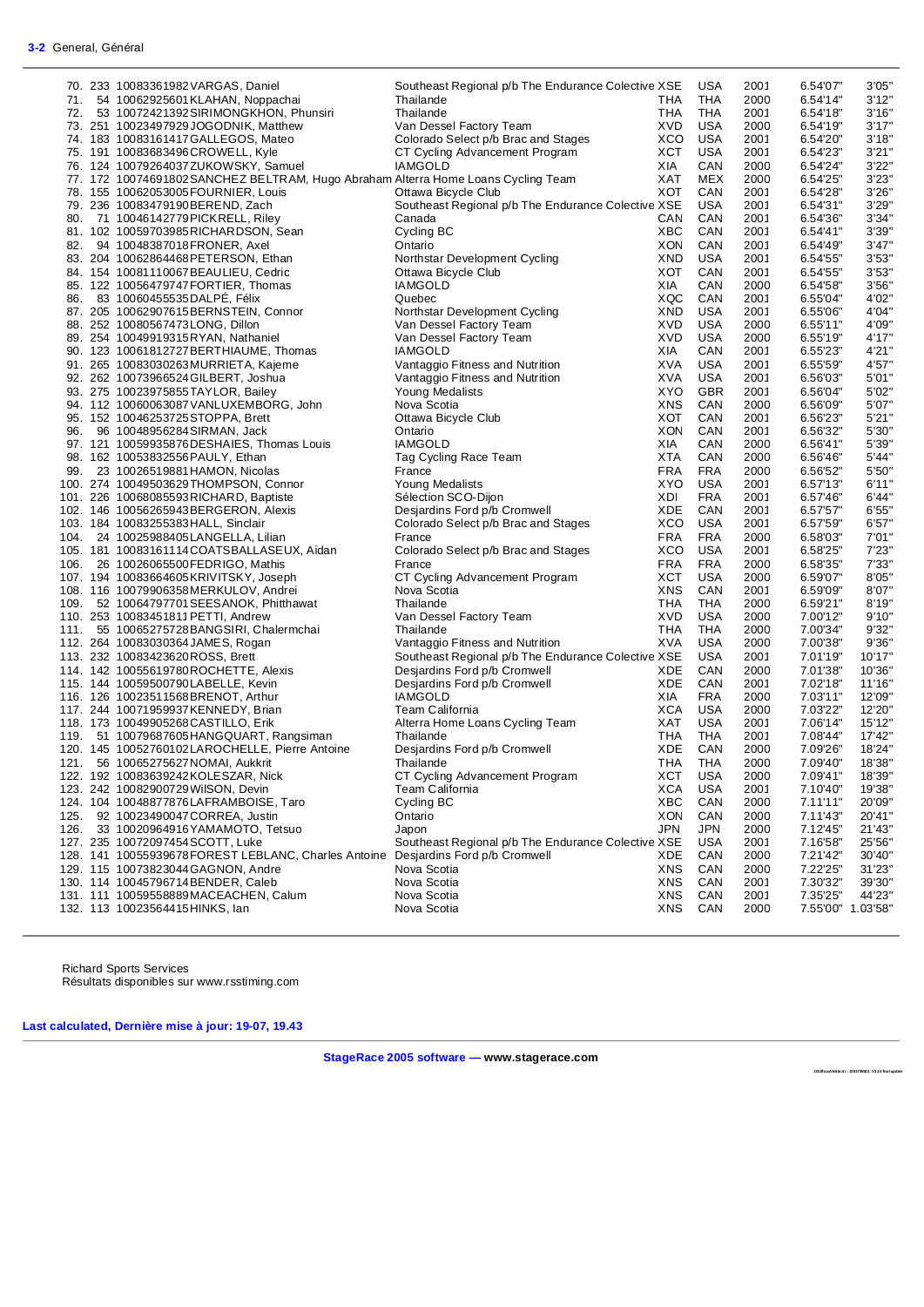**3-2** General, Général

| Pos | Bib | UCI ID | Name | Team | Code | Nat | Year | Time | Gap |
|---|---|---|---|---|---|---|---|---|---|
| 70. | 233 | 10083361982 | VARGAS, Daniel | Southeast Regional p/b The Endurance Colective | XSE | USA | 2001 | 6.54'07" | 3'05" |
| 71. | 54 | 10062925601 | KLAHAN, Noppachai | Thailande | THA | THA | 2000 | 6.54'14" | 3'12" |
| 72. | 53 | 10072421392 | SIRIMONGKHON, Phunsiri | Thailande | THA | THA | 2001 | 6.54'18" | 3'16" |
| 73. | 251 | 10023497929 | JOGODNIK, Matthew | Van Dessel Factory Team | XVD | USA | 2000 | 6.54'19" | 3'17" |
| 74. | 183 | 10083161417 | GALLEGOS, Mateo | Colorado Select p/b Brac and Stages | XCO | USA | 2001 | 6.54'20" | 3'18" |
| 75. | 191 | 10083683496 | CROWELL, Kyle | CT Cycling Advancement Program | XCT | USA | 2001 | 6.54'23" | 3'21" |
| 76. | 124 | 10079264037 | ZUKOWSKY, Samuel | IAMGOLD | XIA | CAN | 2000 | 6.54'24" | 3'22" |
| 77. | 172 | 10074691802 | SANCHEZ BELTRAM, Hugo Abraham | Alterra Home Loans Cycling Team | XAT | MEX | 2000 | 6.54'25" | 3'23" |
| 78. | 155 | 10062053005 | FOURNIER, Louis | Ottawa Bicycle Club | XOT | CAN | 2001 | 6.54'28" | 3'26" |
| 79. | 236 | 10083479190 | BEREND, Zach | Southeast Regional p/b The Endurance Colective | XSE | USA | 2001 | 6.54'31" | 3'29" |
| 80. | 71 | 10046142779 | PICKRELL, Riley | Canada | CAN | CAN | 2001 | 6.54'36" | 3'34" |
| 81. | 102 | 10059703985 | RICHARDSON, Sean | Cycling BC | XBC | CAN | 2001 | 6.54'41" | 3'39" |
| 82. | 94 | 10048387018 | FRONER, Axel | Ontario | XON | CAN | 2001 | 6.54'49" | 3'47" |
| 83. | 204 | 10062864468 | PETERSON, Ethan | Northstar Development Cycling | XND | USA | 2001 | 6.54'55" | 3'53" |
| 84. | 154 | 10081110067 | BEAULIEU, Cedric | Ottawa Bicycle Club | XOT | CAN | 2001 | 6.54'55" | 3'53" |
| 85. | 122 | 10056479747 | FORTIER, Thomas | IAMGOLD | XIA | CAN | 2000 | 6.54'58" | 3'56" |
| 86. | 83 | 10060455535 | DALPÉ, Félix | Quebec | XQC | CAN | 2001 | 6.55'04" | 4'02" |
| 87. | 205 | 10062907615 | BERNSTEIN, Connor | Northstar Development Cycling | XND | USA | 2001 | 6.55'06" | 4'04" |
| 88. | 252 | 10080567473 | LONG, Dillon | Van Dessel Factory Team | XVD | USA | 2000 | 6.55'11" | 4'09" |
| 89. | 254 | 10049919315 | RYAN, Nathaniel | Van Dessel Factory Team | XVD | USA | 2000 | 6.55'19" | 4'17" |
| 90. | 123 | 10061812727 | BERTHIAUME, Thomas | IAMGOLD | XIA | CAN | 2001 | 6.55'23" | 4'21" |
| 91. | 265 | 10083030263 | MURRIETA, Kajeme | Vantaggio Fitness and Nutrition | XVA | USA | 2001 | 6.55'59" | 4'57" |
| 92. | 262 | 10073966524 | GILBERT, Joshua | Vantaggio Fitness and Nutrition | XVA | USA | 2001 | 6.56'03" | 5'01" |
| 93. | 275 | 10023975855 | TAYLOR, Bailey | Young Medalists | XYO | GBR | 2001 | 6.56'04" | 5'02" |
| 94. | 112 | 10060063087 | VANLUXEMBORG, John | Nova Scotia | XNS | CAN | 2000 | 6.56'09" | 5'07" |
| 95. | 152 | 10046253725 | STOPPA, Brett | Ottawa Bicycle Club | XOT | CAN | 2001 | 6.56'23" | 5'21" |
| 96. | 96 | 10048956284 | SIRMAN, Jack | Ontario | XON | CAN | 2001 | 6.56'32" | 5'30" |
| 97. | 121 | 10059935876 | DESHAIES, Thomas Louis | IAMGOLD | XIA | CAN | 2000 | 6.56'41" | 5'39" |
| 98. | 162 | 10053832556 | PAULY, Ethan | Tag Cycling Race Team | XTA | CAN | 2000 | 6.56'46" | 5'44" |
| 99. | 23 | 10026519881 | HAMON, Nicolas | France | FRA | FRA | 2000 | 6.56'52" | 5'50" |
| 100. | 274 | 10049503629 | THOMPSON, Connor | Young Medalists | XYO | USA | 2001 | 6.57'13" | 6'11" |
| 101. | 226 | 10068085593 | RICHARD, Baptiste | Sélection SCO-Dijon | XDI | FRA | 2001 | 6.57'46" | 6'44" |
| 102. | 146 | 10056265943 | BERGERON, Alexis | Desjardins Ford p/b Cromwell | XDE | CAN | 2001 | 6.57'57" | 6'55" |
| 103. | 184 | 10083255383 | HALL, Sinclair | Colorado Select p/b Brac and Stages | XCO | USA | 2001 | 6.57'59" | 6'57" |
| 104. | 24 | 10025988405 | LANGELLA, Lilian | France | FRA | FRA | 2000 | 6.58'03" | 7'01" |
| 105. | 181 | 10083161114 | COATSBALLASEUX, Aidan | Colorado Select p/b Brac and Stages | XCO | USA | 2001 | 6.58'25" | 7'23" |
| 106. | 26 | 10026065500 | FEDRIGO, Mathis | France | FRA | FRA | 2000 | 6.58'35" | 7'33" |
| 107. | 194 | 10083664605 | KRIVITSKY, Joseph | CT Cycling Advancement Program | XCT | USA | 2000 | 6.59'07" | 8'05" |
| 108. | 116 | 10079906358 | MERKULOV, Andrei | Nova Scotia | XNS | CAN | 2001 | 6.59'09" | 8'07" |
| 109. | 52 | 10064797701 | SEESANOK, Phitthawat | Thailande | THA | THA | 2000 | 6.59'21" | 8'19" |
| 110. | 253 | 10083451811 | PETTI, Andrew | Van Dessel Factory Team | XVD | USA | 2000 | 7.00'12" | 9'10" |
| 111. | 55 | 10065275728 | BANGSIRI, Chalermchai | Thailande | THA | THA | 2000 | 7.00'34" | 9'32" |
| 112. | 264 | 10083030364 | JAMES, Rogan | Vantaggio Fitness and Nutrition | XVA | USA | 2000 | 7.00'38" | 9'36" |
| 113. | 232 | 10083423620 | ROSS, Brett | Southeast Regional p/b The Endurance Colective | XSE | USA | 2001 | 7.01'19" | 10'17" |
| 114. | 142 | 10055619780 | ROCHETTE, Alexis | Desjardins Ford p/b Cromwell | XDE | CAN | 2000 | 7.01'38" | 10'36" |
| 115. | 144 | 10059500790 | LABELLE, Kevin | Desjardins Ford p/b Cromwell | XDE | CAN | 2001 | 7.02'18" | 11'16" |
| 116. | 126 | 10023511568 | BRENOT, Arthur | IAMGOLD | XIA | FRA | 2000 | 7.03'11" | 12'09" |
| 117. | 244 | 10071959937 | KENNEDY, Brian | Team California | XCA | USA | 2000 | 7.03'22" | 12'20" |
| 118. | 173 | 10049905268 | CASTILLO, Erik | Alterra Home Loans Cycling Team | XAT | USA | 2001 | 7.06'14" | 15'12" |
| 119. | 51 | 10079687605 | HANGQUART, Rangsiman | Thailande | THA | THA | 2001 | 7.08'44" | 17'42" |
| 120. | 145 | 10052760102 | LAROCHELLE, Pierre Antoine | Desjardins Ford p/b Cromwell | XDE | CAN | 2000 | 7.09'26" | 18'24" |
| 121. | 56 | 10065275627 | NOMAI, Aukkrit | Thailande | THA | THA | 2000 | 7.09'40" | 18'38" |
| 122. | 192 | 10083639242 | KOLESZAR, Nick | CT Cycling Advancement Program | XCT | USA | 2000 | 7.09'41" | 18'39" |
| 123. | 242 | 10082900729 | WilSON, Devin | Team California | XCA | USA | 2001 | 7.10'40" | 19'38" |
| 124. | 104 | 10048877876 | LAFRAMBOISE, Taro | Cycling BC | XBC | CAN | 2000 | 7.11'11" | 20'09" |
| 125. | 92 | 10023490047 | CORREA, Justin | Ontario | XON | CAN | 2000 | 7.11'43" | 20'41" |
| 126. | 33 | 10020964916 | YAMAMOTO, Tetsuo | Japon | JPN | JPN | 2000 | 7.12'45" | 21'43" |
| 127. | 235 | 10072097454 | SCOTT, Luke | Southeast Regional p/b The Endurance Colective | XSE | USA | 2001 | 7.16'58" | 25'56" |
| 128. | 141 | 10055939678 | FOREST LEBLANC, Charles Antoine | Desjardins Ford p/b Cromwell | XDE | CAN | 2000 | 7.21'42" | 30'40" |
| 129. | 115 | 10073823044 | GAGNON, Andre | Nova Scotia | XNS | CAN | 2000 | 7.22'25" | 31'23" |
| 130. | 114 | 10045796714 | BENDER, Caleb | Nova Scotia | XNS | CAN | 2001 | 7.30'32" | 39'30" |
| 131. | 111 | 10059558889 | MACEACHEN, Calum | Nova Scotia | XNS | CAN | 2001 | 7.35'25" | 44'23" |
| 132. | 113 | 10023564415 | HINKS, Ian | Nova Scotia | XNS | CAN | 2000 | 7.55'00" | 1.03'58" |

Richard Sports Services
Résultats disponibles sur www.rsstiming.com

**Last calculated, Dernière mise à jour: 19-07, 19.43**

**StageRace 2005 software — www.stagerace.com**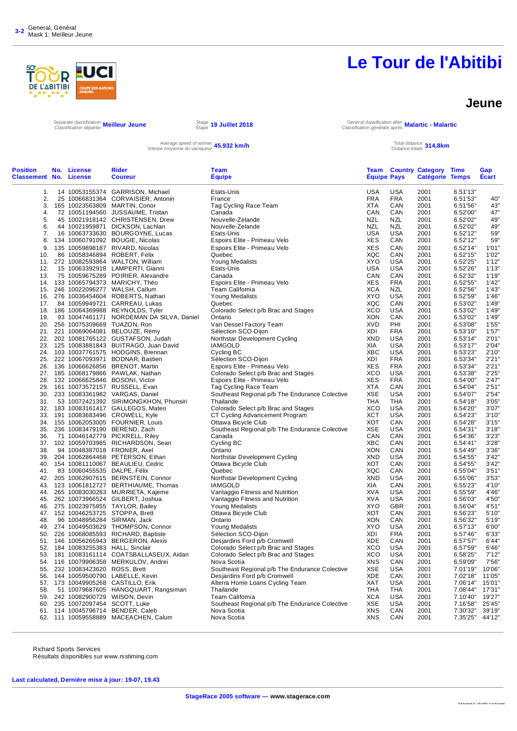3-2 General, Général
Mask 1: Meilleur Jeune

# Le Tour de l'Abitibi

## Jeune

Separate classification / Classification séparée **Meilleur Jeune**

Stage / Étape **19 Juillet 2018**

General classification after / Classification générale après **Malartic - Malartic**

Average speed of winner / Vitesse moyenne du vainqueur **45.932 km/h**

Total distance / Distance totale **314,8km**

| Position Classement | No. No. | License License | Rider Coureur | Team Équipe | Team Équipe | Country Pays | Category Catégorie | Time Temps | Gap Écart |
|---|---|---|---|---|---|---|---|---|---|
| 1. | 14 | 10053155374 | GARRISON, Michael | Etats-Unis | USA | USA | 2001 | 6.51'13" | |
| 2. | 25 | 10066831364 | CORVAISIER, Antonin | France | FRA | FRA | 2001 | 6.51'53" | 40" |
| 3. | 165 | 10023563809 | MARTIN, Conor | Tag Cycling Race Team | XTA | CAN | 2001 | 6.51'56" | 43" |
| 4. | 72 | 10051194560 | JUSSAUME, Tristan | Canada | CAN | CAN | 2001 | 6.52'00" | 47" |
| 5. | 45 | 10021918142 | CHRISTENSEN, Drew | Nouvelle-Zelande | NZL | NZL | 2001 | 6.52'02" | 49" |
| 6. | 44 | 10021959871 | DICKSON, Lachlan | Nouvelle-Zelande | NZL | NZL | 2001 | 6.52'02" | 49" |
| 7. | 16 | 10063733630 | BOURGOYNE, Lucas | Etats-Unis | USA | USA | 2001 | 6.52'12" | 59" |
| 8. | 134 | 10060791092 | BOUGIE, Nicolas | Espoirs Elite - Primeau Velo | XES | CAN | 2001 | 6.52'12" | 59" |
| 9. | 135 | 10059898187 | RIVARD, Nicolas | Espoirs Elite - Primeau Velo | XES | CAN | 2001 | 6.52'14" | 1'01" |
| 10. | 86 | 10058346894 | ROBERT, Felix | Quebec | XQC | CAN | 2001 | 6.52'15" | 1'02" |
| 11. | 272 | 10082593864 | WALTON, William | Young Medalists | XYO | USA | 2001 | 6.52'25" | 1'12" |
| 12. | 15 | 10063392918 | LAMPERTI, Gianni | Etats-Unis | USA | USA | 2001 | 6.52'26" | 1'13" |
| 13. | 75 | 10059675289 | POIRIER, Alexandre | Canada | CAN | CAN | 2001 | 6.52'32" | 1'19" |
| 14. | 133 | 10065794373 | MARICHY, Théo | Espoirs Elite - Primeau Velo | XES | FRA | 2001 | 6.52'55" | 1'42" |
| 15. | 246 | 10022096277 | WALSH, Callum | Team California | XCA | NZL | 2001 | 6.52'56" | 1'43" |
| 16. | 276 | 10036454604 | ROBERTS, Nathan | Young Medalists | XYO | USA | 2001 | 6.52'59" | 1'46" |
| 17. | 84 | 10059949721 | CARREAU, Lukas | Quebec | XQC | CAN | 2001 | 6.53'02" | 1'49" |
| 18. | 186 | 10064369988 | REYNOLDS, Tyler | Colorado Select p/b Brac and Stages | XCO | USA | 2001 | 6.53'02" | 1'49" |
| 19. | 93 | 10047461171 | NORDEMAN DA SILVA, Daniel | Ontario | XON | CAN | 2001 | 6.53'02" | 1'49" |
| 20. | 256 | 10075309669 | TUAZON, Ron | Van Dessel Factory Team | XVD | PHI | 2001 | 6.53'08" | 1'55" |
| 21. | 221 | 10069064081 | BELOUZE, Rémy | Sélection SCO-Dijon | XDI | FRA | 2001 | 6.53'10" | 1'57" |
| 22. | 202 | 10081765122 | GUSTAFSON, Judah | Northstar Development Cycling | XND | USA | 2001 | 6.53'14" | 2'01" |
| 23. | 125 | 10083881843 | BUITRAGO, Juan David | IAMGOLD | XIA | USA | 2001 | 6.53'17" | 2'04" |
| 24. | 103 | 10037761575 | HODGINS, Brennan | Cycling BC | XBC | USA | 2001 | 6.53'23" | 2'10" |
| 25. | 222 | 10067093971 | BODNAR, Bastien | Sélection SCO-Dijon | XDI | FRA | 2001 | 6.53'34" | 2'21" |
| 26. | 136 | 10066626856 | BRENOT, Martin | Espoirs Elite - Primeau Velo | XES | FRA | 2001 | 6.53'34" | 2'21" |
| 27. | 185 | 10068179866 | PAWLAK, Nathan | Colorado Select p/b Brac and Stages | XCO | USA | 2001 | 6.53'38" | 2'25" |
| 28. | 132 | 10066625846 | BOSONI, Victor | Espoirs Elite - Primeau Velo | XES | FRA | 2001 | 6.54'00" | 2'47" |
| 29. | 161 | 10073572157 | RUSSELL, Evan | Tag Cycling Race Team | XTA | CAN | 2001 | 6.54'04" | 2'51" |
| 30. | 233 | 10083361982 | VARGAS, Daniel | Southeast Regional p/b The Endurance Colective | XSE | USA | 2001 | 6.54'07" | 2'54" |
| 31. | 53 | 10072421392 | SIRIMONGKHON, Phunsiri | Thailande | THA | THA | 2001 | 6.54'18" | 3'05" |
| 32. | 183 | 10083161417 | GALLEGOS, Mateo | Colorado Select p/b Brac and Stages | XCO | USA | 2001 | 6.54'20" | 3'07" |
| 33. | 191 | 10083683496 | CROWELL, Kyle | CT Cycling Advancement Program | XCT | USA | 2001 | 6.54'23" | 3'10" |
| 34. | 155 | 10062053005 | FOURNIER, Louis | Ottawa Bicycle Club | XOT | CAN | 2001 | 6.54'28" | 3'15" |
| 35. | 236 | 10083479190 | BEREND, Zach | Southeast Regional p/b The Endurance Colective | XSE | USA | 2001 | 6.54'31" | 3'18" |
| 36. | 71 | 10046142779 | PICKRELL, Riley | Canada | CAN | CAN | 2001 | 6.54'36" | 3'23" |
| 37. | 102 | 10059703985 | RICHARDSON, Sean | Cycling BC | XBC | CAN | 2001 | 6.54'41" | 3'28" |
| 38. | 94 | 10048387018 | FRONER, Axel | Ontario | XON | CAN | 2001 | 6.54'49" | 3'36" |
| 39. | 204 | 10062864468 | PETERSON, Ethan | Northstar Development Cycling | XND | USA | 2001 | 6.54'55" | 3'42" |
| 40. | 154 | 10081110067 | BEAULIEU, Cedric | Ottawa Bicycle Club | XOT | CAN | 2001 | 6.54'55" | 3'42" |
| 41. | 83 | 10060455535 | DALPE, Félix | Quebec | XQC | CAN | 2001 | 6.55'04" | 3'51" |
| 42. | 205 | 10062907615 | BERNSTEIN, Connor | Northstar Development Cycling | XND | USA | 2001 | 6.55'06" | 3'53" |
| 43. | 123 | 10061812727 | BERTHIAUME, Thomas | IAMGOLD | XIA | CAN | 2001 | 6.55'23" | 4'10" |
| 44. | 265 | 10083030263 | MURRIETA, Kajeme | Vantaggio Fitness and Nutrition | XVA | USA | 2001 | 6.55'59" | 4'46" |
| 45. | 262 | 10073966524 | GILBERT, Joshua | Vantaggio Fitness and Nutrition | XVA | USA | 2001 | 6.56'03" | 4'50" |
| 46. | 275 | 10023975855 | TAYLOR, Bailey | Young Medalists | XYO | GBR | 2001 | 6.56'04" | 4'51" |
| 47. | 152 | 10046253725 | STOPPA, Brett | Ottawa Bicycle Club | XOT | CAN | 2001 | 6.56'23" | 5'10" |
| 48. | 96 | 10048956284 | SIRMAN, Jack | Ontario | XON | CAN | 2001 | 6.56'32" | 5'19" |
| 49. | 274 | 10049503629 | THOMPSON, Connor | Young Medalists | XYO | USA | 2001 | 6.57'13" | 6'00" |
| 50. | 226 | 10068085593 | RICHARD, Baptiste | Sélection SCO-Dijon | XDI | FRA | 2001 | 6.57'46" | 6'33" |
| 51. | 146 | 10056265943 | BERGERON, Alexis | Desjardins Ford p/b Cromwell | XDE | CAN | 2001 | 6.57'57" | 6'44" |
| 52. | 184 | 10083255383 | HALL, Sinclair | Colorado Select p/b Brac and Stages | XCO | USA | 2001 | 6.57'59" | 6'46" |
| 53. | 181 | 10083161114 | COATSBALLASEUX, Aidan | Colorado Select p/b Brac and Stages | XCO | USA | 2001 | 6.58'25" | 7'12" |
| 54. | 116 | 10079906358 | MERKULOV, Andrei | Nova Scotia | XNS | CAN | 2001 | 6.59'09" | 7'56" |
| 55. | 232 | 10083423620 | ROSS, Brett | Southeast Regional p/b The Endurance Colective | XSE | USA | 2001 | 7.01'19" | 10'06" |
| 56. | 144 | 10059500790 | LABELLE, Kevin | Desjardins Ford p/b Cromwell | XDE | CAN | 2001 | 7.02'18" | 11'05" |
| 57. | 173 | 10049905268 | CASTILLO, Erik | Alterra Home Loans Cycling Team | XAT | USA | 2001 | 7.06'14" | 15'01" |
| 58. | 51 | 10079687605 | HANGQUART, Rangsiman | Thailande | THA | THA | 2001 | 7.08'44" | 17'31" |
| 59. | 242 | 10082900729 | WilSON, Devin | Team California | XCA | USA | 2001 | 7.10'40" | 19'27" |
| 60. | 235 | 10072097454 | SCOTT, Luke | Southeast Regional p/b The Endurance Colective | XSE | USA | 2001 | 7.16'58" | 25'45" |
| 61. | 114 | 10045796714 | BENDER, Caleb | Nova Scotia | XNS | CAN | 2001 | 7.30'32" | 39'19" |
| 62. | 111 | 10059558889 | MACEACHEN, Calum | Nova Scotia | XNS | CAN | 2001 | 7.35'25" | 44'12" |

Richard Sports Services
Résultats disponibles sur www.rsstiming.com

**Last calculated, Dernière mise à jour: 19-07, 19.43**

**StageRace 2005 software — www.stagerace.com**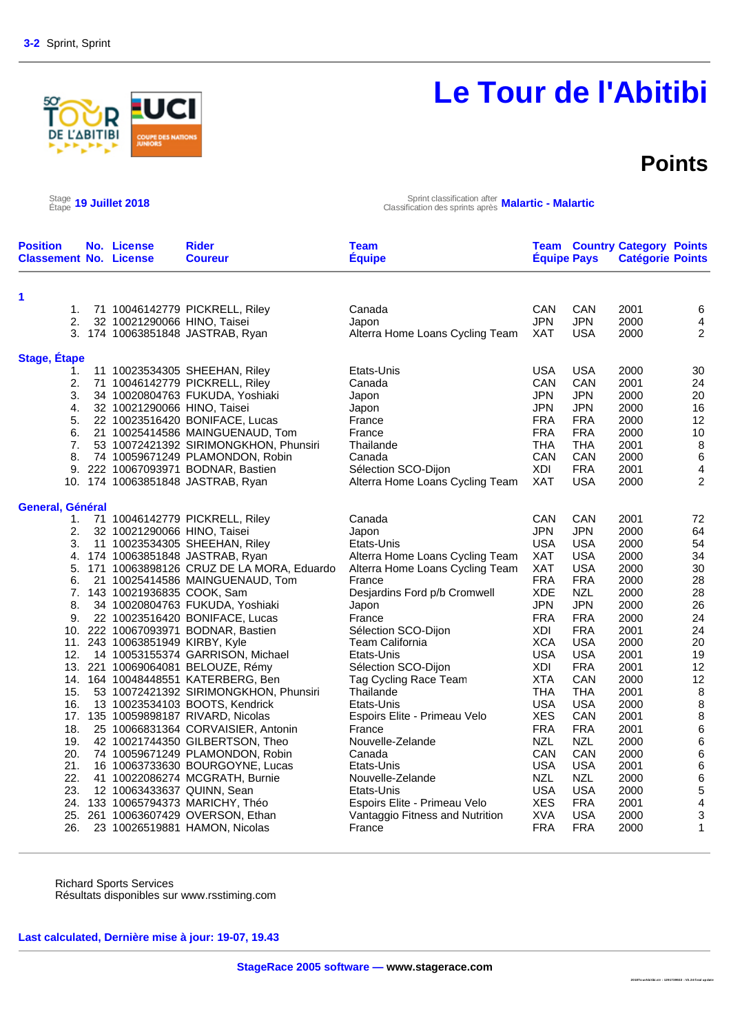3-2 Sprint, Sprint

# Le Tour de l'Abitibi

## Points

Stage / Étape **19 Juillet 2018**

Sprint classification after / Classification des sprints après **Malartic - Malartic**

| Position / Classement | No. / No. | License / License | Rider / Coureur | Team / Équipe | Team / Équipe | Country / Pays | Category / Catégorie | Points / Points |
|---|---|---|---|---|---|---|---|---|
| **1** | | | | | | | | |
| 1. | 71 | 10046142779 | PICKRELL, Riley | Canada | CAN | CAN | 2001 | 6 |
| 2. | 32 | 10021290066 | HINO, Taisei | Japon | JPN | JPN | 2000 | 4 |
| 3. | 174 | 10063851848 | JASTRAB, Ryan | Alterra Home Loans Cycling Team | XAT | USA | 2000 | 2 |
| **Stage, Étape** | | | | | | | | |
| 1. | 11 | 10023534305 | SHEEHAN, Riley | Etats-Unis | USA | USA | 2000 | 30 |
| 2. | 71 | 10046142779 | PICKRELL, Riley | Canada | CAN | CAN | 2001 | 24 |
| 3. | 34 | 10020804763 | FUKUDA, Yoshiaki | Japon | JPN | JPN | 2000 | 20 |
| 4. | 32 | 10021290066 | HINO, Taisei | Japon | JPN | JPN | 2000 | 16 |
| 5. | 22 | 10023516420 | BONIFACE, Lucas | France | FRA | FRA | 2000 | 12 |
| 6. | 21 | 10025414586 | MAINGUENAUD, Tom | France | FRA | FRA | 2000 | 10 |
| 7. | 53 | 10072421392 | SIRIMONGKHON, Phunsiri | Thailande | THA | THA | 2001 | 8 |
| 8. | 74 | 10059671249 | PLAMONDON, Robin | Canada | CAN | CAN | 2000 | 6 |
| 9. | 222 | 10067093971 | BODNAR, Bastien | Sélection SCO-Dijon | XDI | FRA | 2001 | 4 |
| 10. | 174 | 10063851848 | JASTRAB, Ryan | Alterra Home Loans Cycling Team | XAT | USA | 2000 | 2 |
| **General, Général** | | | | | | | | |
| 1. | 71 | 10046142779 | PICKRELL, Riley | Canada | CAN | CAN | 2001 | 72 |
| 2. | 32 | 10021290066 | HINO, Taisei | Japon | JPN | JPN | 2000 | 64 |
| 3. | 11 | 10023534305 | SHEEHAN, Riley | Etats-Unis | USA | USA | 2000 | 54 |
| 4. | 174 | 10063851848 | JASTRAB, Ryan | Alterra Home Loans Cycling Team | XAT | USA | 2000 | 34 |
| 5. | 171 | 10063898126 | CRUZ DE LA MORA, Eduardo | Alterra Home Loans Cycling Team | XAT | USA | 2000 | 30 |
| 6. | 21 | 10025414586 | MAINGUENAUD, Tom | France | FRA | FRA | 2000 | 28 |
| 7. | 143 | 10021936835 | COOK, Sam | Desjardins Ford p/b Cromwell | XDE | NZL | 2000 | 28 |
| 8. | 34 | 10020804763 | FUKUDA, Yoshiaki | Japon | JPN | JPN | 2000 | 26 |
| 9. | 22 | 10023516420 | BONIFACE, Lucas | France | FRA | FRA | 2000 | 24 |
| 10. | 222 | 10067093971 | BODNAR, Bastien | Sélection SCO-Dijon | XDI | FRA | 2001 | 24 |
| 11. | 243 | 10063851949 | KIRBY, Kyle | Team California | XCA | USA | 2000 | 20 |
| 12. | 14 | 10053155374 | GARRISON, Michael | Etats-Unis | USA | USA | 2001 | 19 |
| 13. | 221 | 10069064081 | BELOUZE, Rémy | Sélection SCO-Dijon | XDI | FRA | 2001 | 12 |
| 14. | 164 | 10048448551 | KATERBERG, Ben | Tag Cycling Race Team | XTA | CAN | 2000 | 12 |
| 15. | 53 | 10072421392 | SIRIMONGKHON, Phunsiri | Thailande | THA | THA | 2001 | 8 |
| 16. | 13 | 10023534103 | BOOTS, Kendrick | Etats-Unis | USA | USA | 2000 | 8 |
| 17. | 135 | 10059898187 | RIVARD, Nicolas | Espoirs Elite - Primeau Velo | XES | CAN | 2001 | 8 |
| 18. | 25 | 10066831364 | CORVAISIER, Antonin | France | FRA | FRA | 2001 | 6 |
| 19. | 42 | 10021744350 | GILBERTSON, Theo | Nouvelle-Zelande | NZL | NZL | 2000 | 6 |
| 20. | 74 | 10059671249 | PLAMONDON, Robin | Canada | CAN | CAN | 2000 | 6 |
| 21. | 16 | 10063733630 | BOURGOYNE, Lucas | Etats-Unis | USA | USA | 2001 | 6 |
| 22. | 41 | 10022086274 | MCGRATH, Burnie | Nouvelle-Zelande | NZL | NZL | 2000 | 6 |
| 23. | 12 | 10063433637 | QUINN, Sean | Etats-Unis | USA | USA | 2000 | 5 |
| 24. | 133 | 10065794373 | MARICHY, Théo | Espoirs Elite - Primeau Velo | XES | FRA | 2001 | 4 |
| 25. | 261 | 10063607429 | OVERSON, Ethan | Vantaggio Fitness and Nutrition | XVA | USA | 2000 | 3 |
| 26. | 23 | 10026519881 | HAMON, Nicolas | France | FRA | FRA | 2000 | 1 |

Richard Sports Services
Résultats disponibles sur www.rsstiming.com

**Last calculated, Dernière mise à jour: 19-07, 19.43**

**StageRace 2005 software — www.stagerace.com**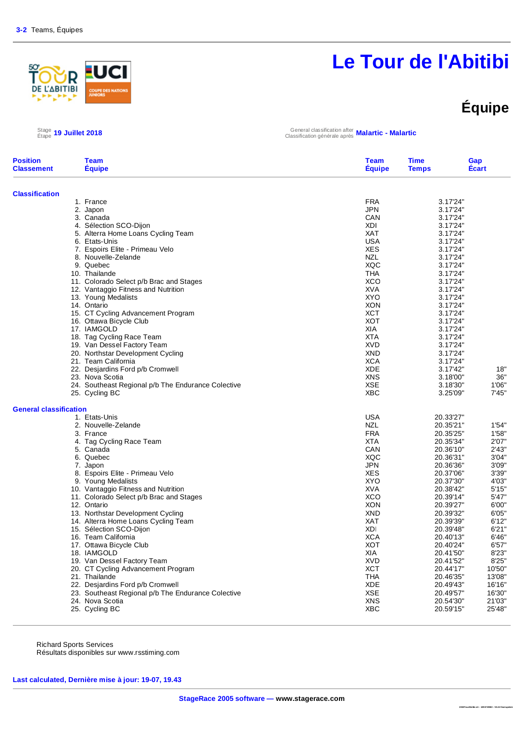3-2 Teams, Équipes

# Le Tour de l'Abitibi

## Équipe

Stage / Étape **19 Juillet 2018**

General classification after / Classification générale après **Malartic - Malartic**

| Position / Classement | Team / Équipe | Team / Équipe | Time / Temps | Gap / Écart |
|---|---|---|---|---|
| **Classification** | | | | |
| 1. | France | FRA | 3.17'24" | |
| 2. | Japon | JPN | 3.17'24" | |
| 3. | Canada | CAN | 3.17'24" | |
| 4. | Sélection SCO-Dijon | XDI | 3.17'24" | |
| 5. | Alterra Home Loans Cycling Team | XAT | 3.17'24" | |
| 6. | Etats-Unis | USA | 3.17'24" | |
| 7. | Espoirs Elite - Primeau Velo | XES | 3.17'24" | |
| 8. | Nouvelle-Zelande | NZL | 3.17'24" | |
| 9. | Quebec | XQC | 3.17'24" | |
| 10. | Thailande | THA | 3.17'24" | |
| 11. | Colorado Select p/b Brac and Stages | XCO | 3.17'24" | |
| 12. | Vantaggio Fitness and Nutrition | XVA | 3.17'24" | |
| 13. | Young Medalists | XYO | 3.17'24" | |
| 14. | Ontario | XON | 3.17'24" | |
| 15. | CT Cycling Advancement Program | XCT | 3.17'24" | |
| 16. | Ottawa Bicycle Club | XOT | 3.17'24" | |
| 17. | IAMGOLD | XIA | 3.17'24" | |
| 18. | Tag Cycling Race Team | XTA | 3.17'24" | |
| 19. | Van Dessel Factory Team | XVD | 3.17'24" | |
| 20. | Northstar Development Cycling | XND | 3.17'24" | |
| 21. | Team California | XCA | 3.17'24" | |
| 22. | Desjardins Ford p/b Cromwell | XDE | 3.17'42" | 18" |
| 23. | Nova Scotia | XNS | 3.18'00" | 36" |
| 24. | Southeast Regional p/b The Endurance Colective | XSE | 3.18'30" | 1'06" |
| 25. | Cycling BC | XBC | 3.25'09" | 7'45" |
| **General classification** | | | | |
| 1. | Etats-Unis | USA | 20.33'27" | |
| 2. | Nouvelle-Zelande | NZL | 20.35'21" | 1'54" |
| 3. | France | FRA | 20.35'25" | 1'58" |
| 4. | Tag Cycling Race Team | XTA | 20.35'34" | 2'07" |
| 5. | Canada | CAN | 20.36'10" | 2'43" |
| 6. | Quebec | XQC | 20.36'31" | 3'04" |
| 7. | Japon | JPN | 20.36'36" | 3'09" |
| 8. | Espoirs Elite - Primeau Velo | XES | 20.37'06" | 3'39" |
| 9. | Young Medalists | XYO | 20.37'30" | 4'03" |
| 10. | Vantaggio Fitness and Nutrition | XVA | 20.38'42" | 5'15" |
| 11. | Colorado Select p/b Brac and Stages | XCO | 20.39'14" | 5'47" |
| 12. | Ontario | XON | 20.39'27" | 6'00" |
| 13. | Northstar Development Cycling | XND | 20.39'32" | 6'05" |
| 14. | Alterra Home Loans Cycling Team | XAT | 20.39'39" | 6'12" |
| 15. | Sélection SCO-Dijon | XDI | 20.39'48" | 6'21" |
| 16. | Team California | XCA | 20.40'13" | 6'46" |
| 17. | Ottawa Bicycle Club | XOT | 20.40'24" | 6'57" |
| 18. | IAMGOLD | XIA | 20.41'50" | 8'23" |
| 19. | Van Dessel Factory Team | XVD | 20.41'52" | 8'25" |
| 20. | CT Cycling Advancement Program | XCT | 20.44'17" | 10'50" |
| 21. | Thailande | THA | 20.46'35" | 13'08" |
| 22. | Desjardins Ford p/b Cromwell | XDE | 20.49'43" | 16'16" |
| 23. | Southeast Regional p/b The Endurance Colective | XSE | 20.49'57" | 16'30" |
| 24. | Nova Scotia | XNS | 20.54'30" | 21'03" |
| 25. | Cycling BC | XBC | 20.59'15" | 25'48" |

Richard Sports Services
Résultats disponibles sur www.rsstiming.com

**Last calculated, Dernière mise à jour: 19-07, 19.43**

**StageRace 2005 software — www.stagerace.com**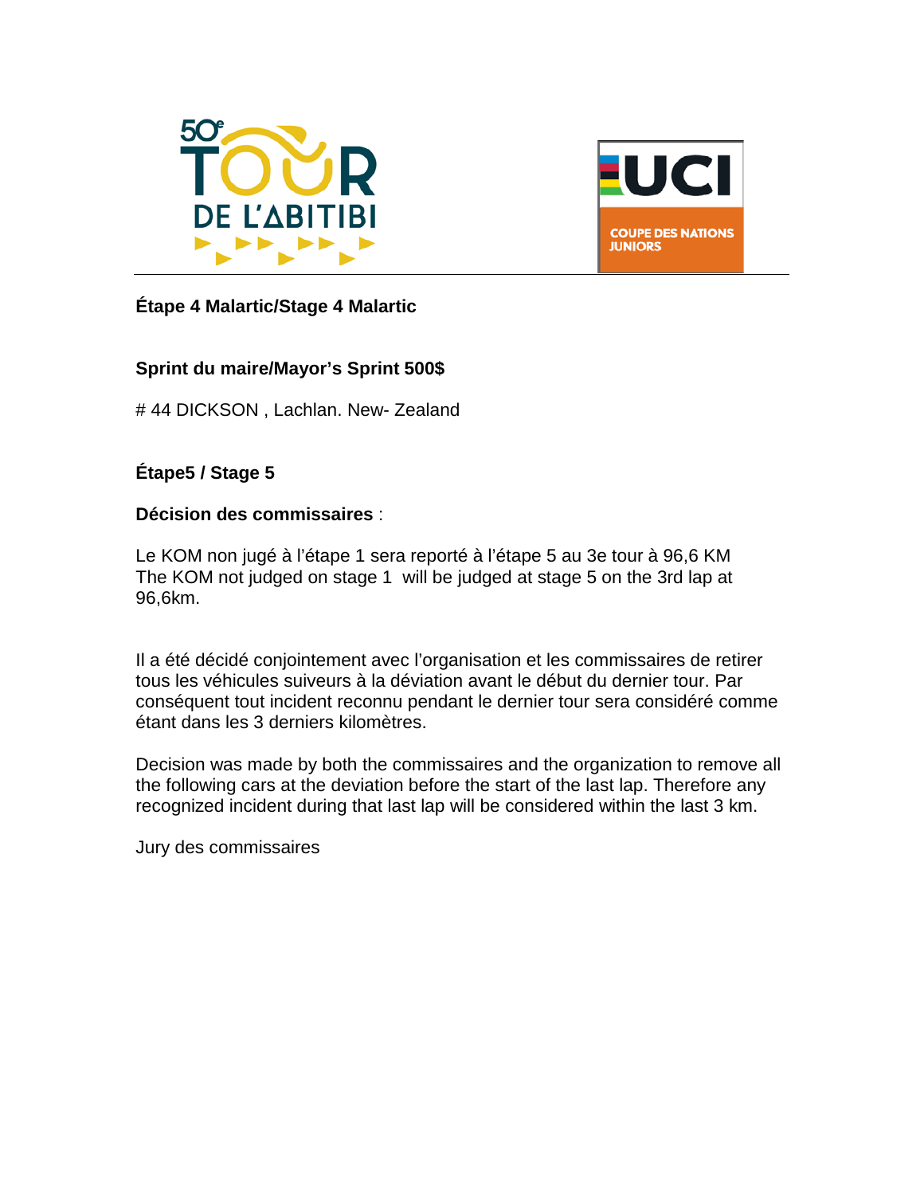**Étape 4 Malartic/Stage 4 Malartic**

**Sprint du maire/Mayor's Sprint 500$**

# 44 DICKSON , Lachlan. New- Zealand

**Étape5 / Stage 5**

**Décision des commissaires** :

Le KOM non jugé à l'étape 1 sera reporté à l'étape 5 au 3e tour à 96,6 KM
The KOM not judged on stage 1 will be judged at stage 5 on the 3rd lap at 96,6km.

Il a été décidé conjointement avec l'organisation et les commissaires de retirer tous les véhicules suiveurs à la déviation avant le début du dernier tour. Par conséquent tout incident reconnu pendant le dernier tour sera considéré comme étant dans les 3 derniers kilomètres.

Decision was made by both the commissaires and the organization to remove all the following cars at the deviation before the start of the last lap. Therefore any recognized incident during that last lap will be considered within the last 3 km.

Jury des commissaires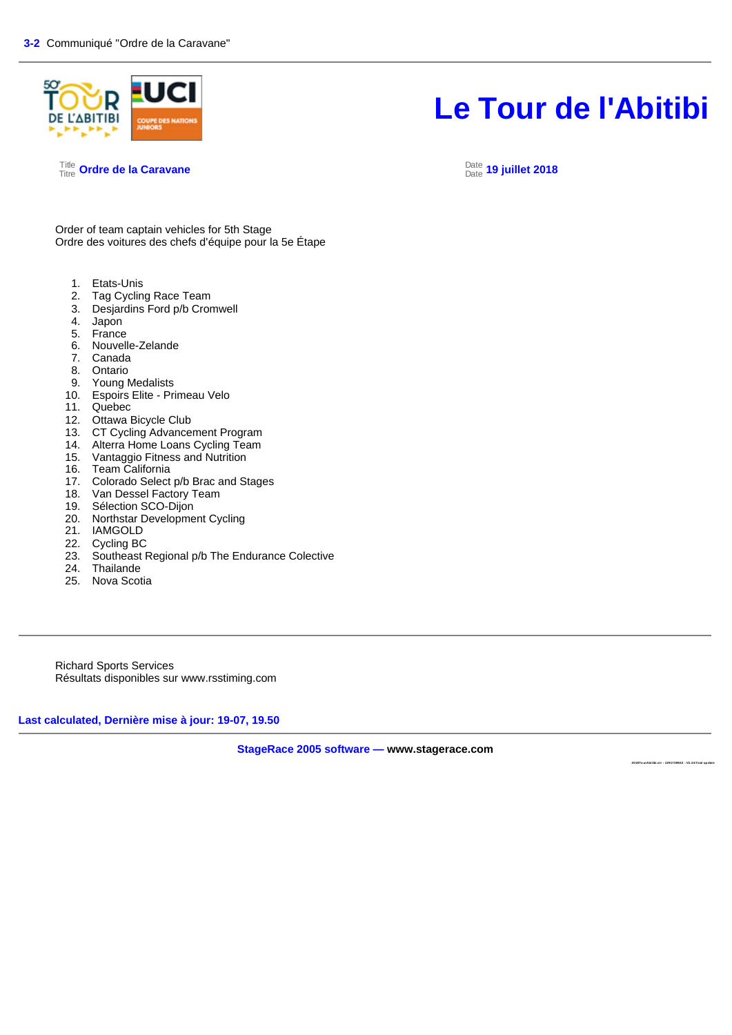3-2 Communiqué "Ordre de la Caravane"

# Le Tour de l'Abitibi

Title / Titre **Ordre de la Caravane**

Date / Date **19 juillet 2018**

Order of team captain vehicles for 5th Stage
Ordre des voitures des chefs d'équipe pour la 5e Étape

1. Etats-Unis
2. Tag Cycling Race Team
3. Desjardins Ford p/b Cromwell
4. Japon
5. France
6. Nouvelle-Zelande
7. Canada
8. Ontario
9. Young Medalists
10. Espoirs Elite - Primeau Velo
11. Quebec
12. Ottawa Bicycle Club
13. CT Cycling Advancement Program
14. Alterra Home Loans Cycling Team
15. Vantaggio Fitness and Nutrition
16. Team California
17. Colorado Select p/b Brac and Stages
18. Van Dessel Factory Team
19. Sélection SCO-Dijon
20. Northstar Development Cycling
21. IAMGOLD
22. Cycling BC
23. Southeast Regional p/b The Endurance Colective
24. Thailande
25. Nova Scotia

Richard Sports Services
Résultats disponibles sur www.rsstiming.com

**Last calculated, Dernière mise à jour: 19-07, 19.50**

**StageRace 2005 software — www.stagerace.com**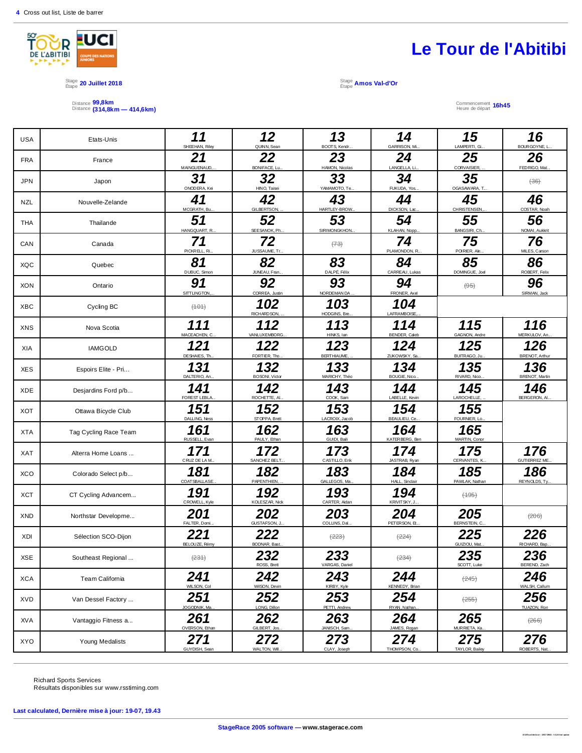# Le Tour de l'Abitibi

Stage / Étape: **20 Juillet 2018**

Stage / Étape: **Amos Val-d'Or**

Distance / Distance: **99,8km** **(314,8km — 414,6km)**

Commencement / Heure de départ: **16h45**

| | | | | | | | |
|---|---|---|---|---|---|---|---|
| USA | Etats-Unis | **11** SHEEHAN, Riley | **12** QUINN, Sean | **13** BOOTS, Kendr... | **14** GARRISON, Mi... | **15** LAMPERTI, Gi... | **16** BOURGOYNE, L... |
| FRA | France | **21** MAINGUENAUD,... | **22** BONIFACE, Lu... | **23** HAMON, Nicolas | **24** LANGELLA, Li... | **25** CORVAISIER, ... | **26** FEDRIGO, Mat... |
| JPN | Japon | **31** ONODERA, Kei | **32** HINO, Taisei | **33** YAMAMOTO, Te... | **34** FUKUDA, Yos... | **35** OGASAWARA, T... | ~~(36)~~ |
| NZL | Nouvelle-Zelande | **41** MCGRATH, Bu... | **42** GILBERTSON, ... | **43** HARTLEY-BROW... | **44** DICKSON, Lac... | **45** CHRISTENSEN,... | **46** COSTAR, Noah |
| THA | Thailande | **51** HANGQUART, R... | **52** SEESANOK, Ph... | **53** SIRIMONGKHON... | **54** KLAHAN, Nopp... | **55** BANGSIRI, Ch... | **56** NOMAI, Aukkrit |
| CAN | Canada | **71** PICKRELL, Ri... | **72** JUSSAUME, Tr... | ~~(73)~~ | **74** PLAMONDON, R... | **75** POIRIER, Ale... | **76** MILES, Carson |
| XQC | Quebec | **81** DUBUC, Simon | **82** JUNEAU, Fran... | **83** DALPÉ, Félix | **84** CARREAU, Lukas | **85** DOMINGUE, Joel | **86** ROBERT, Felix |
| XON | Ontario | **91** SITTLINGTON,... | **92** CORREA, Justin | **93** NORDEMAN DA ... | **94** FRONER, Axel | ~~(95)~~ | **96** SIRMAN, Jack |
| XBC | Cycling BC | ~~(101)~~ | **102** RICHARDSON, ... | **103** HODGINS, Bre... | **104** LAFRAMBOISE,... | | |
| XNS | Nova Scotia | **111** MACEACHEN, C... | **112** VANLUXEMBORG... | **113** HINKS, Ian | **114** BENDER, Caleb | **115** GAGNON, Andre | **116** MERKULOV, An... |
| XIA | IAMGOLD | **121** DESHAIES, Th... | **122** FORTIER, Tho... | **123** BERTHIAUME, ... | **124** ZUKOWSKY, Sa... | **125** BUITRAGO, Ju... | **126** BRENOT, Arthur |
| XES | Espoirs Elite - Pri... | **131** DALTERIO, An... | **132** BOSONI, Victor | **133** MARICHY, Théo | **134** BOUGIE, Nico... | **135** RIVARD, Nico... | **136** BRENOT, Martin |
| XDE | Desjardins Ford p/b... | **141** FOREST LEBLA... | **142** ROCHETTE, Al... | **143** COOK, Sam | **144** LABELLE, Kevin | **145** LAROCHELLE, ... | **146** BERGERON, Al... |
| XOT | Ottawa Bicycle Club | **151** DALLING, Ness | **152** STOPPA, Brett | **153** LACROIX, Jacob | **154** BEAULIEU, Ce... | **155** FOURNIER, Lo... | |
| XTA | Tag Cycling Race Team | **161** RUSSELL, Evan | **162** PAULY, Ethan | **163** GUIDI, Baili | **164** KATERBERG, Ben | **165** MARTIN, Conor | |
| XAT | Alterra Home Loans ... | **171** CRUZ DE LA M... | **172** SANCHEZ BELT... | **173** CASTILLO, Erik | **174** JASTRAB, Ryan | **175** CERVANTES, K... | **176** GUTIERREZ ME... |
| XCO | Colorado Select p/b... | **181** COATSBALLASE... | **182** PAPENTHIEN, ... | **183** GALLEGOS, Ma... | **184** HALL, Sinclair | **185** PAWLAK, Nathan | **186** REYNOLDS, Ty... |
| XCT | CT Cycling Advancem... | **191** CROWELL, Kyle | **192** KOLESZAR, Nick | **193** CARTER, Aidan | **194** KRIVITSKY, J... | ~~(195)~~ | |
| XND | Northstar Developme... | **201** FALTER, Domi... | **202** GUSTAFSON, J... | **203** COLLINS, Dal... | **204** PETERSON, El... | **205** BERNSTEIN, C... | ~~(206)~~ |
| XDI | Sélection SCO-Dijon | **221** BELOUZE, Rémy | **222** BODNAR, Bast... | ~~(223)~~ | ~~(224)~~ | **225** GUIZIOU, Mat... | **226** RICHARD, Bap... |
| XSE | Southeast Regional ... | ~~(231)~~ | **232** ROSS, Brett | **233** VARGAS, Daniel | ~~(234)~~ | **235** SCOTT, Luke | **236** BEREND, Zach |
| XCA | Team California | **241** WILSON, Col | **242** WILSON, Devin | **243** KIRBY, Kyle | **244** KENNEDY, Brian | ~~(245)~~ | **246** WALSH, Callum |
| XVD | Van Dessel Factory ... | **251** JOGODNIK, Ma... | **252** LONG, Dillon | **253** PETTI, Andrew | **254** RYAN, Nathan... | ~~(255)~~ | **256** TUAZON, Ron |
| XVA | Vantaggio Fitness a... | **261** OVERSON, Ethan | **262** GILBERT, Jos... | **263** JANISCH, Sam... | **264** JAMES, Rogan | **265** MURRIETA, Ka... | ~~(266)~~ |
| XYO | Young Medalists | **271** GUYDISH, Sean | **272** WALTON, Will... | **273** CLAY, Joseph | **274** THOMPSON, Co... | **275** TAYLOR, Bailey | **276** ROBERTS, Nat... |

Richard Sports Services
Résultats disponibles sur www.rsstiming.com

**Last calculated, Dernière mise à jour: 19-07, 19.43**

**StageRace 2005 software — www.stagerace.com**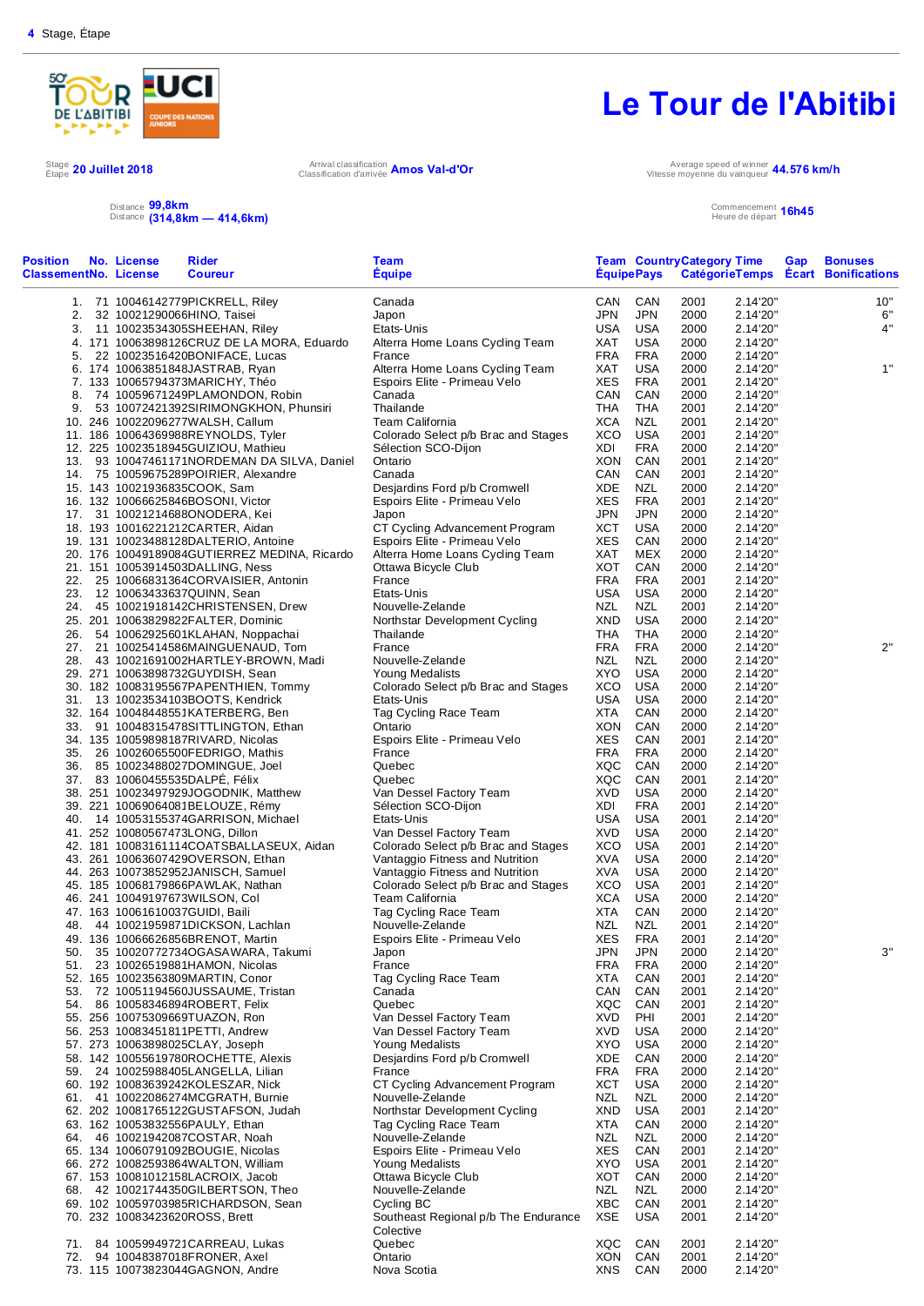**4** Stage, Étape

# Le Tour de l'Abitibi

Stage / Étape **20 Juillet 2018**

Arrival classification / Classification d'arrivée **Amos Val-d'Or**

Average speed of winner / Vitesse moyenne du vainqueur **44.576 km/h**

Distance **99,8km**
Distance **(314,8km — 414,6km)**

Commencement / Heure de départ **16h45**

| Position Classement | No. | License | Rider Coureur | Team Équipe | Team Équipe | Country Pays | Category Catégorie | Time Temps | Gap Écart | Bonuses Bonifications |
|---|---|---|---|---|---|---|---|---|---|---|
| 1. | 71 | 10046142779 | PICKRELL, Riley | Canada | CAN | CAN | 2001 | 2.14'20" | | 10" |
| 2. | 32 | 10021290066 | HINO, Taisei | Japon | JPN | JPN | 2000 | 2.14'20" | | 6" |
| 3. | 11 | 10023534305 | SHEEHAN, Riley | Etats-Unis | USA | USA | 2000 | 2.14'20" | | 4" |
| 4. | 171 | 10063898126 | CRUZ DE LA MORA, Eduardo | Alterra Home Loans Cycling Team | XAT | USA | 2000 | 2.14'20" | | |
| 5. | 22 | 10023516420 | BONIFACE, Lucas | France | FRA | FRA | 2000 | 2.14'20" | | |
| 6. | 174 | 10063851848 | JASTRAB, Ryan | Alterra Home Loans Cycling Team | XAT | USA | 2000 | 2.14'20" | | 1" |
| 7. | 133 | 10065794373 | MARICHY, Théo | Espoirs Elite - Primeau Velo | XES | FRA | 2001 | 2.14'20" | | |
| 8. | 74 | 10059671249 | PLAMONDON, Robin | Canada | CAN | CAN | 2000 | 2.14'20" | | |
| 9. | 53 | 10072421392 | SIRIMONGKHON, Phunsiri | Thailande | THA | THA | 2001 | 2.14'20" | | |
| 10. | 246 | 10022096277 | WALSH, Callum | Team California | XCA | NZL | 2001 | 2.14'20" | | |
| 11. | 186 | 10064369988 | REYNOLDS, Tyler | Colorado Select p/b Brac and Stages | XCO | USA | 2001 | 2.14'20" | | |
| 12. | 225 | 10023518945 | GUIZIOU, Mathieu | Sélection SCO-Dijon | XDI | FRA | 2000 | 2.14'20" | | |
| 13. | 93 | 10047461171 | NORDEMAN DA SILVA, Daniel | Ontario | XON | CAN | 2001 | 2.14'20" | | |
| 14. | 75 | 10059675289 | POIRIER, Alexandre | Canada | CAN | CAN | 2001 | 2.14'20" | | |
| 15. | 143 | 10021936835 | COOK, Sam | Desjardins Ford p/b Cromwell | XDE | NZL | 2000 | 2.14'20" | | |
| 16. | 132 | 10066625846 | BOSONI, Victor | Espoirs Elite - Primeau Velo | XES | FRA | 2001 | 2.14'20" | | |
| 17. | 31 | 10021214688 | ONODERA, Kei | Japon | JPN | JPN | 2000 | 2.14'20" | | |
| 18. | 193 | 10016221212 | CARTER, Aidan | CT Cycling Advancement Program | XCT | USA | 2000 | 2.14'20" | | |
| 19. | 131 | 10023488128 | DALTERIO, Antoine | Espoirs Elite - Primeau Velo | XES | CAN | 2000 | 2.14'20" | | |
| 20. | 176 | 10049189084 | GUTIERREZ MEDINA, Ricardo | Alterra Home Loans Cycling Team | XAT | MEX | 2000 | 2.14'20" | | |
| 21. | 151 | 10053914503 | DALLING, Ness | Ottawa Bicycle Club | XOT | CAN | 2000 | 2.14'20" | | |
| 22. | 25 | 10066831364 | CORVAISIER, Antonin | France | FRA | FRA | 2001 | 2.14'20" | | |
| 23. | 12 | 10063433637 | QUINN, Sean | Etats-Unis | USA | USA | 2000 | 2.14'20" | | |
| 24. | 45 | 10021918142 | CHRISTENSEN, Drew | Nouvelle-Zelande | NZL | NZL | 2001 | 2.14'20" | | |
| 25. | 201 | 10063829822 | FALTER, Dominic | Northstar Development Cycling | XND | USA | 2000 | 2.14'20" | | |
| 26. | 54 | 10062925601 | KLAHAN, Noppachai | Thailande | THA | THA | 2000 | 2.14'20" | | |
| 27. | 21 | 10025414586 | MAINGUENAUD, Tom | France | FRA | FRA | 2000 | 2.14'20" | | 2" |
| 28. | 43 | 10021691002 | HARTLEY-BROWN, Madi | Nouvelle-Zelande | NZL | NZL | 2000 | 2.14'20" | | |
| 29. | 271 | 10063898732 | GUYDISH, Sean | Young Medalists | XYO | USA | 2000 | 2.14'20" | | |
| 30. | 182 | 10083195567 | PAPENTHIEN, Tommy | Colorado Select p/b Brac and Stages | XCO | USA | 2000 | 2.14'20" | | |
| 31. | 13 | 10023534103 | BOOTS, Kendrick | Etats-Unis | USA | USA | 2000 | 2.14'20" | | |
| 32. | 164 | 10048448551 | KATERBERG, Ben | Tag Cycling Race Team | XTA | CAN | 2000 | 2.14'20" | | |
| 33. | 91 | 10048315478 | SITTLINGTON, Ethan | Ontario | XON | CAN | 2000 | 2.14'20" | | |
| 34. | 135 | 10059898187 | RIVARD, Nicolas | Espoirs Elite - Primeau Velo | XES | CAN | 2001 | 2.14'20" | | |
| 35. | 26 | 10026065500 | FEDRIGO, Mathis | France | FRA | FRA | 2000 | 2.14'20" | | |
| 36. | 85 | 10023488027 | DOMINGUE, Joel | Quebec | XQC | CAN | 2000 | 2.14'20" | | |
| 37. | 83 | 10060455535 | DALPÉ, Félix | Quebec | XQC | CAN | 2001 | 2.14'20" | | |
| 38. | 251 | 10023497929 | JOGODNIK, Matthew | Van Dessel Factory Team | XVD | USA | 2000 | 2.14'20" | | |
| 39. | 221 | 10069064081 | BELOUZE, Rémy | Sélection SCO-Dijon | XDI | FRA | 2001 | 2.14'20" | | |
| 40. | 14 | 10053155374 | GARRISON, Michael | Etats-Unis | USA | USA | 2001 | 2.14'20" | | |
| 41. | 252 | 10080567473 | LONG, Dillon | Van Dessel Factory Team | XVD | USA | 2000 | 2.14'20" | | |
| 42. | 181 | 10083161114 | COATSBALLASEUX, Aidan | Colorado Select p/b Brac and Stages | XCO | USA | 2001 | 2.14'20" | | |
| 43. | 261 | 10063607429 | OVERSON, Ethan | Vantaggio Fitness and Nutrition | XVA | USA | 2001 | 2.14'20" | | |
| 44. | 263 | 10073852952 | JANISCH, Samuel | Vantaggio Fitness and Nutrition | XVA | USA | 2000 | 2.14'20" | | |
| 45. | 185 | 10068179866 | PAWLAK, Nathan | Colorado Select p/b Brac and Stages | XCO | USA | 2001 | 2.14'20" | | |
| 46. | 241 | 10049197673 | WILSON, Col | Team California | XCA | USA | 2000 | 2.14'20" | | |
| 47. | 163 | 10061610037 | GUIDI, Baili | Tag Cycling Race Team | XTA | CAN | 2000 | 2.14'20" | | |
| 48. | 44 | 10021959871 | DICKSON, Lachlan | Nouvelle-Zelande | NZL | NZL | 2001 | 2.14'20" | | |
| 49. | 136 | 10066626856 | BRENOT, Martin | Espoirs Elite - Primeau Velo | XES | FRA | 2001 | 2.14'20" | | |
| 50. | 35 | 10020772734 | OGASAWARA, Takumi | Japon | JPN | JPN | 2000 | 2.14'20" | | 3" |
| 51. | 23 | 10026519881 | HAMON, Nicolas | France | FRA | FRA | 2000 | 2.14'20" | | |
| 52. | 165 | 10023563809 | MARTIN, Conor | Tag Cycling Race Team | XTA | CAN | 2001 | 2.14'20" | | |
| 53. | 72 | 10051194560 | JUSSAUME, Tristan | Canada | CAN | CAN | 2001 | 2.14'20" | | |
| 54. | 86 | 10058346894 | ROBERT, Felix | Quebec | XQC | CAN | 2001 | 2.14'20" | | |
| 55. | 256 | 10075309669 | TUAZON, Ron | Van Dessel Factory Team | XVD | PHI | 2001 | 2.14'20" | | |
| 56. | 253 | 10083451811 | PETTI, Andrew | Van Dessel Factory Team | XVD | USA | 2000 | 2.14'20" | | |
| 57. | 273 | 10063898025 | CLAY, Joseph | Young Medalists | XYO | USA | 2000 | 2.14'20" | | |
| 58. | 142 | 10055619780 | ROCHETTE, Alexis | Desjardins Ford p/b Cromwell | XDE | CAN | 2000 | 2.14'20" | | |
| 59. | 24 | 10025988405 | LANGELLA, Lilian | France | FRA | FRA | 2000 | 2.14'20" | | |
| 60. | 192 | 10083639242 | KOLESZAR, Nick | CT Cycling Advancement Program | XCT | USA | 2000 | 2.14'20" | | |
| 61. | 41 | 10022086274 | MCGRATH, Burnie | Nouvelle-Zelande | NZL | NZL | 2000 | 2.14'20" | | |
| 62. | 202 | 10081765122 | GUSTAFSON, Judah | Northstar Development Cycling | XND | USA | 2001 | 2.14'20" | | |
| 63. | 162 | 10053832556 | PAULY, Ethan | Tag Cycling Race Team | XTA | CAN | 2000 | 2.14'20" | | |
| 64. | 46 | 10021942087 | COSTAR, Noah | Nouvelle-Zelande | NZL | NZL | 2000 | 2.14'20" | | |
| 65. | 134 | 10060791092 | BOUGIE, Nicolas | Espoirs Elite - Primeau Velo | XES | CAN | 2001 | 2.14'20" | | |
| 66. | 272 | 10082593864 | WALTON, William | Young Medalists | XYO | USA | 2001 | 2.14'20" | | |
| 67. | 153 | 10081012158 | LACROIX, Jacob | Ottawa Bicycle Club | XOT | CAN | 2001 | 2.14'20" | | |
| 68. | 42 | 10021744350 | GILBERTSON, Theo | Nouvelle-Zelande | NZL | NZL | 2000 | 2.14'20" | | |
| 69. | 102 | 10059703985 | RICHARDSON, Sean | Cycling BC | XBC | CAN | 2001 | 2.14'20" | | |
| 70. | 232 | 10083423620 | ROSS, Brett | Southeast Regional p/b The Endurance Colective | XSE | USA | 2001 | 2.14'20" | | |
| 71. | 84 | 10059949721 | CARREAU, Lukas | Quebec | XQC | CAN | 2001 | 2.14'20" | | |
| 72. | 94 | 10048387018 | FRONER, Axel | Ontario | XON | CAN | 2001 | 2.14'20" | | |
| 73. | 115 | 10073823044 | GAGNON, Andre | Nova Scotia | XNS | CAN | 2000 | 2.14'20" | | |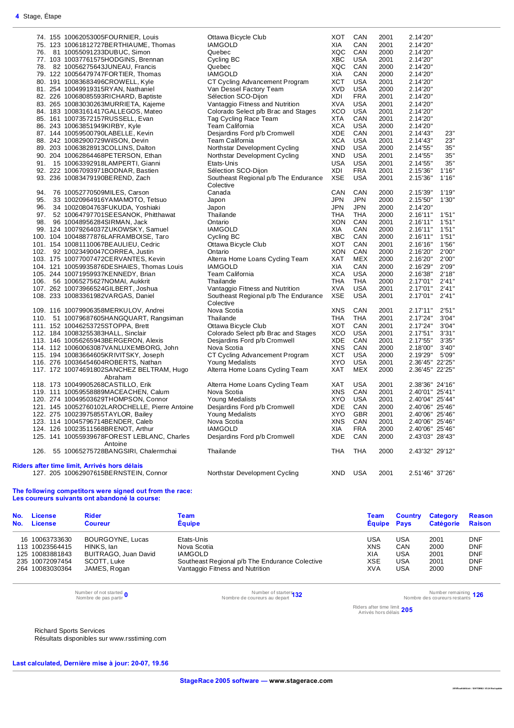**4** Stage, Étape

| Pos. | No. | License / Rider | Team | Team Code | Country | Category | Time | Gap |
|---|---|---|---|---|---|---|---|---|
| 74. | 155 | 10062053005FOURNIER, Louis | Ottawa Bicycle Club | XOT | CAN | 2001 | 2.14'20" | |
| 75. | 123 | 10061812727BERTHIAUME, Thomas | IAMGOLD | XIA | CAN | 2001 | 2.14'20" | |
| 76. | 81 | 10055091233DUBUC, Simon | Quebec | XQC | CAN | 2000 | 2.14'20" | |
| 77. | 103 | 10037761575HODGINS, Brennan | Cycling BC | XBC | USA | 2001 | 2.14'20" | |
| 78. | 82 | 10056275643JUNEAU, Francis | Quebec | XQC | CAN | 2000 | 2.14'20" | |
| 79. | 122 | 10056479747FORTIER, Thomas | IAMGOLD | XIA | CAN | 2000 | 2.14'20" | |
| 80. | 191 | 10083683496CROWELL, Kyle | CT Cycling Advancement Program | XCT | USA | 2001 | 2.14'20" | |
| 81. | 254 | 10049919315RYAN, Nathaniel | Van Dessel Factory Team | XVD | USA | 2000 | 2.14'20" | |
| 82. | 226 | 10068085593RICHARD, Baptiste | Sélection SCO-Dijon | XDI | FRA | 2001 | 2.14'20" | |
| 83. | 265 | 10083030263MURRIETA, Kajeme | Vantaggio Fitness and Nutrition | XVA | USA | 2001 | 2.14'20" | |
| 84. | 183 | 10083161417GALLEGOS, Mateo | Colorado Select p/b Brac and Stages | XCO | USA | 2001 | 2.14'20" | |
| 85. | 161 | 10073572157RUSSELL, Evan | Tag Cycling Race Team | XTA | CAN | 2001 | 2.14'20" | |
| 86. | 243 | 10063851949KIRBY, Kyle | Team California | XCA | USA | 2000 | 2.14'20" | |
| 87. | 144 | 10059500790LABELLE, Kevin | Desjardins Ford p/b Cromwell | XDE | CAN | 2001 | 2.14'43" | 23" |
| 88. | 242 | 10082900729WilSON, Devin | Team California | XCA | USA | 2001 | 2.14'43" | 23" |
| 89. | 203 | 10063828913COLLINS, Dalton | Northstar Development Cycling | XND | USA | 2000 | 2.14'55" | 35" |
| 90. | 204 | 10062864468PETERSON, Ethan | Northstar Development Cycling | XND | USA | 2001 | 2.14'55" | 35" |
| 91. | 15 | 10063392918LAMPERTI, Gianni | Etats-Unis | USA | USA | 2001 | 2.14'55" | 35" |
| 92. | 222 | 10067093971BODNAR, Bastien | Sélection SCO-Dijon | XDI | FRA | 2001 | 2.15'36" | 1'16" |
| 93. | 236 | 10083479190BEREND, Zach | Southeast Regional p/b The Endurance Colective | XSE | USA | 2001 | 2.15'36" | 1'16" |
| 94. | 76 | 10052770509MILES, Carson | Canada | CAN | CAN | 2000 | 2.15'39" | 1'19" |
| 95. | 33 | 10020964916YAMAMOTO, Tetsuo | Japon | JPN | JPN | 2000 | 2.15'50" | 1'30" |
| 96. | 34 | 10020804763FUKUDA, Yoshiaki | Japon | JPN | JPN | 2000 | 2.14'20" | |
| 97. | 52 | 10064797701SEESANOK, Phitthawat | Thailande | THA | THA | 2000 | 2.16'11" | 1'51" |
| 98. | 96 | 10048956284SIRMAN, Jack | Ontario | XON | CAN | 2001 | 2.16'11" | 1'51" |
| 99. | 124 | 10079264037ZUKOWSKY, Samuel | IAMGOLD | XIA | CAN | 2000 | 2.16'11" | 1'51" |
| 100. | 104 | 10048877876LAFRAMBOISE, Taro | Cycling BC | XBC | CAN | 2000 | 2.16'11" | 1'51" |
| 101. | 154 | 10081110067BEAULIEU, Cedric | Ottawa Bicycle Club | XOT | CAN | 2001 | 2.16'16" | 1'56" |
| 102. | 92 | 10023490047CORREA, Justin | Ontario | XON | CAN | 2000 | 2.16'20" | 2'00" |
| 103. | 175 | 10077007472CERVANTES, Kevin | Alterra Home Loans Cycling Team | XAT | MEX | 2000 | 2.16'20" | 2'00" |
| 104. | 121 | 10059935876DESHAIES, Thomas Louis | IAMGOLD | XIA | CAN | 2000 | 2.16'29" | 2'09" |
| 105. | 244 | 10071959937KENNEDY, Brian | Team California | XCA | USA | 2000 | 2.16'38" | 2'18" |
| 106. | 56 | 10065275627NOMAI, Aukkrit | Thailande | THA | THA | 2000 | 2.17'01" | 2'41" |
| 107. | 262 | 10073966524GILBERT, Joshua | Vantaggio Fitness and Nutrition | XVA | USA | 2001 | 2.17'01" | 2'41" |
| 108. | 233 | 10083361982VARGAS, Daniel | Southeast Regional p/b The Endurance Colective | XSE | USA | 2001 | 2.17'01" | 2'41" |
| 109. | 116 | 10079906358MERKULOV, Andrei | Nova Scotia | XNS | CAN | 2001 | 2.17'11" | 2'51" |
| 110. | 51 | 10079687605HANGQUART, Rangsiman | Thailande | THA | THA | 2001 | 2.17'24" | 3'04" |
| 111. | 152 | 10046253725STOPPA, Brett | Ottawa Bicycle Club | XOT | CAN | 2001 | 2.17'24" | 3'04" |
| 112. | 184 | 10083255383HALL, Sinclair | Colorado Select p/b Brac and Stages | XCO | USA | 2001 | 2.17'51" | 3'31" |
| 113. | 146 | 10056265943BERGERON, Alexis | Desjardins Ford p/b Cromwell | XDE | CAN | 2001 | 2.17'55" | 3'35" |
| 114. | 112 | 10060063087VANLUXEMBORG, John | Nova Scotia | XNS | CAN | 2000 | 2.18'00" | 3'40" |
| 115. | 194 | 10083664605KRIVITSKY, Joseph | CT Cycling Advancement Program | XCT | USA | 2000 | 2.19'29" | 5'09" |
| 116. | 276 | 10036454604ROBERTS, Nathan | Young Medalists | XYO | USA | 2001 | 2.36'45" | 22'25" |
| 117. | 172 | 10074691802SANCHEZ BELTRAM, Hugo Abraham | Alterra Home Loans Cycling Team | XAT | MEX | 2000 | 2.36'45" | 22'25" |
| 118. | 173 | 10049905268CASTILLO, Erik | Alterra Home Loans Cycling Team | XAT | USA | 2001 | 2.38'36" | 24'16" |
| 119. | 111 | 10059558889MACEACHEN, Calum | Nova Scotia | XNS | CAN | 2001 | 2.40'01" | 25'41" |
| 120. | 274 | 10049503629THOMPSON, Connor | Young Medalists | XYO | USA | 2001 | 2.40'04" | 25'44" |
| 121. | 145 | 10052760102LAROCHELLE, Pierre Antoine | Desjardins Ford p/b Cromwell | XDE | CAN | 2000 | 2.40'06" | 25'46" |
| 122. | 275 | 10023975855TAYLOR, Bailey | Young Medalists | XYO | GBR | 2001 | 2.40'06" | 25'46" |
| 123. | 114 | 10045796714BENDER, Caleb | Nova Scotia | XNS | CAN | 2001 | 2.40'06" | 25'46" |
| 124. | 126 | 10023511568BRENOT, Arthur | IAMGOLD | XIA | FRA | 2000 | 2.40'06" | 25'46" |
| 125. | 141 | 10055939678FOREST LEBLANC, Charles Antoine | Desjardins Ford p/b Cromwell | XDE | CAN | 2000 | 2.43'03" | 28'43" |
| 126. | 55 | 10065275728BANGSIRI, Chalermchai | Thailande | THA | THA | 2000 | 2.43'32" | 29'12" |

**Riders after time limit, Arrivés hors délais**

| Pos. | No. | License / Rider | Team | Team Code | Country | Category | Time | Gap |
|---|---|---|---|---|---|---|---|---|
| 127. | 205 | 10062907615BERNSTEIN, Connor | Northstar Development Cycling | XND | USA | 2001 | 2.51'46" | 37'26" |

**The following competitors were signed out from the race:**
**Les coureurs suivants ont abandoné la course:**

| No. No. | License License | Rider Coureur | Team Équipe | Team Équipe | Country Pays | Category Catégorie | Reason Raison |
|---|---|---|---|---|---|---|---|
| 16 | 10063733630 | BOURGOYNE, Lucas | Etats-Unis | USA | USA | 2001 | DNF |
| 113 | 10023564415 | HINKS, Ian | Nova Scotia | XNS | CAN | 2000 | DNF |
| 125 | 10083881843 | BUITRAGO, Juan David | IAMGOLD | XIA | USA | 2001 | DNF |
| 235 | 10072097454 | SCOTT, Luke | Southeast Regional p/b The Endurance Colective | XSE | USA | 2001 | DNF |
| 264 | 10083030364 | JAMES, Rogan | Vantaggio Fitness and Nutrition | XVA | USA | 2000 | DNF |

Number of not started / Nombre de pas partir **0**

Number of starters / Nombre de coureurs au depart **132**

Number remaining / Nombre des coureurs restants **126**

Riders after time limit / Arrivés hors délais **205**

Richard Sports Services
Résultats disponibles sur www.rsstiming.com

**Last calculated, Dernière mise à jour: 20-07, 19.56**

**StageRace 2005 software — www.stagerace.com**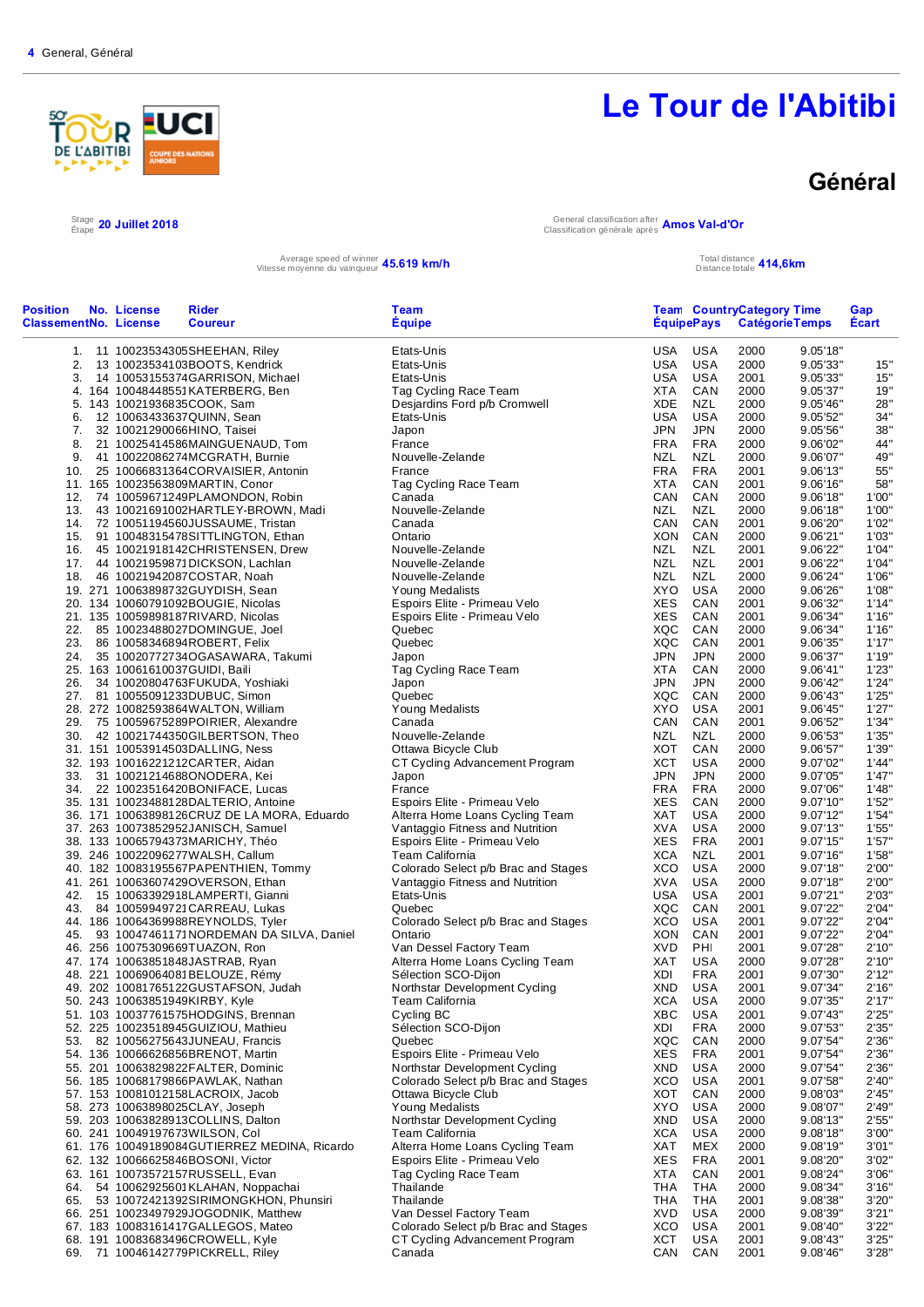4 General, Général

# Le Tour de l'Abitibi

## Général

Stage / Étape **20 Juillet 2018**

General classification after / Classification générale après **Amos Val-d'Or**

Average speed of winner / Vitesse moyenne du vainqueur **45.619 km/h**

Total distance / Distance totale **414,6km**

| Position Classement | No. No. | License License | Rider Coureur | Team Équipe | Team Equipe | Country Pays | Category Catégorie | Time Temps | Gap Écart |
|---|---|---|---|---|---|---|---|---|---|
| 1. | 11 | 10023534305 | SHEEHAN, Riley | Etats-Unis | USA | USA | 2000 | 9.05'18" | |
| 2. | 13 | 10023534103 | BOOTS, Kendrick | Etats-Unis | USA | USA | 2000 | 9.05'33" | 15" |
| 3. | 14 | 10053155374 | GARRISON, Michael | Etats-Unis | USA | USA | 2001 | 9.05'33" | 15" |
| 4. | 164 | 10048448551 | KATERBERG, Ben | Tag Cycling Race Team | XTA | CAN | 2000 | 9.05'37" | 19" |
| 5. | 143 | 10021936835 | COOK, Sam | Desjardins Ford p/b Cromwell | XDE | NZL | 2000 | 9.05'46" | 28" |
| 6. | 12 | 10063433637 | QUINN, Sean | Etats-Unis | USA | USA | 2000 | 9.05'52" | 34" |
| 7. | 32 | 10021290066 | HINO, Taisei | Japon | JPN | JPN | 2000 | 9.05'56" | 38" |
| 8. | 21 | 10025414586 | MAINGUENAUD, Tom | France | FRA | FRA | 2000 | 9.06'02" | 44" |
| 9. | 41 | 10022086274 | MCGRATH, Burnie | Nouvelle-Zelande | NZL | NZL | 2000 | 9.06'07" | 49" |
| 10. | 25 | 10066831364 | CORVAISIER, Antonin | France | FRA | FRA | 2001 | 9.06'13" | 55" |
| 11. | 165 | 10023563809 | MARTIN, Conor | Tag Cycling Race Team | XTA | CAN | 2001 | 9.06'16" | 58" |
| 12. | 74 | 10059671249 | PLAMONDON, Robin | Canada | CAN | CAN | 2000 | 9.06'18" | 1'00" |
| 13. | 43 | 10021691002 | HARTLEY-BROWN, Madi | Nouvelle-Zelande | NZL | NZL | 2000 | 9.06'18" | 1'00" |
| 14. | 72 | 10051194560 | JUSSAUME, Tristan | Canada | CAN | CAN | 2001 | 9.06'20" | 1'02" |
| 15. | 91 | 10048315478 | SITTLINGTON, Ethan | Ontario | XON | CAN | 2000 | 9.06'21" | 1'03" |
| 16. | 45 | 10021918142 | CHRISTENSEN, Drew | Nouvelle-Zelande | NZL | NZL | 2001 | 9.06'22" | 1'04" |
| 17. | 44 | 10021959871 | DICKSON, Lachlan | Nouvelle-Zelande | NZL | NZL | 2001 | 9.06'22" | 1'04" |
| 18. | 46 | 10021942087 | COSTAR, Noah | Nouvelle-Zelande | NZL | NZL | 2000 | 9.06'24" | 1'06" |
| 19. | 271 | 10063898732 | GUYDISH, Sean | Young Medalists | XYO | USA | 2000 | 9.06'26" | 1'08" |
| 20. | 134 | 10060791092 | BOUGIE, Nicolas | Espoirs Elite - Primeau Velo | XES | CAN | 2001 | 9.06'32" | 1'14" |
| 21. | 135 | 10059898187 | RIVARD, Nicolas | Espoirs Elite - Primeau Velo | XES | CAN | 2001 | 9.06'34" | 1'16" |
| 22. | 85 | 10023488027 | DOMINGUE, Joel | Quebec | XQC | CAN | 2000 | 9.06'34" | 1'16" |
| 23. | 86 | 10058346894 | ROBERT, Felix | Quebec | XQC | CAN | 2001 | 9.06'35" | 1'17" |
| 24. | 35 | 10020772734 | OGASAWARA, Takumi | Japon | JPN | JPN | 2000 | 9.06'37" | 1'19" |
| 25. | 163 | 10061610037 | GUIDI, Baili | Tag Cycling Race Team | XTA | CAN | 2000 | 9.06'41" | 1'23" |
| 26. | 34 | 10020804763 | FUKUDA, Yoshiaki | Japon | JPN | JPN | 2000 | 9.06'42" | 1'24" |
| 27. | 81 | 10055091233 | DUBUC, Simon | Quebec | XQC | CAN | 2000 | 9.06'43" | 1'25" |
| 28. | 272 | 10082593864 | WALTON, William | Young Medalists | XYO | USA | 2001 | 9.06'45" | 1'27" |
| 29. | 75 | 10059675289 | POIRIER, Alexandre | Canada | CAN | CAN | 2001 | 9.06'52" | 1'34" |
| 30. | 42 | 10021744350 | GILBERTSON, Theo | Nouvelle-Zelande | NZL | NZL | 2000 | 9.06'53" | 1'35" |
| 31. | 151 | 10053914503 | DALLING, Ness | Ottawa Bicycle Club | XOT | CAN | 2000 | 9.06'57" | 1'39" |
| 32. | 193 | 10016221212 | CARTER, Aidan | CT Cycling Advancement Program | XCT | USA | 2000 | 9.07'02" | 1'44" |
| 33. | 31 | 10021214688 | ONODERA, Kei | Japon | JPN | JPN | 2000 | 9.07'05" | 1'47" |
| 34. | 22 | 10023516420 | BONIFACE, Lucas | France | FRA | FRA | 2000 | 9.07'06" | 1'48" |
| 35. | 131 | 10023488128 | DALTERIO, Antoine | Espoirs Elite - Primeau Velo | XES | CAN | 2000 | 9.07'10" | 1'52" |
| 36. | 171 | 10063898126 | CRUZ DE LA MORA, Eduardo | Alterra Home Loans Cycling Team | XAT | USA | 2000 | 9.07'12" | 1'54" |
| 37. | 263 | 10073852952 | JANISCH, Samuel | Vantaggio Fitness and Nutrition | XVA | USA | 2000 | 9.07'13" | 1'55" |
| 38. | 133 | 10065794373 | MARICHY, Théo | Espoirs Elite - Primeau Velo | XES | FRA | 2001 | 9.07'15" | 1'57" |
| 39. | 246 | 10022096277 | WALSH, Callum | Team California | XCA | NZL | 2001 | 9.07'16" | 1'58" |
| 40. | 182 | 10083195567 | PAPENTHIEN, Tommy | Colorado Select p/b Brac and Stages | XCO | USA | 2000 | 9.07'18" | 2'00" |
| 41. | 261 | 10063607429 | OVERSON, Ethan | Vantaggio Fitness and Nutrition | XVA | USA | 2000 | 9.07'18" | 2'00" |
| 42. | 15 | 10063392918 | LAMPERTI, Gianni | Etats-Unis | USA | USA | 2001 | 9.07'21" | 2'03" |
| 43. | 84 | 10059949721 | CARREAU, Lukas | Quebec | XQC | CAN | 2001 | 9.07'22" | 2'04" |
| 44. | 186 | 10064369988 | REYNOLDS, Tyler | Colorado Select p/b Brac and Stages | XCO | USA | 2000 | 9.07'22" | 2'04" |
| 45. | 93 | 10047461171 | NORDEMAN DA SILVA, Daniel | Ontario | XON | CAN | 2001 | 9.07'22" | 2'04" |
| 46. | 256 | 10075309669 | TUAZON, Ron | Van Dessel Factory Team | XVD | PHI | 2001 | 9.07'28" | 2'10" |
| 47. | 174 | 10063851848 | JASTRAB, Ryan | Alterra Home Loans Cycling Team | XAT | USA | 2000 | 9.07'28" | 2'10" |
| 48. | 221 | 10069064081 | BELOUZE, Rémy | Sélection SCO-Dijon | XDI | FRA | 2001 | 9.07'30" | 2'12" |
| 49. | 202 | 10081765122 | GUSTAFSON, Judah | Northstar Development Cycling | XND | USA | 2001 | 9.07'34" | 2'16" |
| 50. | 243 | 10063851949 | KIRBY, Kyle | Team California | XCA | USA | 2000 | 9.07'35" | 2'17" |
| 51. | 103 | 10037761575 | HODGINS, Brennan | Cycling BC | XBC | USA | 2001 | 9.07'43" | 2'25" |
| 52. | 225 | 10023518945 | GUIZIOU, Mathieu | Sélection SCO-Dijon | XDI | FRA | 2000 | 9.07'53" | 2'35" |
| 53. | 82 | 10056275643 | JUNEAU, Francis | Quebec | XQC | CAN | 2000 | 9.07'54" | 2'36" |
| 54. | 136 | 10066626856 | BRENOT, Martin | Espoirs Elite - Primeau Velo | XES | FRA | 2001 | 9.07'54" | 2'36" |
| 55. | 201 | 10063829822 | FALTER, Dominic | Northstar Development Cycling | XND | USA | 2000 | 9.07'54" | 2'36" |
| 56. | 185 | 10068179866 | PAWLAK, Nathan | Colorado Select p/b Brac and Stages | XCO | USA | 2001 | 9.07'58" | 2'40" |
| 57. | 153 | 10081012158 | LACROIX, Jacob | Ottawa Bicycle Club | XOT | CAN | 2001 | 9.08'03" | 2'45" |
| 58. | 273 | 10063898025 | CLAY, Joseph | Young Medalists | XYO | USA | 2000 | 9.08'07" | 2'49" |
| 59. | 203 | 10063828913 | COLLINS, Dalton | Northstar Development Cycling | XND | USA | 2001 | 9.08'13" | 2'55" |
| 60. | 241 | 10049197673 | WILSON, Col | Team California | XCA | USA | 2000 | 9.08'18" | 3'00" |
| 61. | 176 | 10049189084 | GUTIERREZ MEDINA, Ricardo | Alterra Home Loans Cycling Team | XAT | MEX | 2000 | 9.08'19" | 3'01" |
| 62. | 132 | 10066625846 | BOSONI, Victor | Espoirs Elite - Primeau Velo | XES | FRA | 2001 | 9.08'20" | 3'02" |
| 63. | 161 | 10073572157 | RUSSELL, Evan | Tag Cycling Race Team | XTA | CAN | 2001 | 9.08'24" | 3'06" |
| 64. | 54 | 10062925601 | KLAHAN, Noppachai | Thailande | THA | THA | 2000 | 9.08'34" | 3'16" |
| 65. | 53 | 10072421392 | SIRIMONGKHON, Phunsiri | Thailande | THA | THA | 2001 | 9.08'38" | 3'20" |
| 66. | 251 | 10023497929 | JOGODNIK, Matthew | Van Dessel Factory Team | XVD | USA | 2000 | 9.08'39" | 3'21" |
| 67. | 183 | 10083161417 | GALLEGOS, Mateo | Colorado Select p/b Brac and Stages | XCO | USA | 2001 | 9.08'40" | 3'22" |
| 68. | 191 | 10083683496 | CROWELL, Kyle | CT Cycling Advancement Program | XCT | USA | 2001 | 9.08'43" | 3'25" |
| 69. | 71 | 10046142779 | PICKRELL, Riley | Canada | CAN | CAN | 2001 | 9.08'46" | 3'28" |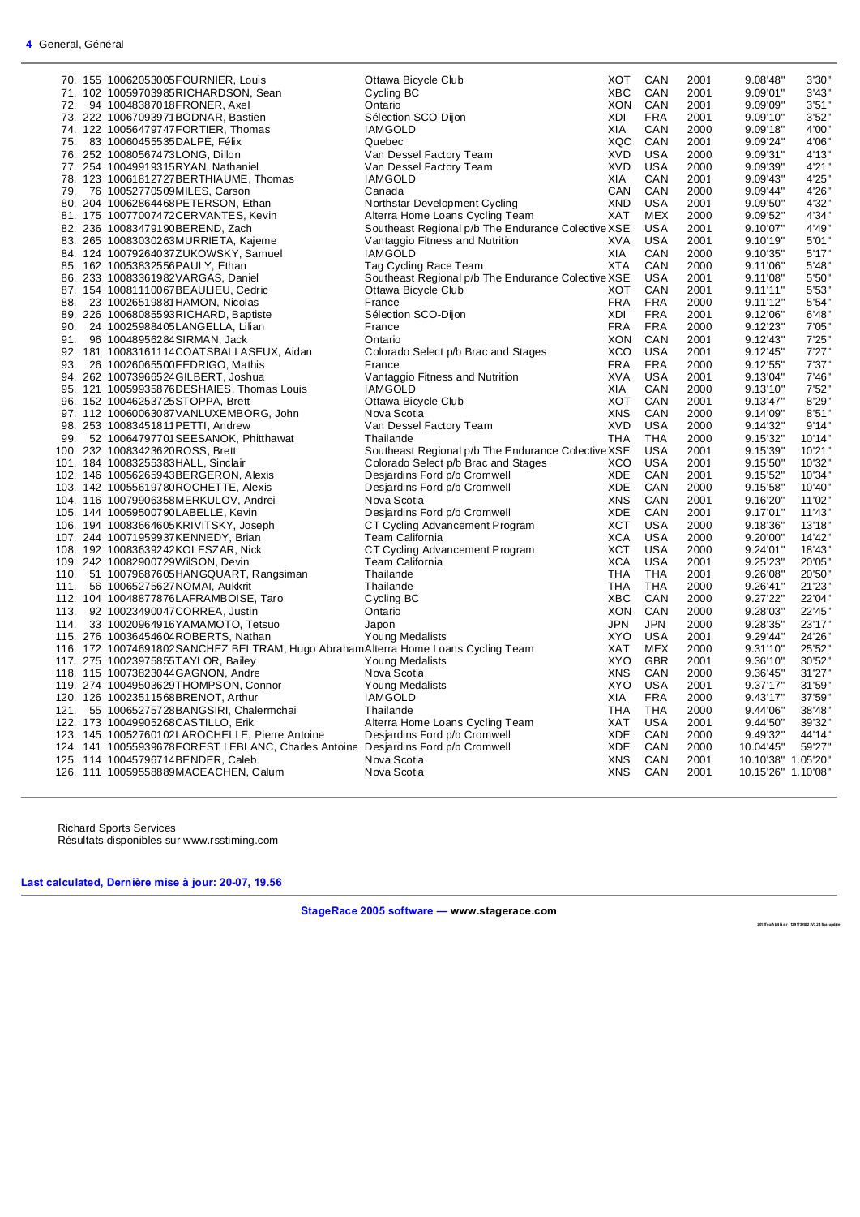| Pos. | Bib | UCI ID / Name | Team | Code | Nat | Year | Time | Gap |
|---|---|---|---|---|---|---|---|---|
| 70. | 155 | 10062053005FOURNIER, Louis | Ottawa Bicycle Club | XOT | CAN | 2001 | 9.08'48" | 3'30" |
| 71. | 102 | 10059703985RICHARDSON, Sean | Cycling BC | XBC | CAN | 2001 | 9.09'01" | 3'43" |
| 72. | 94 | 10048387018FRONER, Axel | Ontario | XON | CAN | 2001 | 9.09'09" | 3'51" |
| 73. | 222 | 10067093971BODNAR, Bastien | Sélection SCO-Dijon | XDI | FRA | 2001 | 9.09'10" | 3'52" |
| 74. | 122 | 10056479747FORTIER, Thomas | IAMGOLD | XIA | CAN | 2000 | 9.09'18" | 4'00" |
| 75. | 83 | 10060455535DALPÉ, Félix | Quebec | XQC | CAN | 2001 | 9.09'24" | 4'06" |
| 76. | 252 | 10080567473LONG, Dillon | Van Dessel Factory Team | XVD | USA | 2000 | 9.09'31" | 4'13" |
| 77. | 254 | 10049919315RYAN, Nathaniel | Van Dessel Factory Team | XVD | USA | 2000 | 9.09'39" | 4'21" |
| 78. | 123 | 10061812727BERTHIAUME, Thomas | IAMGOLD | XIA | CAN | 2001 | 9.09'43" | 4'25" |
| 79. | 76 | 10052770509MILES, Carson | Canada | CAN | CAN | 2000 | 9.09'44" | 4'26" |
| 80. | 204 | 10062864468PETERSON, Ethan | Northstar Development Cycling | XND | USA | 2001 | 9.09'50" | 4'32" |
| 81. | 175 | 10077007472CERVANTES, Kevin | Alterra Home Loans Cycling Team | XAT | MEX | 2000 | 9.09'52" | 4'34" |
| 82. | 236 | 10083479190BEREND, Zach | Southeast Regional p/b The Endurance Colective | XSE | USA | 2001 | 9.10'07" | 4'49" |
| 83. | 265 | 10083030263MURRIETA, Kajeme | Vantaggio Fitness and Nutrition | XVA | USA | 2001 | 9.10'19" | 5'01" |
| 84. | 124 | 10079264037ZUKOWSKY, Samuel | IAMGOLD | XIA | CAN | 2000 | 9.10'35" | 5'17" |
| 85. | 162 | 10053832556PAULY, Ethan | Tag Cycling Race Team | XTA | CAN | 2000 | 9.11'06" | 5'48" |
| 86. | 233 | 10083361982VARGAS, Daniel | Southeast Regional p/b The Endurance Colective | XSE | USA | 2001 | 9.11'08" | 5'50" |
| 87. | 154 | 10081110067BEAULIEU, Cedric | Ottawa Bicycle Club | XOT | CAN | 2001 | 9.11'11" | 5'53" |
| 88. | 23 | 10026519881HAMON, Nicolas | France | FRA | FRA | 2000 | 9.11'12" | 5'54" |
| 89. | 226 | 10068085593RICHARD, Baptiste | Sélection SCO-Dijon | XDI | FRA | 2001 | 9.12'06" | 6'48" |
| 90. | 24 | 10025988405LANGELLA, Lilian | France | FRA | FRA | 2000 | 9.12'23" | 7'05" |
| 91. | 96 | 10048956284SIRMAN, Jack | Ontario | XON | CAN | 2001 | 9.12'43" | 7'25" |
| 92. | 181 | 10083161114COATSBALLASEUX, Aidan | Colorado Select p/b Brac and Stages | XCO | USA | 2001 | 9.12'45" | 7'27" |
| 93. | 26 | 10026065500FERDIER, Mathis | France | FRA | FRA | 2000 | 9.12'55" | 7'37" |
| 94. | 262 | 10073966524GILBERT, Joshua | Vantaggio Fitness and Nutrition | XVA | USA | 2001 | 9.13'04" | 7'46" |
| 95. | 121 | 10059935876DESHAIES, Thomas Louis | IAMGOLD | XIA | CAN | 2000 | 9.13'10" | 7'52" |
| 96. | 152 | 10046253725STOPPA, Brett | Ottawa Bicycle Club | XOT | CAN | 2001 | 9.13'47" | 8'29" |
| 97. | 112 | 10060063087VANLUXEMBORG, John | Nova Scotia | XNS | CAN | 2000 | 9.14'09" | 8'51" |
| 98. | 253 | 10083451811PETTI, Andrew | Van Dessel Factory Team | XVD | USA | 2000 | 9.14'32" | 9'14" |
| 99. | 52 | 10064797701SEESANOK, Phitthawat | Thailande | THA | THA | 2000 | 9.15'32" | 10'14" |
| 100. | 232 | 10083423620ROSS, Brett | Southeast Regional p/b The Endurance Colective | XSE | USA | 2001 | 9.15'39" | 10'21" |
| 101. | 184 | 10083255383HALL, Sinclair | Colorado Select p/b Brac and Stages | XCO | USA | 2001 | 9.15'50" | 10'32" |
| 102. | 146 | 10056265943BERGERON, Alexis | Desjardins Ford p/b Cromwell | XDE | CAN | 2001 | 9.15'52" | 10'34" |
| 103. | 142 | 10055619780ROCHETTE, Alexis | Desjardins Ford p/b Cromwell | XDE | CAN | 2000 | 9.15'58" | 10'40" |
| 104. | 116 | 10079906358MERKULOV, Andrei | Nova Scotia | XNS | CAN | 2001 | 9.16'20" | 11'02" |
| 105. | 144 | 10059500790LABELLE, Kevin | Desjardins Ford p/b Cromwell | XDE | CAN | 2001 | 9.17'01" | 11'43" |
| 106. | 194 | 10083664605KRIVITSKY, Joseph | CT Cycling Advancement Program | XCT | USA | 2000 | 9.18'36" | 13'18" |
| 107. | 244 | 10071959937KENNEDY, Brian | Team California | XCA | USA | 2000 | 9.20'00" | 14'42" |
| 108. | 192 | 10083639242KOLESZAR, Nick | CT Cycling Advancement Program | XCT | USA | 2000 | 9.24'01" | 18'43" |
| 109. | 242 | 10082900729WilSON, Devin | Team California | XCA | USA | 2001 | 9.25'23" | 20'05" |
| 110. | 51 | 10079687605HANGQUART, Rangsiman | Thailande | THA | THA | 2001 | 9.26'08" | 20'50" |
| 111. | 56 | 10065275627NOMAI, Aukkrit | Thailande | THA | THA | 2000 | 9.26'41" | 21'23" |
| 112. | 104 | 10048877876LAFRAMBOISE, Taro | Cycling BC | XBC | CAN | 2000 | 9.27'22" | 22'04" |
| 113. | 92 | 10023490047CORREA, Justin | Ontario | XON | CAN | 2000 | 9.28'03" | 22'45" |
| 114. | 33 | 10020964916YAMAMOTO, Tetsuo | Japon | JPN | JPN | 2000 | 9.28'35" | 23'17" |
| 115. | 276 | 10036454604ROBERTS, Nathan | Young Medalists | XYO | USA | 2001 | 9.29'44" | 24'26" |
| 116. | 172 | 10074691802SANCHEZ BELTRAM, Hugo Abraham | Alterra Home Loans Cycling Team | XAT | MEX | 2000 | 9.31'10" | 25'52" |
| 117. | 275 | 10023975855TAYLOR, Bailey | Young Medalists | XYO | GBR | 2001 | 9.36'10" | 30'52" |
| 118. | 115 | 10073823044GAGNON, Andre | Nova Scotia | XNS | CAN | 2000 | 9.36'45" | 31'27" |
| 119. | 274 | 10049503629THOMPSON, Connor | Young Medalists | XYO | USA | 2001 | 9.37'17" | 31'59" |
| 120. | 126 | 10023511568BRENOT, Arthur | IAMGOLD | XIA | FRA | 2000 | 9.43'17" | 37'59" |
| 121. | 55 | 10065275728BANGSIRI, Chalermchai | Thailande | THA | THA | 2000 | 9.44'06" | 38'48" |
| 122. | 173 | 10049905268CASTILLO, Erik | Alterra Home Loans Cycling Team | XAT | USA | 2001 | 9.44'50" | 39'32" |
| 123. | 145 | 10052760102LAROCHELLE, Pierre Antoine | Desjardins Ford p/b Cromwell | XDE | CAN | 2000 | 9.49'32" | 44'14" |
| 124. | 141 | 10055939678FOREST LEBLANC, Charles Antoine | Desjardins Ford p/b Cromwell | XDE | CAN | 2000 | 10.04'45" | 59'27" |
| 125. | 114 | 10045796714BENDER, Caleb | Nova Scotia | XNS | CAN | 2001 | 10.10'38" | 1.05'20" |
| 126. | 111 | 10059558889MACEACHEN, Calum | Nova Scotia | XNS | CAN | 2001 | 10.15'26" | 1.10'08" |

Richard Sports Services
Résultats disponibles sur www.rsstiming.com

**Last calculated, Dernière mise à jour: 20-07, 19.56**

**StageRace 2005 software — www.stagerace.com**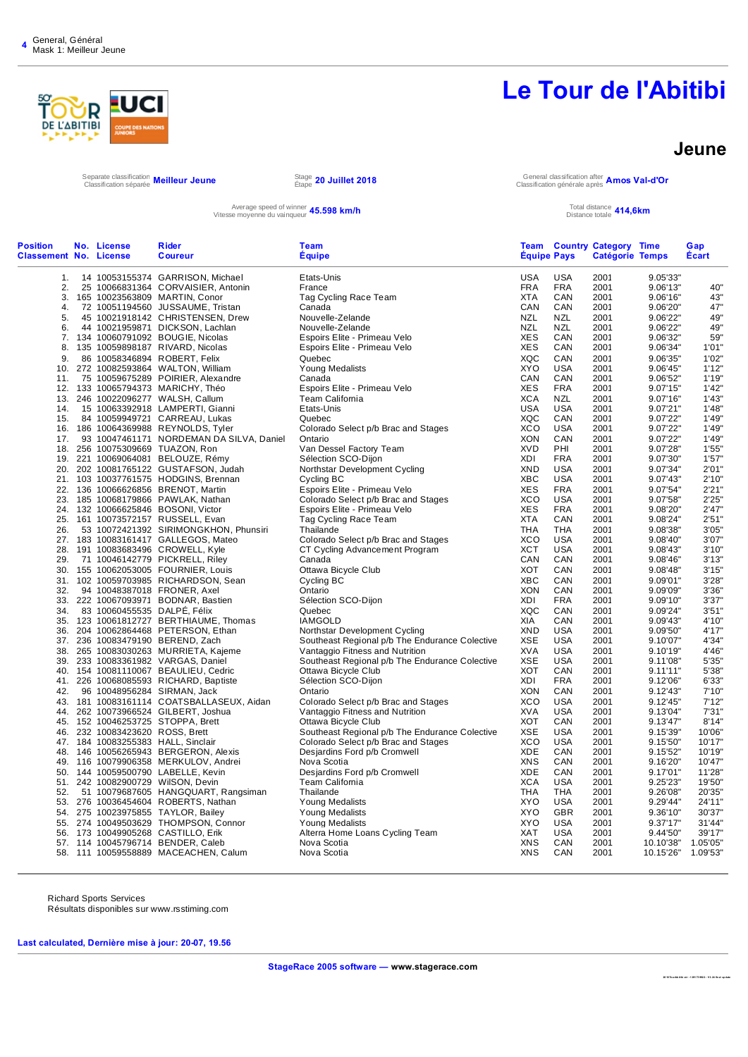General, Général
Mask 1: Meilleur Jeune

# Le Tour de l'Abitibi

## Jeune

Separate classification / Classification séparée **Meilleur Jeune**

Stage / Étape **20 Juillet 2018**

General classification after / Classification générale après **Amos Val-d'Or**

Average speed of winner / Vitesse moyenne du vainqueur **45.598 km/h**

Total distance / Distance totale **414,6km**

| Position Classement | No. No. | License License | Rider Coureur | Team Équipe | Team Équipe | Country Pays | Category Catégorie | Time Temps | Gap Écart |
|---|---|---|---|---|---|---|---|---|---|
| 1. | 14 | 10053155374 | GARRISON, Michael | Etats-Unis | USA | USA | 2001 | 9.05'33" | |
| 2. | 25 | 10066831364 | CORVAISIER, Antonin | France | FRA | FRA | 2001 | 9.06'13" | 40" |
| 3. | 165 | 10023563809 | MARTIN, Conor | Tag Cycling Race Team | XTA | CAN | 2001 | 9.06'16" | 43" |
| 4. | 72 | 10051194560 | JUSSAUME, Tristan | Canada | CAN | CAN | 2001 | 9.06'20" | 47" |
| 5. | 45 | 10021918142 | CHRISTENSEN, Drew | Nouvelle-Zelande | NZL | NZL | 2001 | 9.06'22" | 49" |
| 6. | 44 | 10021959871 | DICKSON, Lachlan | Nouvelle-Zelande | NZL | NZL | 2001 | 9.06'22" | 49" |
| 7. | 134 | 10060791092 | BOUGIE, Nicolas | Espoirs Elite - Primeau Velo | XES | CAN | 2001 | 9.06'32" | 59" |
| 8. | 135 | 10059898187 | RIVARD, Nicolas | Espoirs Elite - Primeau Velo | XES | CAN | 2001 | 9.06'34" | 1'01" |
| 9. | 86 | 10058346894 | ROBERT, Felix | Quebec | XQC | CAN | 2001 | 9.06'35" | 1'02" |
| 10. | 272 | 10082593864 | WALTON, William | Young Medalists | XYO | USA | 2001 | 9.06'45" | 1'12" |
| 11. | 75 | 10059675289 | POIRIER, Alexandre | Canada | CAN | CAN | 2001 | 9.06'52" | 1'19" |
| 12. | 133 | 10065794373 | MARICHY, Théo | Espoirs Elite - Primeau Velo | XES | FRA | 2001 | 9.07'15" | 1'42" |
| 13. | 246 | 10022096277 | WALSH, Callum | Team California | XCA | NZL | 2001 | 9.07'16" | 1'43" |
| 14. | 15 | 10063392918 | LAMPERTI, Gianni | Etats-Unis | USA | USA | 2001 | 9.07'21" | 1'48" |
| 15. | 84 | 10059949721 | CARREAU, Lukas | Quebec | XQC | CAN | 2001 | 9.07'22" | 1'49" |
| 16. | 186 | 10064369988 | REYNOLDS, Tyler | Colorado Select p/b Brac and Stages | XCO | USA | 2001 | 9.07'22" | 1'49" |
| 17. | 93 | 10047461171 | NORDEMAN DA SILVA, Daniel | Ontario | XON | CAN | 2001 | 9.07'22" | 1'49" |
| 18. | 256 | 10075309669 | TUAZON, Ron | Van Dessel Factory Team | XVD | PHI | 2001 | 9.07'28" | 1'55" |
| 19. | 221 | 10069064081 | BELOUZE, Rémy | Sélection SCO-Dijon | XDI | FRA | 2001 | 9.07'30" | 1'57" |
| 20. | 202 | 10081765122 | GUSTAFSON, Judah | Northstar Development Cycling | XND | USA | 2001 | 9.07'34" | 2'01" |
| 21. | 103 | 10037761575 | HODGINS, Brennan | Cycling BC | XBC | USA | 2001 | 9.07'43" | 2'10" |
| 22. | 136 | 10066626856 | BRENOT, Martin | Espoirs Elite - Primeau Velo | XES | FRA | 2001 | 9.07'54" | 2'21" |
| 23. | 185 | 10068179866 | PAWLAK, Nathan | Colorado Select p/b Brac and Stages | XCO | USA | 2001 | 9.07'58" | 2'25" |
| 24. | 132 | 10066625846 | BOSONI, Victor | Espoirs Elite - Primeau Velo | XES | FRA | 2001 | 9.08'20" | 2'47" |
| 25. | 161 | 10073572157 | RUSSELL, Evan | Tag Cycling Race Team | XTA | CAN | 2001 | 9.08'24" | 2'51" |
| 26. | 53 | 10072421392 | SIRIMONGKHON, Phunsiri | Thailande | THA | THA | 2001 | 9.08'38" | 3'05" |
| 27. | 183 | 10083161417 | GALLEGOS, Mateo | Colorado Select p/b Brac and Stages | XCO | USA | 2001 | 9.08'40" | 3'07" |
| 28. | 191 | 10083683496 | CROWELL, Kyle | CT Cycling Advancement Program | XCT | USA | 2001 | 9.08'43" | 3'10" |
| 29. | 71 | 10046142779 | PICKRELL, Riley | Canada | CAN | CAN | 2001 | 9.08'46" | 3'13" |
| 30. | 155 | 10062053005 | FOURNIER, Louis | Ottawa Bicycle Club | XOT | CAN | 2001 | 9.08'48" | 3'15" |
| 31. | 102 | 10059703985 | RICHARDSON, Sean | Cycling BC | XBC | CAN | 2001 | 9.09'01" | 3'28" |
| 32. | 94 | 10048387018 | FRONER, Axel | Ontario | XON | CAN | 2001 | 9.09'09" | 3'36" |
| 33. | 222 | 10067093971 | BODNAR, Bastien | Sélection SCO-Dijon | XDI | FRA | 2001 | 9.09'10" | 3'37" |
| 34. | 83 | 10060455535 | DALPÉ, Félix | Quebec | XQC | CAN | 2001 | 9.09'24" | 3'51" |
| 35. | 123 | 10061812727 | BERTHIAUME, Thomas | IAMGOLD | XIA | CAN | 2001 | 9.09'43" | 4'10" |
| 36. | 204 | 10062864468 | PETERSON, Ethan | Northstar Development Cycling | XND | USA | 2001 | 9.09'50" | 4'17" |
| 37. | 236 | 10083479190 | BEREND, Zach | Southeast Regional p/b The Endurance Colective | XSE | USA | 2001 | 9.10'07" | 4'34" |
| 38. | 265 | 10083260263 | MURRIETA, Kajeme | Vantaggio Fitness and Nutrition | XVA | USA | 2001 | 9.10'19" | 4'46" |
| 39. | 233 | 10083361982 | VARGAS, Daniel | Southeast Regional p/b The Endurance Colective | XSE | USA | 2001 | 9.11'08" | 5'35" |
| 40. | 154 | 10081110067 | BEAULIEU, Cedric | Ottawa Bicycle Club | XOT | CAN | 2001 | 9.11'11" | 5'38" |
| 41. | 226 | 10068085593 | RICHARD, Baptiste | Sélection SCO-Dijon | XDI | FRA | 2001 | 9.12'06" | 6'33" |
| 42. | 96 | 10048956284 | SIRMAN, Jack | Ontario | XON | CAN | 2001 | 9.12'43" | 7'10" |
| 43. | 181 | 10083161114 | COATSBALLASEUX, Aidan | Colorado Select p/b Brac and Stages | XCO | USA | 2001 | 9.12'45" | 7'12" |
| 44. | 262 | 10073966524 | GILBERT, Joshua | Vantaggio Fitness and Nutrition | XVA | USA | 2001 | 9.13'04" | 7'31" |
| 45. | 152 | 10046253725 | STOPPA, Brett | Ottawa Bicycle Club | XOT | CAN | 2001 | 9.13'47" | 8'14" |
| 46. | 232 | 10083423620 | ROSS, Brett | Southeast Regional p/b The Endurance Colective | XSE | USA | 2001 | 9.15'39" | 10'06" |
| 47. | 184 | 10083255383 | HALL, Sinclair | Colorado Select p/b Brac and Stages | XCO | USA | 2001 | 9.15'50" | 10'17" |
| 48. | 146 | 10056265943 | BERGERON, Alexis | Desjardins Ford p/b Cromwell | XDE | CAN | 2001 | 9.15'52" | 10'19" |
| 49. | 116 | 10079906358 | MERKULOV, Andrei | Nova Scotia | XNS | CAN | 2001 | 9.16'20" | 10'47" |
| 50. | 144 | 10059500790 | LABELLE, Kevin | Desjardins Ford p/b Cromwell | XDE | CAN | 2001 | 9.17'01" | 11'28" |
| 51. | 242 | 10082900729 | WilSON, Devin | Team California | XCA | USA | 2001 | 9.25'23" | 19'50" |
| 52. | 51 | 10079687605 | HANGQUART, Rangsiman | Thailande | THA | THA | 2001 | 9.26'08" | 20'35" |
| 53. | 276 | 10036454604 | ROBERTS, Nathan | Young Medalists | XYO | USA | 2001 | 9.29'44" | 24'11" |
| 54. | 275 | 10023975855 | TAYLOR, Bailey | Young Medalists | XYO | GBR | 2001 | 9.36'10" | 30'37" |
| 55. | 274 | 10049503629 | THOMPSON, Connor | Young Medalists | XYO | USA | 2001 | 9.37'17" | 31'44" |
| 56. | 173 | 10049905268 | CASTILLO, Erik | Alterra Home Loans Cycling Team | XAT | USA | 2001 | 9.44'50" | 39'17" |
| 57. | 114 | 10045796714 | BENDER, Caleb | Nova Scotia | XNS | CAN | 2001 | 10.10'38" | 1.05'05" |
| 58. | 111 | 10059558889 | MACEACHEN, Calum | Nova Scotia | XNS | CAN | 2001 | 10.15'26" | 1.09'53" |

Richard Sports Services
Résultats disponibles sur www.rsstiming.com

**Last calculated, Dernière mise à jour: 20-07, 19.56**

**StageRace 2005 software — www.stagerace.com**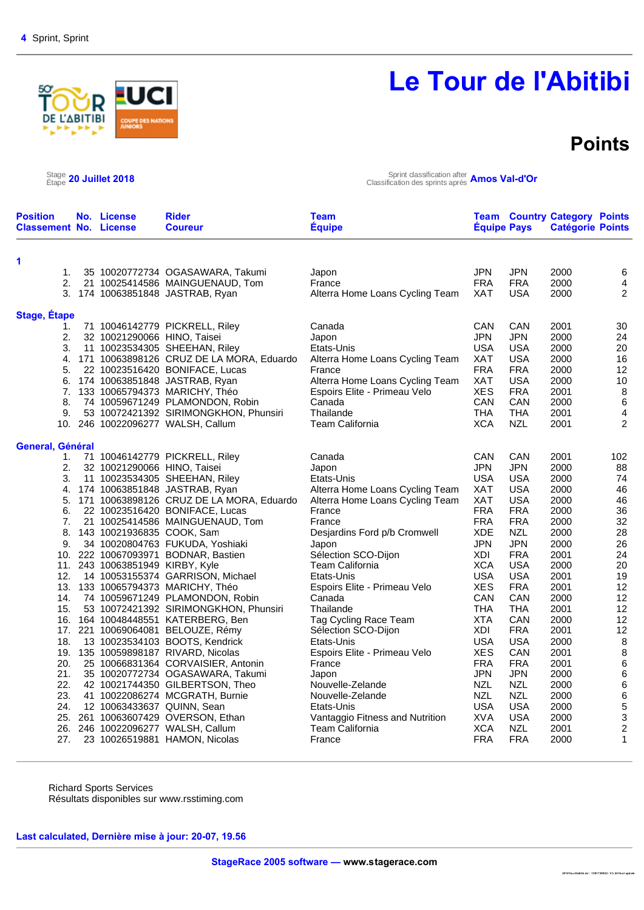4 Sprint, Sprint

# Le Tour de l'Abitibi

## Points

Stage / Étape **20 Juillet 2018**

Sprint classification after / Classification des sprints après **Amos Val-d'Or**

| Position / Classement | No. / No. | License / License | Rider / Coureur | Team / Équipe | Team / Équipe | Country / Pays | Category / Catégorie | Points / Points |
|---|---|---|---|---|---|---|---|---|
| **1** | | | | | | | | |
| 1. | 35 | 10020772734 | OGASAWARA, Takumi | Japon | JPN | JPN | 2000 | 6 |
| 2. | 21 | 10025414586 | MAINGUENAUD, Tom | France | FRA | FRA | 2000 | 4 |
| 3. | 174 | 10063851848 | JASTRAB, Ryan | Alterra Home Loans Cycling Team | XAT | USA | 2000 | 2 |
| **Stage, Étape** | | | | | | | | |
| 1. | 71 | 10046142779 | PICKRELL, Riley | Canada | CAN | CAN | 2001 | 30 |
| 2. | 32 | 10021290066 | HINO, Taisei | Japon | JPN | JPN | 2000 | 24 |
| 3. | 11 | 10023534305 | SHEEHAN, Riley | Etats-Unis | USA | USA | 2000 | 20 |
| 4. | 171 | 10063898126 | CRUZ DE LA MORA, Eduardo | Alterra Home Loans Cycling Team | XAT | USA | 2000 | 16 |
| 5. | 22 | 10023516420 | BONIFACE, Lucas | France | FRA | FRA | 2000 | 12 |
| 6. | 174 | 10063851848 | JASTRAB, Ryan | Alterra Home Loans Cycling Team | XAT | USA | 2000 | 10 |
| 7. | 133 | 10065794373 | MARICHY, Théo | Espoirs Elite - Primeau Velo | XES | FRA | 2001 | 8 |
| 8. | 74 | 10059671249 | PLAMONDON, Robin | Canada | CAN | CAN | 2000 | 6 |
| 9. | 53 | 10072421392 | SIRIMONGKHON, Phunsiri | Thailande | THA | THA | 2001 | 4 |
| 10. | 246 | 10022096277 | WALSH, Callum | Team California | XCA | NZL | 2001 | 2 |
| **General, Général** | | | | | | | | |
| 1. | 71 | 10046142779 | PICKRELL, Riley | Canada | CAN | CAN | 2001 | 102 |
| 2. | 32 | 10021290066 | HINO, Taisei | Japon | JPN | JPN | 2000 | 88 |
| 3. | 11 | 10023534305 | SHEEHAN, Riley | Etats-Unis | USA | USA | 2000 | 74 |
| 4. | 174 | 10063851848 | JASTRAB, Ryan | Alterra Home Loans Cycling Team | XAT | USA | 2000 | 46 |
| 5. | 171 | 10063898126 | CRUZ DE LA MORA, Eduardo | Alterra Home Loans Cycling Team | XAT | USA | 2000 | 46 |
| 6. | 22 | 10023516420 | BONIFACE, Lucas | France | FRA | FRA | 2000 | 36 |
| 7. | 21 | 10025414586 | MAINGUENAUD, Tom | France | FRA | FRA | 2000 | 32 |
| 8. | 143 | 10021936835 | COOK, Sam | Desjardins Ford p/b Cromwell | XDE | NZL | 2000 | 28 |
| 9. | 34 | 10020804763 | FUKUDA, Yoshiaki | Japon | JPN | JPN | 2000 | 26 |
| 10. | 222 | 10067093971 | BODNAR, Bastien | Sélection SCO-Dijon | XDI | FRA | 2001 | 24 |
| 11. | 243 | 10063851949 | KIRBY, Kyle | Team California | XCA | USA | 2000 | 20 |
| 12. | 14 | 10053155374 | GARRISON, Michael | Etats-Unis | USA | USA | 2001 | 19 |
| 13. | 133 | 10065794373 | MARICHY, Théo | Espoirs Elite - Primeau Velo | XES | FRA | 2001 | 12 |
| 14. | 74 | 10059671249 | PLAMONDON, Robin | Canada | CAN | CAN | 2000 | 12 |
| 15. | 53 | 10072421392 | SIRIMONGKHON, Phunsiri | Thailande | THA | THA | 2001 | 12 |
| 16. | 164 | 10048448551 | KATERBERG, Ben | Tag Cycling Race Team | XTA | CAN | 2000 | 12 |
| 17. | 221 | 10069064081 | BELOUZE, Rémy | Sélection SCO-Dijon | XDI | FRA | 2001 | 12 |
| 18. | 13 | 10023534103 | BOOTS, Kendrick | Etats-Unis | USA | USA | 2000 | 8 |
| 19. | 135 | 10059898187 | RIVARD, Nicolas | Espoirs Elite - Primeau Velo | XES | CAN | 2001 | 8 |
| 20. | 25 | 10066831364 | CORVAISIER, Antonin | France | FRA | FRA | 2001 | 6 |
| 21. | 35 | 10020772734 | OGASAWARA, Takumi | Japon | JPN | JPN | 2000 | 6 |
| 22. | 42 | 10021744350 | GILBERTSON, Theo | Nouvelle-Zelande | NZL | NZL | 2000 | 6 |
| 23. | 41 | 10022086274 | MCGRATH, Burnie | Nouvelle-Zelande | NZL | NZL | 2000 | 6 |
| 24. | 12 | 10063433637 | QUINN, Sean | Etats-Unis | USA | USA | 2000 | 5 |
| 25. | 261 | 10063607429 | OVERSON, Ethan | Vantaggio Fitness and Nutrition | XVA | USA | 2000 | 3 |
| 26. | 246 | 10022096277 | WALSH, Callum | Team California | XCA | NZL | 2001 | 2 |
| 27. | 23 | 10026519881 | HAMON, Nicolas | France | FRA | FRA | 2000 | 1 |

Richard Sports Services
Résultats disponibles sur www.rsstiming.com

**Last calculated, Dernière mise à jour: 20-07, 19.56**

**StageRace 2005 software — www.stagerace.com**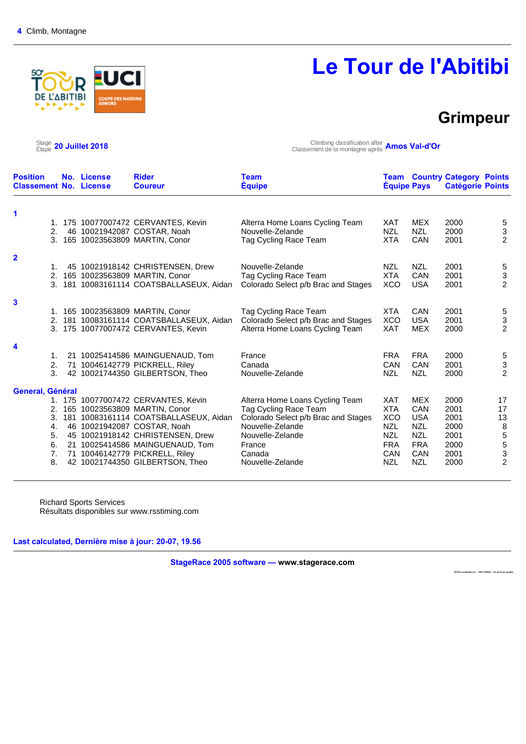4 Climb, Montagne

# Le Tour de l'Abitibi

## Grimpeur

Stage / Étape **20 Juillet 2018**

Climbing classification after / Classement de la montagne après **Amos Val-d'Or**

| Position / Classement | No. / No. | License / License | Rider / Coureur | Team / Équipe | Team / Équipe | Country / Pays | Category / Catégorie | Points / Points |
|---|---|---|---|---|---|---|---|---|
| **1** | | | | | | | | |
| 1. | 175 | 10077007472 | CERVANTES, Kevin | Alterra Home Loans Cycling Team | XAT | MEX | 2000 | 5 |
| 2. | 46 | 10021942087 | COSTAR, Noah | Nouvelle-Zelande | NZL | NZL | 2000 | 3 |
| 3. | 165 | 10023563809 | MARTIN, Conor | Tag Cycling Race Team | XTA | CAN | 2001 | 2 |
| **2** | | | | | | | | |
| 1. | 45 | 10021918142 | CHRISTENSEN, Drew | Nouvelle-Zelande | NZL | NZL | 2001 | 5 |
| 2. | 165 | 10023563809 | MARTIN, Conor | Tag Cycling Race Team | XTA | CAN | 2001 | 3 |
| 3. | 181 | 10083161114 | COATSBALLASEUX, Aidan | Colorado Select p/b Brac and Stages | XCO | USA | 2001 | 2 |
| **3** | | | | | | | | |
| 1. | 165 | 10023563809 | MARTIN, Conor | Tag Cycling Race Team | XTA | CAN | 2001 | 5 |
| 2. | 181 | 10083161114 | COATSBALLASEUX, Aidan | Colorado Select p/b Brac and Stages | XCO | USA | 2001 | 3 |
| 3. | 175 | 10077007472 | CERVANTES, Kevin | Alterra Home Loans Cycling Team | XAT | MEX | 2000 | 2 |
| **4** | | | | | | | | |
| 1. | 21 | 10025414586 | MAINGUENAUD, Tom | France | FRA | FRA | 2000 | 5 |
| 2. | 71 | 10046142779 | PICKRELL, Riley | Canada | CAN | CAN | 2001 | 3 |
| 3. | 42 | 10021744350 | GILBERTSON, Theo | Nouvelle-Zelande | NZL | NZL | 2000 | 2 |
| **General, Général** | | | | | | | | |
| 1. | 175 | 10077007472 | CERVANTES, Kevin | Alterra Home Loans Cycling Team | XAT | MEX | 2000 | 17 |
| 2. | 165 | 10023563809 | MARTIN, Conor | Tag Cycling Race Team | XTA | CAN | 2001 | 17 |
| 3. | 181 | 10083161114 | COATSBALLASEUX, Aidan | Colorado Select p/b Brac and Stages | XCO | USA | 2001 | 13 |
| 4. | 46 | 10021942087 | COSTAR, Noah | Nouvelle-Zelande | NZL | NZL | 2000 | 8 |
| 5. | 45 | 10021918142 | CHRISTENSEN, Drew | Nouvelle-Zelande | NZL | NZL | 2001 | 5 |
| 6. | 21 | 10025414586 | MAINGUENAUD, Tom | France | FRA | FRA | 2000 | 5 |
| 7. | 71 | 10046142779 | PICKRELL, Riley | Canada | CAN | CAN | 2001 | 3 |
| 8. | 42 | 10021744350 | GILBERTSON, Theo | Nouvelle-Zelande | NZL | NZL | 2000 | 2 |

Richard Sports Services
Résultats disponibles sur www.rsstiming.com

**Last calculated, Dernière mise à jour: 20-07, 19.56**

**StageRace 2005 software — www.stagerace.com**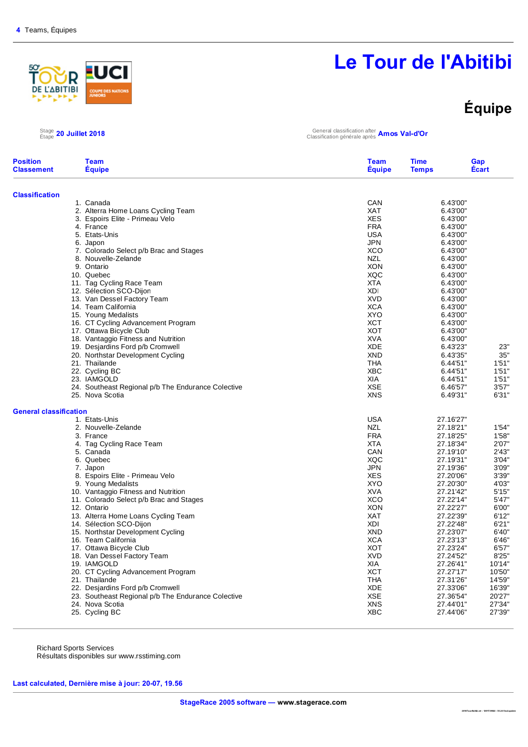4 Teams, Équipes

# Le Tour de l'Abitibi

## Équipe

Stage / Étape **20 Juillet 2018**

General classification after / Classification générale après **Amos Val-d'Or**

| Position / Classement | Team / Équipe | Team / Équipe | Time / Temps | Gap / Écart |
|---|---|---|---|---|
| **Classification** | | | | |
| 1. | Canada | CAN | 6.43'00" | |
| 2. | Alterra Home Loans Cycling Team | XAT | 6.43'00" | |
| 3. | Espoirs Elite - Primeau Velo | XES | 6.43'00" | |
| 4. | France | FRA | 6.43'00" | |
| 5. | Etats-Unis | USA | 6.43'00" | |
| 6. | Japon | JPN | 6.43'00" | |
| 7. | Colorado Select p/b Brac and Stages | XCO | 6.43'00" | |
| 8. | Nouvelle-Zelande | NZL | 6.43'00" | |
| 9. | Ontario | XON | 6.43'00" | |
| 10. | Quebec | XQC | 6.43'00" | |
| 11. | Tag Cycling Race Team | XTA | 6.43'00" | |
| 12. | Sélection SCO-Dijon | XDI | 6.43'00" | |
| 13. | Van Dessel Factory Team | XVD | 6.43'00" | |
| 14. | Team California | XCA | 6.43'00" | |
| 15. | Young Medalists | XYO | 6.43'00" | |
| 16. | CT Cycling Advancement Program | XCT | 6.43'00" | |
| 17. | Ottawa Bicycle Club | XOT | 6.43'00" | |
| 18. | Vantaggio Fitness and Nutrition | XVA | 6.43'00" | |
| 19. | Desjardins Ford p/b Cromwell | XDE | 6.43'23" | 23" |
| 20. | Northstar Development Cycling | XND | 6.43'35" | 35" |
| 21. | Thailande | THA | 6.44'51" | 1'51" |
| 22. | Cycling BC | XBC | 6.44'51" | 1'51" |
| 23. | IAMGOLD | XIA | 6.44'51" | 1'51" |
| 24. | Southeast Regional p/b The Endurance Colective | XSE | 6.46'57" | 3'57" |
| 25. | Nova Scotia | XNS | 6.49'31" | 6'31" |
| **General classification** | | | | |
| 1. | Etats-Unis | USA | 27.16'27" | |
| 2. | Nouvelle-Zelande | NZL | 27.18'21" | 1'54" |
| 3. | France | FRA | 27.18'25" | 1'58" |
| 4. | Tag Cycling Race Team | XTA | 27.18'34" | 2'07" |
| 5. | Canada | CAN | 27.19'10" | 2'43" |
| 6. | Quebec | XQC | 27.19'31" | 3'04" |
| 7. | Japon | JPN | 27.19'36" | 3'09" |
| 8. | Espoirs Elite - Primeau Velo | XES | 27.20'06" | 3'39" |
| 9. | Young Medalists | XYO | 27.20'30" | 4'03" |
| 10. | Vantaggio Fitness and Nutrition | XVA | 27.21'42" | 5'15" |
| 11. | Colorado Select p/b Brac and Stages | XCO | 27.22'14" | 5'47" |
| 12. | Ontario | XON | 27.22'27" | 6'00" |
| 13. | Alterra Home Loans Cycling Team | XAT | 27.22'39" | 6'12" |
| 14. | Sélection SCO-Dijon | XDI | 27.22'48" | 6'21" |
| 15. | Northstar Development Cycling | XND | 27.23'07" | 6'40" |
| 16. | Team California | XCA | 27.23'13" | 6'46" |
| 17. | Ottawa Bicycle Club | XOT | 27.23'24" | 6'57" |
| 18. | Van Dessel Factory Team | XVD | 27.24'52" | 8'25" |
| 19. | IAMGOLD | XIA | 27.26'41" | 10'14" |
| 20. | CT Cycling Advancement Program | XCT | 27.27'17" | 10'50" |
| 21. | Thailande | THA | 27.31'26" | 14'59" |
| 22. | Desjardins Ford p/b Cromwell | XDE | 27.33'06" | 16'39" |
| 23. | Southeast Regional p/b The Endurance Colective | XSE | 27.36'54" | 20'27" |
| 24. | Nova Scotia | XNS | 27.44'01" | 27'34" |
| 25. | Cycling BC | XBC | 27.44'06" | 27'39" |

Richard Sports Services
Résultats disponibles sur www.rsstiming.com

**Last calculated, Dernière mise à jour: 20-07, 19.56**

**StageRace 2005 software — www.stagerace.com**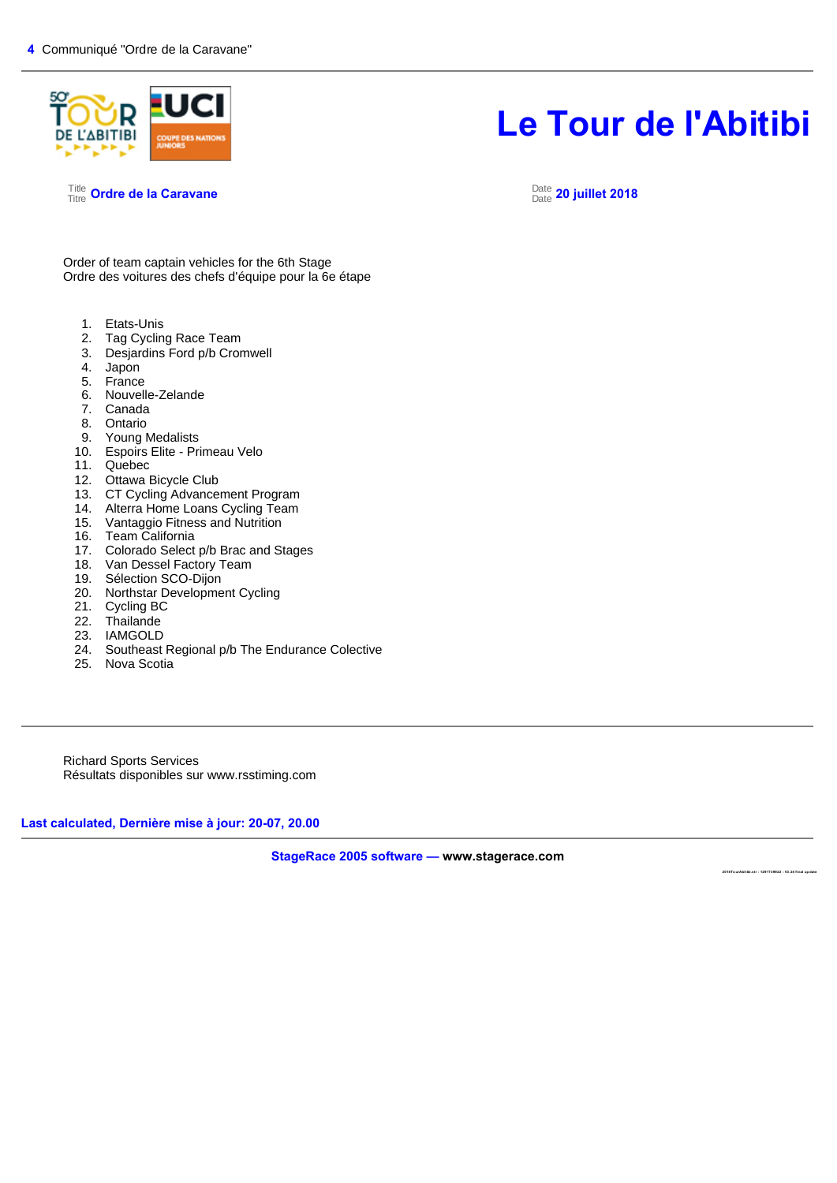# Le Tour de l'Abitibi

Title / Titre **Ordre de la Caravane**

Date / Date **20 juillet 2018**

Order of team captain vehicles for the 6th Stage
Ordre des voitures des chefs d'équipe pour la 6e étape

1. Etats-Unis
2. Tag Cycling Race Team
3. Desjardins Ford p/b Cromwell
4. Japon
5. France
6. Nouvelle-Zelande
7. Canada
8. Ontario
9. Young Medalists
10. Espoirs Elite - Primeau Velo
11. Quebec
12. Ottawa Bicycle Club
13. CT Cycling Advancement Program
14. Alterra Home Loans Cycling Team
15. Vantaggio Fitness and Nutrition
16. Team California
17. Colorado Select p/b Brac and Stages
18. Van Dessel Factory Team
19. Sélection SCO-Dijon
20. Northstar Development Cycling
21. Cycling BC
22. Thailande
23. IAMGOLD
24. Southeast Regional p/b The Endurance Colective
25. Nova Scotia

---

Richard Sports Services
Résultats disponibles sur www.rsstiming.com

**Last calculated, Dernière mise à jour: 20-07, 20.00**

**StageRace 2005 software — www.stagerace.com**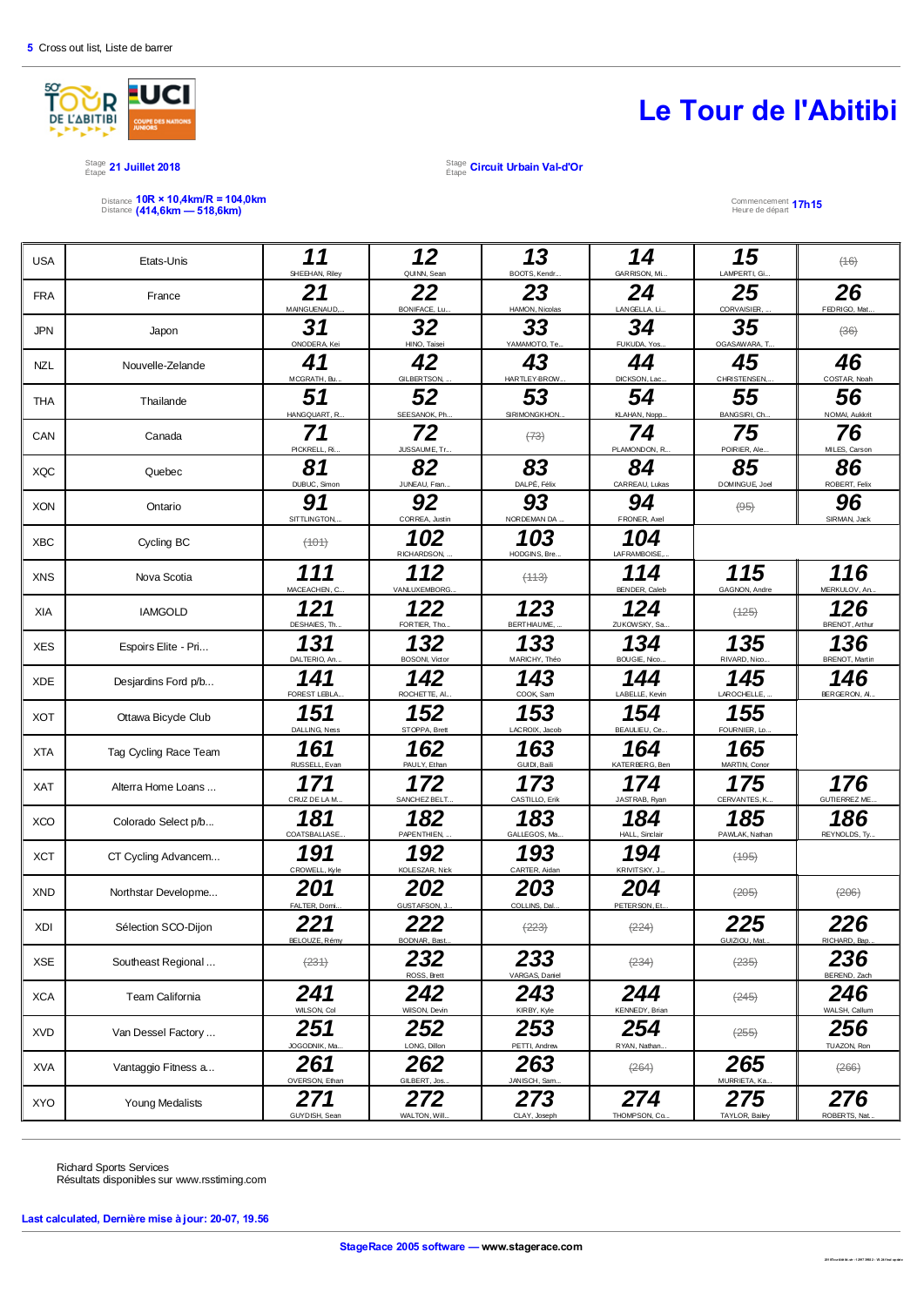5 Cross out list, Liste de barrer

# Le Tour de l'Abitibi

Stage / Étape **21 Juillet 2018**

Stage / Étape **Circuit Urbain Val-d'Or**

Distance / Distance **10R × 10,4km/R = 104,0km (414,6km — 518,6km)**

Commencement / Heure de départ **17h15**

| | | | | | | | |
|---|---|---|---|---|---|---|---|
| USA | Etats-Unis | **11** SHEEHAN, Riley | **12** QUINN, Sean | **13** BOOTS, Kendr... | **14** GARRISON, Mi... | **15** LAMPERTI, Gi... | ~~(16)~~ |
| FRA | France | **21** MAINGUENAUD,... | **22** BONIFACE, Lu... | **23** HAMON, Nicolas | **24** LANGELLA, Li... | **25** CORVAISIER, ... | **26** FEDRIGO, Mat... |
| JPN | Japon | **31** ONODERA, Kei | **32** HINO, Taisei | **33** YAMAMOTO, Te... | **34** FUKUDA, Yos... | **35** OGASAWARA, T... | ~~(36)~~ |
| NZL | Nouvelle-Zelande | **41** MCGRATH, Bu... | **42** GILBERTSON, ... | **43** HARTLEY-BROW... | **44** DICKSON, Lac... | **45** CHRISTENSEN,... | **46** COSTAR, Noah |
| THA | Thailande | **51** HANGQUART, R... | **52** SEESANOK, Ph... | **53** SIRIMONGKHON... | **54** KLAHAN, Nopp... | **55** BANGSIRI, Ch... | **56** NOMAI, Aukkrit |
| CAN | Canada | **71** PICKRELL, Ri... | **72** JUSSAUME, Tr... | ~~(73)~~ | **74** PLAMONDON, R... | **75** POIRIER, Ale... | **76** MILES, Carson |
| XQC | Quebec | **81** DUBUC, Simon | **82** JUNEAU, Fran... | **83** DALPÉ, Félix | **84** CARREAU, Lukas | **85** DOMINGUE, Joel | **86** ROBERT, Felix |
| XON | Ontario | **91** SITTLINGTON,... | **92** CORREA, Justin | **93** NORDEMAN DA ... | **94** FRONER, Axel | ~~(95)~~ | **96** SIRMAN, Jack |
| XBC | Cycling BC | ~~(101)~~ | **102** RICHARDSON, ... | **103** HODGINS, Bre... | **104** LAFRAMBOISE,... | | |
| XNS | Nova Scotia | **111** MACEACHEN, C... | **112** VANLUXEMBORG... | ~~(113)~~ | **114** BENDER, Caleb | **115** GAGNON, Andre | **116** MERKULOV, An... |
| XIA | IAMGOLD | **121** DESHAIES, Th... | **122** FORTIER, Tho... | **123** BERTHIAUME, ... | **124** ZUKOWSKY, Sa... | ~~(125)~~ | **126** BRENOT, Arthur |
| XES | Espoirs Elite - Pri... | **131** DALTERIO, An... | **132** BOSONI, Victor | **133** MARICHY, Théo | **134** BOUGIE, Nico... | **135** RIVARD, Nico... | **136** BRENOT, Martin |
| XDE | Desjardins Ford p/b... | **141** FOREST LEBLA... | **142** ROCHETTE, Al... | **143** COOK, Sam | **144** LABELLE, Kevin | **145** LAROCHELLE, ... | **146** BERGERON, Al... |
| XOT | Ottawa Bicycle Club | **151** DALLING, Ness | **152** STOPPA, Brett | **153** LACROIX, Jacob | **154** BEAULIEU, Ce... | **155** FOURNIER, Lo... | |
| XTA | Tag Cycling Race Team | **161** RUSSELL, Evan | **162** PAULY, Ethan | **163** GUIDI, Baili | **164** KATERBERG, Ben | **165** MARTIN, Conor | |
| XAT | Alterra Home Loans ... | **171** CRUZ DE LA M... | **172** SANCHEZ BELT... | **173** CASTILLO, Erik | **174** JASTRAB, Ryan | **175** CERVANTES, K... | **176** GUTIERREZ ME... |
| XCO | Colorado Select p/b... | **181** COATSBALLASE... | **182** PAPENTHIEN, ... | **183** GALLEGOS, Ma... | **184** HALL, Sinclair | **185** PAWLAK, Nathan | **186** REYNOLDS, Ty... |
| XCT | CT Cycling Advancem... | **191** CROWELL, Kyle | **192** KOLESZAR, Nick | **193** CARTER, Aidan | **194** KRIVITSKY, J... | ~~(195)~~ | |
| XND | Northstar Developme... | **201** FALTER, Domi... | **202** GUSTAFSON, J... | **203** COLLINS, Dal... | **204** PETERSON, Et... | ~~(205)~~ | ~~(206)~~ |
| XDI | Sélection SCO-Dijon | **221** BELOUZE, Rémy | **222** BODNAR, Bast... | ~~(223)~~ | ~~(224)~~ | **225** GUIZIOU, Mat... | **226** RICHARD, Bap... |
| XSE | Southeast Regional ... | ~~(231)~~ | **232** ROSS, Brett | **233** VARGAS, Daniel | ~~(234)~~ | ~~(235)~~ | **236** BEREND, Zach |
| XCA | Team California | **241** WILSON, Col | **242** WILSON, Devin | **243** KIRBY, Kyle | **244** KENNEDY, Brian | ~~(245)~~ | **246** WALSH, Callum |
| XVD | Van Dessel Factory ... | **251** JOGODNIK, Ma... | **252** LONG, Dillon | **253** PETTI, Andrew | **254** RYAN, Nathan... | ~~(255)~~ | **256** TUAZON, Ron |
| XVA | Vantaggio Fitness a... | **261** OVERSON, Ethan | **262** GILBERT, Jos... | **263** JANISCH, Sam... | ~~(264)~~ | **265** MURRIETA, Ka... | ~~(266)~~ |
| XYO | Young Medalists | **271** GUYDISH, Sean | **272** WALTON, Will... | **273** CLAY, Joseph | **274** THOMPSON, Co... | **275** TAYLOR, Bailey | **276** ROBERTS, Nat... |

Richard Sports Services
Résultats disponibles sur www.rsstiming.com

**Last calculated, Dernière mise à jour: 20-07, 19.56**

**StageRace 2005 software — www.stagerace.com**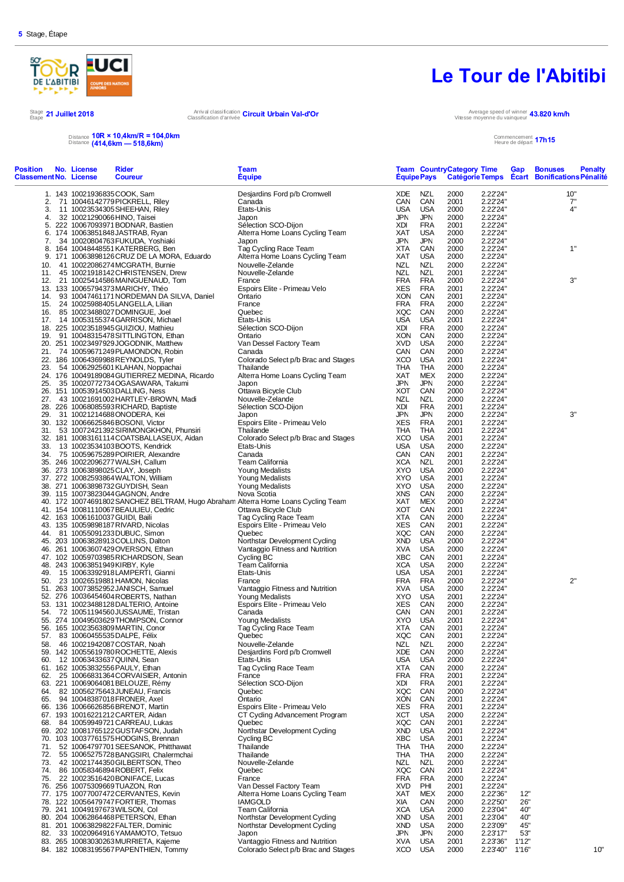**5** Stage, Étape

# Le Tour de l'Abitibi

Stage / Étape **21 Juillet 2018**

Arrival classification / Classification d'arrivée **Circuit Urbain Val-d'Or**

Average speed of winner / Vitesse moyenne du vainqueur **43.820 km/h**

Distance **10R × 10,4km/R = 104,0km**
Distance **(414,6km — 518,6km)**

Commencement / Heure de départ **17h15**

| Position / Classement | No. / No. | License / License | Rider / Coureur | Team / Équipe | Team / Équipe | Country / Pays | Category / Catégorie | Time / Temps | Gap / Écart | Bonuses / Bonifications | Penalty / Pénalité |
|---|---|---|---|---|---|---|---|---|---|---|---|
| 1. | 143 | 10021936835 | COOK, Sam | Desjardins Ford p/b Cromwell | XDE | NZL | 2000 | 2:22'24" | | 10" | |
| 2. | 71 | 10046142779 | PICKRELL, Riley | Canada | CAN | CAN | 2001 | 2:22'24" | | 7" | |
| 3. | 11 | 10023534305 | SHEEHAN, Riley | Etats-Unis | USA | USA | 2000 | 2:22'24" | | 4" | |
| 4. | 32 | 10021290066 | HINO, Taisei | Japon | JPN | JPN | 2000 | 2:22'24" | | | |
| 5. | 222 | 10067093971 | BODNAR, Bastien | Sélection SCO-Dijon | XDI | FRA | 2001 | 2:22'24" | | | |
| 6. | 174 | 10063851848 | JASTRAB, Ryan | Alterra Home Loans Cycling Team | XAT | USA | 2000 | 2:22'24" | | | |
| 7. | 34 | 10020804763 | FUKUDA, Yoshiaki | Japon | JPN | JPN | 2000 | 2:22'24" | | | |
| 8. | 164 | 10048448551 | KATERBERG, Ben | Tag Cycling Race Team | XTA | CAN | 2000 | 2:22'24" | | 1" | |
| 9. | 171 | 10063898126 | CRUZ DE LA MORA, Eduardo | Alterra Home Loans Cycling Team | XAT | USA | 2000 | 2:22'24" | | | |
| 10. | 41 | 10022086274 | MCGRATH, Burnie | Nouvelle-Zelande | NZL | NZL | 2000 | 2:22'24" | | | |
| 11. | 45 | 10021918142 | CHRISTENSEN, Drew | Nouvelle-Zelande | NZL | NZL | 2001 | 2:22'24" | | | |
| 12. | 21 | 10025414586 | MAINGUENAUD, Tom | France | FRA | FRA | 2000 | 2:22'24" | | 3" | |
| 13. | 133 | 10065794373 | MARICHY, Théo | Espoirs Elite - Primeau Velo | XES | FRA | 2001 | 2:22'24" | | | |
| 14. | 93 | 10047461171 | NORDEMAN DA SILVA, Daniel | Ontario | XON | CAN | 2001 | 2:22'24" | | | |
| 15. | 24 | 10025988405 | LANGELLA, Lilian | France | FRA | FRA | 2000 | 2:22'24" | | | |
| 16. | 85 | 10023488027 | DOMINGUE, Joel | Quebec | XQC | CAN | 2000 | 2:22'24" | | | |
| 17. | 14 | 10053155374 | GARRISON, Michael | Etats-Unis | USA | USA | 2001 | 2:22'24" | | | |
| 18. | 225 | 10023518945 | GUIZIOU, Mathieu | Sélection SCO-Dijon | XDI | FRA | 2000 | 2:22'24" | | | |
| 19. | 91 | 10048315478 | SITTLINGTON, Ethan | Ontario | XON | CAN | 2000 | 2:22'24" | | | |
| 20. | 251 | 10023497929 | JOGODNIK, Matthew | Van Dessel Factory Team | XVD | USA | 2000 | 2:22'24" | | | |
| 21. | 74 | 10059671249 | PLAMONDON, Robin | Canada | CAN | CAN | 2000 | 2:22'24" | | | |
| 22. | 186 | 10064369988 | REYNOLDS, Tyler | Colorado Select p/b Brac and Stages | XCO | USA | 2001 | 2:22'24" | | | |
| 23. | 54 | 10062925601 | KLAHAN, Noppachai | Thailande | THA | THA | 2000 | 2:22'24" | | | |
| 24. | 176 | 10049189084 | GUTIERREZ MEDINA, Ricardo | Alterra Home Loans Cycling Team | XAT | MEX | 2000 | 2:22'24" | | | |
| 25. | 35 | 10020772734 | OGASAWARA, Takumi | Japon | JPN | JPN | 2000 | 2:22'24" | | | |
| 26. | 151 | 10053914503 | DALLING, Ness | Ottawa Bicycle Club | XOT | CAN | 2000 | 2:22'24" | | | |
| 27. | 43 | 10021691002 | HARTLEY-BROWN, Madi | Nouvelle-Zelande | NZL | NZL | 2000 | 2:22'24" | | | |
| 28. | 226 | 10068085593 | RICHARD, Baptiste | Sélection SCO-Dijon | XDI | FRA | 2001 | 2:22'24" | | | |
| 29. | 31 | 10021214688 | ONODERA, Kei | Japon | JPN | JPN | 2000 | 2:22'24" | | 3" | |
| 30. | 132 | 10066625846 | BOSONI, Victor | Espoirs Elite - Primeau Velo | XES | FRA | 2001 | 2:22'24" | | | |
| 31. | 53 | 10072421392 | SIRIMONGKHON, Phunsiri | Thailande | THA | THA | 2001 | 2:22'24" | | | |
| 32. | 181 | 10083161114 | COATSBALLASEUX, Aidan | Colorado Select p/b Brac and Stages | XCO | USA | 2001 | 2:22'24" | | | |
| 33. | 13 | 10023534103 | BOOTS, Kendrick | Etats-Unis | USA | USA | 2000 | 2:22'24" | | | |
| 34. | 75 | 10059675289 | POIRIER, Alexandre | Canada | CAN | CAN | 2001 | 2:22'24" | | | |
| 35. | 246 | 10022096277 | WALSH, Callum | Team California | XCA | NZL | 2001 | 2:22'24" | | | |
| 36. | 273 | 10063898025 | CLAY, Joseph | Young Medalists | XYO | USA | 2000 | 2:22'24" | | | |
| 37. | 272 | 10082593864 | WALTON, William | Young Medalists | XYO | USA | 2001 | 2:22'24" | | | |
| 38. | 271 | 10063898732 | GUYDISH, Sean | Young Medalists | XYO | USA | 2000 | 2:22'24" | | | |
| 39. | 115 | 10073823044 | GAGNON, Andre | Nova Scotia | XNS | CAN | 2000 | 2:22'24" | | | |
| 40. | 172 | 10074691802 | SANCHEZ BELTRAN, Hugo Abraham | Alterra Home Loans Cycling Team | XAT | MEX | 2000 | 2:22'24" | | | |
| 41. | 154 | 10081110067 | BEAULIEU, Cedric | Ottawa Bicycle Club | XOT | CAN | 2001 | 2:22'24" | | | |
| 42. | 163 | 10061610037 | GUIDI, Baili | Tag Cycling Race Team | XTA | CAN | 2000 | 2:22'24" | | | |
| 43. | 135 | 10059898187 | RIVARD, Nicolas | Espoirs Elite - Primeau Velo | XES | CAN | 2001 | 2:22'24" | | | |
| 44. | 81 | 10055091233 | DUBUC, Simon | Quebec | XQC | CAN | 2000 | 2:22'24" | | | |
| 45. | 203 | 10063828913 | COLLINS, Dalton | Northstar Development Cycling | XND | USA | 2000 | 2:22'24" | | | |
| 46. | 261 | 10063607429 | OVERSON, Ethan | Vantaggio Fitness and Nutrition | XVA | USA | 2000 | 2:22'24" | | | |
| 47. | 102 | 10059703985 | RICHARDSON, Sean | Cycling BC | XBC | CAN | 2001 | 2:22'24" | | | |
| 48. | 243 | 10063851949 | KIRBY, Kyle | Team California | XCA | USA | 2000 | 2:22'24" | | | |
| 49. | 15 | 10063392918 | LAMPERTI, Gianni | Etats-Unis | USA | USA | 2001 | 2:22'24" | | | |
| 50. | 23 | 10026519881 | HAMON, Nicolas | France | FRA | FRA | 2000 | 2:22'24" | | 2" | |
| 51. | 263 | 10073852952 | JANISCH, Samuel | Vantaggio Fitness and Nutrition | XVA | USA | 2000 | 2:22'24" | | | |
| 52. | 276 | 10036454604 | ROBERTS, Nathan | Young Medalists | XYO | USA | 2001 | 2:22'24" | | | |
| 53. | 131 | 10023488128 | DALTERIO, Antoine | Espoirs Elite - Primeau Velo | XES | CAN | 2000 | 2:22'24" | | | |
| 54. | 72 | 10051194560 | JUSSAUME, Tristan | Canada | CAN | CAN | 2001 | 2:22'24" | | | |
| 55. | 274 | 10049503629 | THOMPSON, Connor | Young Medalists | XYO | USA | 2001 | 2:22'24" | | | |
| 56. | 165 | 10023563809 | MARTIN, Conor | Tag Cycling Race Team | XTA | CAN | 2001 | 2:22'24" | | | |
| 57. | 83 | 10060455535 | DALPE, Félix | Quebec | XQC | CAN | 2001 | 2:22'24" | | | |
| 58. | 46 | 10021942087 | COSTAR, Noah | Nouvelle-Zelande | NZL | NZL | 2000 | 2:22'24" | | | |
| 59. | 142 | 10055619780 | ROCHETTE, Alexis | Desjardins Ford p/b Cromwell | XDE | CAN | 2000 | 2:22'24" | | | |
| 60. | 12 | 10063433637 | QUINN, Sean | Etats-Unis | USA | USA | 2000 | 2:22'24" | | | |
| 61. | 162 | 10053832556 | PAULY, Ethan | Tag Cycling Race Team | XTA | CAN | 2000 | 2:22'24" | | | |
| 62. | 25 | 10066831364 | CORVAISIER, Antonin | France | FRA | FRA | 2001 | 2:22'24" | | | |
| 63. | 221 | 10069064081 | BELOUZE, Rémy | Sélection SCO-Dijon | XDI | FRA | 2001 | 2:22'24" | | | |
| 64. | 82 | 10056275643 | JUNEAU, Francis | Quebec | XQC | CAN | 2000 | 2:22'24" | | | |
| 65. | 94 | 10048387018 | FRONER, Axel | Ontario | XON | CAN | 2001 | 2:22'24" | | | |
| 66. | 136 | 10066626856 | BRENOT, Martin | Espoirs Elite - Primeau Velo | XES | FRA | 2001 | 2:22'24" | | | |
| 67. | 193 | 10016221212 | CARTER, Aidan | CT Cycling Advancement Program | XCT | USA | 2000 | 2:22'24" | | | |
| 68. | 84 | 10059949721 | CARREAU, Lukas | Quebec | XQC | CAN | 2001 | 2:22'24" | | | |
| 69. | 202 | 10081765122 | GUSTAFSON, Judah | Northstar Development Cycling | XND | USA | 2001 | 2:22'24" | | | |
| 70. | 103 | 10037761575 | HODGINS, Brennan | Cycling BC | XBC | USA | 2001 | 2:22'24" | | | |
| 71. | 52 | 10064797701 | SEESANOK, Phitthawat | Thailande | THA | THA | 2000 | 2:22'24" | | | |
| 72. | 55 | 10065275728 | BANGSIRI, Chalermchai | Thailande | THA | THA | 2000 | 2:22'24" | | | |
| 73. | 42 | 10021744350 | GILBERTSON, Theo | Nouvelle-Zelande | NZL | NZL | 2000 | 2:22'24" | | | |
| 74. | 86 | 10058346894 | ROBERT, Felix | Quebec | XQC | CAN | 2001 | 2:22'24" | | | |
| 75. | 22 | 10023516420 | BONIFACE, Lucas | France | FRA | FRA | 2000 | 2:22'24" | | | |
| 76. | 256 | 10075309669 | TUAZON, Ron | Van Dessel Factory Team | XVD | PHI | 2001 | 2:22'24" | | | |
| 77. | 175 | 10077007472 | CERVANTES, Kevin | Alterra Home Loans Cycling Team | XAT | MEX | 2000 | 2:22'36" | 12" | | |
| 78. | 122 | 10056479747 | FORTIER, Thomas | IAMGOLD | XIA | CAN | 2000 | 2:22'50" | 26" | | |
| 79. | 241 | 10049197673 | WILSON, Col | Team California | XCA | USA | 2000 | 2:23'04" | 40" | | |
| 80. | 204 | 10062864468 | PETERSON, Ethan | Northstar Development Cycling | XND | USA | 2001 | 2:23'04" | 40" | | |
| 81. | 201 | 10063829822 | FALTER, Dominic | Northstar Development Cycling | XND | USA | 2000 | 2:23'09" | 45" | | |
| 82. | 33 | 10020964916 | YAMAMOTO, Tetsuo | Japon | JPN | JPN | 2000 | 2:23'17" | 53" | | |
| 83. | 265 | 10083030263 | MURRIETA, Kajeme | Vantaggio Fitness and Nutrition | XVA | USA | 2001 | 2:23'36" | 1'12" | | |
| 84. | 182 | 10083195567 | PAPENTHIEN, Tommy | Colorado Select p/b Brac and Stages | XCO | USA | 2000 | 2:23'40" | 1'16" | | 10" |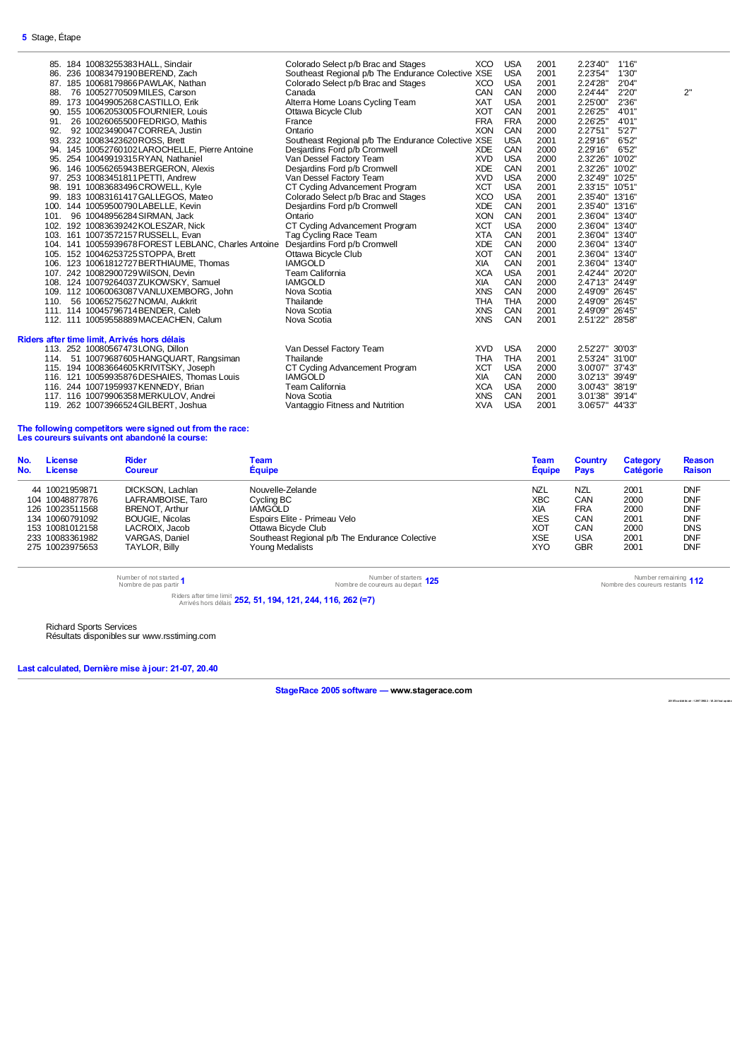**5** Stage, Étape

| Pos. | No. | License | Rider | Team | Team code | Country | Category | Time | Gap | Bonus |
|---|---|---|---|---|---|---|---|---|---|---|
| 85. | 184 | 10083255383 | HALL, Sinclair | Colorado Select p/b Brac and Stages | XCO | USA | 2001 | 2.23'40" | 1'16" | |
| 86. | 236 | 10083479190 | BEREND, Zach | Southeast Regional p/b The Endurance Colective | XSE | USA | 2001 | 2.23'54" | 1'30" | |
| 87. | 185 | 10068179866 | PAWLAK, Nathan | Colorado Select p/b Brac and Stages | XCO | USA | 2001 | 2.24'28" | 2'04" | |
| 88. | 76 | 10052770509 | MILES, Carson | Canada | CAN | CAN | 2000 | 2.24'44" | 2'20" | 2" |
| 89. | 173 | 10049905268 | CASTILLO, Erik | Alterra Home Loans Cycling Team | XAT | USA | 2001 | 2.25'00" | 2'36" | |
| 90. | 155 | 10062053005 | FOURNIER, Louis | Ottawa Bicycle Club | XOT | CAN | 2001 | 2.26'25" | 4'01" | |
| 91. | 26 | 10026065500 | FEDRIGO, Mathis | France | FRA | FRA | 2000 | 2.26'25" | 4'01" | |
| 92. | 92 | 10023490047 | CORREA, Justin | Ontario | XON | CAN | 2000 | 2.27'51" | 5'27" | |
| 93. | 232 | 10083423620 | ROSS, Brett | Southeast Regional p/b The Endurance Colective | XSE | USA | 2001 | 2.29'16" | 6'52" | |
| 94. | 145 | 10052760102 | LAROCHELLE, Pierre Antoine | Desjardins Ford p/b Cromwell | XDE | CAN | 2000 | 2.29'16" | 6'52" | |
| 95. | 254 | 10049919315 | RYAN, Nathaniel | Van Dessel Factory Team | XVD | USA | 2000 | 2.32'26" | 10'02" | |
| 96. | 146 | 10056265943 | BERGERON, Alexis | Desjardins Ford p/b Cromwell | XDE | CAN | 2001 | 2.32'26" | 10'02" | |
| 97. | 253 | 10083451811 | PETTI, Andrew | Van Dessel Factory Team | XVD | USA | 2000 | 2.32'49" | 10'25" | |
| 98. | 191 | 10083683496 | CROWELL, Kyle | CT Cycling Advancement Program | XCT | USA | 2001 | 2.33'15" | 10'51" | |
| 99. | 183 | 10083161417 | GALLEGOS, Mateo | Colorado Select p/b Brac and Stages | XCO | USA | 2001 | 2.35'40" | 13'16" | |
| 100. | 144 | 10059500790 | LABELLE, Kevin | Desjardins Ford p/b Cromwell | XDE | CAN | 2001 | 2.35'40" | 13'16" | |
| 101. | 96 | 10048956284 | SIRMAN, Jack | Ontario | XON | CAN | 2001 | 2.36'04" | 13'40" | |
| 102. | 192 | 10083639242 | KOLESZAR, Nick | CT Cycling Advancement Program | XCT | USA | 2000 | 2.36'04" | 13'40" | |
| 103. | 161 | 10073572157 | RUSSELL, Evan | Tag Cycling Race Team | XTA | CAN | 2001 | 2.36'04" | 13'40" | |
| 104. | 141 | 10055939678 | FOREST LEBLANC, Charles Antoine | Desjardins Ford p/b Cromwell | XDE | CAN | 2000 | 2.36'04" | 13'40" | |
| 105. | 152 | 10046253725 | STOPPA, Brett | Ottawa Bicycle Club | XOT | CAN | 2001 | 2.36'04" | 13'40" | |
| 106. | 123 | 10061812727 | BERTHIAUME, Thomas | IAMGOLD | XIA | CAN | 2001 | 2.36'04" | 13'40" | |
| 107. | 242 | 10082900729 | WILSON, Devin | Team California | XCA | USA | 2001 | 2.42'44" | 20'20" | |
| 108. | 124 | 10079264037 | ZUKOWSKY, Samuel | IAMGOLD | XIA | CAN | 2000 | 2.47'13" | 24'49" | |
| 109. | 112 | 10060063087 | VANLUXEMBORG, John | Nova Scotia | XNS | CAN | 2000 | 2.49'09" | 26'45" | |
| 110. | 56 | 10065275627 | NOMAI, Aukkrit | Thailande | THA | THA | 2000 | 2.49'09" | 26'45" | |
| 111. | 114 | 10045796714 | BENDER, Caleb | Nova Scotia | XNS | CAN | 2001 | 2.49'09" | 26'45" | |
| 112. | 111 | 10059558889 | MACEACHEN, Calum | Nova Scotia | XNS | CAN | 2001 | 2.51'22" | 28'58" | |

**Riders after time limit, Arrivés hors délais**

| Pos. | No. | License | Rider | Team | Team code | Country | Category | Time | Gap |
|---|---|---|---|---|---|---|---|---|---|
| 113. | 252 | 10080567473 | LONG, Dillon | Van Dessel Factory Team | XVD | USA | 2000 | 2.52'27" | 30'03" |
| 114. | 51 | 10079687605 | HANGQUART, Rangsiman | Thailande | THA | THA | 2001 | 2.53'24" | 31'00" |
| 115. | 194 | 10083664605 | KRIVITSKY, Joseph | CT Cycling Advancement Program | XCT | USA | 2000 | 3.00'07" | 37'43" |
| 116. | 121 | 10059935876 | DESHAIES, Thomas Louis | IAMGOLD | XIA | CAN | 2000 | 3.02'13" | 39'49" |
| 116. | 244 | 10071959937 | KENNEDY, Brian | Team California | XCA | USA | 2000 | 3.00'43" | 38'19" |
| 117. | 116 | 10079906358 | MERKULOV, Andrei | Nova Scotia | XNS | CAN | 2001 | 3.01'38" | 39'14" |
| 119. | 262 | 10073966524 | GILBERT, Joshua | Vantaggio Fitness and Nutrition | XVA | USA | 2001 | 3.06'57" | 44'33" |

**The following competitors were signed out from the race:**
**Les coureurs suivants ont abandoné la course:**

| No. / No. | License / License | Rider / Coureur | Team / Équipe | Team / Équipe | Country / Pays | Category / Catégorie | Reason / Raison |
|---|---|---|---|---|---|---|---|
| 44 | 10021959871 | DICKSON, Lachlan | Nouvelle-Zelande | NZL | NZL | 2001 | DNF |
| 104 | 10048877876 | LAFRAMBOISE, Taro | Cycling BC | XBC | CAN | 2000 | DNF |
| 126 | 10023511568 | BRENOT, Arthur | IAMGOLD | XIA | FRA | 2000 | DNF |
| 134 | 10060791092 | BOUGIE, Nicolas | Espoirs Elite - Primeau Velo | XES | CAN | 2001 | DNF |
| 153 | 10081012158 | LACROIX, Jacob | Ottawa Bicycle Club | XOT | CAN | 2000 | DNS |
| 233 | 10083361982 | VARGAS, Daniel | Southeast Regional p/b The Endurance Colective | XSE | USA | 2001 | DNF |
| 275 | 10023975653 | TAYLOR, Billy | Young Medalists | XYO | GBR | 2001 | DNF |

Number of not started / Nombre de pas partir **1**

Number of starters / Nombre de coureurs au depart **125**

Number remaining / Nombre des coureurs restants **112**

Riders after time limit / Arrivés hors délais **252, 51, 194, 121, 244, 116, 262 (=7)**

Richard Sports Services
Résultats disponibles sur www.rsstiming.com

**Last calculated, Dernière mise à jour: 21-07, 20.40**

**StageRace 2005 software — www.stagerace.com**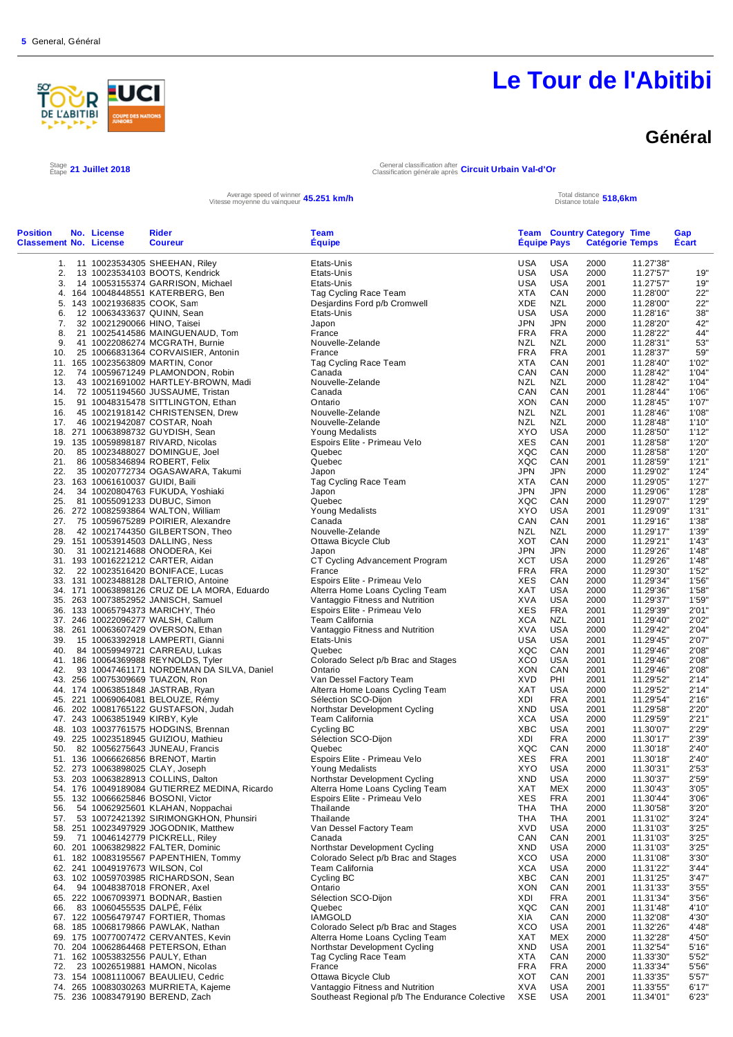5 General, Général

# Le Tour de l'Abitibi

## Général

Stage / Étape **21 Juillet 2018**

General classification after / Classification générale après **Circuit Urbain Val-d'Or**

Average speed of winner / Vitesse moyenne du vainqueur **45.251 km/h**

Total distance / Distance totale **518,6km**

| Position Classement | No. | License | Rider Coureur | Team Équipe | Team Équipe | Country Pays | Category Catégorie | Time Temps | Gap Écart |
|---|---|---|---|---|---|---|---|---|---|
| 1. | 11 | 10023534305 | SHEEHAN, Riley | Etats-Unis | USA | USA | 2000 | 11.27'38" | |
| 2. | 13 | 10023534103 | BOOTS, Kendrick | Etats-Unis | USA | USA | 2000 | 11.27'57" | 19" |
| 3. | 14 | 10053155374 | GARRISON, Michael | Etats-Unis | USA | USA | 2001 | 11.27'57" | 19" |
| 4. | 164 | 10048448551 | KATERBERG, Ben | Tag Cycling Race Team | XTA | CAN | 2000 | 11.28'00" | 22" |
| 5. | 143 | 10021936835 | COOK, Sam | Desjardins Ford p/b Cromwell | XDE | NZL | 2000 | 11.28'00" | 22" |
| 6. | 12 | 10063433637 | QUINN, Sean | Etats-Unis | USA | USA | 2000 | 11.28'16" | 38" |
| 7. | 32 | 10021290066 | HINO, Taisei | Japon | JPN | JPN | 2000 | 11.28'20" | 42" |
| 8. | 21 | 10025414586 | MAINGUENAUD, Tom | France | FRA | FRA | 2000 | 11.28'22" | 44" |
| 9. | 41 | 10022086274 | MCGRATH, Burnie | Nouvelle-Zelande | NZL | NZL | 2000 | 11.28'31" | 53" |
| 10. | 25 | 10066831364 | CORVAISIER, Antonin | France | FRA | FRA | 2001 | 11.28'37" | 59" |
| 11. | 165 | 10023563809 | MARTIN, Conor | Tag Cycling Race Team | XTA | CAN | 2001 | 11.28'40" | 1'02" |
| 12. | 74 | 10059671249 | PLAMONDON, Robin | Canada | CAN | CAN | 2000 | 11.28'42" | 1'04" |
| 13. | 43 | 10021691002 | HARTLEY-BROWN, Madi | Nouvelle-Zelande | NZL | NZL | 2000 | 11.28'42" | 1'04" |
| 14. | 72 | 10051194560 | JUSSAUME, Tristan | Canada | CAN | CAN | 2001 | 11.28'44" | 1'06" |
| 15. | 91 | 10048315478 | SITTLINGTON, Ethan | Ontario | XON | CAN | 2000 | 11.28'45" | 1'07" |
| 16. | 45 | 10021918142 | CHRISTENSEN, Drew | Nouvelle-Zelande | NZL | NZL | 2001 | 11.28'46" | 1'08" |
| 17. | 46 | 10021942087 | COSTAR, Noah | Nouvelle-Zelande | NZL | NZL | 2000 | 11.28'48" | 1'10" |
| 18. | 271 | 10063898732 | GUYDISH, Sean | Young Medalists | XYO | USA | 2000 | 11.28'50" | 1'12" |
| 19. | 135 | 10059898187 | RIVARD, Nicolas | Espoirs Elite - Primeau Velo | XES | CAN | 2001 | 11.28'58" | 1'20" |
| 20. | 85 | 10023488027 | DOMINGUE, Joel | Quebec | XQC | CAN | 2000 | 11.28'58" | 1'20" |
| 21. | 86 | 10058346894 | ROBERT, Felix | Quebec | XQC | CAN | 2001 | 11.28'59" | 1'21" |
| 22. | 35 | 10020772734 | OGASAWARA, Takumi | Japon | JPN | JPN | 2000 | 11.29'02" | 1'24" |
| 23. | 163 | 10061610037 | GUIDI, Baili | Tag Cycling Race Team | XTA | CAN | 2000 | 11.29'05" | 1'27" |
| 24. | 34 | 10020804763 | FUKUDA, Yoshiaki | Japon | JPN | JPN | 2000 | 11.29'06" | 1'28" |
| 25. | 81 | 10055091233 | DUBUC, Simon | Quebec | XQC | CAN | 2000 | 11.29'07" | 1'29" |
| 26. | 272 | 10082593864 | WALTON, William | Young Medalists | XYO | USA | 2001 | 11.29'09" | 1'31" |
| 27. | 75 | 10059675289 | POIRIER, Alexandre | Canada | CAN | CAN | 2001 | 11.29'16" | 1'38" |
| 28. | 42 | 10021744350 | GILBERTSON, Theo | Nouvelle-Zelande | NZL | NZL | 2000 | 11.29'17" | 1'39" |
| 29. | 151 | 10053914503 | DALLING, Ness | Ottawa Bicycle Club | XOT | CAN | 2000 | 11.29'21" | 1'43" |
| 30. | 31 | 10021214688 | ONODERA, Kei | Japon | JPN | JPN | 2000 | 11.29'26" | 1'48" |
| 31. | 193 | 10016221212 | CARTER, Aidan | CT Cycling Advancement Program | XCT | USA | 2000 | 11.29'26" | 1'48" |
| 32. | 22 | 10023516420 | BONIFACE, Lucas | France | FRA | FRA | 2000 | 11.29'30" | 1'52" |
| 33. | 131 | 10063898126 | DALTERIO, Antoine | Espoirs Elite - Primeau Velo | XES | CAN | 2000 | 11.29'34" | 1'56" |
| 34. | 171 | 10063898126 | CRUZ DE LA MORA, Eduardo | Alterra Home Loans Cycling Team | XAT | USA | 2000 | 11.29'36" | 1'58" |
| 35. | 263 | 10073852952 | JANISCH, Samuel | Vantaggio Fitness and Nutrition | XVA | USA | 2000 | 11.29'37" | 1'59" |
| 36. | 133 | 10065794373 | MARICHY, Théo | Espoirs Elite - Primeau Velo | XES | FRA | 2001 | 11.29'39" | 2'01" |
| 37. | 246 | 10022096277 | WALSH, Callum | Team California | XCA | NZL | 2001 | 11.29'40" | 2'02" |
| 38. | 261 | 10063607429 | OVERSON, Ethan | Vantaggio Fitness and Nutrition | XVA | USA | 2000 | 11.29'42" | 2'04" |
| 39. | 15 | 10063392918 | LAMPERTI, Gianni | Etats-Unis | USA | USA | 2001 | 11.29'45" | 2'07" |
| 40. | 84 | 10059949721 | CARREAU, Lukas | Quebec | XQC | CAN | 2001 | 11.29'46" | 2'08" |
| 41. | 186 | 10064369988 | REYNOLDS, Tyler | Colorado Select p/b Brac and Stages | XCO | USA | 2001 | 11.29'46" | 2'08" |
| 42. | 93 | 10047461171 | NORDEMAN DA SILVA, Daniel | Ontario | XON | CAN | 2001 | 11.29'46" | 2'08" |
| 43. | 256 | 10075309669 | TUAZON, Ron | Van Dessel Factory Team | XVD | PHI | 2001 | 11.29'52" | 2'14" |
| 44. | 174 | 10063851848 | JASTRAB, Ryan | Alterra Home Loans Cycling Team | XAT | USA | 2000 | 11.29'52" | 2'14" |
| 45. | 221 | 10069064081 | BELOUZE, Rémy | Sélection SCO-Dijon | XDI | FRA | 2001 | 11.29'54" | 2'16" |
| 46. | 202 | 10081765122 | GUSTAFSON, Judah | Northstar Development Cycling | XND | USA | 2001 | 11.29'58" | 2'20" |
| 47. | 243 | 10063851949 | KIRBY, Kyle | Team California | XCA | USA | 2000 | 11.29'59" | 2'21" |
| 48. | 103 | 10037761575 | HODGINS, Brennan | Cycling BC | XBC | USA | 2001 | 11.30'07" | 2'29" |
| 49. | 225 | 10023518945 | GUIZIOU, Mathieu | Sélection SCO-Dijon | XDI | FRA | 2000 | 11.30'17" | 2'39" |
| 50. | 82 | 10056275643 | JUNEAU, Francis | Quebec | XQC | CAN | 2000 | 11.30'18" | 2'40" |
| 51. | 136 | 10066626856 | BRENOT, Martin | Espoirs Elite - Primeau Velo | XES | FRA | 2001 | 11.30'18" | 2'40" |
| 52. | 273 | 10063898025 | CLAY, Joseph | Young Medalists | XYO | USA | 2001 | 11.30'31" | 2'53" |
| 53. | 203 | 10063828913 | COLLINS, Dalton | Northstar Development Cycling | XND | USA | 2000 | 11.30'37" | 2'59" |
| 54. | 176 | 10049189084 | GUTIERREZ MEDINA, Ricardo | Alterra Home Loans Cycling Team | XAT | MEX | 2000 | 11.30'43" | 3'05" |
| 55. | 132 | 10066625846 | BOSONI, Victor | Espoirs Elite - Primeau Velo | XES | FRA | 2001 | 11.30'44" | 3'06" |
| 56. | 54 | 10062925601 | KLAHAN, Noppachai | Thailande | THA | THA | 2000 | 11.30'58" | 3'20" |
| 57. | 53 | 10072421392 | SIRIMONGKHON, Phunsiri | Thailande | THA | THA | 2001 | 11.31'02" | 3'24" |
| 58. | 251 | 10023497929 | JOGODNIK, Matthew | Van Dessel Factory Team | XVD | USA | 2000 | 11.31'03" | 3'25" |
| 59. | 71 | 10046142779 | PICKRELL, Riley | Canada | CAN | CAN | 2000 | 11.31'03" | 3'25" |
| 60. | 201 | 10063829822 | FALTER, Dominic | Northstar Development Cycling | XND | USA | 2000 | 11.31'03" | 3'25" |
| 61. | 182 | 10083195567 | PAPENTHIEN, Tommy | Colorado Select p/b Brac and Stages | XCO | USA | 2001 | 11.31'08" | 3'30" |
| 62. | 241 | 10049197673 | WILSON, Col | Team California | XCA | USA | 2000 | 11.31'22" | 3'44" |
| 63. | 102 | 10059703985 | RICHARDSON, Sean | Cycling BC | XBC | CAN | 2001 | 11.31'25" | 3'47" |
| 64. | 94 | 10048387018 | FRONER, Axel | Ontario | XON | CAN | 2001 | 11.31'33" | 3'55" |
| 65. | 222 | 10067093971 | BODNAR, Bastien | Sélection SCO-Dijon | XDI | FRA | 2001 | 11.31'34" | 3'56" |
| 66. | 83 | 10060455535 | DALPÉ, Félix | Quebec | XQC | CAN | 2001 | 11.31'48" | 4'10" |
| 67. | 122 | 10056479747 | FORTIER, Thomas | IAMGOLD | XIA | CAN | 2000 | 11.32'08" | 4'30" |
| 68. | 185 | 10068179866 | PAWLAK, Nathan | Colorado Select p/b Brac and Stages | XCO | USA | 2001 | 11.32'26" | 4'48" |
| 69. | 175 | 10077007472 | CERVANTES, Kevin | Alterra Home Loans Cycling Team | XAT | MEX | 2000 | 11.32'28" | 4'50" |
| 70. | 204 | 10062864468 | PETERSON, Ethan | Northstar Development Cycling | XND | USA | 2001 | 11.32'54" | 5'16" |
| 71. | 162 | 10053832556 | PAULY, Ethan | Tag Cycling Race Team | XTA | CAN | 2000 | 11.33'30" | 5'52" |
| 72. | 23 | 10026519881 | HAMON, Nicolas | France | FRA | FRA | 2000 | 11.33'34" | 5'56" |
| 73. | 154 | 10081110067 | BEAULIEU, Cedric | Ottawa Bicycle Club | XOT | CAN | 2001 | 11.33'35" | 5'57" |
| 74. | 265 | 10083030263 | MURRIETA, Kajeme | Vantaggio Fitness and Nutrition | XVA | USA | 2001 | 11.33'55" | 6'17" |
| 75. | 236 | 10083479190 | BEREND, Zach | Southeast Regional p/b The Endurance Colective | XSE | USA | 2001 | 11.34'01" | 6'23" |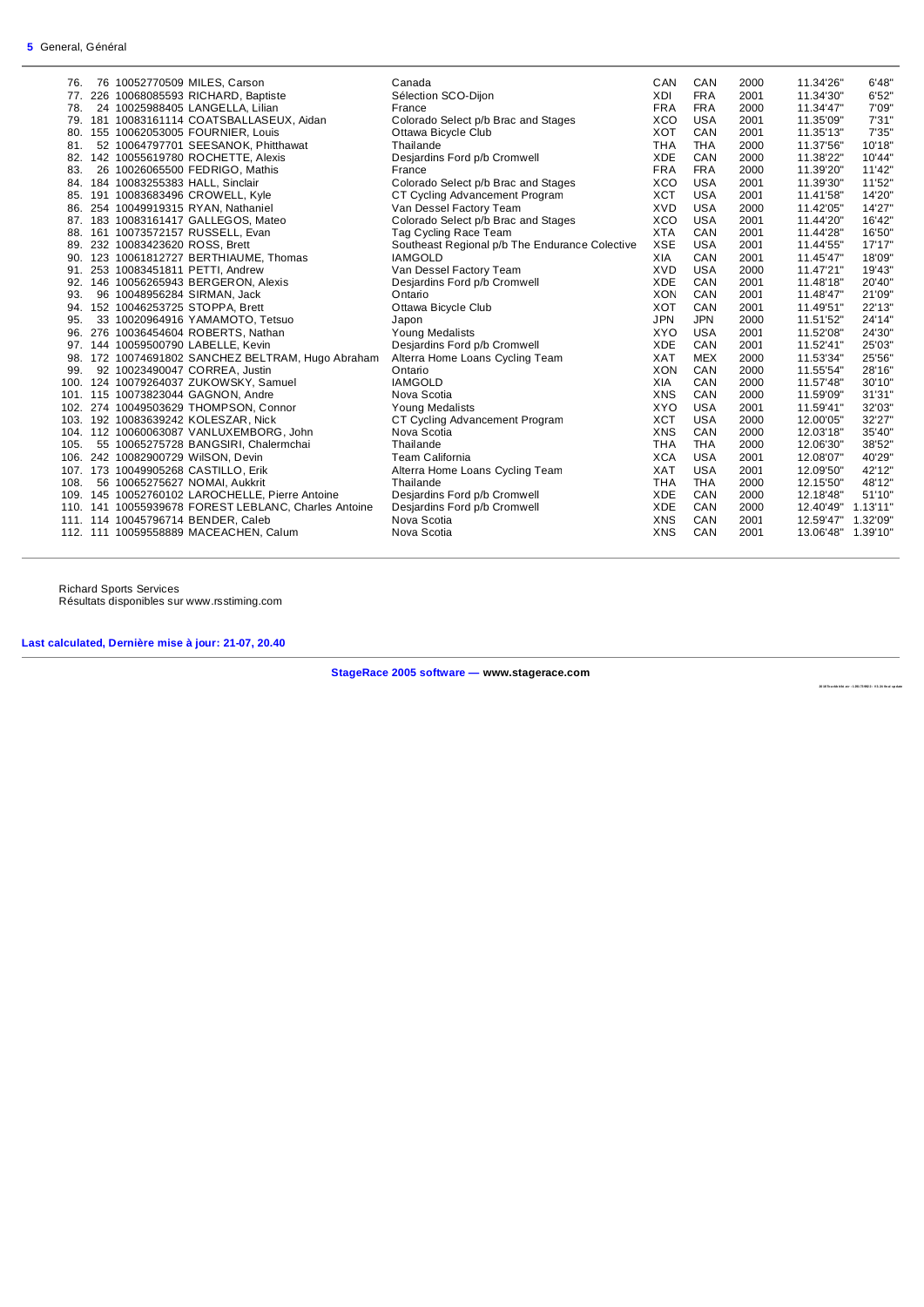**5** General, Général

| | | | | | | | | |
|---|---|---|---|---|---|---|---|---|
| 76. | 76 10052770509 MILES, Carson | Canada | CAN | CAN | 2000 | 11.34'26" | 6'48" |
| 77. | 226 10068085593 RICHARD, Baptiste | Sélection SCO-Dijon | XDI | FRA | 2001 | 11.34'30" | 6'52" |
| 78. | 24 10025988405 LANGELLA, Lilian | France | FRA | FRA | 2000 | 11.34'47" | 7'09" |
| 79. | 181 10083161114 COATSBALLASEUX, Aidan | Colorado Select p/b Brac and Stages | XCO | USA | 2001 | 11.35'09" | 7'31" |
| 80. | 155 10062053005 FOURNIER, Louis | Ottawa Bicycle Club | XOT | CAN | 2001 | 11.35'13" | 7'35" |
| 81. | 52 10064797701 SEESANOK, Phitthawat | Thailande | THA | THA | 2000 | 11.37'56" | 10'18" |
| 82. | 142 10055619780 ROCHETTE, Alexis | Desjardins Ford p/b Cromwell | XDE | CAN | 2000 | 11.38'22" | 10'44" |
| 83. | 26 10026065500 FEDRIGO, Mathis | France | FRA | FRA | 2000 | 11.39'20" | 11'42" |
| 84. | 184 10083255383 HALL, Sinclair | Colorado Select p/b Brac and Stages | XCO | USA | 2001 | 11.39'30" | 11'52" |
| 85. | 191 10083683496 CROWELL, Kyle | CT Cycling Advancement Program | XCT | USA | 2001 | 11.41'58" | 14'20" |
| 86. | 254 10049919315 RYAN, Nathaniel | Van Dessel Factory Team | XVD | USA | 2000 | 11.42'05" | 14'27" |
| 87. | 183 10083161417 GALLEGOS, Mateo | Colorado Select p/b Brac and Stages | XCO | USA | 2001 | 11.44'20" | 16'42" |
| 88. | 161 10073572157 RUSSELL, Evan | Tag Cycling Race Team | XTA | CAN | 2001 | 11.44'28" | 16'50" |
| 89. | 232 10083423620 ROSS, Brett | Southeast Regional p/b The Endurance Colective | XSE | USA | 2001 | 11.44'55" | 17'17" |
| 90. | 123 10061812727 BERTHIAUME, Thomas | IAMGOLD | XIA | CAN | 2001 | 11.45'47" | 18'09" |
| 91. | 253 10083451811 PETTI, Andrew | Van Dessel Factory Team | XVD | USA | 2000 | 11.47'21" | 19'43" |
| 92. | 146 10056265943 BERGERON, Alexis | Desjardins Ford p/b Cromwell | XDE | CAN | 2001 | 11.48'18" | 20'40" |
| 93. | 96 10048956284 SIRMAN, Jack | Ontario | XON | CAN | 2001 | 11.48'47" | 21'09" |
| 94. | 152 10046253725 STOPPA, Brett | Ottawa Bicycle Club | XOT | CAN | 2001 | 11.49'51" | 22'13" |
| 95. | 33 10020964916 YAMAMOTO, Tetsuo | Japon | JPN | JPN | 2000 | 11.51'52" | 24'14" |
| 96. | 276 10036454604 ROBERTS, Nathan | Young Medalists | XYO | USA | 2001 | 11.52'08" | 24'30" |
| 97. | 144 10059500790 LABELLE, Kevin | Desjardins Ford p/b Cromwell | XDE | CAN | 2001 | 11.52'41" | 25'03" |
| 98. | 172 10074691802 SANCHEZ BELTRAM, Hugo Abraham | Alterra Home Loans Cycling Team | XAT | MEX | 2000 | 11.53'34" | 25'56" |
| 99. | 92 10023490047 CORREA, Justin | Ontario | XON | CAN | 2000 | 11.55'54" | 28'16" |
| 100. | 124 10079264037 ZUKOWSKY, Samuel | IAMGOLD | XIA | CAN | 2000 | 11.57'48" | 30'10" |
| 101. | 115 10073823044 GAGNON, Andre | Nova Scotia | XNS | CAN | 2000 | 11.59'09" | 31'31" |
| 102. | 274 10049503629 THOMPSON, Connor | Young Medalists | XYO | USA | 2001 | 11.59'41" | 32'03" |
| 103. | 192 10083639242 KOLESZAR, Nick | CT Cycling Advancement Program | XCT | USA | 2000 | 12.00'05" | 32'27" |
| 104. | 112 10060063087 VANLUXEMBORG, John | Nova Scotia | XNS | CAN | 2000 | 12.03'18" | 35'40" |
| 105. | 55 10065275728 BANGSIRI, Chalermchai | Thailande | THA | THA | 2000 | 12.06'30" | 38'52" |
| 106. | 242 10082900729 WilSON, Devin | Team California | XCA | USA | 2001 | 12.08'07" | 40'29" |
| 107. | 173 10049905268 CASTILLO, Erik | Alterra Home Loans Cycling Team | XAT | USA | 2001 | 12.09'50" | 42'12" |
| 108. | 56 10065275627 NOMAI, Aukkrit | Thailande | THA | THA | 2000 | 12.15'50" | 48'12" |
| 109. | 145 10052760102 LAROCHELLE, Pierre Antoine | Desjardins Ford p/b Cromwell | XDE | CAN | 2000 | 12.18'48" | 51'10" |
| 110. | 141 10055939678 FOREST LEBLANC, Charles Antoine | Desjardins Ford p/b Cromwell | XDE | CAN | 2000 | 12.40'49" | 1.13'11" |
| 111. | 114 10045796714 BENDER, Caleb | Nova Scotia | XNS | CAN | 2001 | 12.59'47" | 1.32'09" |
| 112. | 111 10059558889 MACEACHEN, Calum | Nova Scotia | XNS | CAN | 2001 | 13.06'48" | 1.39'10" |

Richard Sports Services
Résultats disponibles sur www.rsstiming.com

**Last calculated, Dernière mise à jour: 21-07, 20.40**

**StageRace 2005 software — www.stagerace.com**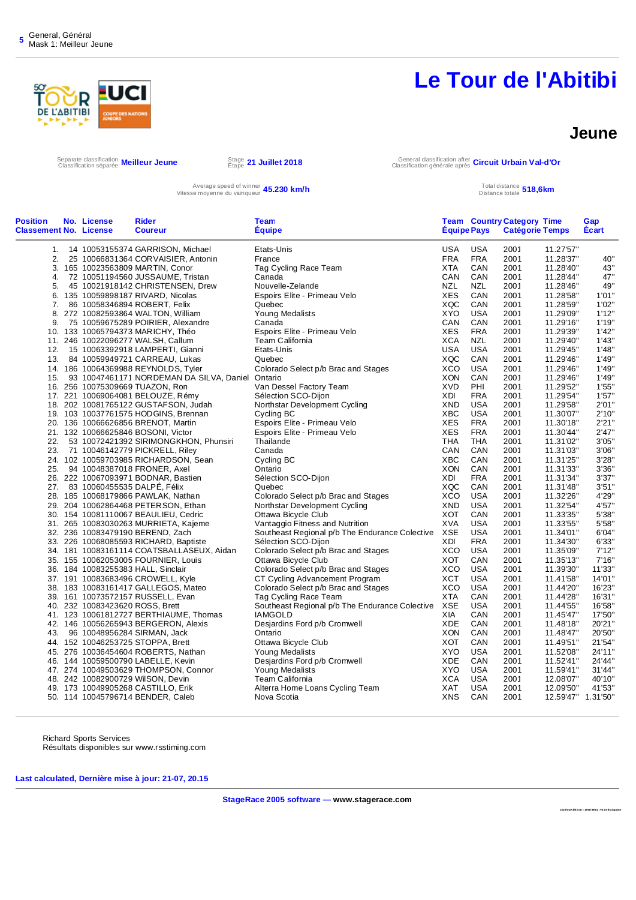General, Général
Mask 1: Meilleur Jeune

# Le Tour de l'Abitibi

## Jeune

Separate classification / Classification séparée **Meilleur Jeune**

Stage / Étape **21 Juillet 2018**

General classification after / Classification générale après **Circuit Urbain Val-d'Or**

Average speed of winner / Vitesse moyenne du vainqueur **45.230 km/h**

Total distance / Distance totale **518,6km**

| Position / Classement | No. / No. | License / License | Rider / Coureur | Team / Équipe | Team / Équipe | Country / Pays | Category / Catégorie | Time / Temps | Gap / Écart |
|---|---|---|---|---|---|---|---|---|---|
| 1. | 14 | 10053155374 | GARRISON, Michael | Etats-Unis | USA | USA | 2001 | 11.27'57" | |
| 2. | 25 | 10066831364 | CORVAISIER, Antonin | France | FRA | FRA | 2001 | 11.28'37" | 40" |
| 3. | 165 | 10023563809 | MARTIN, Conor | Tag Cycling Race Team | XTA | CAN | 2001 | 11.28'40" | 43" |
| 4. | 72 | 10051194560 | JUSSAUME, Tristan | Canada | CAN | CAN | 2001 | 11.28'44" | 47" |
| 5. | 45 | 10021918142 | CHRISTENSEN, Drew | Nouvelle-Zelande | NZL | NZL | 2001 | 11.28'46" | 49" |
| 6. | 135 | 10059898187 | RIVARD, Nicolas | Espoirs Elite - Primeau Velo | XES | CAN | 2001 | 11.28'58" | 1'01" |
| 7. | 86 | 10058346894 | ROBERT, Felix | Quebec | XQC | CAN | 2001 | 11.28'59" | 1'02" |
| 8. | 272 | 10082593864 | WALTON, William | Young Medalists | XYO | USA | 2001 | 11.29'09" | 1'12" |
| 9. | 75 | 10059675289 | POIRIER, Alexandre | Canada | CAN | CAN | 2001 | 11.29'16" | 1'19" |
| 10. | 133 | 10065794373 | MARICHY, Théo | Espoirs Elite - Primeau Velo | XES | FRA | 2001 | 11.29'39" | 1'42" |
| 11. | 246 | 10022096277 | WALSH, Callum | Team California | XCA | NZL | 2001 | 11.29'40" | 1'43" |
| 12. | 15 | 10063392918 | LAMPERTI, Gianni | Etats-Unis | USA | USA | 2001 | 11.29'45" | 1'48" |
| 13. | 84 | 10059949721 | CARREAU, Lukas | Quebec | XQC | CAN | 2001 | 11.29'46" | 1'49" |
| 14. | 186 | 10064369988 | REYNOLDS, Tyler | Colorado Select p/b Brac and Stages | XCO | USA | 2001 | 11.29'46" | 1'49" |
| 15. | 93 | 10047461171 | NORDEMAN DA SILVA, Daniel | Ontario | XON | CAN | 2001 | 11.29'46" | 1'49" |
| 16. | 256 | 10075309669 | TUAZON, Ron | Van Dessel Factory Team | XVD | PHI | 2001 | 11.29'52" | 1'55" |
| 17. | 221 | 10069064081 | BELOUZE, Rémy | Sélection SCO-Dijon | XDI | FRA | 2001 | 11.29'54" | 1'57" |
| 18. | 202 | 10081765122 | GUSTAFSON, Judah | Northstar Development Cycling | XND | USA | 2001 | 11.29'58" | 2'01" |
| 19. | 103 | 10037761575 | HODGINS, Brennan | Cycling BC | XBC | USA | 2001 | 11.30'07" | 2'10" |
| 20. | 136 | 10066626856 | BRENOT, Martin | Espoirs Elite - Primeau Velo | XES | FRA | 2001 | 11.30'18" | 2'21" |
| 21. | 132 | 10066625846 | BOSONI, Victor | Espoirs Elite - Primeau Velo | XES | FRA | 2001 | 11.30'44" | 2'47" |
| 22. | 53 | 10072421392 | SIRIMONGKHON, Phunsiri | Thailande | THA | THA | 2001 | 11.31'02" | 3'05" |
| 23. | 71 | 10046142779 | PICKRELL, Riley | Canada | CAN | CAN | 2001 | 11.31'03" | 3'06" |
| 24. | 102 | 10059703985 | RICHARDSON, Sean | Cycling BC | XBC | CAN | 2001 | 11.31'25" | 3'28" |
| 25. | 94 | 10048387018 | FRONER, Axel | Ontario | XON | CAN | 2001 | 11.31'33" | 3'36" |
| 26. | 222 | 10067093971 | BODNAR, Bastien | Sélection SCO-Dijon | XDI | FRA | 2001 | 11.31'34" | 3'37" |
| 27. | 83 | 10060455535 | DALPÉ, Félix | Quebec | XQC | CAN | 2001 | 11.31'48" | 3'51" |
| 28. | 185 | 10068179866 | PAWLAK, Nathan | Colorado Select p/b Brac and Stages | XCO | USA | 2001 | 11.32'26" | 4'29" |
| 29. | 204 | 10062864468 | PETERSON, Ethan | Northstar Development Cycling | XND | USA | 2001 | 11.32'54" | 4'57" |
| 30. | 154 | 10081110067 | BEAULIEU, Cedric | Ottawa Bicycle Club | XOT | CAN | 2001 | 11.33'35" | 5'38" |
| 31. | 265 | 10083030263 | MURRIETA, Kajeme | Vantaggio Fitness and Nutrition | XVA | USA | 2001 | 11.33'55" | 5'58" |
| 32. | 236 | 10083479190 | BEREND, Zach | Southeast Regional p/b The Endurance Colective | XSE | USA | 2001 | 11.34'01" | 6'04" |
| 33. | 226 | 10068085593 | RICHARD, Baptiste | Sélection SCO-Dijon | XDI | FRA | 2001 | 11.34'30" | 6'33" |
| 34. | 181 | 10083161114 | COATSBALLASEUX, Aidan | Colorado Select p/b Brac and Stages | XCO | USA | 2001 | 11.35'09" | 7'12" |
| 35. | 155 | 10082053005 | FOURNIER, Louis | Ottawa Bicycle Club | XOT | CAN | 2001 | 11.35'13" | 7'16" |
| 36. | 184 | 10083255383 | HALL, Sinclair | Colorado Select p/b Brac and Stages | XCO | USA | 2001 | 11.39'30" | 11'33" |
| 37. | 191 | 10083683496 | CROWELL, Kyle | CT Cycling Advancement Program | XCT | USA | 2001 | 11.41'58" | 14'01" |
| 38. | 183 | 10083161417 | GALLEGOS, Mateo | Colorado Select p/b Brac and Stages | XCO | USA | 2001 | 11.44'20" | 16'23" |
| 39. | 161 | 10073572157 | RUSSELL, Evan | Tag Cycling Race Team | XTA | CAN | 2001 | 11.44'28" | 16'31" |
| 40. | 232 | 10083423620 | ROSS, Brett | Southeast Regional p/b The Endurance Colective | XSE | USA | 2001 | 11.44'55" | 16'58" |
| 41. | 123 | 10061812727 | BERTHIAUME, Thomas | IAMGOLD | XIA | CAN | 2001 | 11.45'47" | 17'50" |
| 42. | 146 | 10056265943 | BERGERON, Alexis | Desjardins Ford p/b Cromwell | XDE | CAN | 2001 | 11.48'18" | 20'21" |
| 43. | 96 | 10048956284 | SIRMAN, Jack | Ontario | XON | CAN | 2001 | 11.48'47" | 20'50" |
| 44. | 152 | 10046253725 | STOPPA, Brett | Ottawa Bicycle Club | XOT | CAN | 2001 | 11.49'51" | 21'54" |
| 45. | 276 | 10036454604 | ROBERTS, Nathan | Young Medalists | XYO | USA | 2001 | 11.52'08" | 24'11" |
| 46. | 144 | 10059500790 | LABELLE, Kevin | Desjardins Ford p/b Cromwell | XDE | CAN | 2001 | 11.52'41" | 24'44" |
| 47. | 274 | 10049503629 | THOMPSON, Connor | Young Medalists | XYO | USA | 2001 | 11.59'41" | 31'44" |
| 48. | 242 | 10082900729 | WILSON, Devin | Team California | XCA | USA | 2001 | 12.08'07" | 40'10" |
| 49. | 173 | 10049905268 | CASTILLO, Erik | Alterra Home Loans Cycling Team | XAT | USA | 2001 | 12.09'50" | 41'53" |
| 50. | 114 | 10045796714 | BENDER, Caleb | Nova Scotia | XNS | CAN | 2001 | 12.59'47" | 1.31'50" |

Richard Sports Services
Résultats disponibles sur www.rsstiming.com

**Last calculated, Dernière mise à jour: 21-07, 20.15**

**StageRace 2005 software — www.stagerace.com**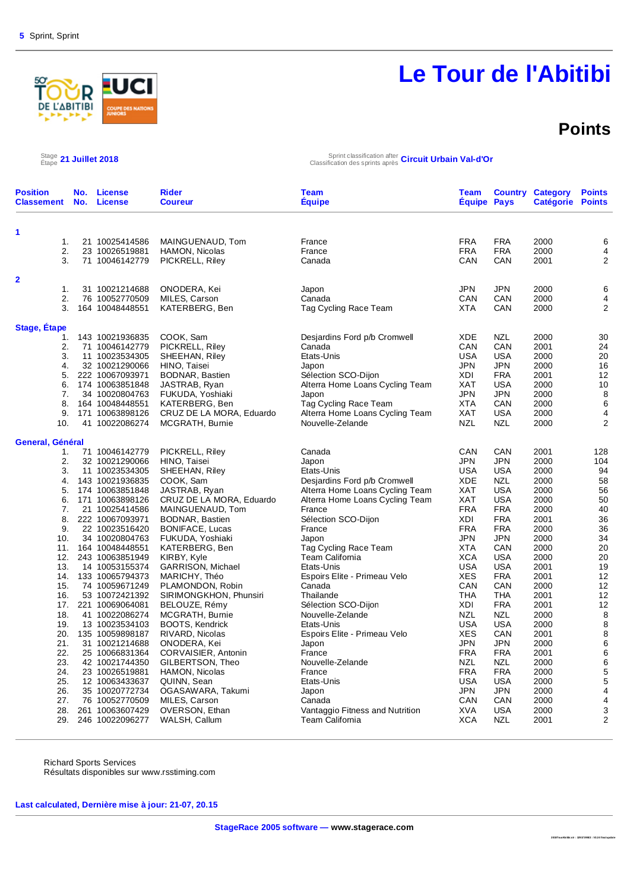5 Sprint, Sprint

# Le Tour de l'Abitibi

## Points

Stage / Étape **21 Juillet 2018**

Sprint classification after / Classification des sprints après **Circuit Urbain Val-d'Or**

| Position Classement | No. No. | License License | Rider Coureur | Team Équipe | Team Équipe | Country Pays | Category Catégorie | Points Points |
|---|---|---|---|---|---|---|---|---|
| **1** | | | | | | | | |
| 1. | 21 | 10025414586 | MAINGUENAUD, Tom | France | FRA | FRA | 2000 | 6 |
| 2. | 23 | 10026519881 | HAMON, Nicolas | France | FRA | FRA | 2000 | 4 |
| 3. | 71 | 10046142779 | PICKRELL, Riley | Canada | CAN | CAN | 2001 | 2 |
| **2** | | | | | | | | |
| 1. | 31 | 10021214688 | ONODERA, Kei | Japon | JPN | JPN | 2000 | 6 |
| 2. | 76 | 10052770509 | MILES, Carson | Canada | CAN | CAN | 2000 | 4 |
| 3. | 164 | 10048448551 | KATERBERG, Ben | Tag Cycling Race Team | XTA | CAN | 2000 | 2 |
| **Stage, Étape** | | | | | | | | |
| 1. | 143 | 10021936835 | COOK, Sam | Desjardins Ford p/b Cromwell | XDE | NZL | 2000 | 30 |
| 2. | 71 | 10046142779 | PICKRELL, Riley | Canada | CAN | CAN | 2001 | 24 |
| 3. | 11 | 10023534305 | SHEEHAN, Riley | Etats-Unis | USA | USA | 2000 | 20 |
| 4. | 32 | 10021290066 | HINO, Taisei | Japon | JPN | JPN | 2000 | 16 |
| 5. | 222 | 10067093971 | BODNAR, Bastien | Sélection SCO-Dijon | XDI | FRA | 2001 | 12 |
| 6. | 174 | 10063851848 | JASTRAB, Ryan | Alterra Home Loans Cycling Team | XAT | USA | 2000 | 10 |
| 7. | 34 | 10020804763 | FUKUDA, Yoshiaki | Japon | JPN | JPN | 2000 | 8 |
| 8. | 164 | 10048448551 | KATERBERG, Ben | Tag Cycling Race Team | XTA | CAN | 2000 | 6 |
| 9. | 171 | 10063898126 | CRUZ DE LA MORA, Eduardo | Alterra Home Loans Cycling Team | XAT | USA | 2000 | 4 |
| 10. | 41 | 10022086274 | MCGRATH, Burnie | Nouvelle-Zelande | NZL | NZL | 2000 | 2 |
| **General, Général** | | | | | | | | |
| 1. | 71 | 10046142779 | PICKRELL, Riley | Canada | CAN | CAN | 2001 | 128 |
| 2. | 32 | 10021290066 | HINO, Taisei | Japon | JPN | JPN | 2000 | 104 |
| 3. | 11 | 10023534305 | SHEEHAN, Riley | Etats-Unis | USA | USA | 2000 | 94 |
| 4. | 143 | 10021936835 | COOK, Sam | Desjardins Ford p/b Cromwell | XDE | NZL | 2000 | 58 |
| 5. | 174 | 10063851848 | JASTRAB, Ryan | Alterra Home Loans Cycling Team | XAT | USA | 2000 | 56 |
| 6. | 171 | 10063898126 | CRUZ DE LA MORA, Eduardo | Alterra Home Loans Cycling Team | XAT | USA | 2000 | 50 |
| 7. | 21 | 10025414586 | MAINGUENAUD, Tom | France | FRA | FRA | 2000 | 40 |
| 8. | 222 | 10067093971 | BODNAR, Bastien | Sélection SCO-Dijon | XDI | FRA | 2001 | 36 |
| 9. | 22 | 10023516420 | BONIFACE, Lucas | France | FRA | FRA | 2000 | 36 |
| 10. | 34 | 10020804763 | FUKUDA, Yoshiaki | Japon | JPN | JPN | 2000 | 34 |
| 11. | 164 | 10048448551 | KATERBERG, Ben | Tag Cycling Race Team | XTA | CAN | 2000 | 20 |
| 12. | 243 | 10063851949 | KIRBY, Kyle | Team California | XCA | USA | 2000 | 20 |
| 13. | 14 | 10053155374 | GARRISON, Michael | Etats-Unis | USA | USA | 2001 | 19 |
| 14. | 133 | 10065794373 | MARICHY, Théo | Espoirs Elite - Primeau Velo | XES | FRA | 2001 | 12 |
| 15. | 74 | 10059671249 | PLAMONDON, Robin | Canada | CAN | CAN | 2000 | 12 |
| 16. | 53 | 10072421392 | SIRIMONGKHON, Phunsiri | Thailande | THA | THA | 2001 | 12 |
| 17. | 221 | 10069064081 | BELOUZE, Rémy | Sélection SCO-Dijon | XDI | FRA | 2001 | 12 |
| 18. | 41 | 10022086274 | MCGRATH, Burnie | Nouvelle-Zelande | NZL | NZL | 2000 | 8 |
| 19. | 13 | 10023534103 | BOOTS, Kendrick | Etats-Unis | USA | USA | 2000 | 8 |
| 20. | 135 | 10059898187 | RIVARD, Nicolas | Espoirs Elite - Primeau Velo | XES | CAN | 2001 | 8 |
| 21. | 31 | 10021214688 | ONODERA, Kei | Japon | JPN | JPN | 2000 | 6 |
| 22. | 25 | 10066831364 | CORVAISIER, Antonin | France | FRA | FRA | 2001 | 6 |
| 23. | 42 | 10021744350 | GILBERTSON, Theo | Nouvelle-Zelande | NZL | NZL | 2000 | 6 |
| 24. | 23 | 10026519881 | HAMON, Nicolas | France | FRA | FRA | 2000 | 5 |
| 25. | 12 | 10063433637 | QUINN, Sean | Etats-Unis | USA | USA | 2000 | 5 |
| 26. | 35 | 10020772734 | OGASAWARA, Takumi | Japon | JPN | JPN | 2000 | 4 |
| 27. | 76 | 10052770509 | MILES, Carson | Canada | CAN | CAN | 2000 | 4 |
| 28. | 261 | 10063607429 | OVERSON, Ethan | Vantaggio Fitness and Nutrition | XVA | USA | 2000 | 3 |
| 29. | 246 | 10022096277 | WALSH, Callum | Team California | XCA | NZL | 2001 | 2 |

Richard Sports Services
Résultats disponibles sur www.rsstiming.com

**Last calculated, Dernière mise à jour: 21-07, 20.15**

**StageRace 2005 software — www.stagerace.com**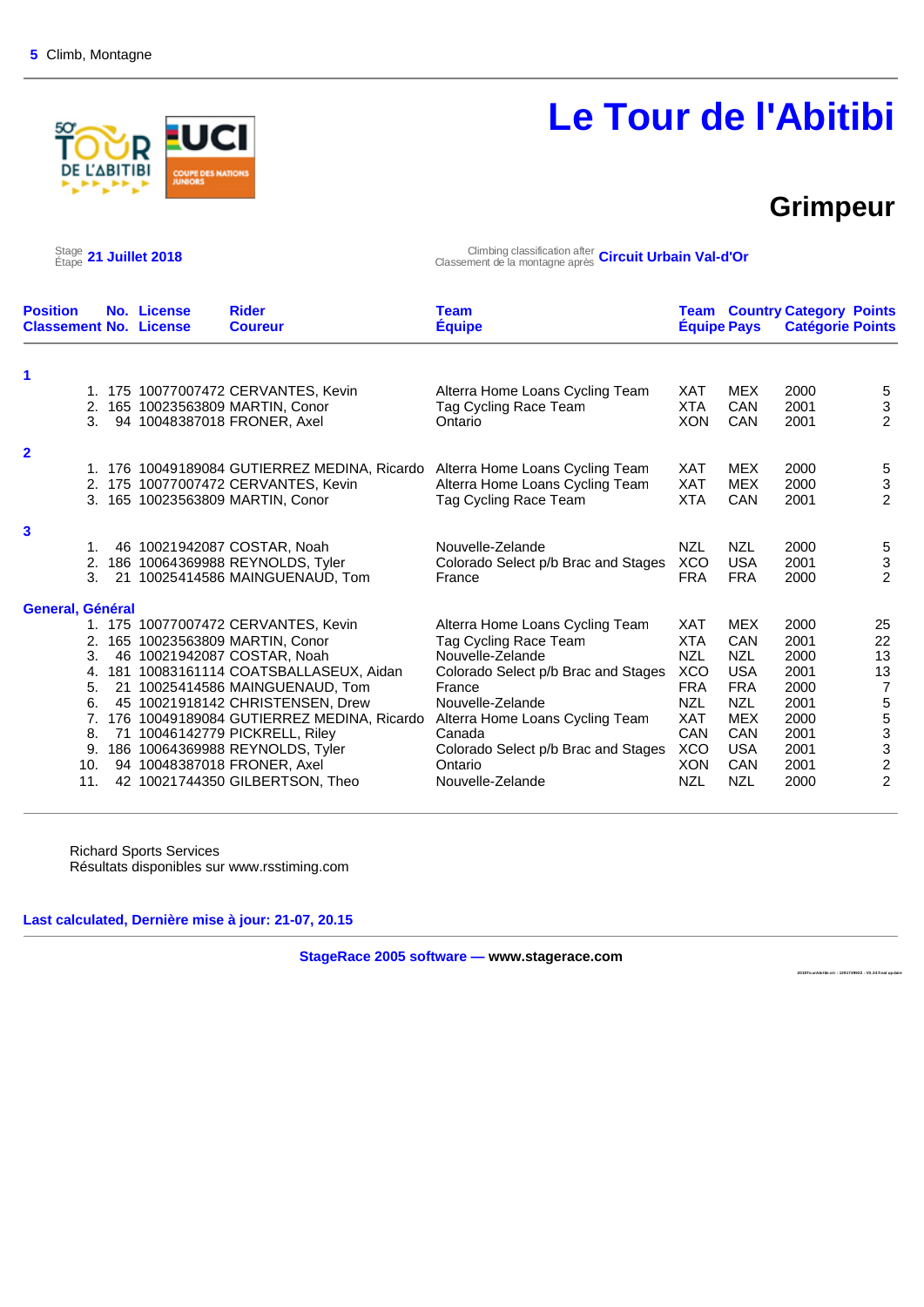**5** Climb, Montagne

# Le Tour de l'Abitibi

## Grimpeur

Stage / Étape **21 Juillet 2018**

Climbing classification after / Classement de la montagne après **Circuit Urbain Val-d'Or**

| Position / Classement | No. / No. | License / License | Rider / Coureur | Team / Équipe | Team / Équipe | Country / Pays | Category / Catégorie | Points / Points |
|---|---|---|---|---|---|---|---|---|
| **1** | | | | | | | | |
| 1. | 175 | 10077007472 | CERVANTES, Kevin | Alterra Home Loans Cycling Team | XAT | MEX | 2000 | 5 |
| 2. | 165 | 10023563809 | MARTIN, Conor | Tag Cycling Race Team | XTA | CAN | 2001 | 3 |
| 3. | 94 | 10048387018 | FRONER, Axel | Ontario | XON | CAN | 2001 | 2 |
| **2** | | | | | | | | |
| 1. | 176 | 10049189084 | GUTIERREZ MEDINA, Ricardo | Alterra Home Loans Cycling Team | XAT | MEX | 2000 | 5 |
| 2. | 175 | 10077007472 | CERVANTES, Kevin | Alterra Home Loans Cycling Team | XAT | MEX | 2000 | 3 |
| 3. | 165 | 10023563809 | MARTIN, Conor | Tag Cycling Race Team | XTA | CAN | 2001 | 2 |
| **3** | | | | | | | | |
| 1. | 46 | 10021942087 | COSTAR, Noah | Nouvelle-Zelande | NZL | NZL | 2000 | 5 |
| 2. | 186 | 10064369988 | REYNOLDS, Tyler | Colorado Select p/b Brac and Stages | XCO | USA | 2001 | 3 |
| 3. | 21 | 10025414586 | MAINGUENAUD, Tom | France | FRA | FRA | 2000 | 2 |
| **General, Général** | | | | | | | | |
| 1. | 175 | 10077007472 | CERVANTES, Kevin | Alterra Home Loans Cycling Team | XAT | MEX | 2000 | 25 |
| 2. | 165 | 10023563809 | MARTIN, Conor | Tag Cycling Race Team | XTA | CAN | 2001 | 22 |
| 3. | 46 | 10021942087 | COSTAR, Noah | Nouvelle-Zelande | NZL | NZL | 2000 | 13 |
| 4. | 181 | 10083161114 | COATSBALLASEUX, Aidan | Colorado Select p/b Brac and Stages | XCO | USA | 2001 | 13 |
| 5. | 21 | 10025414586 | MAINGUENAUD, Tom | France | FRA | FRA | 2000 | 7 |
| 6. | 45 | 10021918142 | CHRISTENSEN, Drew | Nouvelle-Zelande | NZL | NZL | 2001 | 5 |
| 7. | 176 | 10049189084 | GUTIERREZ MEDINA, Ricardo | Alterra Home Loans Cycling Team | XAT | MEX | 2000 | 5 |
| 8. | 71 | 10046142779 | PICKRELL, Riley | Canada | CAN | CAN | 2001 | 3 |
| 9. | 186 | 10064369988 | REYNOLDS, Tyler | Colorado Select p/b Brac and Stages | XCO | USA | 2001 | 3 |
| 10. | 94 | 10048387018 | FRONER, Axel | Ontario | XON | CAN | 2001 | 2 |
| 11. | 42 | 10021744350 | GILBERTSON, Theo | Nouvelle-Zelande | NZL | NZL | 2000 | 2 |

Richard Sports Services
Résultats disponibles sur www.rsstiming.com

**Last calculated, Dernière mise à jour: 21-07, 20.15**

**StageRace 2005 software — www.stagerace.com**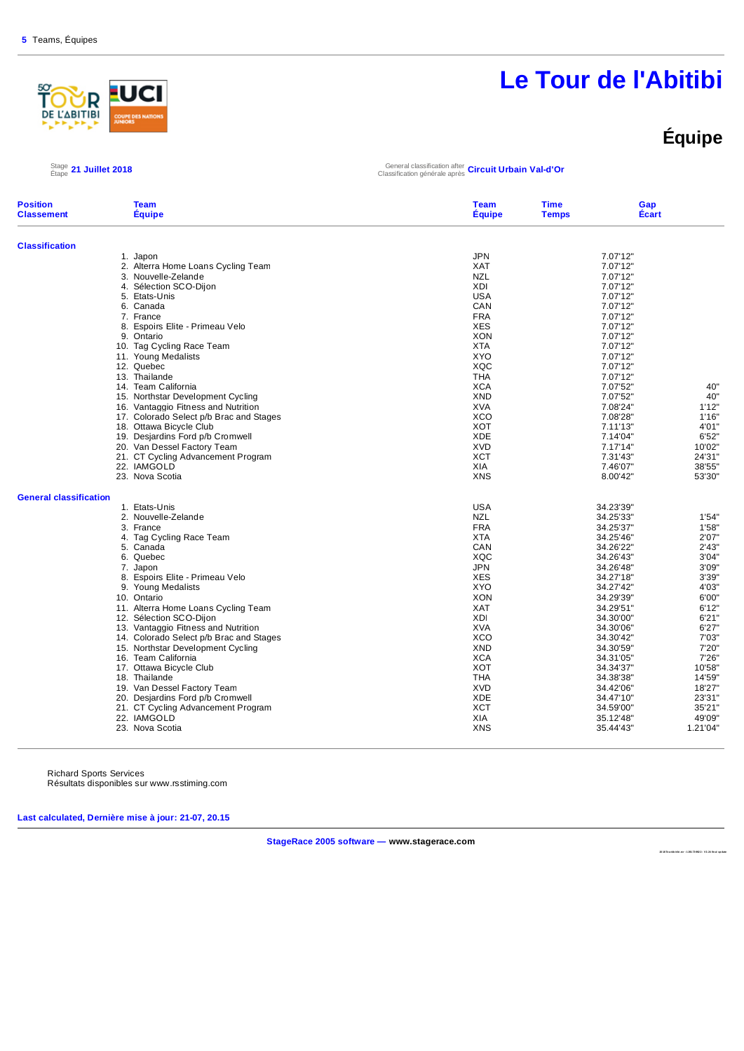5 Teams, Équipes

# Le Tour de l'Abitibi

## Équipe

Stage / Étape **21 Juillet 2018**

General classification after / Classification générale après **Circuit Urbain Val-d'Or**

| Position / Classement | Team / Équipe | Team / Équipe | Time / Temps | Gap / Écart |
|---|---|---|---|---|
| **Classification** | | | | |
| 1. | Japon | JPN | 7.07'12" | |
| 2. | Alterra Home Loans Cycling Team | XAT | 7.07'12" | |
| 3. | Nouvelle-Zelande | NZL | 7.07'12" | |
| 4. | Sélection SCO-Dijon | XDI | 7.07'12" | |
| 5. | Etats-Unis | USA | 7.07'12" | |
| 6. | Canada | CAN | 7.07'12" | |
| 7. | France | FRA | 7.07'12" | |
| 8. | Espoirs Elite - Primeau Velo | XES | 7.07'12" | |
| 9. | Ontario | XON | 7.07'12" | |
| 10. | Tag Cycling Race Team | XTA | 7.07'12" | |
| 11. | Young Medalists | XYO | 7.07'12" | |
| 12. | Quebec | XQC | 7.07'12" | |
| 13. | Thailande | THA | 7.07'12" | |
| 14. | Team California | XCA | 7.07'52" | 40" |
| 15. | Northstar Development Cycling | XND | 7.07'52" | 40" |
| 16. | Vantaggio Fitness and Nutrition | XVA | 7.08'24" | 1'12" |
| 17. | Colorado Select p/b Brac and Stages | XCO | 7.08'28" | 1'16" |
| 18. | Ottawa Bicycle Club | XOT | 7.11'13" | 4'01" |
| 19. | Desjardins Ford p/b Cromwell | XDE | 7.14'04" | 6'52" |
| 20. | Van Dessel Factory Team | XVD | 7.17'14" | 10'02" |
| 21. | CT Cycling Advancement Program | XCT | 7.31'43" | 24'31" |
| 22. | IAMGOLD | XIA | 7.46'07" | 38'55" |
| 23. | Nova Scotia | XNS | 8.00'42" | 53'30" |
| **General classification** | | | | |
| 1. | Etats-Unis | USA | 34.23'39" | |
| 2. | Nouvelle-Zelande | NZL | 34.25'33" | 1'54" |
| 3. | France | FRA | 34.25'37" | 1'58" |
| 4. | Tag Cycling Race Team | XTA | 34.25'46" | 2'07" |
| 5. | Canada | CAN | 34.26'22" | 2'43" |
| 6. | Quebec | XQC | 34.26'43" | 3'04" |
| 7. | Japon | JPN | 34.26'48" | 3'09" |
| 8. | Espoirs Elite - Primeau Velo | XES | 34.27'18" | 3'39" |
| 9. | Young Medalists | XYO | 34.27'42" | 4'03" |
| 10. | Ontario | XON | 34.29'39" | 6'00" |
| 11. | Alterra Home Loans Cycling Team | XAT | 34.29'51" | 6'12" |
| 12. | Sélection SCO-Dijon | XDI | 34.30'00" | 6'21" |
| 13. | Vantaggio Fitness and Nutrition | XVA | 34.30'06" | 6'27" |
| 14. | Colorado Select p/b Brac and Stages | XCO | 34.30'42" | 7'03" |
| 15. | Northstar Development Cycling | XND | 34.30'59" | 7'20" |
| 16. | Team California | XCA | 34.31'05" | 7'26" |
| 17. | Ottawa Bicycle Club | XOT | 34.34'37" | 10'58" |
| 18. | Thailande | THA | 34.38'38" | 14'59" |
| 19. | Van Dessel Factory Team | XVD | 34.42'06" | 18'27" |
| 20. | Desjardins Ford p/b Cromwell | XDE | 34.47'10" | 23'31" |
| 21. | CT Cycling Advancement Program | XCT | 34.59'00" | 35'21" |
| 22. | IAMGOLD | XIA | 35.12'48" | 49'09" |
| 23. | Nova Scotia | XNS | 35.44'43" | 1.21'04" |

Richard Sports Services
Résultats disponibles sur www.rsstiming.com

**Last calculated, Dernière mise à jour: 21-07, 20.15**

**StageRace 2005 software — www.stagerace.com**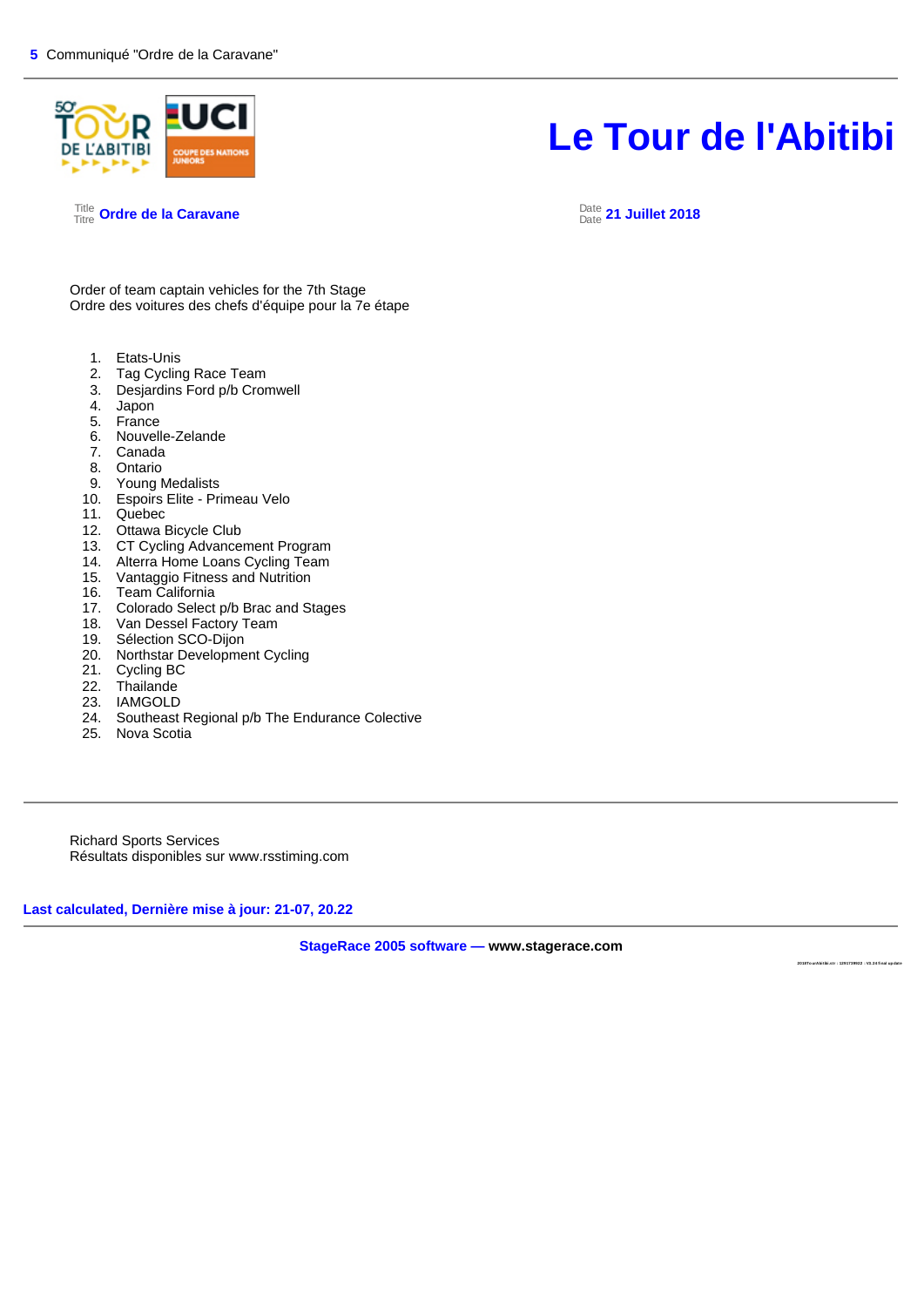5 Communiqué "Ordre de la Caravane"

# Le Tour de l'Abitibi

Title / Titre **Ordre de la Caravane**

Date / Date **21 Juillet 2018**

Order of team captain vehicles for the 7th Stage
Ordre des voitures des chefs d'équipe pour la 7e étape

1. Etats-Unis
2. Tag Cycling Race Team
3. Desjardins Ford p/b Cromwell
4. Japon
5. France
6. Nouvelle-Zelande
7. Canada
8. Ontario
9. Young Medalists
10. Espoirs Elite - Primeau Velo
11. Quebec
12. Ottawa Bicycle Club
13. CT Cycling Advancement Program
14. Alterra Home Loans Cycling Team
15. Vantaggio Fitness and Nutrition
16. Team California
17. Colorado Select p/b Brac and Stages
18. Van Dessel Factory Team
19. Sélection SCO-Dijon
20. Northstar Development Cycling
21. Cycling BC
22. Thailande
23. IAMGOLD
24. Southeast Regional p/b The Endurance Colective
25. Nova Scotia

---

Richard Sports Services
Résultats disponibles sur www.rsstiming.com

**Last calculated, Dernière mise à jour: 21-07, 20.22**

**StageRace 2005 software — www.stagerace.com**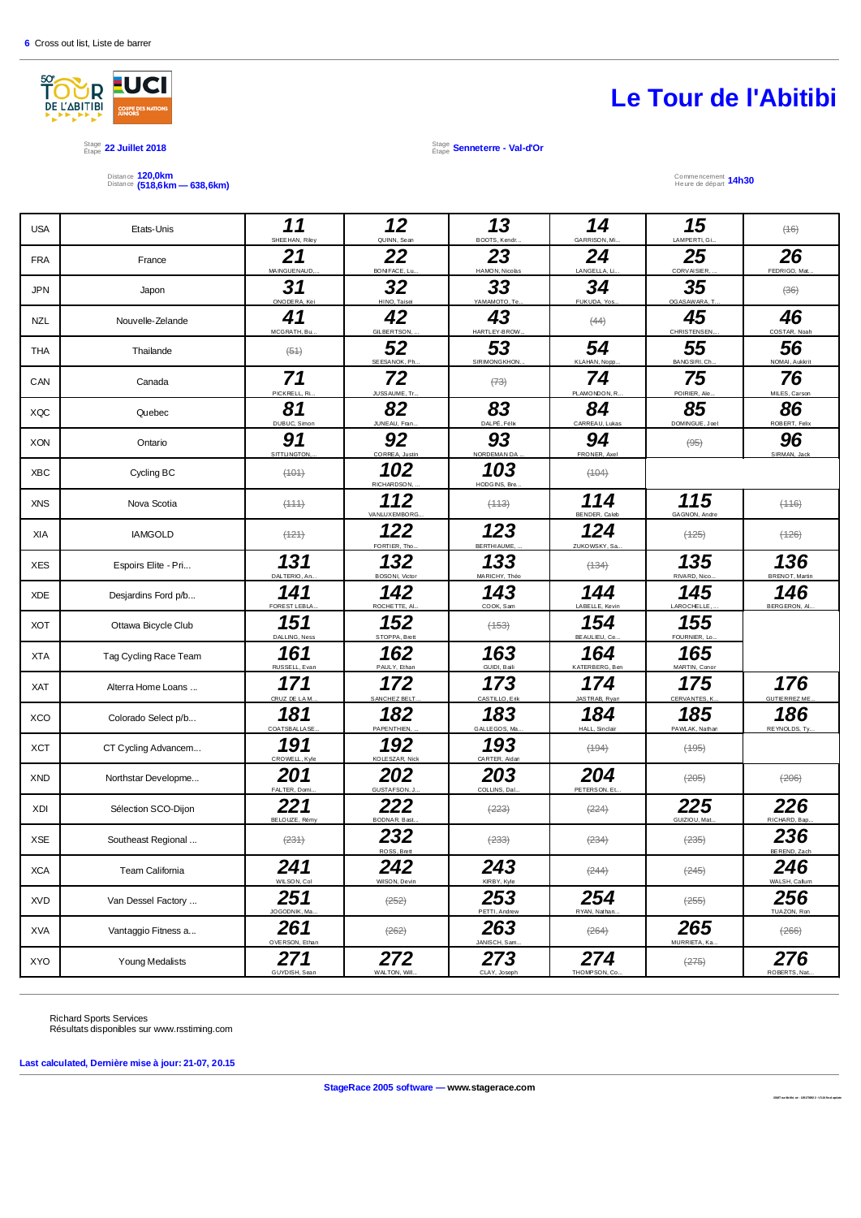6 Cross out list, Liste de barrer

# Le Tour de l'Abitibi

Stage / Étape **22 Juillet 2018**

Stage / Étape **Senneterre - Val-d'Or**

Distance **120,0km**
Distance **(518,6km — 638,6km)**

Commencement / Heure de départ **14h30**

| | | | | | | | |
|---|---|---|---|---|---|---|---|
| USA | Etats-Unis | **11** SHEEHAN, Riley | **12** QUINN, Sean | **13** BOOTS, Kendr... | **14** GARRISON, Mi... | **15** LAMPERTI, Gi... | ~~(16)~~ |
| FRA | France | **21** MAINGUENAUD,... | **22** BONIFACE, Lu... | **23** HAMON, Nicolas | **24** LANGELLA, Li... | **25** CORVAISIER, ... | **26** FEDRIGO, Mat... |
| JPN | Japon | **31** ONODERA, Kei | **32** HINO, Taisei | **33** YAMAMOTO, Te... | **34** FUKUDA, Yos... | **35** OGASAWARA, T... | ~~(36)~~ |
| NZL | Nouvelle-Zelande | **41** MCGRATH, Bu... | **42** GILBERTSON, ... | **43** HARTLEY-BROW... | ~~(44)~~ | **45** CHRISTENSEN,... | **46** COSTAR, Noah |
| THA | Thailande | ~~(51)~~ | **52** SEESANOK, Ph... | **53** SIRIMONGKHON... | **54** KLAHAN, Nopp... | **55** BANGSIRI, Ch... | **56** NOMAI, Aukkrit |
| CAN | Canada | **71** PICKRELL, Ri... | **72** JUSSAUME, Tr... | ~~(73)~~ | **74** PLAMONDON, R... | **75** POIRIER, Ale... | **76** MILES, Carson |
| XQC | Quebec | **81** DUBUC, Simon | **82** JUNEAU, Fran... | **83** DALPÉ, Félix | **84** CARREAU, Lukas | **85** DOMINGUE, Joel | **86** ROBERT, Felix |
| XON | Ontario | **91** SITTLINGTON,... | **92** CORREA, Justin | **93** NORDEMANDA ... | **94** FRONER, Axel | ~~(95)~~ | **96** SIRMAN, Jack |
| XBC | Cycling BC | ~~(101)~~ | **102** RICHARDSON, ... | **103** HODGINS, Bre... | ~~(104)~~ | | |
| XNS | Nova Scotia | ~~(111)~~ | **112** VANLUXEMBORG... | ~~(113)~~ | **114** BENDER, Caleb | **115** GAGNON, Andre | ~~(116)~~ |
| XIA | IAMGOLD | ~~(121)~~ | **122** FORTIER, Tho... | **123** BERTHIAUME, ... | **124** ZUKOWSKY, Sa... | ~~(125)~~ | ~~(126)~~ |
| XES | Espoirs Elite - Pri... | **131** DALTERIO, An... | **132** BOSONI, Victor | **133** MARICHY, Théo | ~~(134)~~ | **135** RIVARD, Nico... | **136** BRENOT, Martin |
| XDE | Desjardins Ford p/b... | **141** FOREST LEBLA... | **142** ROCHETTE, Al... | **143** COOK, Sam | **144** LABELLE, Kevin | **145** LAROCHELLE, ... | **146** BERGERON, Al... |
| XOT | Ottawa Bicycle Club | **151** DALLING, Ness | **152** STOPPA, Brett | ~~(153)~~ | **154** BEAULIEU, Ce... | **155** FOURNIER, Lo... | |
| XTA | Tag Cycling Race Team | **161** RUSSELL, Evan | **162** PAULY, Ethan | **163** GUIDI, Baili | **164** KATERBERG, Ben | **165** MARTIN, Conor | |
| XAT | Alterra Home Loans ... | **171** CRUZ DE LA M... | **172** SANCHEZ BELT... | **173** CASTILLO, Erik | **174** JASTRAB, Ryan | **175** CERVANTES, K... | **176** GUTIERREZ ME... |
| XCO | Colorado Select p/b... | **181** COATSBALLASE... | **182** PAPENTHIEN, ... | **183** GALLEGOS, Ma... | **184** HALL, Sinclair | **185** PAWLAK, Nathan | **186** REYNOLDS, Ty... |
| XCT | CT Cycling Advancem... | **191** CROWELL, Kyle | **192** KOLESZAR, Nick | **193** CARTER, Aidan | ~~(194)~~ | ~~(195)~~ | |
| XND | Northstar Developme... | **201** FALTER, Domi... | **202** GUSTAFSON, J... | **203** COLLINS, Dal... | **204** PETERSON, Et... | ~~(205)~~ | ~~(206)~~ |
| XDI | Sélection SCO-Dijon | **221** BELOUZE, Rémy | **222** BODNAR, Bast... | ~~(223)~~ | ~~(224)~~ | **225** GUIZIOU, Mat... | **226** RICHARD, Bap... |
| XSE | Southeast Regional ... | ~~(231)~~ | **232** ROSS, Brett | ~~(233)~~ | ~~(234)~~ | ~~(235)~~ | **236** BEREND, Zach |
| XCA | Team California | **241** WILSON, Col | **242** WILSON, Devin | **243** KIRBY, Kyle | ~~(244)~~ | ~~(245)~~ | **246** WALSH, Callum |
| XVD | Van Dessel Factory ... | **251** JOGODNIK, Ma... | ~~(252)~~ | **253** PETTI, Andrew | **254** RYAN, Nathan... | ~~(255)~~ | **256** TUAZON, Ron |
| XVA | Vantaggio Fitness a... | **261** OVERSON, Ethan | ~~(262)~~ | **263** JANISCH, Sam... | ~~(264)~~ | **265** MURRIETA, Ka... | ~~(266)~~ |
| XYO | Young Medalists | **271** GUYDISH, Sean | **272** WALTON, Will... | **273** CLAY, Joseph | **274** THOMPSON, Co... | ~~(275)~~ | **276** ROBERTS, Nat... |

Richard Sports Services
Résultats disponibles sur www.rsstiming.com

**Last calculated, Dernière mise à jour: 21-07, 20.15**

**StageRace 2005 software — www.stagerace.com**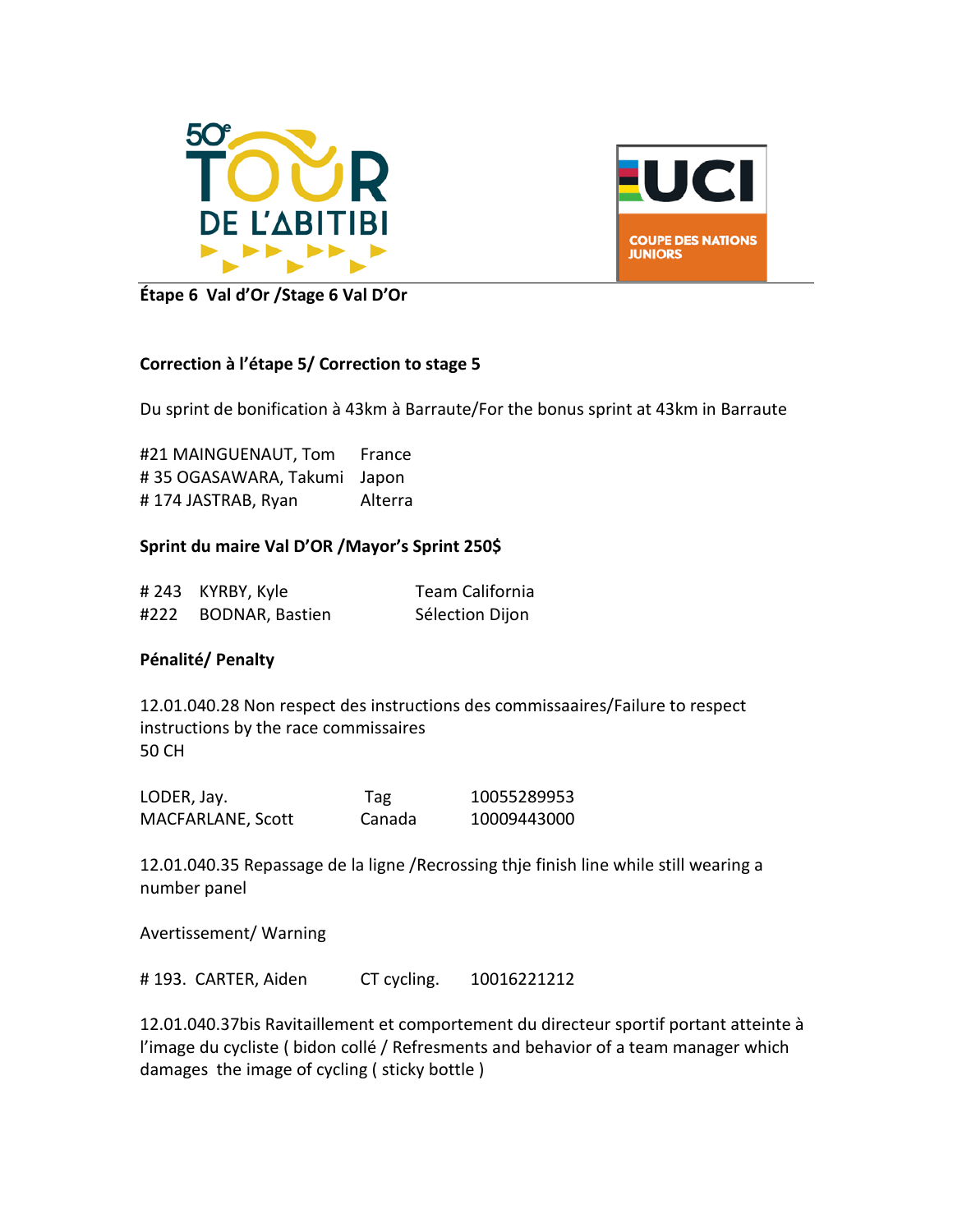**Étape 6 Val d'Or /Stage 6 Val D'Or**

**Correction à l'étape 5/ Correction to stage 5**

Du sprint de bonification à 43km à Barraute/For the bonus sprint at 43km in Barraute

| | |
|---|---|
| #21 MAINGUENAUT, Tom | France |
| # 35 OGASAWARA, Takumi | Japon |
| # 174 JASTRAB, Ryan | Alterra |

**Sprint du maire Val D'OR /Mayor's Sprint 250$**

| | | |
|---|---|---|
| # 243 | KYRBY, Kyle | Team California |
| #222 | BODNAR, Bastien | Sélection Dijon |

**Pénalité/ Penalty**

12.01.040.28 Non respect des instructions des commissaaires/Failure to respect instructions by the race commissaires
50 CH

| | | |
|---|---|---|
| LODER, Jay. | Tag | 10055289953 |
| MACFARLANE, Scott | Canada | 10009443000 |

12.01.040.35 Repassage de la ligne /Recrossing thje finish line while still wearing a number panel

Avertissement/ Warning

| | | |
|---|---|---|
| # 193. CARTER, Aiden | CT cycling. | 10016221212 |

12.01.040.37bis Ravitaillement et comportement du directeur sportif portant atteinte à l'image du cycliste ( bidon collé / Refresments and behavior of a team manager which damages the image of cycling ( sticky bottle )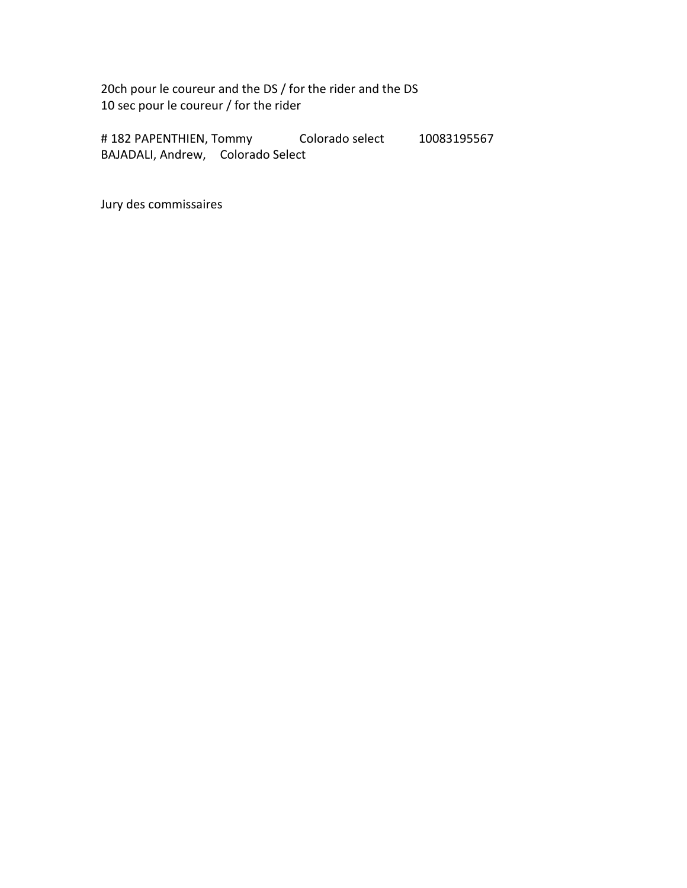20ch pour le coureur and the DS / for the rider and the DS
10 sec pour le coureur / for the rider

# 182 PAPENTHIEN, Tommy Colorado select 10083195567
BAJADALI, Andrew, Colorado Select

Jury des commissaires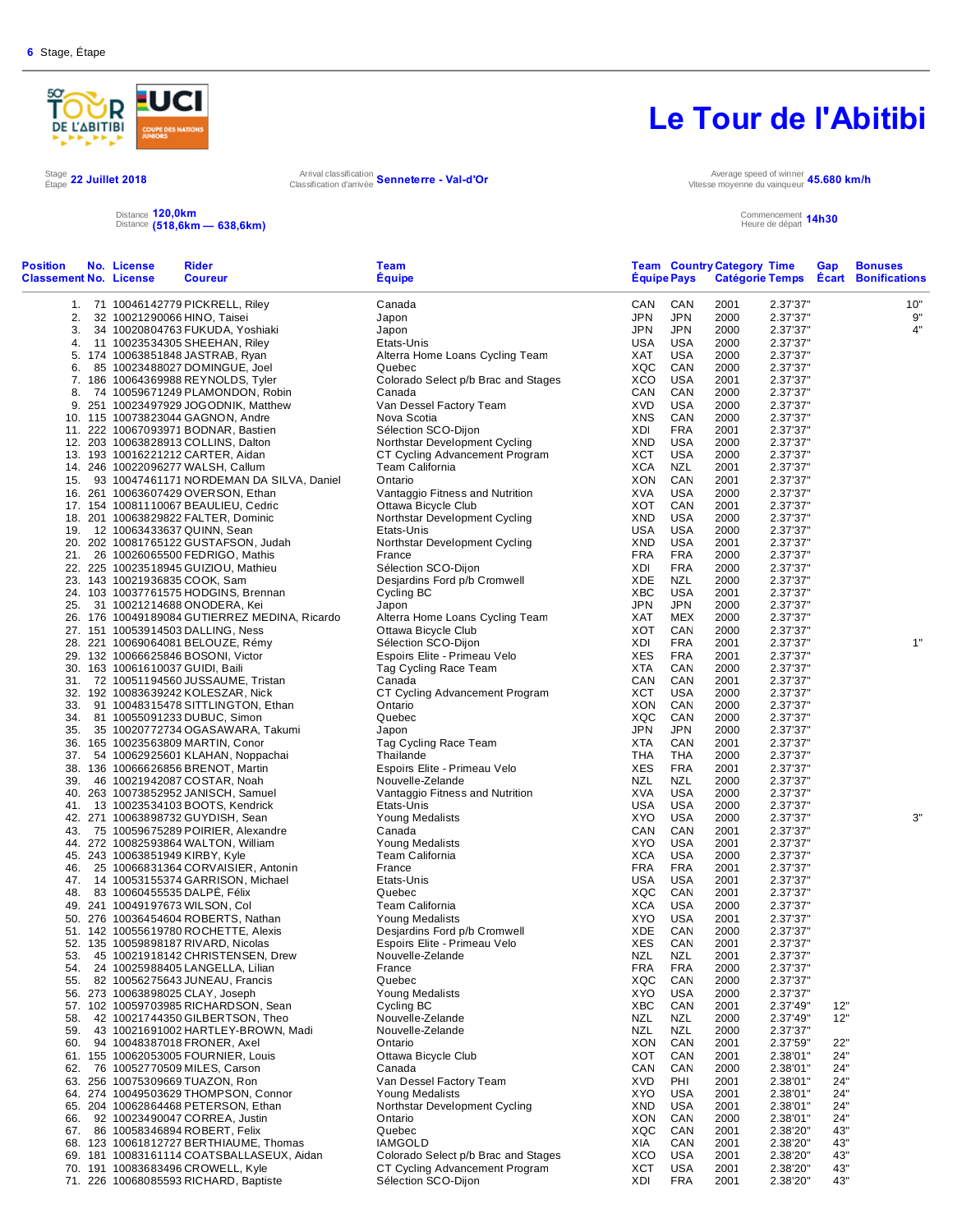**6** Stage, Étape

# Le Tour de l'Abitibi

Stage / Etape **22 Juillet 2018**

Arrival classification / Classification d'arrivée **Senneterre - Val-d'Or**

Average speed of winner / Vitesse moyenne du vainqueur **45.680 km/h**

Distance / Distance **120,0km (518,6km — 638,6km)**

Commencement / Heure de départ **14h30**

| Position Classement | No. No. | License License | Rider Coureur | Team Équipe | Team Équipe | Country Pays | Category Catégorie | Time Temps | Gap Écart | Bonuses Bonifications |
|---|---|---|---|---|---|---|---|---|---|---|
| 1. | 71 | 10046142779 | PICKRELL, Riley | Canada | CAN | CAN | 2001 | 2.37'37" | | 10" |
| 2. | 32 | 10021290066 | HINO, Taisei | Japon | JPN | JPN | 2000 | 2.37'37" | | 9" |
| 3. | 34 | 10020804763 | FUKUDA, Yoshiaki | Japon | JPN | JPN | 2000 | 2.37'37" | | 4" |
| 4. | 11 | 10023534305 | SHEEHAN, Riley | Etats-Unis | USA | USA | 2000 | 2.37'37" | | |
| 5. | 174 | 10063851848 | JASTRAB, Ryan | Alterra Home Loans Cycling Team | XAT | USA | 2000 | 2.37'37" | | |
| 6. | 85 | 10023488027 | DOMINGUE, Joel | Quebec | XQC | CAN | 2000 | 2.37'37" | | |
| 7. | 186 | 10064369988 | REYNOLDS, Tyler | Colorado Select p/b Brac and Stages | XCO | USA | 2001 | 2.37'37" | | |
| 8. | 74 | 10059671249 | PLAMONDON, Robin | Canada | CAN | CAN | 2000 | 2.37'37" | | |
| 9. | 251 | 10023497929 | JOGODNIK, Matthew | Van Dessel Factory Team | XVD | USA | 2000 | 2.37'37" | | |
| 10. | 115 | 10073823044 | GAGNON, Andre | Nova Scotia | XNS | CAN | 2000 | 2.37'37" | | |
| 11. | 222 | 10067093971 | BODNAR, Bastien | Sélection SCO-Dijon | XDI | FRA | 2001 | 2.37'37" | | |
| 12. | 203 | 10063828913 | COLLINS, Dalton | Northstar Development Cycling | XND | USA | 2000 | 2.37'37" | | |
| 13. | 193 | 10016221212 | CARTER, Aidan | CT Cycling Advancement Program | XCT | USA | 2000 | 2.37'37" | | |
| 14. | 246 | 10022096277 | WALSH, Callum | Team California | XCA | NZL | 2001 | 2.37'37" | | |
| 15. | 93 | 10047461171 | NORDEMAN DA SILVA, Daniel | Ontario | XON | CAN | 2001 | 2.37'37" | | |
| 16. | 261 | 10063607429 | OVERSON, Ethan | Vantaggio Fitness and Nutrition | XVA | USA | 2000 | 2.37'37" | | |
| 17. | 154 | 10081110067 | BEAULIEU, Cedric | Ottawa Bicycle Club | XOT | CAN | 2001 | 2.37'37" | | |
| 18. | 201 | 10063829822 | FALTER, Dominic | Northstar Development Cycling | XND | USA | 2000 | 2.37'37" | | |
| 19. | 12 | 10063433637 | QUINN, Sean | Etats-Unis | USA | USA | 2000 | 2.37'37" | | |
| 20. | 202 | 10081765122 | GUSTAFSON, Judah | Northstar Development Cycling | XND | USA | 2001 | 2.37'37" | | |
| 21. | 26 | 10026065500 | FEDRIGO, Mathis | France | FRA | FRA | 2000 | 2.37'37" | | |
| 22. | 225 | 10023518945 | GUIZIOU, Mathieu | Sélection SCO-Dijon | XDI | FRA | 2000 | 2.37'37" | | |
| 23. | 143 | 10021936835 | COOK, Sam | Desjardins Ford p/b Cromwell | XDE | NZL | 2000 | 2.37'37" | | |
| 24. | 103 | 10037761575 | HODGINS, Brennan | Cycling BC | XBC | USA | 2001 | 2.37'37" | | |
| 25. | 31 | 10021214688 | ONODERA, Kei | Japon | JPN | JPN | 2000 | 2.37'37" | | |
| 26. | 176 | 10049189084 | GUTIERREZ MEDINA, Ricardo | Alterra Home Loans Cycling Team | XAT | MEX | 2000 | 2.37'37" | | |
| 27. | 151 | 10053914503 | DALLING, Ness | Ottawa Bicycle Club | XOT | CAN | 2000 | 2.37'37" | | |
| 28. | 221 | 10069064081 | BELOUZE, Rémy | Sélection SCO-Dijon | XDI | FRA | 2001 | 2.37'37" | | 1" |
| 29. | 132 | 10066625846 | BOSONI, Victor | Espoirs Elite - Primeau Velo | XES | FRA | 2001 | 2.37'37" | | |
| 30. | 163 | 10061610037 | GUIDI, Baili | Tag Cycling Race Team | XTA | CAN | 2000 | 2.37'37" | | |
| 31. | 72 | 10051194560 | JUSSAUME, Tristan | Canada | CAN | CAN | 2001 | 2.37'37" | | |
| 32. | 192 | 10083639242 | KOLESZAR, Nick | CT Cycling Advancement Program | XCT | USA | 2001 | 2.37'37" | | |
| 33. | 91 | 10048315478 | SITTLINGTON, Ethan | Ontario | XON | CAN | 2000 | 2.37'37" | | |
| 34. | 81 | 10055091233 | DUBUC, Simon | Quebec | XQC | CAN | 2000 | 2.37'37" | | |
| 35. | 35 | 10020772734 | OGASAWARA, Takumi | Japon | JPN | JPN | 2000 | 2.37'37" | | |
| 36. | 165 | 10023563809 | MARTIN, Conor | Tag Cycling Race Team | XTA | CAN | 2001 | 2.37'37" | | |
| 37. | 54 | 10062925601 | KLAHAN, Noppachai | Thailande | THA | THA | 2000 | 2.37'37" | | |
| 38. | 136 | 10066626856 | BRENOT, Martin | Espoirs Elite - Primeau Velo | XES | FRA | 2001 | 2.37'37" | | |
| 39. | 46 | 10021942087 | COSTAR, Noah | Nouvelle-Zelande | NZL | NZL | 2000 | 2.37'37" | | |
| 40. | 263 | 10073852952 | JANISCH, Samuel | Vantaggio Fitness and Nutrition | XVA | USA | 2000 | 2.37'37" | | |
| 41. | 13 | 10023534103 | BOOTS, Kendrick | Etats-Unis | USA | USA | 2000 | 2.37'37" | | |
| 42. | 271 | 10063898732 | GUYDISH, Sean | Young Medalists | XYO | USA | 2000 | 2.37'37" | | 3" |
| 43. | 75 | 10059675289 | POIRIER, Alexandre | Canada | CAN | CAN | 2001 | 2.37'37" | | |
| 44. | 272 | 10082593864 | WALTON, William | Young Medalists | XYO | USA | 2001 | 2.37'37" | | |
| 45. | 243 | 10063851949 | KIRBY, Kyle | Team California | XCA | USA | 2000 | 2.37'37" | | |
| 46. | 25 | 10066831364 | CORVAISIER, Antonin | France | FRA | FRA | 2001 | 2.37'37" | | |
| 47. | 14 | 10053155374 | GARRISON, Michael | Etats-Unis | USA | USA | 2001 | 2.37'37" | | |
| 48. | 83 | 10060455535 | DALPÉ, Félix | Quebec | XQC | CAN | 2001 | 2.37'37" | | |
| 49. | 241 | 10049197673 | WILSON, Col | Team California | XCA | USA | 2000 | 2.37'37" | | |
| 50. | 276 | 10036454604 | ROBERTS, Nathan | Young Medalists | XYO | USA | 2001 | 2.37'37" | | |
| 51. | 142 | 10055619780 | ROCHETTE, Alexis | Desjardins Ford p/b Cromwell | XDE | CAN | 2000 | 2.37'37" | | |
| 52. | 135 | 10059898187 | RIVARD, Nicolas | Espoirs Elite - Primeau Velo | XES | CAN | 2001 | 2.37'37" | | |
| 53. | 45 | 10021918142 | CHRISTENSEN, Drew | Nouvelle-Zelande | NZL | NZL | 2001 | 2.37'37" | | |
| 54. | 24 | 10025988405 | LANGELLA, Lilian | France | FRA | FRA | 2001 | 2.37'37" | | |
| 55. | 82 | 10056275643 | JUNEAU, Francis | Quebec | XQC | CAN | 2000 | 2.37'37" | | |
| 56. | 273 | 10063898025 | CLAY, Joseph | Young Medalists | XYO | USA | 2000 | 2.37'37" | | |
| 57. | 102 | 10059703985 | RICHARDSON, Sean | Cycling BC | XBC | CAN | 2001 | 2.37'49" | 12" | |
| 58. | 42 | 10021744350 | GILBERTSON, Theo | Nouvelle-Zelande | NZL | NZL | 2000 | 2.37'49" | 12" | |
| 59. | 43 | 10021691002 | HARTLEY-BROWN, Madi | Nouvelle-Zelande | NZL | NZL | 2000 | 2.37'37" | | |
| 60. | 94 | 10048387018 | FRONER, Axel | Ontario | XON | CAN | 2001 | 2.37'59" | 22" | |
| 61. | 155 | 10062053005 | FOURNIER, Louis | Ottawa Bicycle Club | XOT | CAN | 2001 | 2.38'01" | 24" | |
| 62. | 76 | 10052770509 | MILES, Carson | Canada | CAN | CAN | 2000 | 2.38'01" | 24" | |
| 63. | 256 | 10075309669 | TUAZON, Ron | Van Dessel Factory Team | XVD | PHI | 2001 | 2.38'01" | 24" | |
| 64. | 274 | 10049503629 | THOMPSON, Connor | Young Medalists | XYO | USA | 2001 | 2.38'01" | 24" | |
| 65. | 204 | 10062864468 | PETERSON, Ethan | Northstar Development Cycling | XND | USA | 2001 | 2.38'01" | 24" | |
| 66. | 92 | 10023490047 | CORREA, Justin | Ontario | XON | CAN | 2000 | 2.38'01" | 24" | |
| 67. | 86 | 10058346894 | ROBERT, Felix | Quebec | XQC | CAN | 2001 | 2.38'20" | 43" | |
| 68. | 123 | 10061812727 | BERTHIAUME, Thomas | IAMGOLD | XIA | CAN | 2001 | 2.38'20" | 43" | |
| 69. | 181 | 10083161114 | COATSBALLASEUX, Aidan | Colorado Select p/b Brac and Stages | XCO | USA | 2001 | 2.38'20" | 43" | |
| 70. | 191 | 10083683496 | CROWELL, Kyle | CT Cycling Advancement Program | XCT | USA | 2001 | 2.38'20" | 43" | |
| 71. | 226 | 10068085593 | RICHARD, Baptiste | Sélection SCO-Dijon | XDI | FRA | 2001 | 2.38'20" | 43" | |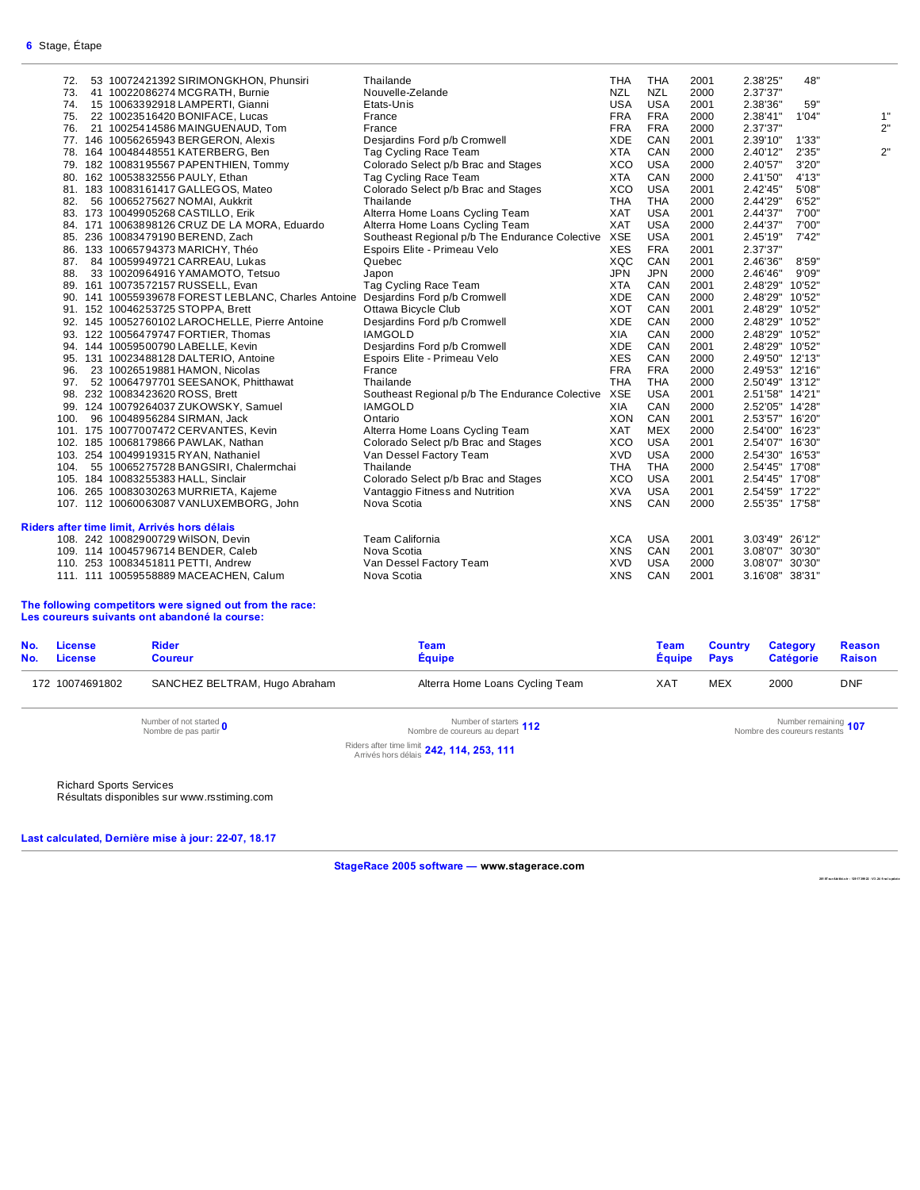6 Stage, Étape

| Pos | No. | License | Rider | Team | Team code | Country | Category | Time | Gap | Bonus |
|---|---|---|---|---|---|---|---|---|---|---|
| 72. | 53 | 10072421392 | SIRIMONGKHON, Phunsiri | Thailande | THA | THA | 2001 | 2.38'25" | 48" | |
| 73. | 41 | 10022086274 | MCGRATH, Burnie | Nouvelle-Zelande | NZL | NZL | 2000 | 2.37'37" | | |
| 74. | 15 | 10063392918 | LAMPERTI, Gianni | Etats-Unis | USA | USA | 2001 | 2.38'36" | 59" | |
| 75. | 22 | 10023516420 | BONIFACE, Lucas | France | FRA | FRA | 2000 | 2.38'41" | 1'04" | 1" |
| 76. | 21 | 10025414586 | MAINGUENAUD, Tom | France | FRA | FRA | 2000 | 2.37'37" | | 2" |
| 77. | 146 | 10056265943 | BERGERON, Alexis | Desjardins Ford p/b Cromwell | XDE | CAN | 2001 | 2.39'10" | 1'33" | |
| 78. | 164 | 10048448551 | KATERBERG, Ben | Tag Cycling Race Team | XTA | CAN | 2000 | 2.40'12" | 2'35" | 2" |
| 79. | 182 | 10083195567 | PAPENTHIEN, Tommy | Colorado Select p/b Brac and Stages | XCO | USA | 2000 | 2.40'57" | 3'20" | |
| 80. | 162 | 10053832556 | PAULY, Ethan | Tag Cycling Race Team | XTA | CAN | 2000 | 2.41'50" | 4'13" | |
| 81. | 183 | 10083161417 | GALLEGOS, Mateo | Colorado Select p/b Brac and Stages | XCO | USA | 2001 | 2.42'45" | 5'08" | |
| 82. | 56 | 10065275627 | NOMAI, Aukkrit | Thailande | THA | THA | 2000 | 2.44'29" | 6'52" | |
| 83. | 173 | 10049905268 | CASTILLO, Erik | Alterra Home Loans Cycling Team | XAT | USA | 2001 | 2.44'37" | 7'00" | |
| 84. | 171 | 10063898126 | CRUZ DE LA MORA, Eduardo | Alterra Home Loans Cycling Team | XAT | USA | 2000 | 2.44'37" | 7'00" | |
| 85. | 236 | 10083479190 | BEREND, Zach | Southeast Regional p/b The Endurance Colective | XSE | USA | 2001 | 2.45'19" | 7'42" | |
| 86. | 133 | 10065794373 | MARICHY, Théo | Espoirs Elite - Primeau Velo | XES | FRA | 2001 | 2.37'37" | | |
| 87. | 84 | 10059949721 | CARREAU, Lukas | Quebec | XQC | CAN | 2001 | 2.46'36" | 8'59" | |
| 88. | 33 | 10020964916 | YAMAMOTO, Tetsuo | Japon | JPN | JPN | 2000 | 2.46'46" | 9'09" | |
| 89. | 161 | 10073572157 | RUSSELL, Evan | Tag Cycling Race Team | XTA | CAN | 2001 | 2.48'29" | 10'52" | |
| 90. | 141 | 10055939678 | FOREST LEBLANC, Charles Antoine | Desjardins Ford p/b Cromwell | XDE | CAN | 2000 | 2.48'29" | 10'52" | |
| 91. | 152 | 10046253725 | STOPPA, Brett | Ottawa Bicycle Club | XOT | CAN | 2001 | 2.48'29" | 10'52" | |
| 92. | 145 | 10052760102 | LAROCHELLE, Pierre Antoine | Desjardins Ford p/b Cromwell | XDE | CAN | 2000 | 2.48'29" | 10'52" | |
| 93. | 122 | 10056479747 | FORTIER, Thomas | IAMGOLD | XIA | CAN | 2000 | 2.48'29" | 10'52" | |
| 94. | 144 | 10059500790 | LABELLE, Kevin | Desjardins Ford p/b Cromwell | XDE | CAN | 2001 | 2.48'29" | 10'52" | |
| 95. | 131 | 10023488128 | DALTERIO, Antoine | Espoirs Elite - Primeau Velo | XES | CAN | 2000 | 2.49'50" | 12'13" | |
| 96. | 23 | 10026519881 | HAMON, Nicolas | France | FRA | FRA | 2000 | 2.49'53" | 12'16" | |
| 97. | 52 | 10064797701 | SEESANOK, Phitthawat | Thailande | THA | THA | 2000 | 2.50'49" | 13'12" | |
| 98. | 232 | 10083423620 | ROSS, Brett | Southeast Regional p/b The Endurance Colective | XSE | USA | 2001 | 2.51'58" | 14'21" | |
| 99. | 124 | 10079264037 | ZUKOWSKY, Samuel | IAMGOLD | XIA | CAN | 2000 | 2.52'05" | 14'28" | |
| 100. | 96 | 10048956284 | SIRMAN, Jack | Ontario | XON | CAN | 2001 | 2.53'57" | 16'20" | |
| 101. | 175 | 10077007472 | CERVANTES, Kevin | Alterra Home Loans Cycling Team | XAT | MEX | 2000 | 2.54'00" | 16'23" | |
| 102. | 185 | 10068179866 | PAWLAK, Nathan | Colorado Select p/b Brac and Stages | XCO | USA | 2001 | 2.54'07" | 16'30" | |
| 103. | 254 | 10049919315 | RYAN, Nathaniel | Van Dessel Factory Team | XVD | USA | 2000 | 2.54'30" | 16'53" | |
| 104. | 55 | 10065275628 | BANGSIRI, Chalermchai | Thailande | THA | THA | 2000 | 2.54'45" | 17'08" | |
| 105. | 184 | 10083255383 | HALL, Sinclair | Colorado Select p/b Brac and Stages | XCO | USA | 2001 | 2.54'45" | 17'08" | |
| 106. | 265 | 10083030263 | MURRIETA, Kajeme | Vantaggio Fitness and Nutrition | XVA | USA | 2001 | 2.54'59" | 17'22" | |
| 107. | 112 | 10060063087 | VANLUXEMBORG, John | Nova Scotia | XNS | CAN | 2000 | 2.55'35" | 17'58" | |

**Riders after time limit, Arrivés hors délais**

| Pos | No. | License | Rider | Team | Team code | Country | Category | Time | Gap |
|---|---|---|---|---|---|---|---|---|---|
| 108. | 242 | 10082900729 | WilSON, Devin | Team California | XCA | USA | 2001 | 3.03'49" | 26'12" |
| 109. | 114 | 10045796714 | BENDER, Caleb | Nova Scotia | XNS | CAN | 2001 | 3.08'07" | 30'30" |
| 110. | 253 | 10083451811 | PETTI, Andrew | Van Dessel Factory Team | XVD | USA | 2000 | 3.08'07" | 30'30" |
| 111. | 111 | 10059558889 | MACEACHEN, Calum | Nova Scotia | XNS | CAN | 2001 | 3.16'08" | 38'31" |

**The following competitors were signed out from the race:**
**Les coureurs suivants ont abandoné la course:**

| No. / No. | License / License | Rider / Coureur | Team / Équipe | Team / Équipe | Country / Pays | Category / Catégorie | Reason / Raison |
|---|---|---|---|---|---|---|---|
| 172 | 10074691802 | SANCHEZ BELTRAM, Hugo Abraham | Alterra Home Loans Cycling Team | XAT | MEX | 2000 | DNF |

Number of not started / Nombre de pas partir **0**

Number of starters / Nombre de coureurs au depart **112**

Number remaining / Nombre des coureurs restants **107**

Riders after time limit / Arrivés hors délais **242, 114, 253, 111**

Richard Sports Services
Résultats disponibles sur www.rsstiming.com

**Last calculated, Dernière mise à jour: 22-07, 18.17**

**StageRace 2005 software — www.stagerace.com**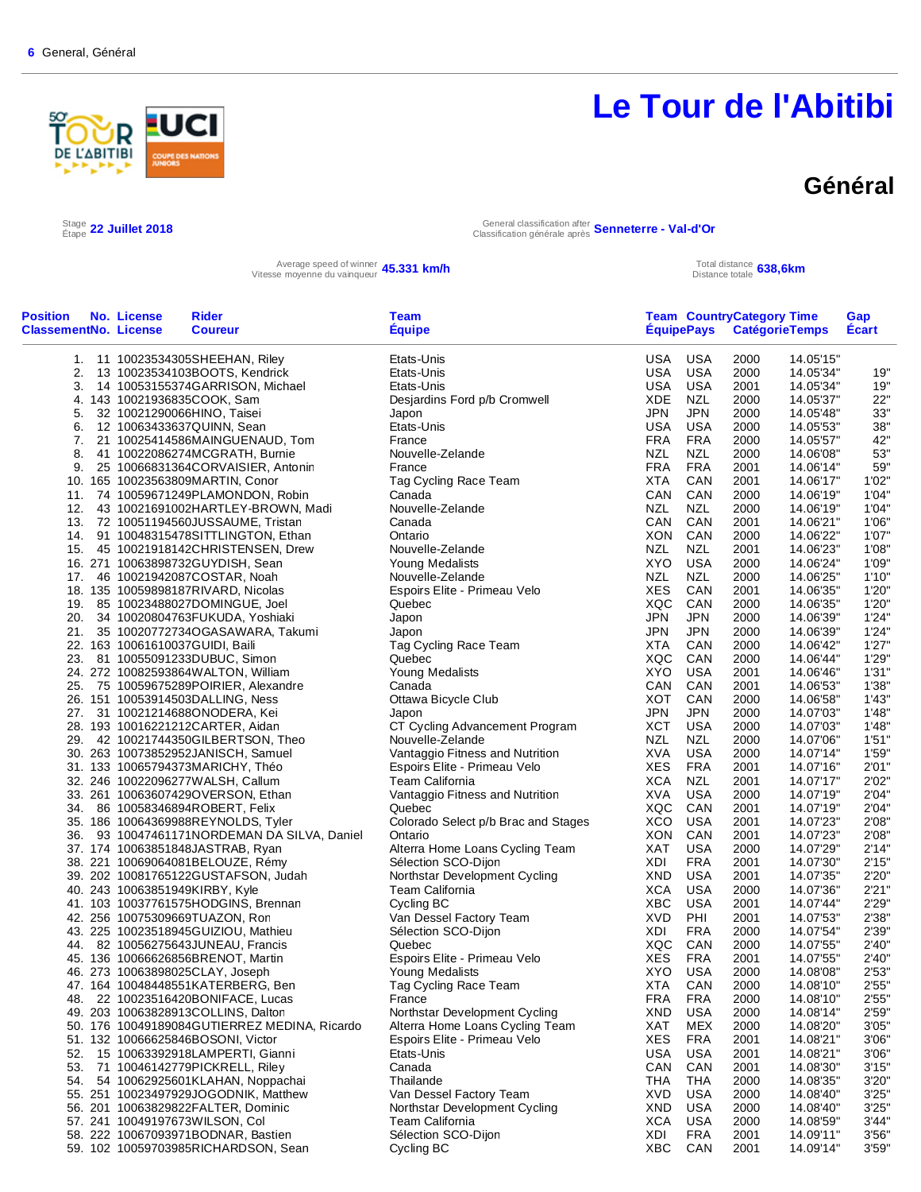6 General, Général

# Le Tour de l'Abitibi

## Général

Stage / Étape **22 Juillet 2018**

General classification after / Classification générale après **Senneterre - Val-d'Or**

Average speed of winner / Vitesse moyenne du vainqueur **45.331 km/h**

Total distance / Distance totale **638,6km**

| Position Classement | No. No. | License License | Rider Coureur | Team Équipe | Team Équipe | Country Pays | Category Catégorie | Time Temps | Gap Écart |
|---|---|---|---|---|---|---|---|---|---|
| 1. | 11 | 10023534305 | SHEEHAN, Riley | Etats-Unis | USA | USA | 2000 | 14.05'15" | |
| 2. | 13 | 10023534103 | BOOTS, Kendrick | Etats-Unis | USA | USA | 2000 | 14.05'34" | 19" |
| 3. | 14 | 10053155374 | GARRISON, Michael | Etats-Unis | USA | USA | 2001 | 14.05'34" | 19" |
| 4. | 143 | 10021936835 | COOK, Sam | Desjardins Ford p/b Cromwell | XDE | NZL | 2000 | 14.05'37" | 22" |
| 5. | 32 | 10021290066 | HINO, Taisei | Japon | JPN | JPN | 2000 | 14.05'48" | 33" |
| 6. | 12 | 10063433637 | QUINN, Sean | Etats-Unis | USA | USA | 2000 | 14.05'53" | 38" |
| 7. | 21 | 10025414586 | MAINGUENAUD, Tom | France | FRA | FRA | 2000 | 14.05'57" | 42" |
| 8. | 41 | 10022086274 | MCGRATH, Burnie | Nouvelle-Zelande | NZL | NZL | 2000 | 14.06'08" | 53" |
| 9. | 25 | 10066831364 | CORVAISIER, Antonin | France | FRA | FRA | 2001 | 14.06'14" | 59" |
| 10. | 165 | 10023563809 | MARTIN, Conor | Tag Cycling Race Team | XTA | CAN | 2001 | 14.06'17" | 1'02" |
| 11. | 74 | 10059671249 | PLAMONDON, Robin | Canada | CAN | CAN | 2000 | 14.06'19" | 1'04" |
| 12. | 43 | 10021691002 | HARTLEY-BROWN, Madi | Nouvelle-Zelande | NZL | NZL | 2000 | 14.06'19" | 1'04" |
| 13. | 72 | 10051194560 | JUSSAUME, Tristan | Canada | CAN | CAN | 2001 | 14.06'21" | 1'06" |
| 14. | 91 | 10048315478 | SITTLINGTON, Ethan | Ontario | XON | CAN | 2000 | 14.06'22" | 1'07" |
| 15. | 45 | 10021918142 | CHRISTENSEN, Drew | Nouvelle-Zelande | NZL | NZL | 2001 | 14.06'23" | 1'08" |
| 16. | 271 | 10063898732 | GUYDISH, Sean | Young Medalists | XYO | USA | 2000 | 14.06'24" | 1'09" |
| 17. | 46 | 10021942087 | COSTAR, Noah | Nouvelle-Zelande | NZL | NZL | 2000 | 14.06'25" | 1'10" |
| 18. | 135 | 10059898187 | RIVARD, Nicolas | Espoirs Elite - Primeau Velo | XES | CAN | 2001 | 14.06'35" | 1'20" |
| 19. | 85 | 10023488027 | DOMINGUE, Joel | Quebec | XQC | CAN | 2000 | 14.06'35" | 1'20" |
| 20. | 34 | 10020804763 | FUKUDA, Yoshiaki | Japon | JPN | JPN | 2000 | 14.06'39" | 1'24" |
| 21. | 35 | 10020772734 | OGASAWARA, Takumi | Japon | JPN | JPN | 2000 | 14.06'39" | 1'24" |
| 22. | 163 | 10061610037 | GUIDI, Baili | Tag Cycling Race Team | XTA | CAN | 2000 | 14.06'42" | 1'27" |
| 23. | 81 | 10055091233 | DUBUC, Simon | Quebec | XQC | CAN | 2000 | 14.06'44" | 1'29" |
| 24. | 272 | 10082593864 | WALTON, William | Young Medalists | XYO | USA | 2001 | 14.06'46" | 1'31" |
| 25. | 75 | 10059675289 | POIRIER, Alexandre | Canada | CAN | CAN | 2001 | 14.06'53" | 1'38" |
| 26. | 151 | 10053914503 | DALLING, Ness | Ottawa Bicycle Club | XOT | CAN | 2000 | 14.06'58" | 1'43" |
| 27. | 31 | 10021214688 | ONODERA, Kei | Japon | JPN | JPN | 2000 | 14.07'03" | 1'48" |
| 28. | 193 | 10016221212 | CARTER, Aidan | CT Cycling Advancement Program | XCT | USA | 2000 | 14.07'03" | 1'48" |
| 29. | 42 | 10021744350 | GILBERTSON, Theo | Nouvelle-Zelande | NZL | NZL | 2000 | 14.07'06" | 1'51" |
| 30. | 263 | 10073852952 | JANISCH, Samuel | Vantaggio Fitness and Nutrition | XVA | USA | 2000 | 14.07'14" | 1'59" |
| 31. | 133 | 10065794373 | MARICHY, Théo | Espoirs Elite - Primeau Velo | XES | FRA | 2001 | 14.07'16" | 2'01" |
| 32. | 246 | 10022096277 | WALSH, Callum | Team California | XCA | NZL | 2001 | 14.07'17" | 2'02" |
| 33. | 261 | 10063607429 | OVERSON, Ethan | Vantaggio Fitness and Nutrition | XVA | USA | 2000 | 14.07'19" | 2'04" |
| 34. | 86 | 10058346894 | ROBERT, Felix | Quebec | XQC | CAN | 2001 | 14.07'19" | 2'04" |
| 35. | 186 | 10064369988 | REYNOLDS, Tyler | Colorado Select p/b Brac and Stages | XCO | USA | 2001 | 14.07'23" | 2'08" |
| 36. | 93 | 10047461171 | NORDEMAN DA SILVA, Daniel | Ontario | XON | CAN | 2001 | 14.07'23" | 2'08" |
| 37. | 174 | 10063851848 | JASTRAB, Ryan | Alterra Home Loans Cycling Team | XAT | USA | 2000 | 14.07'29" | 2'14" |
| 38. | 221 | 10069064081 | BELOUZE, Rémy | Sélection SCO-Dijon | XDI | FRA | 2001 | 14.07'30" | 2'15" |
| 39. | 202 | 10081765122 | GUSTAFSON, Judah | Northstar Development Cycling | XND | USA | 2001 | 14.07'35" | 2'20" |
| 40. | 243 | 10063851949 | KIRBY, Kyle | Team California | XCA | USA | 2000 | 14.07'36" | 2'21" |
| 41. | 103 | 10037761575 | HODGINS, Brennan | Cycling BC | XBC | USA | 2001 | 14.07'44" | 2'29" |
| 42. | 256 | 10075309669 | TUAZON, Ron | Van Dessel Factory Team | XVD | PHI | 2001 | 14.07'53" | 2'38" |
| 43. | 225 | 10023518945 | GUIZIOU, Mathieu | Sélection SCO-Dijon | XDI | FRA | 2000 | 14.07'54" | 2'39" |
| 44. | 82 | 10056275643 | JUNEAU, Francis | Quebec | XQC | CAN | 2000 | 14.07'55" | 2'40" |
| 45. | 136 | 10066626856 | BRENOT, Martin | Espoirs Elite - Primeau Velo | XES | FRA | 2001 | 14.07'55" | 2'40" |
| 46. | 273 | 10063898025 | CLAY, Joseph | Young Medalists | XYO | USA | 2000 | 14.08'08" | 2'53" |
| 47. | 164 | 10048448551 | KATERBERG, Ben | Tag Cycling Race Team | XTA | CAN | 2000 | 14.08'10" | 2'55" |
| 48. | 22 | 10023516420 | BONIFACE, Lucas | France | FRA | FRA | 2000 | 14.08'10" | 2'55" |
| 49. | 203 | 10063828913 | COLLINS, Dalton | Northstar Development Cycling | XND | USA | 2000 | 14.08'14" | 2'59" |
| 50. | 176 | 10049189084 | GUTIERREZ MEDINA, Ricardo | Alterra Home Loans Cycling Team | XAT | MEX | 2000 | 14.08'20" | 3'05" |
| 51. | 132 | 10066625846 | BOSONI, Victor | Espoirs Elite - Primeau Velo | XES | FRA | 2001 | 14.08'21" | 3'06" |
| 52. | 15 | 10063392918 | LAMPERTI, Gianni | Etats-Unis | USA | USA | 2001 | 14.08'21" | 3'06" |
| 53. | 71 | 10046142779 | PICKRELL, Riley | Canada | CAN | CAN | 2001 | 14.08'30" | 3'15" |
| 54. | 54 | 10062925601 | KLAHAN, Noppachai | Thailande | THA | THA | 2000 | 14.08'35" | 3'20" |
| 55. | 251 | 10023497929 | JOGODNIK, Matthew | Van Dessel Factory Team | XVD | USA | 2000 | 14.08'40" | 3'25" |
| 56. | 201 | 10063829822 | FALTER, Dominic | Northstar Development Cycling | XND | USA | 2000 | 14.08'40" | 3'25" |
| 57. | 241 | 10049197673 | WILSON, Col | Team California | XCA | USA | 2000 | 14.08'59" | 3'44" |
| 58. | 222 | 10067093971 | BODNAR, Bastien | Sélection SCO-Dijon | XDI | FRA | 2001 | 14.09'11" | 3'56" |
| 59. | 102 | 10059703985 | RICHARDSON, Sean | Cycling BC | XBC | CAN | 2001 | 14.09'14" | 3'59" |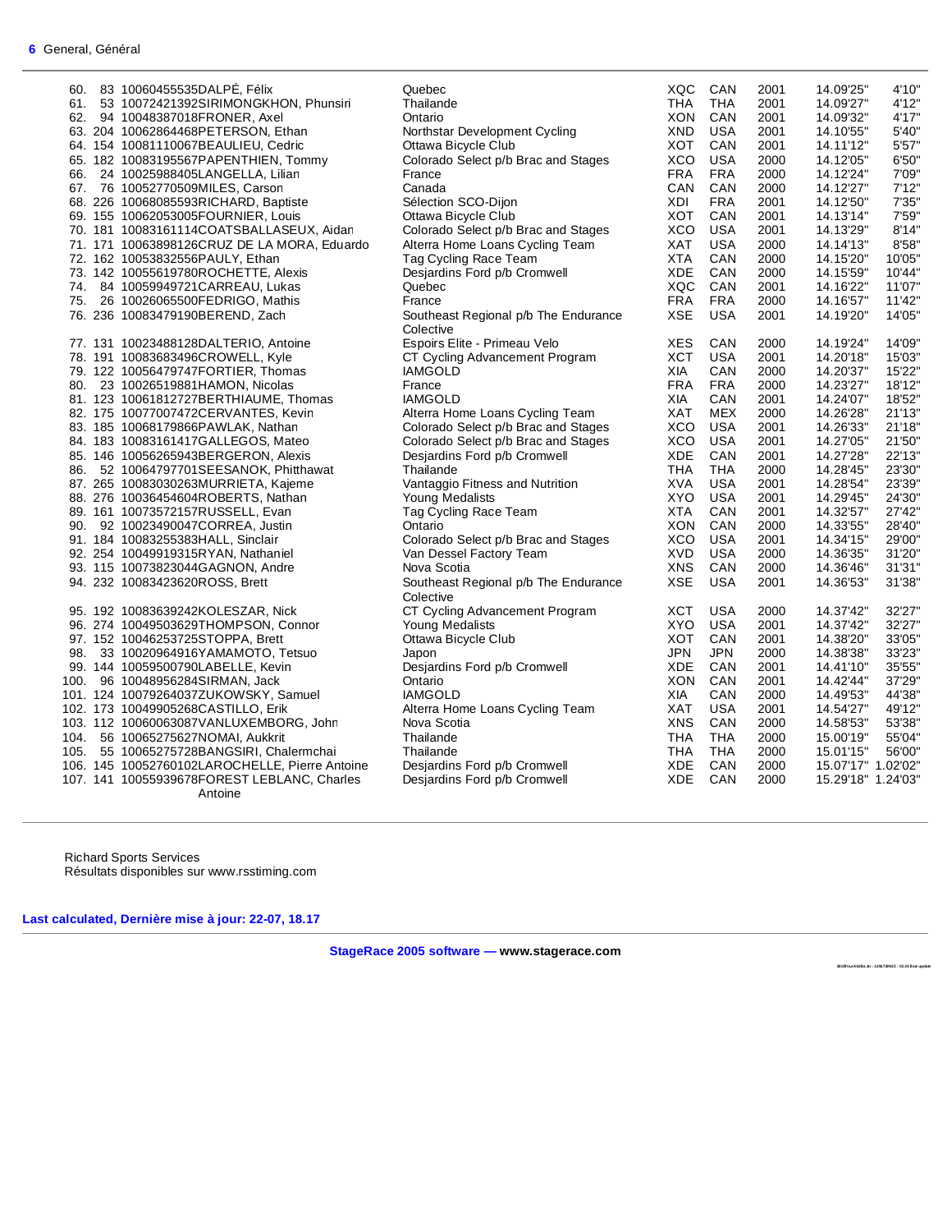6 General, Général

| Rank | Bib | UCI ID / Name | Team | Code | Nat | Year | Time | Gap |
|---|---|---|---|---|---|---|---|---|
| 60. | 83 | 10060455535DALPÉ, Félix | Quebec | XQC | CAN | 2001 | 14.09'25" | 4'10" |
| 61. | 53 | 10072421392SIRIMONGKHON, Phunsiri | Thailande | THA | THA | 2001 | 14.09'27" | 4'12" |
| 62. | 94 | 10048387018FRONER, Axel | Ontario | XON | CAN | 2001 | 14.09'32" | 4'17" |
| 63. | 204 | 10062864468PETERSON, Ethan | Northstar Development Cycling | XND | USA | 2001 | 14.10'55" | 5'40" |
| 64. | 154 | 10081110067BEAULIEU, Cedric | Ottawa Bicycle Club | XOT | CAN | 2001 | 14.11'12" | 5'57" |
| 65. | 182 | 10083195567PAPENTHIEN, Tommy | Colorado Select p/b Brac and Stages | XCO | USA | 2000 | 14.12'05" | 6'50" |
| 66. | 24 | 10025988405LANGELLA, Lilian | France | FRA | FRA | 2000 | 14.12'24" | 7'09" |
| 67. | 76 | 10052770509MILES, Carson | Canada | CAN | CAN | 2000 | 14.12'27" | 7'12" |
| 68. | 226 | 10068085593RICHARD, Baptiste | Sélection SCO-Dijon | XDI | FRA | 2001 | 14.12'50" | 7'35" |
| 69. | 155 | 10062053005FOURNIER, Louis | Ottawa Bicycle Club | XOT | CAN | 2001 | 14.13'14" | 7'59" |
| 70. | 181 | 10083161114COATSBALLASEUX, Aidan | Colorado Select p/b Brac and Stages | XCO | USA | 2001 | 14.13'29" | 8'14" |
| 71. | 171 | 10063898126CRUZ DE LA MORA, Eduardo | Alterra Home Loans Cycling Team | XAT | USA | 2000 | 14.14'13" | 8'58" |
| 72. | 162 | 10053832556PAULY, Ethan | Tag Cycling Race Team | XTA | CAN | 2000 | 14.15'20" | 10'05" |
| 73. | 142 | 10055619780ROCHETTE, Alexis | Desjardins Ford p/b Cromwell | XDE | CAN | 2000 | 14.15'59" | 10'44" |
| 74. | 84 | 10059949721CARREAU, Lukas | Quebec | XQC | CAN | 2001 | 14.16'22" | 11'07" |
| 75. | 26 | 10026065500FEDRIGO, Mathis | France | FRA | FRA | 2000 | 14.16'57" | 11'42" |
| 76. | 236 | 10083479190BEREND, Zach | Southeast Regional p/b The Endurance Colective | XSE | USA | 2001 | 14.19'20" | 14'05" |
| 77. | 131 | 10023488128DALTERIO, Antoine | Espoirs Elite - Primeau Velo | XES | CAN | 2000 | 14.19'24" | 14'09" |
| 78. | 191 | 10083683496CROWELL, Kyle | CT Cycling Advancement Program | XCT | USA | 2001 | 14.20'18" | 15'03" |
| 79. | 122 | 10056479747FORTIER, Thomas | IAMGOLD | XIA | CAN | 2000 | 14.20'37" | 15'22" |
| 80. | 23 | 10026519881HAMON, Nicolas | France | FRA | FRA | 2000 | 14.23'27" | 18'12" |
| 81. | 123 | 10061812727BERTHIAUME, Thomas | IAMGOLD | XIA | CAN | 2001 | 14.24'07" | 18'52" |
| 82. | 175 | 10077007472CERVANTES, Kevin | Alterra Home Loans Cycling Team | XAT | MEX | 2000 | 14.26'28" | 21'13" |
| 83. | 185 | 10068179866PAWLAK, Nathan | Colorado Select p/b Brac and Stages | XCO | USA | 2001 | 14.26'33" | 21'18" |
| 84. | 183 | 10083161417GALLEGOS, Mateo | Colorado Select p/b Brac and Stages | XCO | USA | 2001 | 14.27'05" | 21'50" |
| 85. | 146 | 10056265943BERGERON, Alexis | Desjardins Ford p/b Cromwell | XDE | CAN | 2001 | 14.27'28" | 22'13" |
| 86. | 52 | 10064797701SEESANOK, Phitthawat | Thailande | THA | THA | 2000 | 14.28'45" | 23'30" |
| 87. | 265 | 10083030263MURRIETA, Kajeme | Vantaggio Fitness and Nutrition | XVA | USA | 2001 | 14.28'54" | 23'39" |
| 88. | 276 | 10036454604ROBERTS, Nathan | Young Medalists | XYO | USA | 2001 | 14.29'45" | 24'30" |
| 89. | 161 | 10073572157RUSSELL, Evan | Tag Cycling Race Team | XTA | CAN | 2001 | 14.32'57" | 27'42" |
| 90. | 92 | 10023490047CORREA, Justin | Ontario | XON | CAN | 2000 | 14.33'55" | 28'40" |
| 91. | 184 | 10083255383HALL, Sinclair | Colorado Select p/b Brac and Stages | XCO | USA | 2001 | 14.34'15" | 29'00" |
| 92. | 254 | 10049919315RYAN, Nathaniel | Van Dessel Factory Team | XVD | USA | 2000 | 14.36'35" | 31'20" |
| 93. | 115 | 10073823044GAGNON, Andre | Nova Scotia | XNS | CAN | 2000 | 14.36'46" | 31'31" |
| 94. | 232 | 10083423620ROSS, Brett | Southeast Regional p/b The Endurance Colective | XSE | USA | 2001 | 14.36'53" | 31'38" |
| 95. | 192 | 10083639242KOLESZAR, Nick | CT Cycling Advancement Program | XCT | USA | 2000 | 14.37'42" | 32'27" |
| 96. | 274 | 10049503629THOMPSON, Connor | Young Medalists | XYO | USA | 2001 | 14.37'42" | 32'27" |
| 97. | 152 | 10046253725STOPPA, Brett | Ottawa Bicycle Club | XOT | CAN | 2001 | 14.38'20" | 33'05" |
| 98. | 33 | 10020964916YAMAMOTO, Tetsuo | Japon | JPN | JPN | 2000 | 14.38'38" | 33'23" |
| 99. | 144 | 10059500790LABELLE, Kevin | Desjardins Ford p/b Cromwell | XDE | CAN | 2001 | 14.41'10" | 35'55" |
| 100. | 96 | 10048956284SIRMAN, Jack | Ontario | XON | CAN | 2001 | 14.42'44" | 37'29" |
| 101. | 124 | 10079264037ZUKOWSKY, Samuel | IAMGOLD | XIA | CAN | 2000 | 14.49'53" | 44'38" |
| 102. | 173 | 10049905268CASTILLO, Erik | Alterra Home Loans Cycling Team | XAT | USA | 2001 | 14.54'27" | 49'12" |
| 103. | 112 | 10060063087VANLUXEMBORG, John | Nova Scotia | XNS | CAN | 2000 | 14.58'53" | 53'38" |
| 104. | 56 | 10065275627NOMAI, Aukkrit | Thailande | THA | THA | 2000 | 15.00'19" | 55'04" |
| 105. | 55 | 10065275728BANGSIRI, Chalermchai | Thailande | THA | THA | 2000 | 15.01'15" | 56'00" |
| 106. | 145 | 10052760102LAROCHELLE, Pierre Antoine | Desjardins Ford p/b Cromwell | XDE | CAN | 2000 | 15.07'17" | 1.02'02" |
| 107. | 141 | 10055939678FOREST LEBLANC, Charles Antoine | Desjardins Ford p/b Cromwell | XDE | CAN | 2000 | 15.29'18" | 1.24'03" |

Richard Sports Services
Résultats disponibles sur www.rsstiming.com

**Last calculated, Dernière mise à jour: 22-07, 18.17**

**StageRace 2005 software — www.stagerace.com**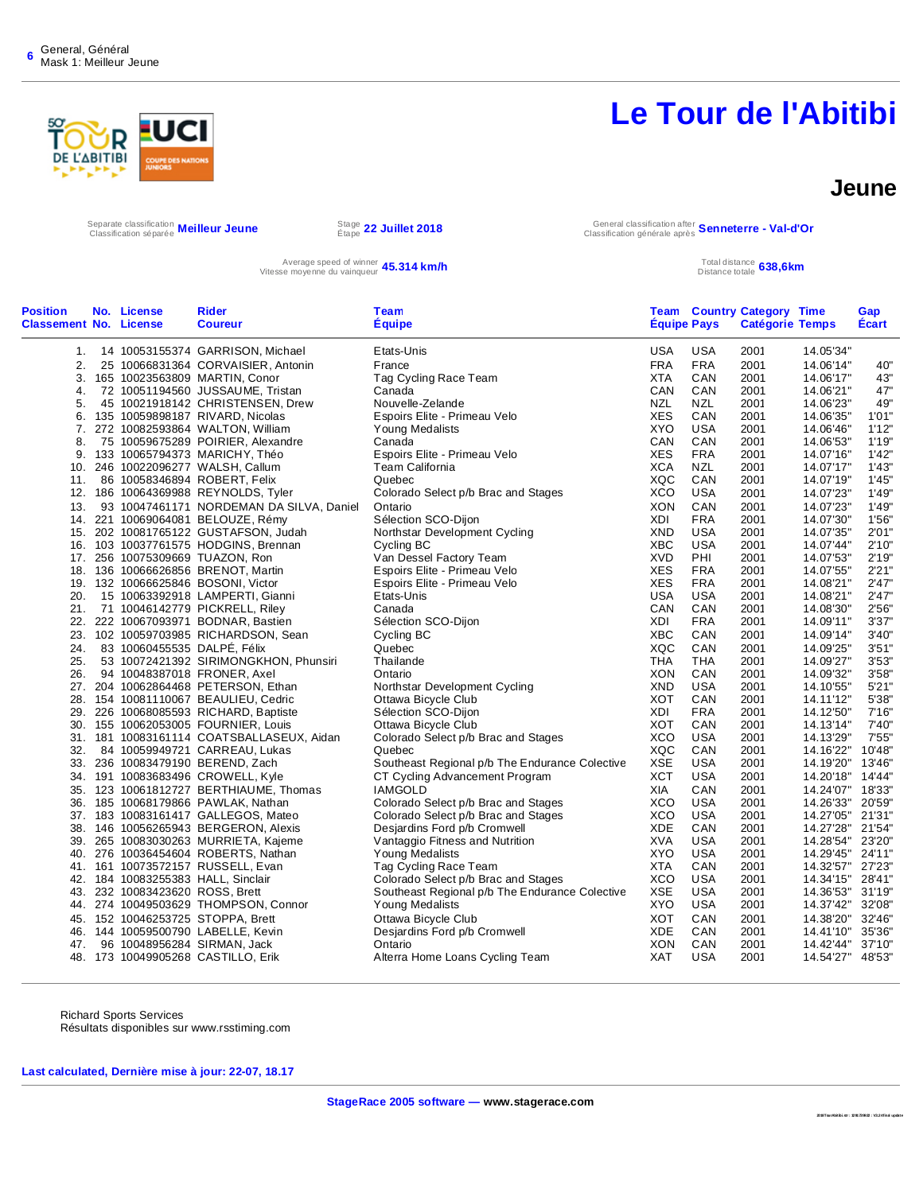General, Général
Mask 1: Meilleur Jeune

# Le Tour de l'Abitibi

## Jeune

Separate classification / Classification séparée **Meilleur Jeune**

Stage / Étape **22 Juillet 2018**

General classification after / Classification générale après **Senneterre - Val-d'Or**

Average speed of winner / Vitesse moyenne du vainqueur **45.314 km/h**

Total distance / Distance totale **638,6km**

| Position Classement | No. No. | License License | Rider Coureur | Team Équipe | Team Équipe | Country Pays | Category Catégorie | Time Temps | Gap Écart |
|---|---|---|---|---|---|---|---|---|---|
| 1. | 14 | 10053155374 | GARRISON, Michael | Etats-Unis | USA | USA | 2001 | 14.05'34" | |
| 2. | 25 | 10066831364 | CORVAISIER, Antonin | France | FRA | FRA | 2001 | 14.06'14" | 40" |
| 3. | 165 | 10023563809 | MARTIN, Conor | Tag Cycling Race Team | XTA | CAN | 2001 | 14.06'17" | 43" |
| 4. | 72 | 10051194560 | JUSSAUME, Tristan | Canada | CAN | CAN | 2001 | 14.06'21" | 47" |
| 5. | 45 | 10021918142 | CHRISTENSEN, Drew | Nouvelle-Zelande | NZL | NZL | 2001 | 14.06'23" | 49" |
| 6. | 135 | 10059898187 | RIVARD, Nicolas | Espoirs Elite - Primeau Velo | XES | CAN | 2001 | 14.06'35" | 1'01" |
| 7. | 272 | 10082593864 | WALTON, William | Young Medalists | XYO | USA | 2001 | 14.06'46" | 1'12" |
| 8. | 75 | 10059675289 | POIRIER, Alexandre | Canada | CAN | CAN | 2001 | 14.06'53" | 1'19" |
| 9. | 133 | 10065794373 | MARICHY, Théo | Espoirs Elite - Primeau Velo | XES | FRA | 2001 | 14.07'16" | 1'42" |
| 10. | 246 | 10022096277 | WALSH, Callum | Team California | XCA | NZL | 2001 | 14.07'17" | 1'43" |
| 11. | 86 | 10058346894 | ROBERT, Felix | Quebec | XQC | CAN | 2001 | 14.07'19" | 1'45" |
| 12. | 186 | 10064369988 | REYNOLDS, Tyler | Colorado Select p/b Brac and Stages | XCO | USA | 2001 | 14.07'23" | 1'49" |
| 13. | 93 | 10047461171 | NORDEMAN DA SILVA, Daniel | Ontario | XON | CAN | 2001 | 14.07'23" | 1'49" |
| 14. | 221 | 10069064081 | BELOUZE, Rémy | Sélection SCO-Dijon | XDI | FRA | 2001 | 14.07'30" | 1'56" |
| 15. | 202 | 10081765122 | GUSTAFSON, Judah | Northstar Development Cycling | XND | USA | 2001 | 14.07'35" | 2'01" |
| 16. | 103 | 10037761575 | HODGINS, Brennan | Cycling BC | XBC | USA | 2001 | 14.07'44" | 2'10" |
| 17. | 256 | 10075309669 | TUAZON, Ron | Van Dessel Factory Team | XVD | PHI | 2001 | 14.07'53" | 2'19" |
| 18. | 136 | 10066626856 | BRENOT, Martin | Espoirs Elite - Primeau Velo | XES | FRA | 2001 | 14.07'55" | 2'21" |
| 19. | 132 | 10066625846 | BOSONI, Victor | Espoirs Elite - Primeau Velo | XES | FRA | 2001 | 14.08'21" | 2'47" |
| 20. | 15 | 10063392918 | LAMPERTI, Gianni | Etats-Unis | USA | USA | 2001 | 14.08'21" | 2'47" |
| 21. | 71 | 10046142779 | PICKRELL, Riley | Canada | CAN | CAN | 2001 | 14.08'30" | 2'56" |
| 22. | 222 | 10067093971 | BODNAR, Bastien | Sélection SCO-Dijon | XDI | FRA | 2001 | 14.09'11" | 3'37" |
| 23. | 102 | 10059703985 | RICHARDSON, Sean | Cycling BC | XBC | CAN | 2001 | 14.09'14" | 3'40" |
| 24. | 83 | 10060455535 | DALPÉ, Félix | Quebec | XQC | CAN | 2001 | 14.09'25" | 3'51" |
| 25. | 53 | 10072421392 | SIRIMONGKHON, Phunsiri | Thailande | THA | THA | 2001 | 14.09'27" | 3'53" |
| 26. | 94 | 10048387018 | FRONER, Axel | Ontario | XON | CAN | 2001 | 14.09'32" | 3'58" |
| 27. | 204 | 10062864468 | PETERSON, Ethan | Northstar Development Cycling | XND | USA | 2001 | 14.10'55" | 5'21" |
| 28. | 154 | 10081110067 | BEAULIEU, Cedric | Ottawa Bicycle Club | XOT | CAN | 2001 | 14.11'12" | 5'38" |
| 29. | 226 | 10068085593 | RICHARD, Baptiste | Sélection SCO-Dijon | XDI | FRA | 2001 | 14.12'50" | 7'16" |
| 30. | 155 | 10062053005 | FOURNIER, Louis | Ottawa Bicycle Club | XOT | CAN | 2001 | 14.13'14" | 7'40" |
| 31. | 181 | 10083161114 | COATSBALLASEUX, Aidan | Colorado Select p/b Brac and Stages | XCO | USA | 2001 | 14.13'29" | 7'55" |
| 32. | 84 | 10059949721 | CARREAU, Lukas | Quebec | XQC | CAN | 2001 | 14.16'22" | 10'48" |
| 33. | 236 | 10083479190 | BEREND, Zach | Southeast Regional p/b The Endurance Colective | XSE | USA | 2001 | 14.19'20" | 13'46" |
| 34. | 191 | 10083683496 | CROWELL, Kyle | CT Cycling Advancement Program | XCT | USA | 2001 | 14.20'18" | 14'44" |
| 35. | 123 | 10061812727 | BERTHIAUME, Thomas | IAMGOLD | XIA | CAN | 2001 | 14.24'07" | 18'33" |
| 36. | 185 | 10068179866 | PAWLAK, Nathan | Colorado Select p/b Brac and Stages | XCO | USA | 2001 | 14.26'33" | 20'59" |
| 37. | 183 | 10083161417 | GALLEGOS, Mateo | Colorado Select p/b Brac and Stages | XCO | USA | 2001 | 14.27'05" | 21'31" |
| 38. | 146 | 10056265943 | BERGERON, Alexis | Desjardins Ford p/b Cromwell | XDE | CAN | 2001 | 14.27'28" | 21'54" |
| 39. | 265 | 10083030263 | MURRIETA, Kajeme | Vantaggio Fitness and Nutrition | XVA | USA | 2001 | 14.28'54" | 23'20" |
| 40. | 276 | 10036454604 | ROBERTS, Nathan | Young Medalists | XYO | USA | 2001 | 14.29'45" | 24'11" |
| 41. | 161 | 10073572157 | RUSSELL, Evan | Tag Cycling Race Team | XTA | CAN | 2001 | 14.32'57" | 27'23" |
| 42. | 184 | 10083255383 | HALL, Sinclair | Colorado Select p/b Brac and Stages | XCO | USA | 2001 | 14.34'15" | 28'41" |
| 43. | 232 | 10083423620 | ROSS, Brett | Southeast Regional p/b The Endurance Colective | XSE | USA | 2001 | 14.36'53" | 31'19" |
| 44. | 274 | 10049503629 | THOMPSON, Connor | Young Medalists | XYO | USA | 2001 | 14.37'42" | 32'08" |
| 45. | 152 | 10046253725 | STOPPA, Brett | Ottawa Bicycle Club | XOT | CAN | 2001 | 14.38'20" | 32'46" |
| 46. | 144 | 10059500790 | LABELLE, Kevin | Desjardins Ford p/b Cromwell | XDE | CAN | 2001 | 14.41'10" | 35'36" |
| 47. | 96 | 10048956284 | SIRMAN, Jack | Ontario | XON | CAN | 2001 | 14.42'44" | 37'10" |
| 48. | 173 | 10049905268 | CASTILLO, Erik | Alterra Home Loans Cycling Team | XAT | USA | 2001 | 14.54'27" | 48'53" |

Richard Sports Services
Résultats disponibles sur www.rsstiming.com

**Last calculated, Dernière mise à jour: 22-07, 18.17**

**StageRace 2005 software — www.stagerace.com**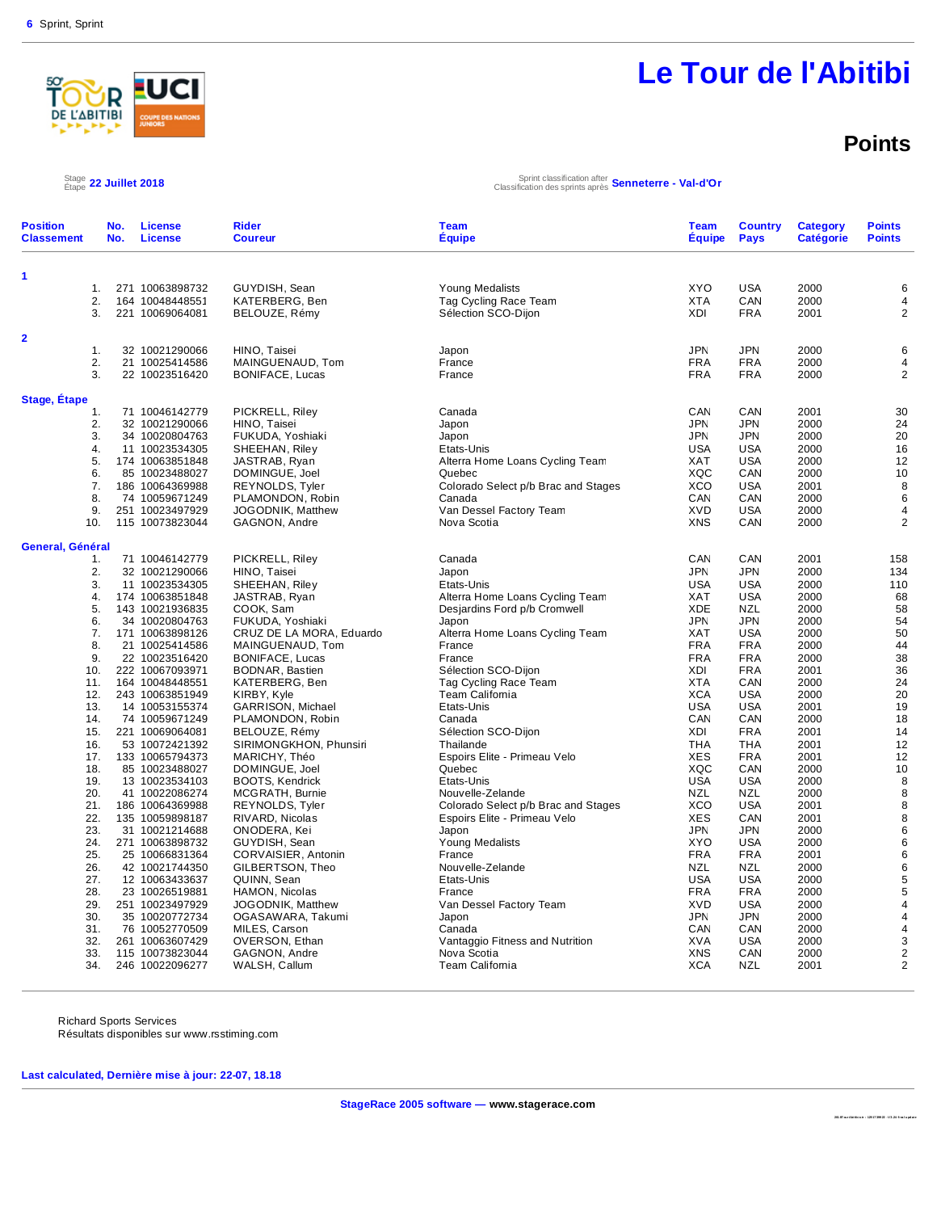6 Sprint, Sprint

# Le Tour de l'Abitibi

## Points

Stage / Étape **22 Juillet 2018**

Sprint classification after / Classification des sprints après **Senneterre - Val-d'Or**

| Position Classement | No. No. | License License | Rider Coureur | Team Équipe | Team Équipe | Country Pays | Category Catégorie | Points Points |
|---|---|---|---|---|---|---|---|---|
| **1** | | | | | | | | |
| 1. | 271 | 10063898732 | GUYDISH, Sean | Young Medalists | XYO | USA | 2000 | 6 |
| 2. | 164 | 10048448551 | KATERBERG, Ben | Tag Cycling Race Team | XTA | CAN | 2000 | 4 |
| 3. | 221 | 10069064081 | BELOUZE, Rémy | Sélection SCO-Dijon | XDI | FRA | 2001 | 2 |
| **2** | | | | | | | | |
| 1. | 32 | 10021290066 | HINO, Taisei | Japon | JPN | JPN | 2000 | 6 |
| 2. | 21 | 10025414586 | MAINGUENAUD, Tom | France | FRA | FRA | 2000 | 4 |
| 3. | 22 | 10023516420 | BONIFACE, Lucas | France | FRA | FRA | 2000 | 2 |
| **Stage, Étape** | | | | | | | | |
| 1. | 71 | 10046142779 | PICKRELL, Riley | Canada | CAN | CAN | 2001 | 30 |
| 2. | 32 | 10021290066 | HINO, Taisei | Japon | JPN | JPN | 2000 | 24 |
| 3. | 34 | 10020804763 | FUKUDA, Yoshiaki | Japon | JPN | JPN | 2000 | 20 |
| 4. | 11 | 10023534305 | SHEEHAN, Riley | Etats-Unis | USA | USA | 2000 | 16 |
| 5. | 174 | 10063851848 | JASTRAB, Ryan | Alterra Home Loans Cycling Team | XAT | USA | 2000 | 12 |
| 6. | 85 | 10023488027 | DOMINGUE, Joel | Quebec | XQC | CAN | 2000 | 10 |
| 7. | 186 | 10064369988 | REYNOLDS, Tyler | Colorado Select p/b Brac and Stages | XCO | USA | 2001 | 8 |
| 8. | 74 | 10059671249 | PLAMONDON, Robin | Canada | CAN | CAN | 2000 | 6 |
| 9. | 251 | 10023497929 | JOGODNIK, Matthew | Van Dessel Factory Team | XVD | USA | 2000 | 4 |
| 10. | 115 | 10073823044 | GAGNON, Andre | Nova Scotia | XNS | CAN | 2000 | 2 |
| **General, Général** | | | | | | | | |
| 1. | 71 | 10046142779 | PICKRELL, Riley | Canada | CAN | CAN | 2001 | 158 |
| 2. | 32 | 10021290066 | HINO, Taisei | Japon | JPN | JPN | 2000 | 134 |
| 3. | 11 | 10023534305 | SHEEHAN, Riley | Etats-Unis | USA | USA | 2000 | 110 |
| 4. | 174 | 10063851848 | JASTRAB, Ryan | Alterra Home Loans Cycling Team | XAT | USA | 2000 | 68 |
| 5. | 143 | 10021936835 | COOK, Sam | Desjardins Ford p/b Cromwell | XDE | NZL | 2000 | 58 |
| 6. | 34 | 10020804763 | FUKUDA, Yoshiaki | Japon | JPN | JPN | 2000 | 54 |
| 7. | 171 | 10063898126 | CRUZ DE LA MORA, Eduardo | Alterra Home Loans Cycling Team | XAT | USA | 2000 | 50 |
| 8. | 21 | 10025414586 | MAINGUENAUD, Tom | France | FRA | FRA | 2000 | 44 |
| 9. | 22 | 10023516420 | BONIFACE, Lucas | France | FRA | FRA | 2000 | 38 |
| 10. | 222 | 10067093971 | BODNAR, Bastien | Sélection SCO-Dijon | XDI | FRA | 2001 | 36 |
| 11. | 164 | 10048448551 | KATERBERG, Ben | Tag Cycling Race Team | XTA | CAN | 2000 | 24 |
| 12. | 243 | 10063851949 | KIRBY, Kyle | Team California | XCA | USA | 2000 | 20 |
| 13. | 14 | 10053155374 | GARRISON, Michael | Etats-Unis | USA | USA | 2001 | 19 |
| 14. | 74 | 10059671249 | PLAMONDON, Robin | Canada | CAN | CAN | 2000 | 18 |
| 15. | 221 | 10069064081 | BELOUZE, Rémy | Sélection SCO-Dijon | XDI | FRA | 2001 | 14 |
| 16. | 53 | 10072421392 | SIRIMONGKHON, Phunsiri | Thailande | THA | THA | 2001 | 12 |
| 17. | 133 | 10065794373 | MARICHY, Théo | Espoirs Elite - Primeau Velo | XES | FRA | 2001 | 12 |
| 18. | 85 | 10023488027 | DOMINGUE, Joel | Quebec | XQC | CAN | 2000 | 10 |
| 19. | 13 | 10023534103 | BOOTS, Kendrick | Etats-Unis | USA | USA | 2000 | 8 |
| 20. | 41 | 10022086274 | MCGRATH, Burnie | Nouvelle-Zelande | NZL | NZL | 2000 | 8 |
| 21. | 186 | 10064369988 | REYNOLDS, Tyler | Colorado Select p/b Brac and Stages | XCO | USA | 2001 | 8 |
| 22. | 135 | 10059898187 | RIVARD, Nicolas | Espoirs Elite - Primeau Velo | XES | CAN | 2001 | 8 |
| 23. | 31 | 10021214688 | ONODERA, Kei | Japon | JPN | JPN | 2000 | 6 |
| 24. | 271 | 10063898732 | GUYDISH, Sean | Young Medalists | XYO | USA | 2000 | 6 |
| 25. | 25 | 10066831364 | CORVAISIER, Antonin | France | FRA | FRA | 2001 | 6 |
| 26. | 42 | 10021744350 | GILBERTSON, Theo | Nouvelle-Zelande | NZL | NZL | 2000 | 6 |
| 27. | 12 | 10063433637 | QUINN, Sean | Etats-Unis | USA | USA | 2000 | 5 |
| 28. | 23 | 10026519881 | HAMON, Nicolas | France | FRA | FRA | 2000 | 5 |
| 29. | 251 | 10023497929 | JOGODNIK, Matthew | Van Dessel Factory Team | XVD | USA | 2000 | 4 |
| 30. | 35 | 10020772734 | OGASAWARA, Takumi | Japon | JPN | JPN | 2000 | 4 |
| 31. | 76 | 10052770509 | MILES, Carson | Canada | CAN | CAN | 2000 | 4 |
| 32. | 261 | 10063607429 | OVERSON, Ethan | Vantaggio Fitness and Nutrition | XVA | USA | 2000 | 3 |
| 33. | 115 | 10073823044 | GAGNON, Andre | Nova Scotia | XNS | CAN | 2000 | 2 |
| 34. | 246 | 10022096277 | WALSH, Callum | Team California | XCA | NZL | 2001 | 2 |

Richard Sports Services
Résultats disponibles sur www.rsstiming.com

**Last calculated, Dernière mise à jour: 22-07, 18.18**

**StageRace 2005 software — www.stagerace.com**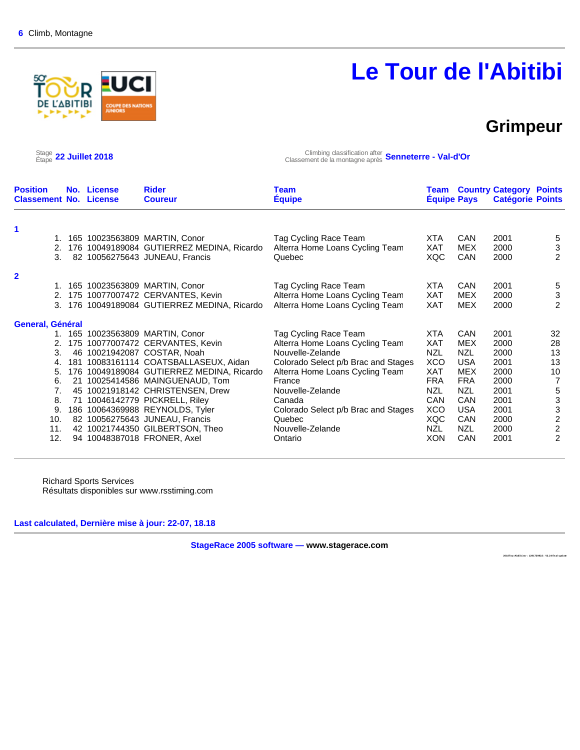6 Climb, Montagne

# Le Tour de l'Abitibi

## Grimpeur

Stage / Étape **22 Juillet 2018**

Climbing classification after / Classement de la montagne après **Senneterre - Val-d'Or**

| Position / Classement | No. / No. | License / License | Rider / Coureur | Team / Équipe | Team / Équipe | Country / Pays | Category / Catégorie | Points / Points |
|---|---|---|---|---|---|---|---|---|
| **1** | | | | | | | | |
| 1. | 165 | 10023563809 | MARTIN, Conor | Tag Cycling Race Team | XTA | CAN | 2001 | 5 |
| 2. | 176 | 10049189084 | GUTIERREZ MEDINA, Ricardo | Alterra Home Loans Cycling Team | XAT | MEX | 2000 | 3 |
| 3. | 82 | 10056275643 | JUNEAU, Francis | Quebec | XQC | CAN | 2000 | 2 |
| **2** | | | | | | | | |
| 1. | 165 | 10023563809 | MARTIN, Conor | Tag Cycling Race Team | XTA | CAN | 2001 | 5 |
| 2. | 175 | 10077007472 | CERVANTES, Kevin | Alterra Home Loans Cycling Team | XAT | MEX | 2000 | 3 |
| 3. | 176 | 10049189084 | GUTIERREZ MEDINA, Ricardo | Alterra Home Loans Cycling Team | XAT | MEX | 2000 | 2 |
| **General, Général** | | | | | | | | |
| 1. | 165 | 10023563809 | MARTIN, Conor | Tag Cycling Race Team | XTA | CAN | 2001 | 32 |
| 2. | 175 | 10077007472 | CERVANTES, Kevin | Alterra Home Loans Cycling Team | XAT | MEX | 2000 | 28 |
| 3. | 46 | 10021942087 | COSTAR, Noah | Nouvelle-Zelande | NZL | NZL | 2000 | 13 |
| 4. | 181 | 10083161114 | COATSBALLASEUX, Aidan | Colorado Select p/b Brac and Stages | XCO | USA | 2001 | 13 |
| 5. | 176 | 10049189084 | GUTIERREZ MEDINA, Ricardo | Alterra Home Loans Cycling Team | XAT | MEX | 2000 | 10 |
| 6. | 21 | 10025414586 | MAINGUENAUD, Tom | France | FRA | FRA | 2000 | 7 |
| 7. | 45 | 10021918142 | CHRISTENSEN, Drew | Nouvelle-Zelande | NZL | NZL | 2001 | 5 |
| 8. | 71 | 10046142779 | PICKRELL, Riley | Canada | CAN | CAN | 2001 | 3 |
| 9. | 186 | 10064369988 | REYNOLDS, Tyler | Colorado Select p/b Brac and Stages | XCO | USA | 2001 | 3 |
| 10. | 82 | 10056275643 | JUNEAU, Francis | Quebec | XQC | CAN | 2000 | 2 |
| 11. | 42 | 10021744350 | GILBERTSON, Theo | Nouvelle-Zelande | NZL | NZL | 2000 | 2 |
| 12. | 94 | 10048387018 | FRONER, Axel | Ontario | XON | CAN | 2001 | 2 |

Richard Sports Services
Résultats disponibles sur www.rsstiming.com

**Last calculated, Dernière mise à jour: 22-07, 18.18**

**StageRace 2005 software — www.stagerace.com**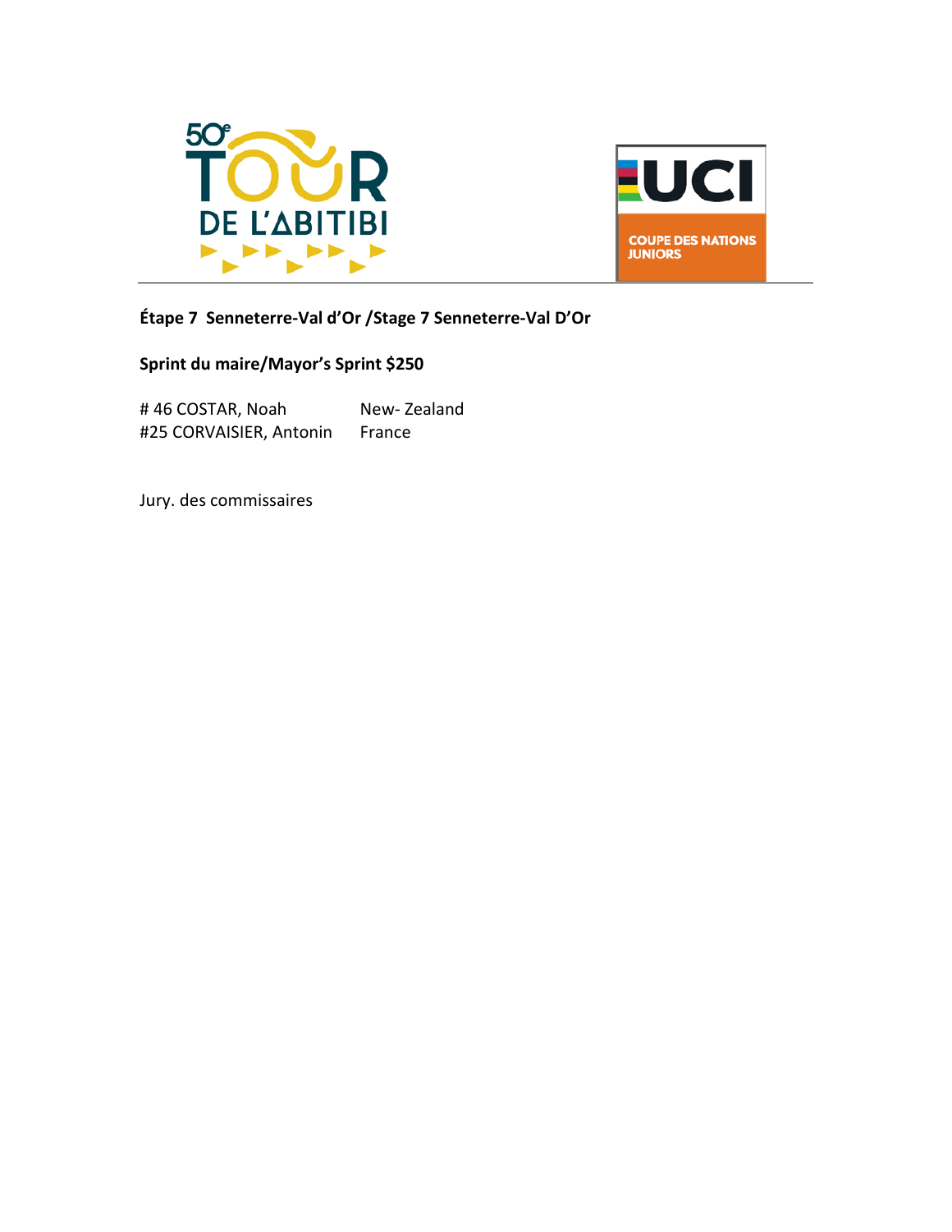**Étape 7 Senneterre-Val d'Or /Stage 7 Senneterre-Val D'Or**

**Sprint du maire/Mayor's Sprint $250**

| | |
|---|---|
| # 46 COSTAR, Noah | New- Zealand |
| #25 CORVAISIER, Antonin | France |

Jury. des commissaires